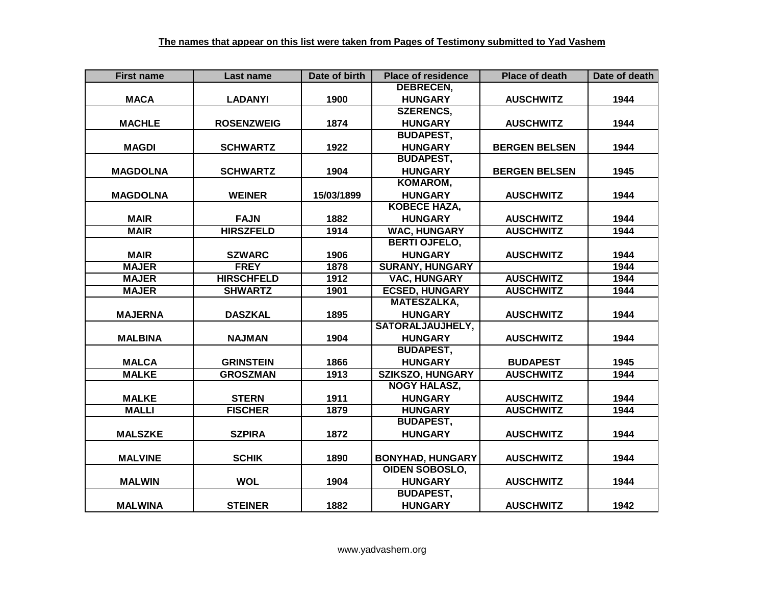**The names that appear on this list were taken from Pages of Testimony submitted to Yad Vashem**

| First name | Last name | Date of birth | Place of residence | Place of death | Date of death |
|---|---|---|---|---|---|
| MACA | LADANYI | 1900 | DEBRECEN, HUNGARY | AUSCHWITZ | 1944 |
| MACHLE | ROSENZWEIG | 1874 | SZERENCS, HUNGARY | AUSCHWITZ | 1944 |
| MAGDI | SCHWARTZ | 1922 | BUDAPEST, HUNGARY | BERGEN BELSEN | 1944 |
| MAGDOLNA | SCHWARTZ | 1904 | BUDAPEST, HUNGARY | BERGEN BELSEN | 1945 |
| MAGDOLNA | WEINER | 15/03/1899 | KOMAROM, HUNGARY | AUSCHWITZ | 1944 |
| MAIR | FAJN | 1882 | KOBECE HAZA, HUNGARY | AUSCHWITZ | 1944 |
| MAIR | HIRSZFELD | 1914 | WAC, HUNGARY | AUSCHWITZ | 1944 |
| MAIR | SZWARC | 1906 | BERTI OJFELO, HUNGARY | AUSCHWITZ | 1944 |
| MAJER | FREY | 1878 | SURANY, HUNGARY | | 1944 |
| MAJER | HIRSCHFELD | 1912 | VAC, HUNGARY | AUSCHWITZ | 1944 |
| MAJER | SHWARTZ | 1901 | ECSED, HUNGARY | AUSCHWITZ | 1944 |
| MAJERNA | DASZKAL | 1895 | MATESZALKA, HUNGARY | AUSCHWITZ | 1944 |
| MALBINA | NAJMAN | 1904 | SATORALJAUJHELY, HUNGARY | AUSCHWITZ | 1944 |
| MALCA | GRINSTEIN | 1866 | BUDAPEST, HUNGARY | BUDAPEST | 1945 |
| MALKE | GROSZMAN | 1913 | SZIKSZO, HUNGARY | AUSCHWITZ | 1944 |
| MALKE | STERN | 1911 | NOGY HALASZ, HUNGARY | AUSCHWITZ | 1944 |
| MALLI | FISCHER | 1879 | HUNGARY | AUSCHWITZ | 1944 |
| MALSZKE | SZPIRA | 1872 | BUDAPEST, HUNGARY | AUSCHWITZ | 1944 |
| MALVINE | SCHIK | 1890 | BONYHAD, HUNGARY | AUSCHWITZ | 1944 |
| MALWIN | WOL | 1904 | OIDEN SOBOSLO, HUNGARY | AUSCHWITZ | 1944 |
| MALWINA | STEINER | 1882 | BUDAPEST, HUNGARY | AUSCHWITZ | 1942 |

www.yadvashem.org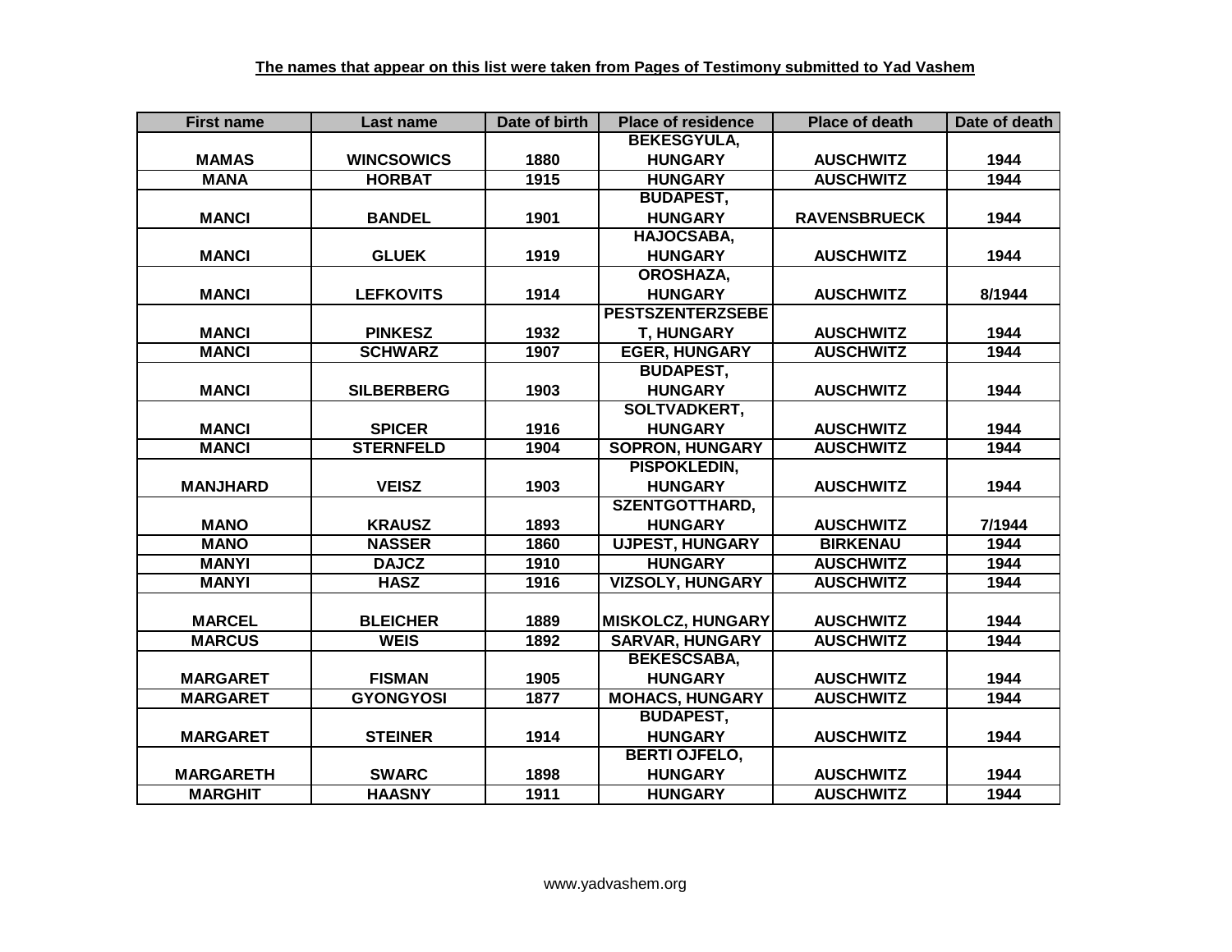**The names that appear on this list were taken from Pages of Testimony submitted to Yad Vashem**

| First name | Last name | Date of birth | Place of residence | Place of death | Date of death |
|---|---|---|---|---|---|
| MAMAS | WINCSOWICS | 1880 | BEKESGYULA, HUNGARY | AUSCHWITZ | 1944 |
| MANA | HORBAT | 1915 | HUNGARY | AUSCHWITZ | 1944 |
| MANCI | BANDEL | 1901 | BUDAPEST, HUNGARY | RAVENSBRUECK | 1944 |
| MANCI | GLUEK | 1919 | HAJOCSABA, HUNGARY | AUSCHWITZ | 1944 |
| MANCI | LEFKOVITS | 1914 | OROSHAZA, HUNGARY | AUSCHWITZ | 8/1944 |
| MANCI | PINKESZ | 1932 | PESTSZENTERZSEBET, HUNGARY | AUSCHWITZ | 1944 |
| MANCI | SCHWARZ | 1907 | EGER, HUNGARY | AUSCHWITZ | 1944 |
| MANCI | SILBERBERG | 1903 | BUDAPEST, HUNGARY | AUSCHWITZ | 1944 |
| MANCI | SPICER | 1916 | SOLTVADKERT, HUNGARY | AUSCHWITZ | 1944 |
| MANCI | STERNFELD | 1904 | SOPRON, HUNGARY | AUSCHWITZ | 1944 |
| MANJHARD | VEISZ | 1903 | PISPOKLEDIN, HUNGARY | AUSCHWITZ | 1944 |
| MANO | KRAUSZ | 1893 | SZENTGOTTHARD, HUNGARY | AUSCHWITZ | 7/1944 |
| MANO | NASSER | 1860 | UJPEST, HUNGARY | BIRKENAU | 1944 |
| MANYI | DAJCZ | 1910 | HUNGARY | AUSCHWITZ | 1944 |
| MANYI | HASZ | 1916 | VIZSOLY, HUNGARY | AUSCHWITZ | 1944 |
| MARCEL | BLEICHER | 1889 | MISKOLCZ, HUNGARY | AUSCHWITZ | 1944 |
| MARCUS | WEIS | 1892 | SARVAR, HUNGARY | AUSCHWITZ | 1944 |
| MARGARET | FISMAN | 1905 | BEKESCSABA, HUNGARY | AUSCHWITZ | 1944 |
| MARGARET | GYONGYOSI | 1877 | MOHACS, HUNGARY | AUSCHWITZ | 1944 |
| MARGARET | STEINER | 1914 | BUDAPEST, HUNGARY | AUSCHWITZ | 1944 |
| MARGARETH | SWARC | 1898 | BERTI OJFELO, HUNGARY | AUSCHWITZ | 1944 |
| MARGHIT | HAASNY | 1911 | HUNGARY | AUSCHWITZ | 1944 |

www.yadvashem.org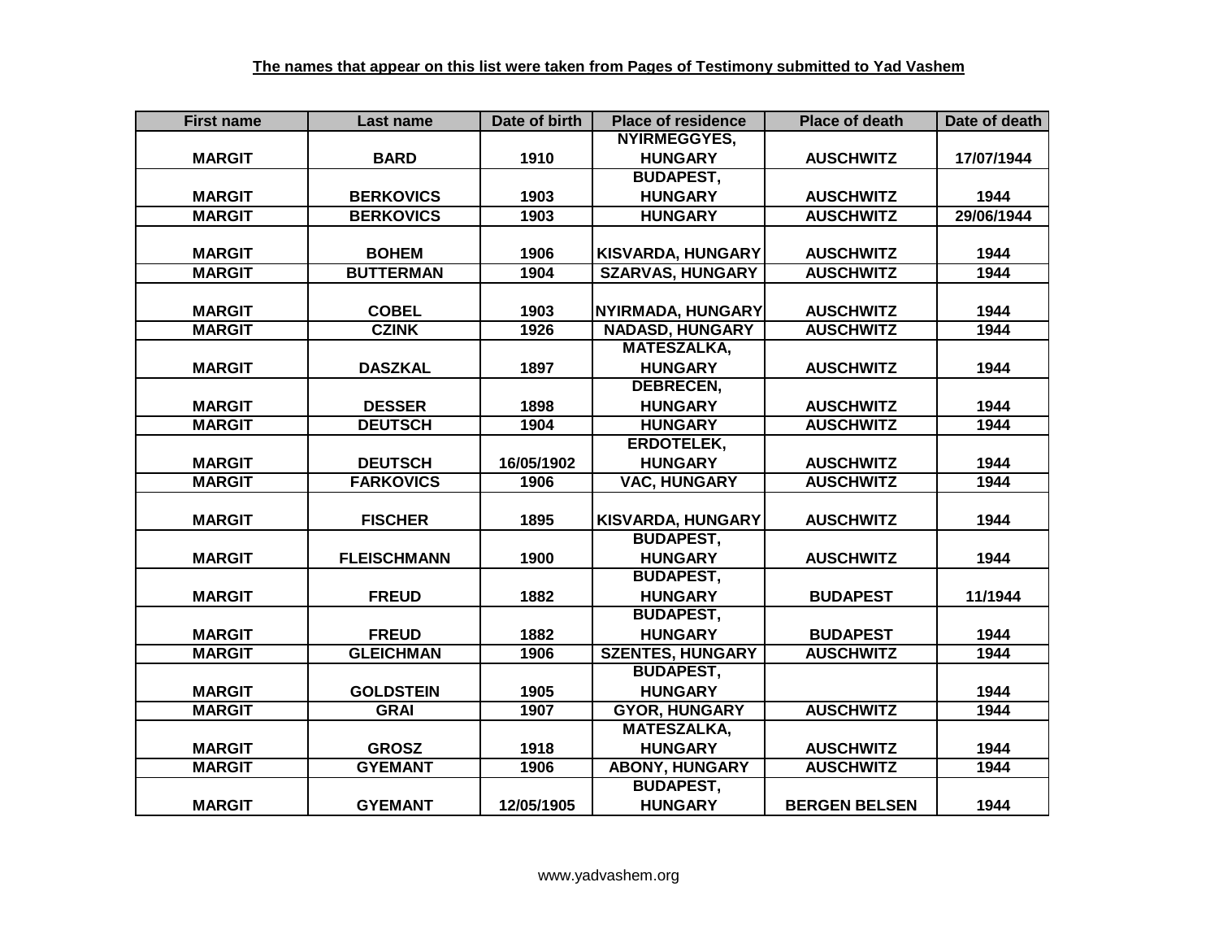**The names that appear on this list were taken from Pages of Testimony submitted to Yad Vashem**

| First name | Last name | Date of birth | Place of residence | Place of death | Date of death |
| --- | --- | --- | --- | --- | --- |
| MARGIT | BARD | 1910 | NYIRMEGGYES, HUNGARY | AUSCHWITZ | 17/07/1944 |
| MARGIT | BERKOVICS | 1903 | BUDAPEST, HUNGARY | AUSCHWITZ | 1944 |
| MARGIT | BERKOVICS | 1903 | HUNGARY | AUSCHWITZ | 29/06/1944 |
| MARGIT | BOHEM | 1906 | KISVARDA, HUNGARY | AUSCHWITZ | 1944 |
| MARGIT | BUTTERMAN | 1904 | SZARVAS, HUNGARY | AUSCHWITZ | 1944 |
| MARGIT | COBEL | 1903 | NYIRMADA, HUNGARY | AUSCHWITZ | 1944 |
| MARGIT | CZINK | 1926 | NADASD, HUNGARY | AUSCHWITZ | 1944 |
| MARGIT | DASZKAL | 1897 | MATESZALKA, HUNGARY | AUSCHWITZ | 1944 |
| MARGIT | DESSER | 1898 | DEBRECEN, HUNGARY | AUSCHWITZ | 1944 |
| MARGIT | DEUTSCH | 1904 | HUNGARY | AUSCHWITZ | 1944 |
| MARGIT | DEUTSCH | 16/05/1902 | ERDOTELEK, HUNGARY | AUSCHWITZ | 1944 |
| MARGIT | FARKOVICS | 1906 | VAC, HUNGARY | AUSCHWITZ | 1944 |
| MARGIT | FISCHER | 1895 | KISVARDA, HUNGARY | AUSCHWITZ | 1944 |
| MARGIT | FLEISCHMANN | 1900 | BUDAPEST, HUNGARY | AUSCHWITZ | 1944 |
| MARGIT | FREUD | 1882 | BUDAPEST, HUNGARY | BUDAPEST | 11/1944 |
| MARGIT | FREUD | 1882 | BUDAPEST, HUNGARY | BUDAPEST | 1944 |
| MARGIT | GLEICHMAN | 1906 | SZENTES, HUNGARY | AUSCHWITZ | 1944 |
| MARGIT | GOLDSTEIN | 1905 | BUDAPEST, HUNGARY | | 1944 |
| MARGIT | GRAI | 1907 | GYOR, HUNGARY | AUSCHWITZ | 1944 |
| MARGIT | GROSZ | 1918 | MATESZALKA, HUNGARY | AUSCHWITZ | 1944 |
| MARGIT | GYEMANT | 1906 | ABONY, HUNGARY | AUSCHWITZ | 1944 |
| MARGIT | GYEMANT | 12/05/1905 | BUDAPEST, HUNGARY | BERGEN BELSEN | 1944 |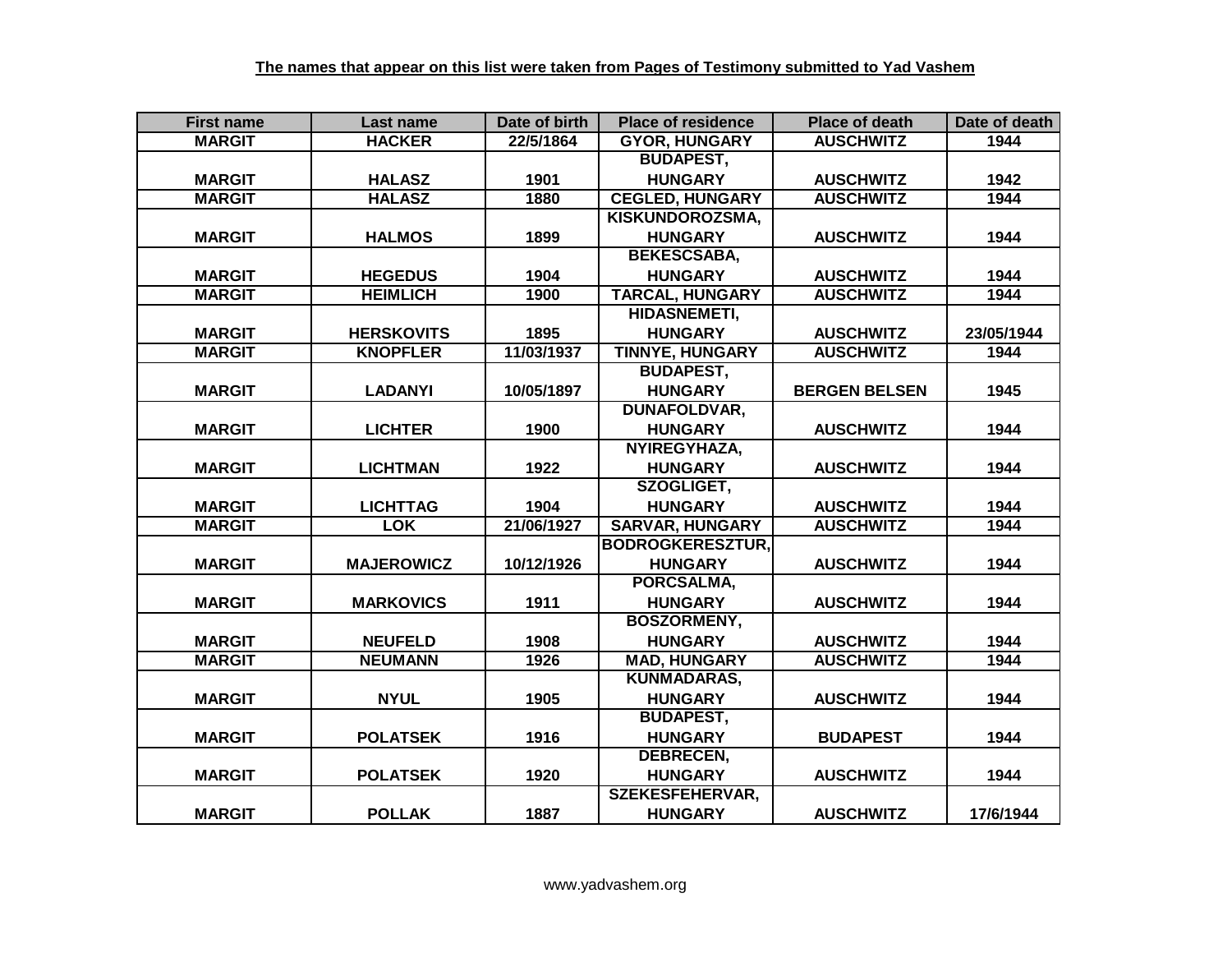**The names that appear on this list were taken from Pages of Testimony submitted to Yad Vashem**

| First name | Last name | Date of birth | Place of residence | Place of death | Date of death |
|---|---|---|---|---|---|
| MARGIT | HACKER | 22/5/1864 | GYOR, HUNGARY | AUSCHWITZ | 1944 |
| MARGIT | HALASZ | 1901 | BUDAPEST, HUNGARY | AUSCHWITZ | 1942 |
| MARGIT | HALASZ | 1880 | CEGLED, HUNGARY | AUSCHWITZ | 1944 |
| MARGIT | HALMOS | 1899 | KISKUNDOROZSMA, HUNGARY | AUSCHWITZ | 1944 |
| MARGIT | HEGEDUS | 1904 | BEKESCSABA, HUNGARY | AUSCHWITZ | 1944 |
| MARGIT | HEIMLICH | 1900 | TARCAL, HUNGARY | AUSCHWITZ | 1944 |
| MARGIT | HERSKOVITS | 1895 | HIDASNEMETI, HUNGARY | AUSCHWITZ | 23/05/1944 |
| MARGIT | KNOPFLER | 11/03/1937 | TINNYE, HUNGARY | AUSCHWITZ | 1944 |
| MARGIT | LADANYI | 10/05/1897 | BUDAPEST, HUNGARY | BERGEN BELSEN | 1945 |
| MARGIT | LICHTER | 1900 | DUNAFOLDVAR, HUNGARY | AUSCHWITZ | 1944 |
| MARGIT | LICHTMAN | 1922 | NYIREGYHAZA, HUNGARY | AUSCHWITZ | 1944 |
| MARGIT | LICHTTAG | 1904 | SZOGLIGET, HUNGARY | AUSCHWITZ | 1944 |
| MARGIT | LOK | 21/06/1927 | SARVAR, HUNGARY | AUSCHWITZ | 1944 |
| MARGIT | MAJEROWICZ | 10/12/1926 | BODROGKERESZTUR, HUNGARY | AUSCHWITZ | 1944 |
| MARGIT | MARKOVICS | 1911 | PORCSALMA, HUNGARY | AUSCHWITZ | 1944 |
| MARGIT | NEUFELD | 1908 | BOSZORMENY, HUNGARY | AUSCHWITZ | 1944 |
| MARGIT | NEUMANN | 1926 | MAD, HUNGARY | AUSCHWITZ | 1944 |
| MARGIT | NYUL | 1905 | KUNMADARAS, HUNGARY | AUSCHWITZ | 1944 |
| MARGIT | POLATSEK | 1916 | BUDAPEST, HUNGARY | BUDAPEST | 1944 |
| MARGIT | POLATSEK | 1920 | DEBRECEN, HUNGARY | AUSCHWITZ | 1944 |
| MARGIT | POLLAK | 1887 | SZEKESFEHERVAR, HUNGARY | AUSCHWITZ | 17/6/1944 |

www.yadvashem.org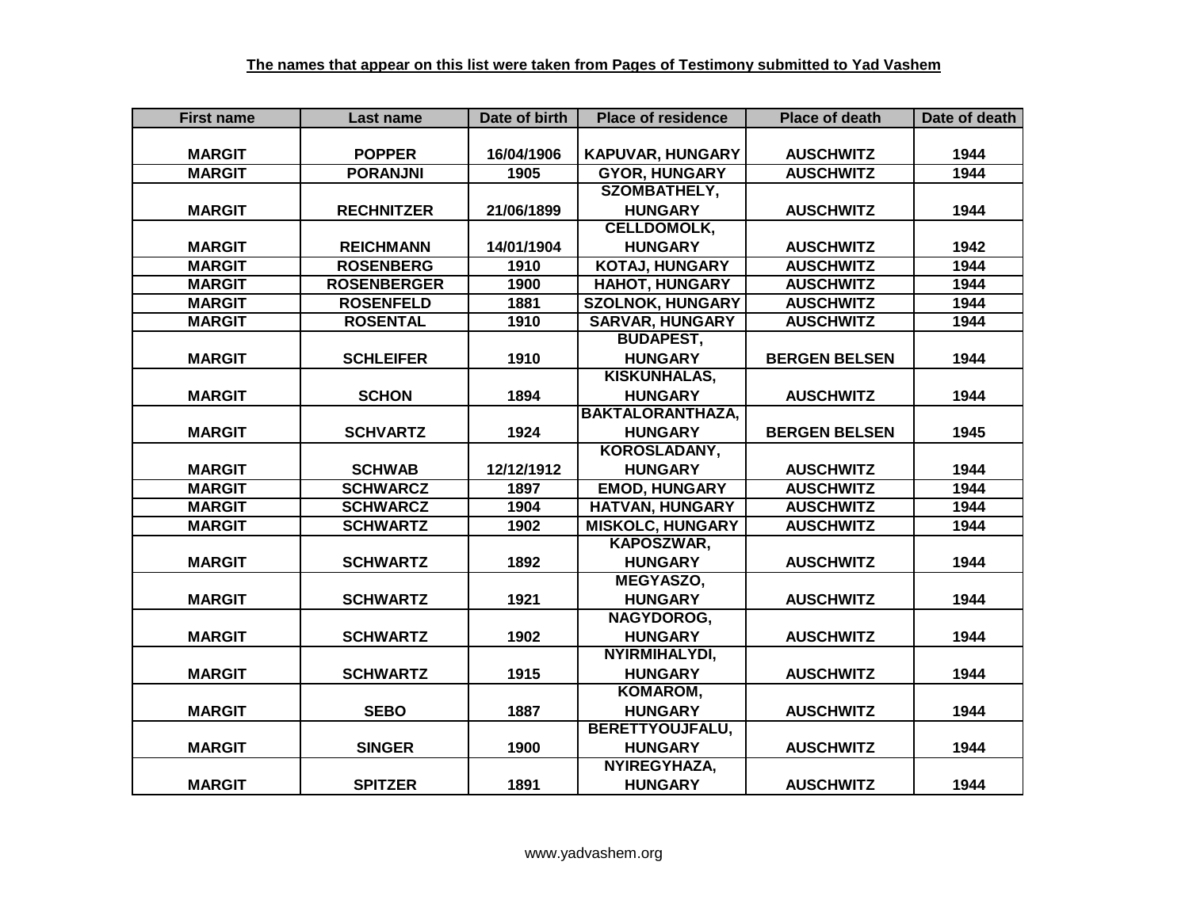**The names that appear on this list were taken from Pages of Testimony submitted to Yad Vashem**

| First name | Last name | Date of birth | Place of residence | Place of death | Date of death |
|---|---|---|---|---|---|
| MARGIT | POPPER | 16/04/1906 | KAPUVAR, HUNGARY | AUSCHWITZ | 1944 |
| MARGIT | PORANJNI | 1905 | GYOR, HUNGARY | AUSCHWITZ | 1944 |
| MARGIT | RECHNITZER | 21/06/1899 | SZOMBATHELY, HUNGARY | AUSCHWITZ | 1944 |
| MARGIT | REICHMANN | 14/01/1904 | CELLDOMOLK, HUNGARY | AUSCHWITZ | 1942 |
| MARGIT | ROSENBERG | 1910 | KOTAJ, HUNGARY | AUSCHWITZ | 1944 |
| MARGIT | ROSENBERGER | 1900 | HAHOT, HUNGARY | AUSCHWITZ | 1944 |
| MARGIT | ROSENFELD | 1881 | SZOLNOK, HUNGARY | AUSCHWITZ | 1944 |
| MARGIT | ROSENTAL | 1910 | SARVAR, HUNGARY | AUSCHWITZ | 1944 |
| MARGIT | SCHLEIFER | 1910 | BUDAPEST, HUNGARY | BERGEN BELSEN | 1944 |
| MARGIT | SCHON | 1894 | KISKUNHALAS, HUNGARY | AUSCHWITZ | 1944 |
| MARGIT | SCHVARTZ | 1924 | BAKTALORANTHAZA, HUNGARY | BERGEN BELSEN | 1945 |
| MARGIT | SCHWAB | 12/12/1912 | KOROSLADANY, HUNGARY | AUSCHWITZ | 1944 |
| MARGIT | SCHWARCZ | 1897 | EMOD, HUNGARY | AUSCHWITZ | 1944 |
| MARGIT | SCHWARCZ | 1904 | HATVAN, HUNGARY | AUSCHWITZ | 1944 |
| MARGIT | SCHWARTZ | 1902 | MISKOLC, HUNGARY | AUSCHWITZ | 1944 |
| MARGIT | SCHWARTZ | 1892 | KAPOSZWAR, HUNGARY | AUSCHWITZ | 1944 |
| MARGIT | SCHWARTZ | 1921 | MEGYASZO, HUNGARY | AUSCHWITZ | 1944 |
| MARGIT | SCHWARTZ | 1902 | NAGYDOROG, HUNGARY | AUSCHWITZ | 1944 |
| MARGIT | SCHWARTZ | 1915 | NYIRMIHALYDI, HUNGARY | AUSCHWITZ | 1944 |
| MARGIT | SEBO | 1887 | KOMAROM, HUNGARY | AUSCHWITZ | 1944 |
| MARGIT | SINGER | 1900 | BERETTYOUJFALU, HUNGARY | AUSCHWITZ | 1944 |
| MARGIT | SPITZER | 1891 | NYIREGYHAZA, HUNGARY | AUSCHWITZ | 1944 |

www.yadvashem.org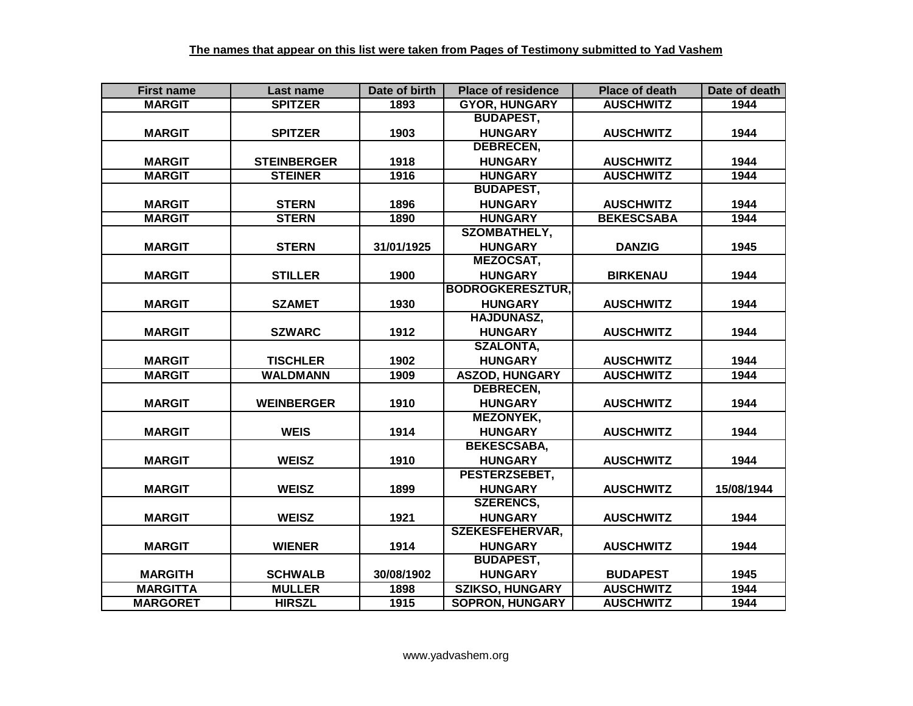**The names that appear on this list were taken from Pages of Testimony submitted to Yad Vashem**

| First name | Last name | Date of birth | Place of residence | Place of death | Date of death |
|---|---|---|---|---|---|
| MARGIT | SPITZER | 1893 | GYOR, HUNGARY | AUSCHWITZ | 1944 |
| MARGIT | SPITZER | 1903 | BUDAPEST, HUNGARY | AUSCHWITZ | 1944 |
| MARGIT | STEINBERGER | 1918 | DEBRECEN, HUNGARY | AUSCHWITZ | 1944 |
| MARGIT | STEINER | 1916 | HUNGARY | AUSCHWITZ | 1944 |
| MARGIT | STERN | 1896 | BUDAPEST, HUNGARY | AUSCHWITZ | 1944 |
| MARGIT | STERN | 1890 | HUNGARY | BEKESCSABA | 1944 |
| MARGIT | STERN | 31/01/1925 | SZOMBATHELY, HUNGARY | DANZIG | 1945 |
| MARGIT | STILLER | 1900 | MEZOCSAT, HUNGARY | BIRKENAU | 1944 |
| MARGIT | SZAMET | 1930 | BODROGKERESZTUR, HUNGARY | AUSCHWITZ | 1944 |
| MARGIT | SZWARC | 1912 | HAJDUNASZ, HUNGARY | AUSCHWITZ | 1944 |
| MARGIT | TISCHLER | 1902 | SZALONTA, HUNGARY | AUSCHWITZ | 1944 |
| MARGIT | WALDMANN | 1909 | ASZOD, HUNGARY | AUSCHWITZ | 1944 |
| MARGIT | WEINBERGER | 1910 | DEBRECEN, HUNGARY | AUSCHWITZ | 1944 |
| MARGIT | WEIS | 1914 | MEZONYEK, HUNGARY | AUSCHWITZ | 1944 |
| MARGIT | WEISZ | 1910 | BEKESCSABA, HUNGARY | AUSCHWITZ | 1944 |
| MARGIT | WEISZ | 1899 | PESTERZSEBET, HUNGARY | AUSCHWITZ | 15/08/1944 |
| MARGIT | WEISZ | 1921 | SZERENCS, HUNGARY | AUSCHWITZ | 1944 |
| MARGIT | WIENER | 1914 | SZEKESFEHERVAR, HUNGARY | AUSCHWITZ | 1944 |
| MARGITH | SCHWALB | 30/08/1902 | BUDAPEST, HUNGARY | BUDAPEST | 1945 |
| MARGITTA | MULLER | 1898 | SZIKSO, HUNGARY | AUSCHWITZ | 1944 |
| MARGORET | HIRSZL | 1915 | SOPRON, HUNGARY | AUSCHWITZ | 1944 |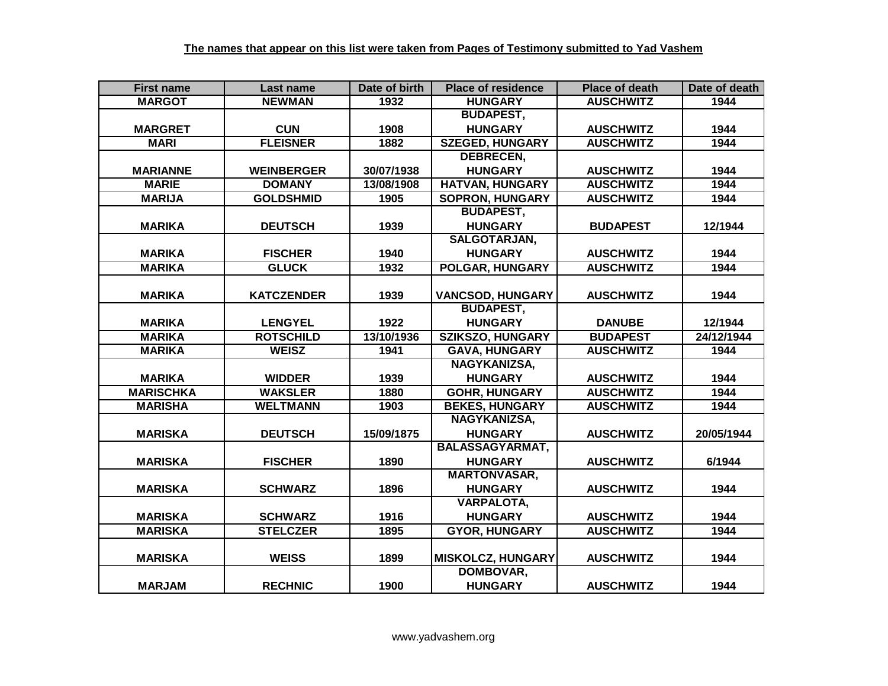**The names that appear on this list were taken from Pages of Testimony submitted to Yad Vashem**

| First name | Last name | Date of birth | Place of residence | Place of death | Date of death |
|---|---|---|---|---|---|
| MARGOT | NEWMAN | 1932 | HUNGARY | AUSCHWITZ | 1944 |
| MARGRET | CUN | 1908 | BUDAPEST, HUNGARY | AUSCHWITZ | 1944 |
| MARI | FLEISNER | 1882 | SZEGED, HUNGARY | AUSCHWITZ | 1944 |
| MARIANNE | WEINBERGER | 30/07/1938 | DEBRECEN, HUNGARY | AUSCHWITZ | 1944 |
| MARIE | DOMANY | 13/08/1908 | HATVAN, HUNGARY | AUSCHWITZ | 1944 |
| MARIJA | GOLDSHMID | 1905 | SOPRON, HUNGARY | AUSCHWITZ | 1944 |
| MARIKA | DEUTSCH | 1939 | BUDAPEST, HUNGARY | BUDAPEST | 12/1944 |
| MARIKA | FISCHER | 1940 | SALGOTARJAN, HUNGARY | AUSCHWITZ | 1944 |
| MARIKA | GLUCK | 1932 | POLGAR, HUNGARY | AUSCHWITZ | 1944 |
| MARIKA | KATCZENDER | 1939 | VANCSOD, HUNGARY | AUSCHWITZ | 1944 |
| MARIKA | LENGYEL | 1922 | BUDAPEST, HUNGARY | DANUBE | 12/1944 |
| MARIKA | ROTSCHILD | 13/10/1936 | SZIKSZO, HUNGARY | BUDAPEST | 24/12/1944 |
| MARIKA | WEISZ | 1941 | GAVA, HUNGARY | AUSCHWITZ | 1944 |
| MARIKA | WIDDER | 1939 | NAGYKANIZSA, HUNGARY | AUSCHWITZ | 1944 |
| MARISCHKA | WAKSLER | 1880 | GOHR, HUNGARY | AUSCHWITZ | 1944 |
| MARISHA | WELTMANN | 1903 | BEKES, HUNGARY | AUSCHWITZ | 1944 |
| MARISKA | DEUTSCH | 15/09/1875 | NAGYKANIZSA, HUNGARY | AUSCHWITZ | 20/05/1944 |
| MARISKA | FISCHER | 1890 | BALASSAGYARMAT, HUNGARY | AUSCHWITZ | 6/1944 |
| MARISKA | SCHWARZ | 1896 | MARTONVASAR, HUNGARY | AUSCHWITZ | 1944 |
| MARISKA | SCHWARZ | 1916 | VARPALOTA, HUNGARY | AUSCHWITZ | 1944 |
| MARISKA | STELCZER | 1895 | GYOR, HUNGARY | AUSCHWITZ | 1944 |
| MARISKA | WEISS | 1899 | MISKOLCZ, HUNGARY | AUSCHWITZ | 1944 |
| MARJAM | RECHNIC | 1900 | DOMBOVAR, HUNGARY | AUSCHWITZ | 1944 |

www.yadvashem.org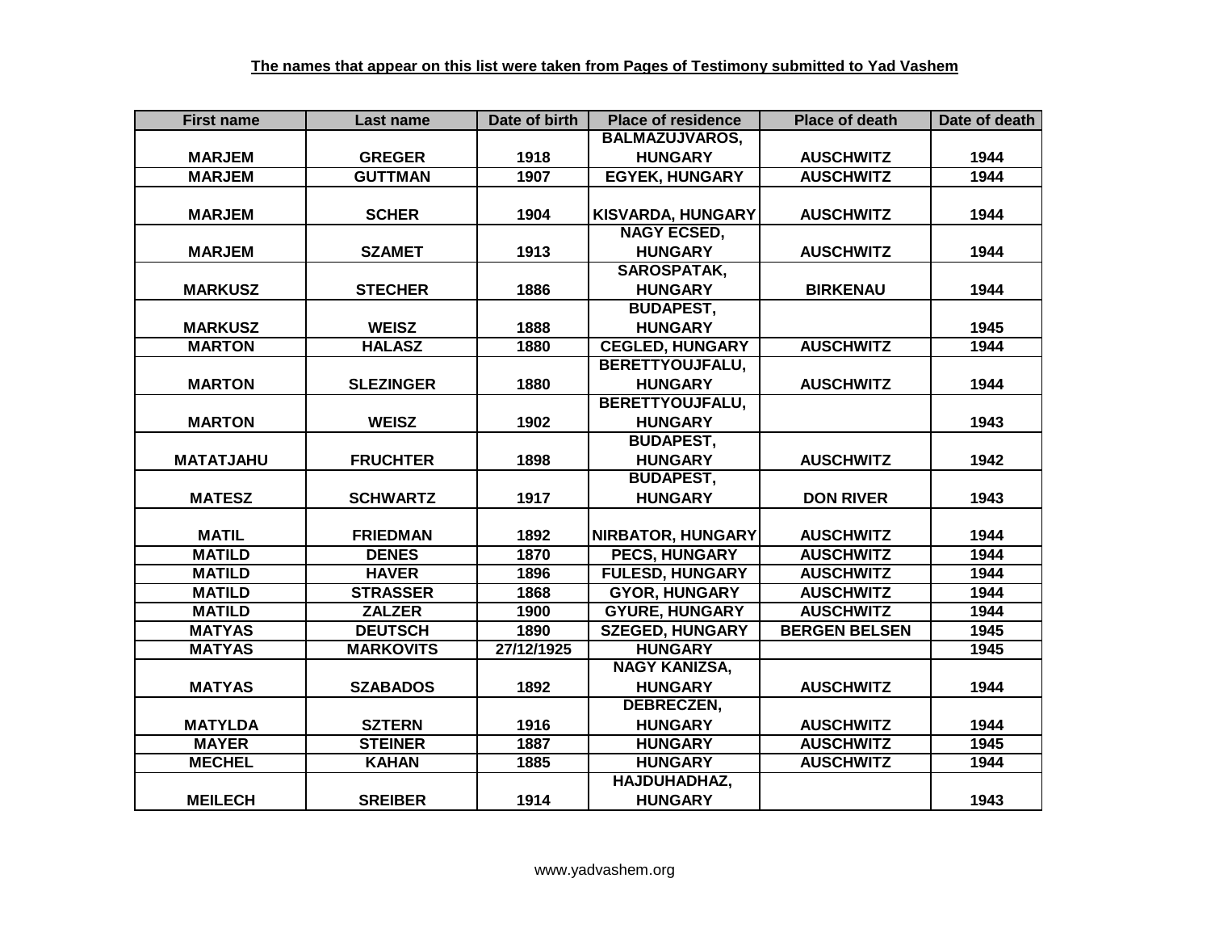**The names that appear on this list were taken from Pages of Testimony submitted to Yad Vashem**

| First name | Last name | Date of birth | Place of residence | Place of death | Date of death |
|---|---|---|---|---|---|
| MARJEM | GREGER | 1918 | BALMAZUJVAROS, HUNGARY | AUSCHWITZ | 1944 |
| MARJEM | GUTTMAN | 1907 | EGYEK, HUNGARY | AUSCHWITZ | 1944 |
| MARJEM | SCHER | 1904 | KISVARDA, HUNGARY | AUSCHWITZ | 1944 |
| MARJEM | SZAMET | 1913 | NAGY ECSED, HUNGARY | AUSCHWITZ | 1944 |
| MARKUSZ | STECHER | 1886 | SAROSPATAK, HUNGARY | BIRKENAU | 1944 |
| MARKUSZ | WEISZ | 1888 | BUDAPEST, HUNGARY | | 1945 |
| MARTON | HALASZ | 1880 | CEGLED, HUNGARY | AUSCHWITZ | 1944 |
| MARTON | SLEZINGER | 1880 | BERETTYOUJFALU, HUNGARY | AUSCHWITZ | 1944 |
| MARTON | WEISZ | 1902 | BERETTYOUJFALU, HUNGARY | | 1943 |
| MATATJAHU | FRUCHTER | 1898 | BUDAPEST, HUNGARY | AUSCHWITZ | 1942 |
| MATESZ | SCHWARTZ | 1917 | BUDAPEST, HUNGARY | DON RIVER | 1943 |
| MATIL | FRIEDMAN | 1892 | NIRBATOR, HUNGARY | AUSCHWITZ | 1944 |
| MATILD | DENES | 1870 | PECS, HUNGARY | AUSCHWITZ | 1944 |
| MATILD | HAVER | 1896 | FULESD, HUNGARY | AUSCHWITZ | 1944 |
| MATILD | STRASSER | 1868 | GYOR, HUNGARY | AUSCHWITZ | 1944 |
| MATILD | ZALZER | 1900 | GYURE, HUNGARY | AUSCHWITZ | 1944 |
| MATYAS | DEUTSCH | 1890 | SZEGED, HUNGARY | BERGEN BELSEN | 1945 |
| MATYAS | MARKOVITS | 27/12/1925 | HUNGARY | | 1945 |
| MATYAS | SZABADOS | 1892 | NAGY KANIZSA, HUNGARY | AUSCHWITZ | 1944 |
| MATYLDA | SZTERN | 1916 | DEBRECZEN, HUNGARY | AUSCHWITZ | 1944 |
| MAYER | STEINER | 1887 | HUNGARY | AUSCHWITZ | 1945 |
| MECHEL | KAHAN | 1885 | HUNGARY | AUSCHWITZ | 1944 |
| MEILECH | SREIBER | 1914 | HAJDUHADHAZ, HUNGARY | | 1943 |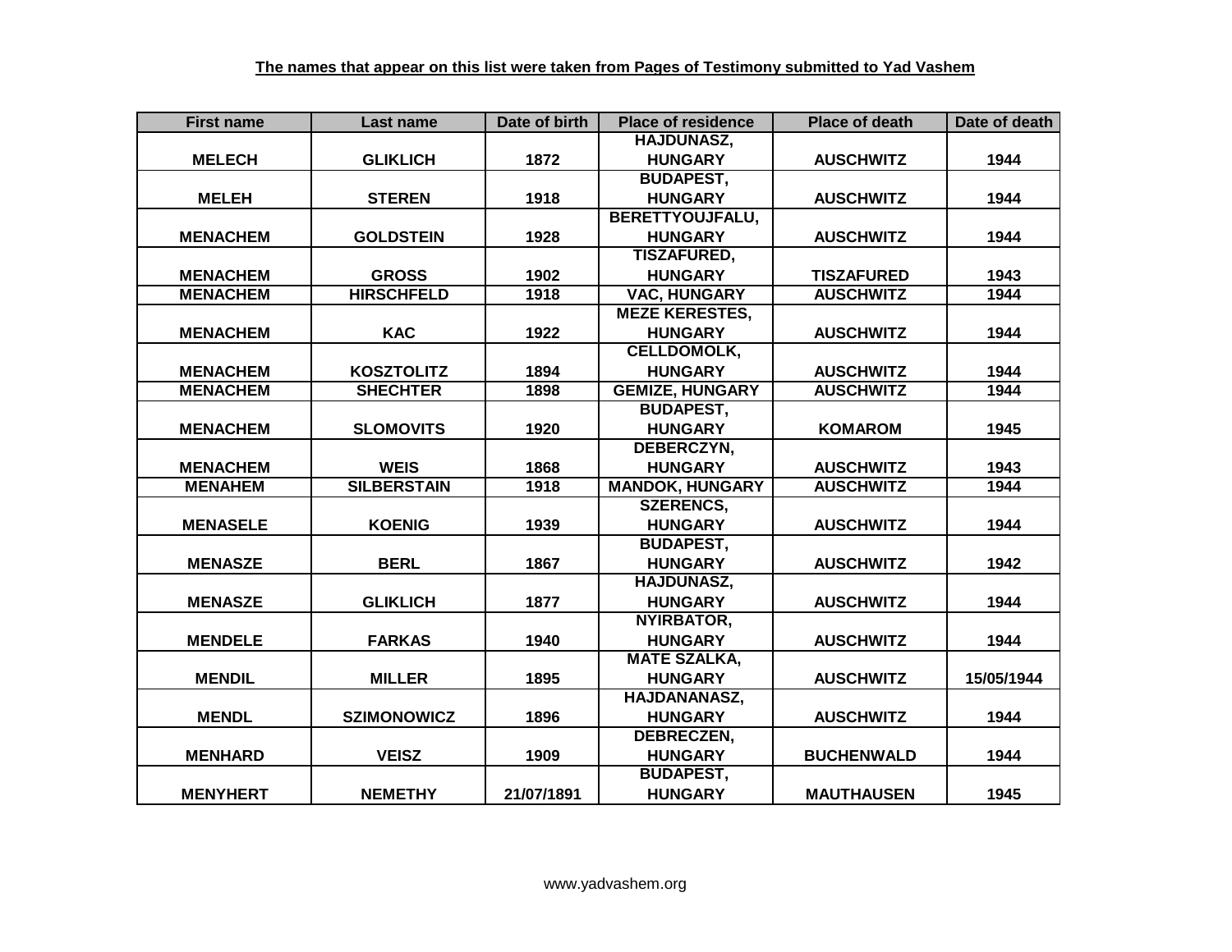**The names that appear on this list were taken from Pages of Testimony submitted to Yad Vashem**

| First name | Last name | Date of birth | Place of residence | Place of death | Date of death |
|---|---|---|---|---|---|
| MELECH | GLIKLICH | 1872 | HAJDUNASZ, HUNGARY | AUSCHWITZ | 1944 |
| MELEH | STEREN | 1918 | BUDAPEST, HUNGARY | AUSCHWITZ | 1944 |
| MENACHEM | GOLDSTEIN | 1928 | BERETTYOUJFALU, HUNGARY | AUSCHWITZ | 1944 |
| MENACHEM | GROSS | 1902 | TISZAFURED, HUNGARY | TISZAFURED | 1943 |
| MENACHEM | HIRSCHFELD | 1918 | VAC, HUNGARY | AUSCHWITZ | 1944 |
| MENACHEM | KAC | 1922 | MEZE KERESTES, HUNGARY | AUSCHWITZ | 1944 |
| MENACHEM | KOSZTOLITZ | 1894 | CELLDOMOLK, HUNGARY | AUSCHWITZ | 1944 |
| MENACHEM | SHECHTER | 1898 | GEMIZE, HUNGARY | AUSCHWITZ | 1944 |
| MENACHEM | SLOMOVITS | 1920 | BUDAPEST, HUNGARY | KOMAROM | 1945 |
| MENACHEM | WEIS | 1868 | DEBERCZYN, HUNGARY | AUSCHWITZ | 1943 |
| MENAHEM | SILBERSTAIN | 1918 | MANDOK, HUNGARY | AUSCHWITZ | 1944 |
| MENASELE | KOENIG | 1939 | SZERENCS, HUNGARY | AUSCHWITZ | 1944 |
| MENASZE | BERL | 1867 | BUDAPEST, HUNGARY | AUSCHWITZ | 1942 |
| MENASZE | GLIKLICH | 1877 | HAJDUNASZ, HUNGARY | AUSCHWITZ | 1944 |
| MENDELE | FARKAS | 1940 | NYIRBATOR, HUNGARY | AUSCHWITZ | 1944 |
| MENDIL | MILLER | 1895 | MATE SZALKA, HUNGARY | AUSCHWITZ | 15/05/1944 |
| MENDL | SZIMONOWICZ | 1896 | HAJDANANASZ, HUNGARY | AUSCHWITZ | 1944 |
| MENHARD | VEISZ | 1909 | DEBRECZEN, HUNGARY | BUCHENWALD | 1944 |
| MENYHERT | NEMETHY | 21/07/1891 | BUDAPEST, HUNGARY | MAUTHAUSEN | 1945 |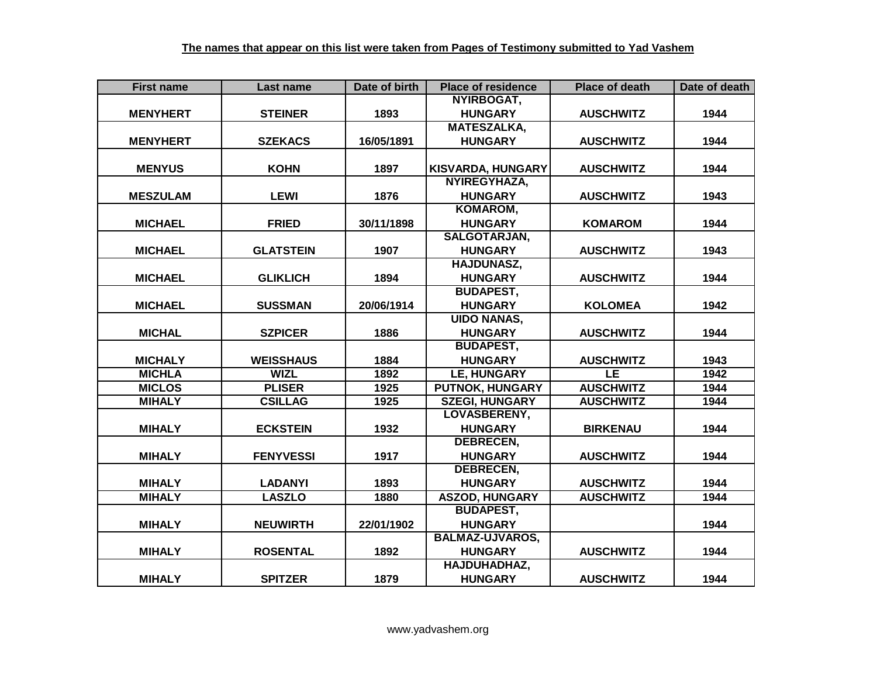**The names that appear on this list were taken from Pages of Testimony submitted to Yad Vashem**

| First name | Last name | Date of birth | Place of residence | Place of death | Date of death |
|---|---|---|---|---|---|
| MENYHERT | STEINER | 1893 | NYIRBOGAT, HUNGARY | AUSCHWITZ | 1944 |
| MENYHERT | SZEKACS | 16/05/1891 | MATESZALKA, HUNGARY | AUSCHWITZ | 1944 |
| MENYUS | KOHN | 1897 | KISVARDA, HUNGARY | AUSCHWITZ | 1944 |
| MESZULAM | LEWI | 1876 | NYIREGYHAZA, HUNGARY | AUSCHWITZ | 1943 |
| MICHAEL | FRIED | 30/11/1898 | KOMAROM, HUNGARY | KOMAROM | 1944 |
| MICHAEL | GLATSTEIN | 1907 | SALGOTARJAN, HUNGARY | AUSCHWITZ | 1943 |
| MICHAEL | GLIKLICH | 1894 | HAJDUNASZ, HUNGARY | AUSCHWITZ | 1944 |
| MICHAEL | SUSSMAN | 20/06/1914 | BUDAPEST, HUNGARY | KOLOMEA | 1942 |
| MICHAL | SZPICER | 1886 | UIDO NANAS, HUNGARY | AUSCHWITZ | 1944 |
| MICHALY | WEISSHAUS | 1884 | BUDAPEST, HUNGARY | AUSCHWITZ | 1943 |
| MICHLA | WIZL | 1892 | LE, HUNGARY | LE | 1942 |
| MICLOS | PLISER | 1925 | PUTNOK, HUNGARY | AUSCHWITZ | 1944 |
| MIHALY | CSILLAG | 1925 | SZEGI, HUNGARY | AUSCHWITZ | 1944 |
| MIHALY | ECKSTEIN | 1932 | LOVASBERENY, HUNGARY | BIRKENAU | 1944 |
| MIHALY | FENYVESSI | 1917 | DEBRECEN, HUNGARY | AUSCHWITZ | 1944 |
| MIHALY | LADANYI | 1893 | DEBRECEN, HUNGARY | AUSCHWITZ | 1944 |
| MIHALY | LASZLO | 1880 | ASZOD, HUNGARY | AUSCHWITZ | 1944 |
| MIHALY | NEUWIRTH | 22/01/1902 | BUDAPEST, HUNGARY | | 1944 |
| MIHALY | ROSENTAL | 1892 | BALMAZ-UJVAROS, HUNGARY | AUSCHWITZ | 1944 |
| MIHALY | SPITZER | 1879 | HAJDUHADHAZ, HUNGARY | AUSCHWITZ | 1944 |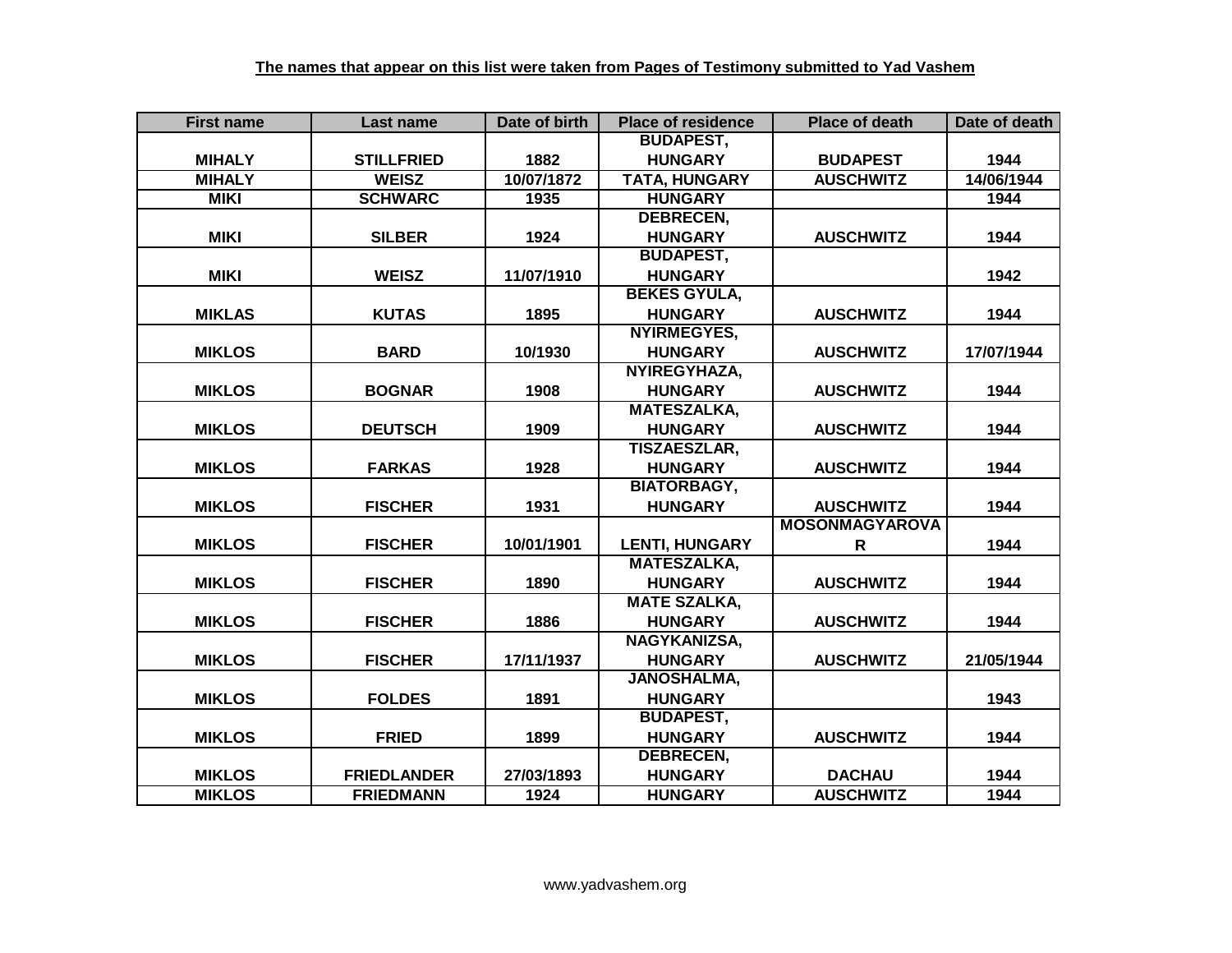**The names that appear on this list were taken from Pages of Testimony submitted to Yad Vashem**

| First name | Last name | Date of birth | Place of residence | Place of death | Date of death |
|---|---|---|---|---|---|
| MIHALY | STILLFRIED | 1882 | BUDAPEST, HUNGARY | BUDAPEST | 1944 |
| MIHALY | WEISZ | 10/07/1872 | TATA, HUNGARY | AUSCHWITZ | 14/06/1944 |
| MIKI | SCHWARC | 1935 | HUNGARY | | 1944 |
| MIKI | SILBER | 1924 | DEBRECEN, HUNGARY | AUSCHWITZ | 1944 |
| MIKI | WEISZ | 11/07/1910 | BUDAPEST, HUNGARY | | 1942 |
| MIKLAS | KUTAS | 1895 | BEKES GYULA, HUNGARY | AUSCHWITZ | 1944 |
| MIKLOS | BARD | 10/1930 | NYIRMEGYES, HUNGARY | AUSCHWITZ | 17/07/1944 |
| MIKLOS | BOGNAR | 1908 | NYIREGYHAZA, HUNGARY | AUSCHWITZ | 1944 |
| MIKLOS | DEUTSCH | 1909 | MATESZALKA, HUNGARY | AUSCHWITZ | 1944 |
| MIKLOS | FARKAS | 1928 | TISZAESZLAR, HUNGARY | AUSCHWITZ | 1944 |
| MIKLOS | FISCHER | 1931 | BIATORBAGY, HUNGARY | AUSCHWITZ | 1944 |
| MIKLOS | FISCHER | 10/01/1901 | LENTI, HUNGARY | MOSONMAGYAROVAR | 1944 |
| MIKLOS | FISCHER | 1890 | MATESZALKA, HUNGARY | AUSCHWITZ | 1944 |
| MIKLOS | FISCHER | 1886 | MATE SZALKA, HUNGARY | AUSCHWITZ | 1944 |
| MIKLOS | FISCHER | 17/11/1937 | NAGYKANIZSA, HUNGARY | AUSCHWITZ | 21/05/1944 |
| MIKLOS | FOLDES | 1891 | JANOSHALMA, HUNGARY | | 1943 |
| MIKLOS | FRIED | 1899 | BUDAPEST, HUNGARY | AUSCHWITZ | 1944 |
| MIKLOS | FRIEDLANDER | 27/03/1893 | DEBRECEN, HUNGARY | DACHAU | 1944 |
| MIKLOS | FRIEDMANN | 1924 | HUNGARY | AUSCHWITZ | 1944 |

www.yadvashem.org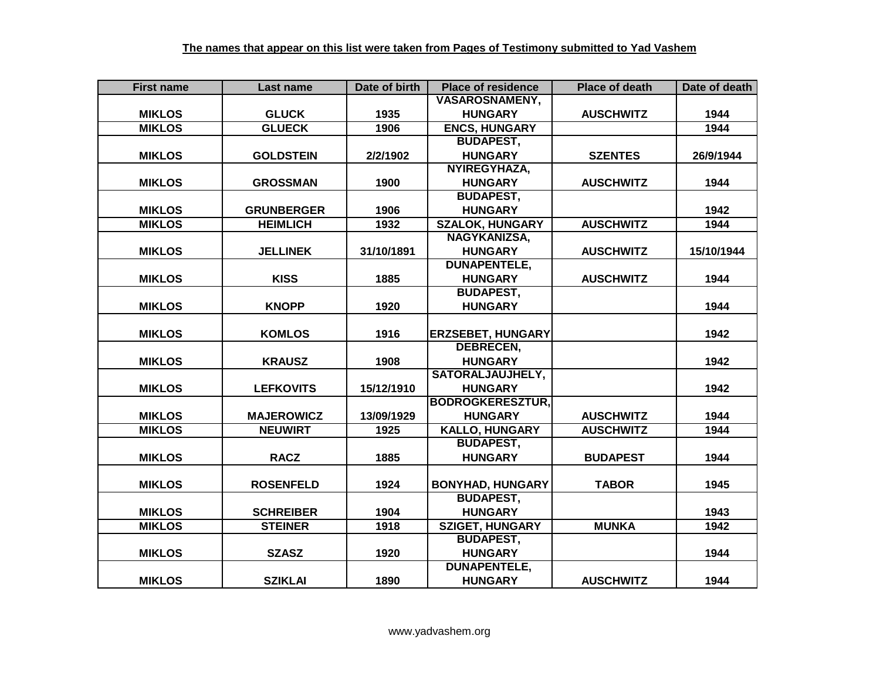**The names that appear on this list were taken from Pages of Testimony submitted to Yad Vashem**

| First name | Last name | Date of birth | Place of residence | Place of death | Date of death |
|---|---|---|---|---|---|
| MIKLOS | GLUCK | 1935 | VASAROSNAMENY, HUNGARY | AUSCHWITZ | 1944 |
| MIKLOS | GLUECK | 1906 | ENCS, HUNGARY | | 1944 |
| MIKLOS | GOLDSTEIN | 2/2/1902 | BUDAPEST, HUNGARY | SZENTES | 26/9/1944 |
| MIKLOS | GROSSMAN | 1900 | NYIREGYHAZA, HUNGARY | AUSCHWITZ | 1944 |
| MIKLOS | GRUNBERGER | 1906 | BUDAPEST, HUNGARY | | 1942 |
| MIKLOS | HEIMLICH | 1932 | SZALOK, HUNGARY | AUSCHWITZ | 1944 |
| MIKLOS | JELLINEK | 31/10/1891 | NAGYKANIZSA, HUNGARY | AUSCHWITZ | 15/10/1944 |
| MIKLOS | KISS | 1885 | DUNAPENTELE, HUNGARY | AUSCHWITZ | 1944 |
| MIKLOS | KNOPP | 1920 | BUDAPEST, HUNGARY | | 1944 |
| MIKLOS | KOMLOS | 1916 | ERZSEBET, HUNGARY | | 1942 |
| MIKLOS | KRAUSZ | 1908 | DEBRECEN, HUNGARY | | 1942 |
| MIKLOS | LEFKOVITS | 15/12/1910 | SATORALJAUJHELY, HUNGARY | | 1942 |
| MIKLOS | MAJEROWICZ | 13/09/1929 | BODROGKERESZTUR, HUNGARY | AUSCHWITZ | 1944 |
| MIKLOS | NEUWIRT | 1925 | KALLO, HUNGARY | AUSCHWITZ | 1944 |
| MIKLOS | RACZ | 1885 | BUDAPEST, HUNGARY | BUDAPEST | 1944 |
| MIKLOS | ROSENFELD | 1924 | BONYHAD, HUNGARY | TABOR | 1945 |
| MIKLOS | SCHREIBER | 1904 | BUDAPEST, HUNGARY | | 1943 |
| MIKLOS | STEINER | 1918 | SZIGET, HUNGARY | MUNKA | 1942 |
| MIKLOS | SZASZ | 1920 | BUDAPEST, HUNGARY | | 1944 |
| MIKLOS | SZIKLAI | 1890 | DUNAPENTELE, HUNGARY | AUSCHWITZ | 1944 |

www.yadvashem.org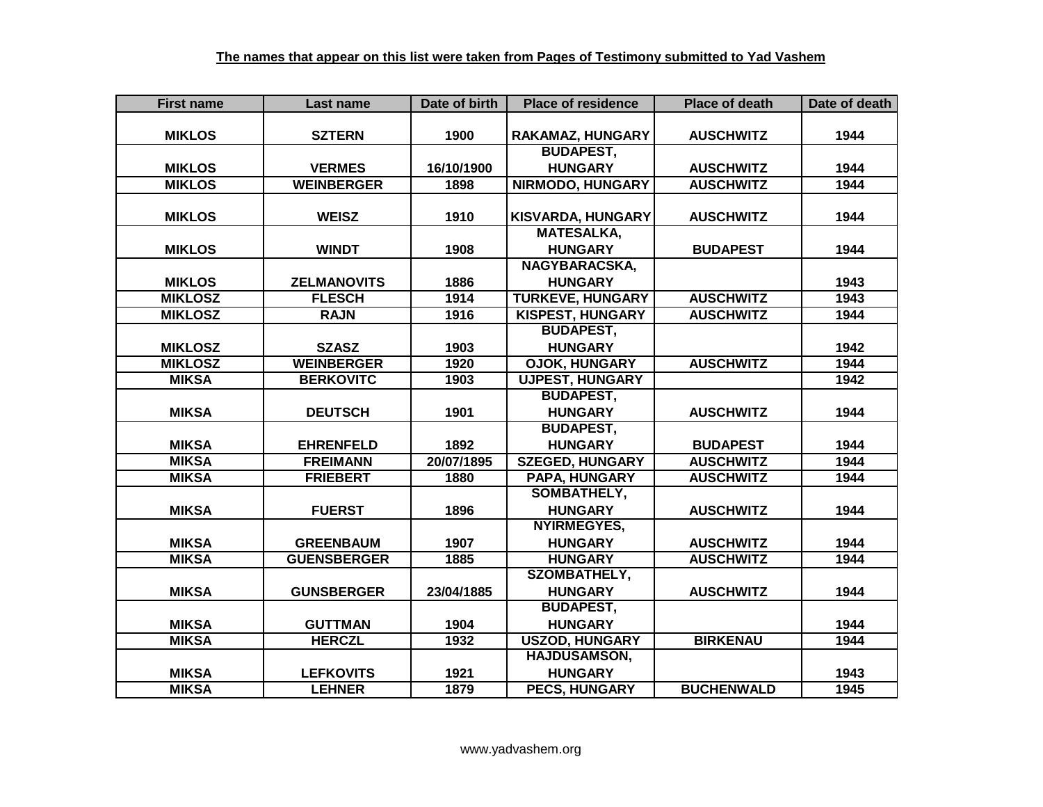**The names that appear on this list were taken from Pages of Testimony submitted to Yad Vashem**

| First name | Last name | Date of birth | Place of residence | Place of death | Date of death |
|---|---|---|---|---|---|
| MIKLOS | SZTERN | 1900 | RAKAMAZ, HUNGARY | AUSCHWITZ | 1944 |
| MIKLOS | VERMES | 16/10/1900 | BUDAPEST, HUNGARY | AUSCHWITZ | 1944 |
| MIKLOS | WEINBERGER | 1898 | NIRMODO, HUNGARY | AUSCHWITZ | 1944 |
| MIKLOS | WEISZ | 1910 | KISVARDA, HUNGARY | AUSCHWITZ | 1944 |
| MIKLOS | WINDT | 1908 | MATESALKA, HUNGARY | BUDAPEST | 1944 |
| MIKLOS | ZELMANOVITS | 1886 | NAGYBARACSKA, HUNGARY | | 1943 |
| MIKLOSZ | FLESCH | 1914 | TURKEVE, HUNGARY | AUSCHWITZ | 1943 |
| MIKLOSZ | RAJN | 1916 | KISPEST, HUNGARY | AUSCHWITZ | 1944 |
| MIKLOSZ | SZASZ | 1903 | BUDAPEST, HUNGARY | | 1942 |
| MIKLOSZ | WEINBERGER | 1920 | OJOK, HUNGARY | AUSCHWITZ | 1944 |
| MIKSA | BERKOVITC | 1903 | UJPEST, HUNGARY | | 1942 |
| MIKSA | DEUTSCH | 1901 | BUDAPEST, HUNGARY | AUSCHWITZ | 1944 |
| MIKSA | EHRENFELD | 1892 | BUDAPEST, HUNGARY | BUDAPEST | 1944 |
| MIKSA | FREIMANN | 20/07/1895 | SZEGED, HUNGARY | AUSCHWITZ | 1944 |
| MIKSA | FRIEBERT | 1880 | PAPA, HUNGARY | AUSCHWITZ | 1944 |
| MIKSA | FUERST | 1896 | SOMBATHELY, HUNGARY | AUSCHWITZ | 1944 |
| MIKSA | GREENBAUM | 1907 | NYIRMEGYES, HUNGARY | AUSCHWITZ | 1944 |
| MIKSA | GUENSBERGER | 1885 | HUNGARY | AUSCHWITZ | 1944 |
| MIKSA | GUNSBERGER | 23/04/1885 | SZOMBATHELY, HUNGARY | AUSCHWITZ | 1944 |
| MIKSA | GUTTMAN | 1904 | BUDAPEST, HUNGARY | | 1944 |
| MIKSA | HERCZL | 1932 | USZOD, HUNGARY | BIRKENAU | 1944 |
| MIKSA | LEFKOVITS | 1921 | HAJDUSAMSON, HUNGARY | | 1943 |
| MIKSA | LEHNER | 1879 | PECS, HUNGARY | BUCHENWALD | 1945 |

www.yadvashem.org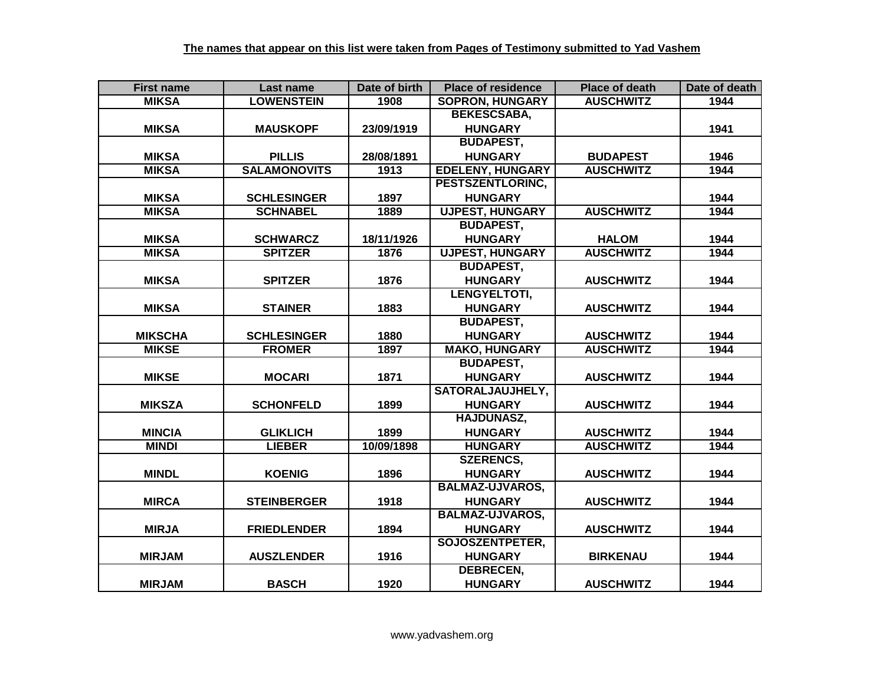**The names that appear on this list were taken from Pages of Testimony submitted to Yad Vashem**

| First name | Last name | Date of birth | Place of residence | Place of death | Date of death |
|---|---|---|---|---|---|
| MIKSA | LOWENSTEIN | 1908 | SOPRON, HUNGARY | AUSCHWITZ | 1944 |
| MIKSA | MAUSKOPF | 23/09/1919 | BEKESCSABA, HUNGARY | | 1941 |
| MIKSA | PILLIS | 28/08/1891 | BUDAPEST, HUNGARY | BUDAPEST | 1946 |
| MIKSA | SALAMONOVITS | 1913 | EDELENY, HUNGARY | AUSCHWITZ | 1944 |
| MIKSA | SCHLESINGER | 1897 | PESTSZENTLORINC, HUNGARY | | 1944 |
| MIKSA | SCHNABEL | 1889 | UJPEST, HUNGARY | AUSCHWITZ | 1944 |
| MIKSA | SCHWARCZ | 18/11/1926 | BUDAPEST, HUNGARY | HALOM | 1944 |
| MIKSA | SPITZER | 1876 | UJPEST, HUNGARY | AUSCHWITZ | 1944 |
| MIKSA | SPITZER | 1876 | BUDAPEST, HUNGARY | AUSCHWITZ | 1944 |
| MIKSA | STAINER | 1883 | LENGYELTOTI, HUNGARY | AUSCHWITZ | 1944 |
| MIKSCHA | SCHLESINGER | 1880 | BUDAPEST, HUNGARY | AUSCHWITZ | 1944 |
| MIKSE | FROMER | 1897 | MAKO, HUNGARY | AUSCHWITZ | 1944 |
| MIKSE | MOCARI | 1871 | BUDAPEST, HUNGARY | AUSCHWITZ | 1944 |
| MIKSZA | SCHONFELD | 1899 | SATORALJAUJHELY, HUNGARY | AUSCHWITZ | 1944 |
| MINCIA | GLIKLICH | 1899 | HAJDUNASZ, HUNGARY | AUSCHWITZ | 1944 |
| MINDI | LIEBER | 10/09/1898 | HUNGARY | AUSCHWITZ | 1944 |
| MINDL | KOENIG | 1896 | SZERENCS, HUNGARY | AUSCHWITZ | 1944 |
| MIRCA | STEINBERGER | 1918 | BALMAZ-UJVAROS, HUNGARY | AUSCHWITZ | 1944 |
| MIRJA | FRIEDLENDER | 1894 | BALMAZ-UJVAROS, HUNGARY | AUSCHWITZ | 1944 |
| MIRJAM | AUSZLENDER | 1916 | SOJOSZENTPETER, HUNGARY | BIRKENAU | 1944 |
| MIRJAM | BASCH | 1920 | DEBRECEN, HUNGARY | AUSCHWITZ | 1944 |

www.yadvashem.org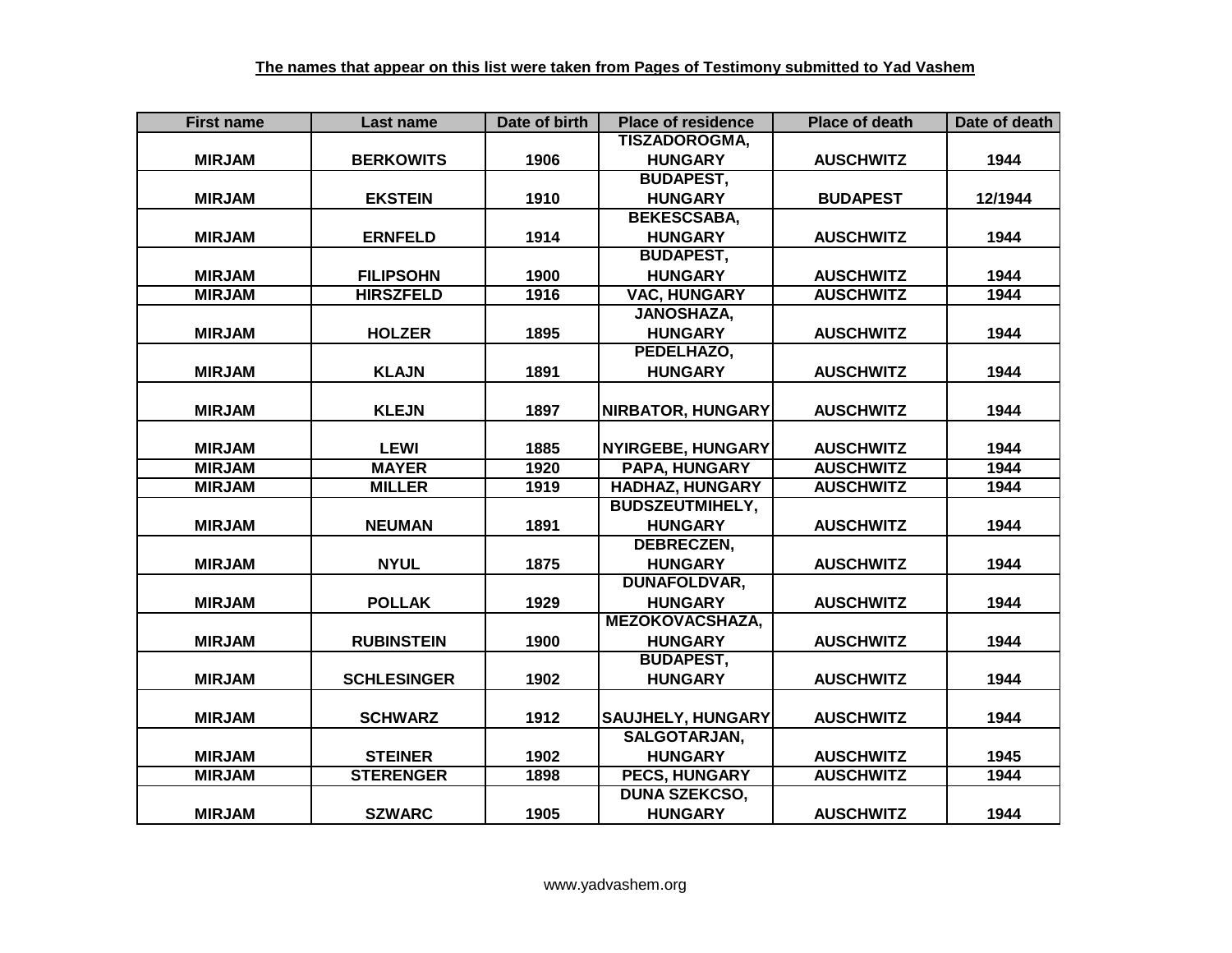**The names that appear on this list were taken from Pages of Testimony submitted to Yad Vashem**

| First name | Last name | Date of birth | Place of residence | Place of death | Date of death |
|---|---|---|---|---|---|
| MIRJAM | BERKOWITS | 1906 | TISZADOROGMA, HUNGARY | AUSCHWITZ | 1944 |
| MIRJAM | EKSTEIN | 1910 | BUDAPEST, HUNGARY | BUDAPEST | 12/1944 |
| MIRJAM | ERNFELD | 1914 | BEKESCSABA, HUNGARY | AUSCHWITZ | 1944 |
| MIRJAM | FILIPSOHN | 1900 | BUDAPEST, HUNGARY | AUSCHWITZ | 1944 |
| MIRJAM | HIRSZFELD | 1916 | VAC, HUNGARY | AUSCHWITZ | 1944 |
| MIRJAM | HOLZER | 1895 | JANOSHAZA, HUNGARY | AUSCHWITZ | 1944 |
| MIRJAM | KLAJN | 1891 | PEDELHAZO, HUNGARY | AUSCHWITZ | 1944 |
| MIRJAM | KLEJN | 1897 | NIRBATOR, HUNGARY | AUSCHWITZ | 1944 |
| MIRJAM | LEWI | 1885 | NYIRGEBE, HUNGARY | AUSCHWITZ | 1944 |
| MIRJAM | MAYER | 1920 | PAPA, HUNGARY | AUSCHWITZ | 1944 |
| MIRJAM | MILLER | 1919 | HADHAZ, HUNGARY | AUSCHWITZ | 1944 |
| MIRJAM | NEUMAN | 1891 | BUDSZEUTMIHELY, HUNGARY | AUSCHWITZ | 1944 |
| MIRJAM | NYUL | 1875 | DEBRECZEN, HUNGARY | AUSCHWITZ | 1944 |
| MIRJAM | POLLAK | 1929 | DUNAFOLDVAR, HUNGARY | AUSCHWITZ | 1944 |
| MIRJAM | RUBINSTEIN | 1900 | MEZOKOVACSHAZA, HUNGARY | AUSCHWITZ | 1944 |
| MIRJAM | SCHLESINGER | 1902 | BUDAPEST, HUNGARY | AUSCHWITZ | 1944 |
| MIRJAM | SCHWARZ | 1912 | SAUJHELY, HUNGARY | AUSCHWITZ | 1944 |
| MIRJAM | STEINER | 1902 | SALGOTARJAN, HUNGARY | AUSCHWITZ | 1945 |
| MIRJAM | STERENGER | 1898 | PECS, HUNGARY | AUSCHWITZ | 1944 |
| MIRJAM | SZWARC | 1905 | DUNA SZEKCSO, HUNGARY | AUSCHWITZ | 1944 |

www.yadvashem.org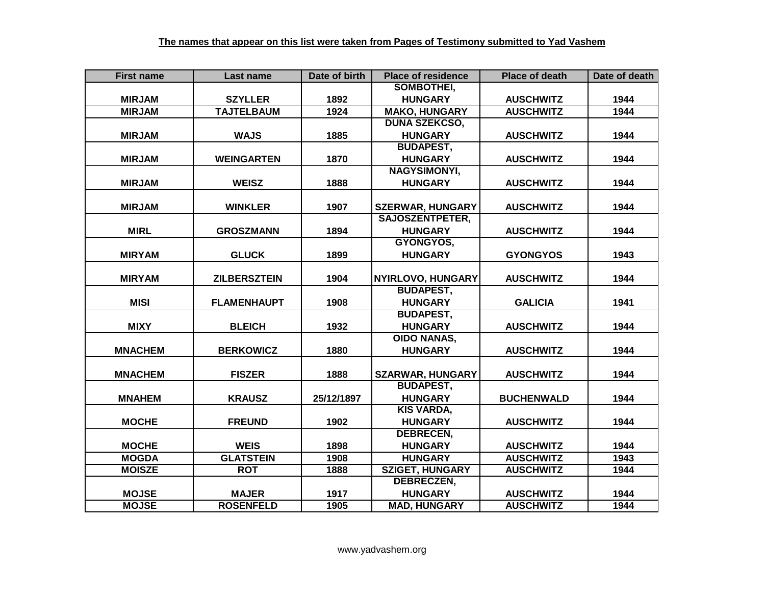**The names that appear on this list were taken from Pages of Testimony submitted to Yad Vashem**

| First name | Last name | Date of birth | Place of residence | Place of death | Date of death |
|---|---|---|---|---|---|
| MIRJAM | SZYLLER | 1892 | SOMBOTHEI, HUNGARY | AUSCHWITZ | 1944 |
| MIRJAM | TAJTELBAUM | 1924 | MAKO, HUNGARY | AUSCHWITZ | 1944 |
| MIRJAM | WAJS | 1885 | DUNA SZEKCSO, HUNGARY | AUSCHWITZ | 1944 |
| MIRJAM | WEINGARTEN | 1870 | BUDAPEST, HUNGARY | AUSCHWITZ | 1944 |
| MIRJAM | WEISZ | 1888 | NAGYSIMONYI, HUNGARY | AUSCHWITZ | 1944 |
| MIRJAM | WINKLER | 1907 | SZERWAR, HUNGARY | AUSCHWITZ | 1944 |
| MIRL | GROSZMANN | 1894 | SAJOSZENTPETER, HUNGARY | AUSCHWITZ | 1944 |
| MIRYAM | GLUCK | 1899 | GYONGYOS, HUNGARY | GYONGYOS | 1943 |
| MIRYAM | ZILBERSZTEIN | 1904 | NYIRLOVO, HUNGARY | AUSCHWITZ | 1944 |
| MISI | FLAMENHAUPT | 1908 | BUDAPEST, HUNGARY | GALICIA | 1941 |
| MIXY | BLEICH | 1932 | BUDAPEST, HUNGARY | AUSCHWITZ | 1944 |
| MNACHEM | BERKOWICZ | 1880 | OIDO NANAS, HUNGARY | AUSCHWITZ | 1944 |
| MNACHEM | FISZER | 1888 | SZARWAR, HUNGARY | AUSCHWITZ | 1944 |
| MNAHEM | KRAUSZ | 25/12/1897 | BUDAPEST, HUNGARY | BUCHENWALD | 1944 |
| MOCHE | FREUND | 1902 | KIS VARDA, HUNGARY | AUSCHWITZ | 1944 |
| MOCHE | WEIS | 1898 | DEBRECEN, HUNGARY | AUSCHWITZ | 1944 |
| MOGDA | GLATSTEIN | 1908 | HUNGARY | AUSCHWITZ | 1943 |
| MOISZE | ROT | 1888 | SZIGET, HUNGARY | AUSCHWITZ | 1944 |
| MOJSE | MAJER | 1917 | DEBRECZEN, HUNGARY | AUSCHWITZ | 1944 |
| MOJSE | ROSENFELD | 1905 | MAD, HUNGARY | AUSCHWITZ | 1944 |

www.yadvashem.org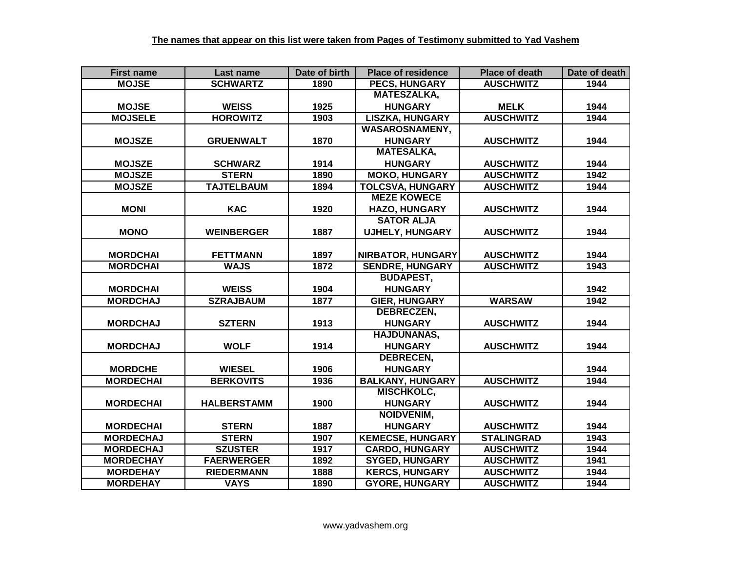**The names that appear on this list were taken from Pages of Testimony submitted to Yad Vashem**

| First name | Last name | Date of birth | Place of residence | Place of death | Date of death |
|---|---|---|---|---|---|
| MOJSE | SCHWARTZ | 1890 | PECS, HUNGARY | AUSCHWITZ | 1944 |
| MOJSE | WEISS | 1925 | MATESZALKA, HUNGARY | MELK | 1944 |
| MOJSELE | HOROWITZ | 1903 | LISZKA, HUNGARY | AUSCHWITZ | 1944 |
| MOJSZE | GRUENWALT | 1870 | WASAROSNAMENY, HUNGARY | AUSCHWITZ | 1944 |
| MOJSZE | SCHWARZ | 1914 | MATESALKA, HUNGARY | AUSCHWITZ | 1944 |
| MOJSZE | STERN | 1890 | MOKO, HUNGARY | AUSCHWITZ | 1942 |
| MOJSZE | TAJTELBAUM | 1894 | TOLCSVA, HUNGARY | AUSCHWITZ | 1944 |
| MONI | KAC | 1920 | MEZE KOWECE HAZO, HUNGARY | AUSCHWITZ | 1944 |
| MONO | WEINBERGER | 1887 | SATOR ALJA UJHELY, HUNGARY | AUSCHWITZ | 1944 |
| MORDCHAI | FETTMANN | 1897 | NIRBATOR, HUNGARY | AUSCHWITZ | 1944 |
| MORDCHAI | WAJS | 1872 | SENDRE, HUNGARY | AUSCHWITZ | 1943 |
| MORDCHAI | WEISS | 1904 | BUDAPEST, HUNGARY | | 1942 |
| MORDCHAJ | SZRAJBAUM | 1877 | GIER, HUNGARY | WARSAW | 1942 |
| MORDCHAJ | SZTERN | 1913 | DEBRECZEN, HUNGARY | AUSCHWITZ | 1944 |
| MORDCHAJ | WOLF | 1914 | HAJDUNANAS, HUNGARY | AUSCHWITZ | 1944 |
| MORDCHE | WIESEL | 1906 | DEBRECEN, HUNGARY | | 1944 |
| MORDECHAI | BERKOVITS | 1936 | BALKANY, HUNGARY | AUSCHWITZ | 1944 |
| MORDECHAI | HALBERSTAMM | 1900 | MISCHKOLC, HUNGARY | AUSCHWITZ | 1944 |
| MORDECHAI | STERN | 1887 | NOIDVENIM, HUNGARY | AUSCHWITZ | 1944 |
| MORDECHAJ | STERN | 1907 | KEMECSE, HUNGARY | STALINGRAD | 1943 |
| MORDECHAJ | SZUSTER | 1917 | CARDO, HUNGARY | AUSCHWITZ | 1944 |
| MORDECHAY | FAERWERGER | 1892 | SYGED, HUNGARY | AUSCHWITZ | 1941 |
| MORDEHAY | RIEDERMANN | 1888 | KERCS, HUNGARY | AUSCHWITZ | 1944 |
| MORDEHAY | VAYS | 1890 | GYORE, HUNGARY | AUSCHWITZ | 1944 |

www.yadvashem.org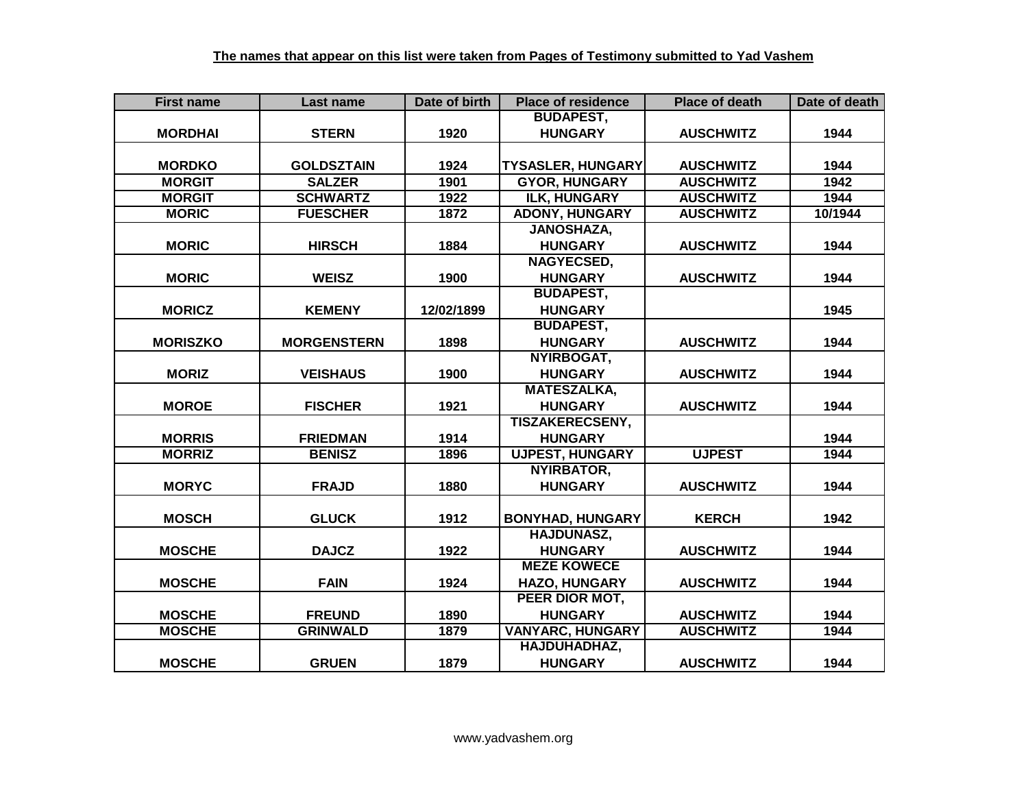**The names that appear on this list were taken from Pages of Testimony submitted to Yad Vashem**

| First name | Last name | Date of birth | Place of residence | Place of death | Date of death |
|---|---|---|---|---|---|
| MORDHAI | STERN | 1920 | BUDAPEST, HUNGARY | AUSCHWITZ | 1944 |
| MORDKO | GOLDSZTAIN | 1924 | TYSASLER, HUNGARY | AUSCHWITZ | 1944 |
| MORGIT | SALZER | 1901 | GYOR, HUNGARY | AUSCHWITZ | 1942 |
| MORGIT | SCHWARTZ | 1922 | ILK, HUNGARY | AUSCHWITZ | 1944 |
| MORIC | FUESCHER | 1872 | ADONY, HUNGARY | AUSCHWITZ | 10/1944 |
| MORIC | HIRSCH | 1884 | JANOSHAZA, HUNGARY | AUSCHWITZ | 1944 |
| MORIC | WEISZ | 1900 | NAGYECSED, HUNGARY | AUSCHWITZ | 1944 |
| MORICZ | KEMENY | 12/02/1899 | BUDAPEST, HUNGARY | | 1945 |
| MORISZKO | MORGENSTERN | 1898 | BUDAPEST, HUNGARY | AUSCHWITZ | 1944 |
| MORIZ | VEISHAUS | 1900 | NYIRBOGAT, HUNGARY | AUSCHWITZ | 1944 |
| MOROE | FISCHER | 1921 | MATESZALKA, HUNGARY | AUSCHWITZ | 1944 |
| MORRIS | FRIEDMAN | 1914 | TISZAKERECSENY, HUNGARY | | 1944 |
| MORRIZ | BENISZ | 1896 | UJPEST, HUNGARY | UJPEST | 1944 |
| MORYC | FRAJD | 1880 | NYIRBATOR, HUNGARY | AUSCHWITZ | 1944 |
| MOSCH | GLUCK | 1912 | BONYHAD, HUNGARY | KERCH | 1942 |
| MOSCHE | DAJCZ | 1922 | HAJDUNASZ, HUNGARY | AUSCHWITZ | 1944 |
| MOSCHE | FAIN | 1924 | MEZE KOWECE HAZO, HUNGARY | AUSCHWITZ | 1944 |
| MOSCHE | FREUND | 1890 | PEER DIOR MOT, HUNGARY | AUSCHWITZ | 1944 |
| MOSCHE | GRINWALD | 1879 | VANYARC, HUNGARY | AUSCHWITZ | 1944 |
| MOSCHE | GRUEN | 1879 | HAJDUHADHAZ, HUNGARY | AUSCHWITZ | 1944 |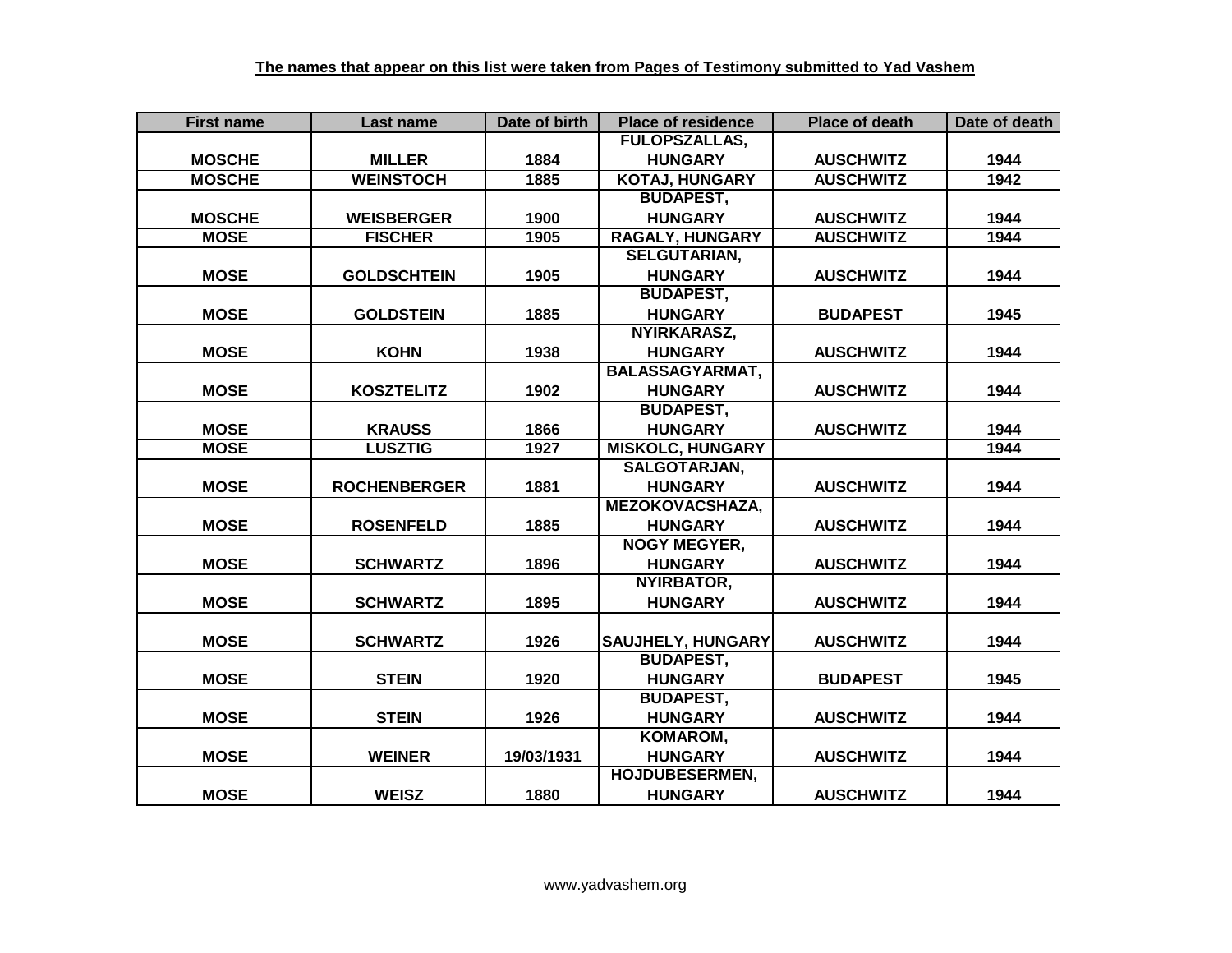**The names that appear on this list were taken from Pages of Testimony submitted to Yad Vashem**

| First name | Last name | Date of birth | Place of residence | Place of death | Date of death |
|---|---|---|---|---|---|
| MOSCHE | MILLER | 1884 | FULOPSZALLAS, HUNGARY | AUSCHWITZ | 1944 |
| MOSCHE | WEINSTOCH | 1885 | KOTAJ, HUNGARY | AUSCHWITZ | 1942 |
| MOSCHE | WEISBERGER | 1900 | BUDAPEST, HUNGARY | AUSCHWITZ | 1944 |
| MOSE | FISCHER | 1905 | RAGALY, HUNGARY | AUSCHWITZ | 1944 |
| MOSE | GOLDSCHTEIN | 1905 | SELGUTARIAN, HUNGARY | AUSCHWITZ | 1944 |
| MOSE | GOLDSTEIN | 1885 | BUDAPEST, HUNGARY | BUDAPEST | 1945 |
| MOSE | KOHN | 1938 | NYIRKARASZ, HUNGARY | AUSCHWITZ | 1944 |
| MOSE | KOSZTELITZ | 1902 | BALASSAGYARMAT, HUNGARY | AUSCHWITZ | 1944 |
| MOSE | KRAUSS | 1866 | BUDAPEST, HUNGARY | AUSCHWITZ | 1944 |
| MOSE | LUSZTIG | 1927 | MISKOLC, HUNGARY | | 1944 |
| MOSE | ROCHENBERGER | 1881 | SALGOTARJAN, HUNGARY | AUSCHWITZ | 1944 |
| MOSE | ROSENFELD | 1885 | MEZOKOVACSHAZA, HUNGARY | AUSCHWITZ | 1944 |
| MOSE | SCHWARTZ | 1896 | NOGY MEGYER, HUNGARY | AUSCHWITZ | 1944 |
| MOSE | SCHWARTZ | 1895 | NYIRBATOR, HUNGARY | AUSCHWITZ | 1944 |
| MOSE | SCHWARTZ | 1926 | SAUJHELY, HUNGARY | AUSCHWITZ | 1944 |
| MOSE | STEIN | 1920 | BUDAPEST, HUNGARY | BUDAPEST | 1945 |
| MOSE | STEIN | 1926 | BUDAPEST, HUNGARY | AUSCHWITZ | 1944 |
| MOSE | WEINER | 19/03/1931 | KOMAROM, HUNGARY | AUSCHWITZ | 1944 |
| MOSE | WEISZ | 1880 | HOJDUBESERMEN, HUNGARY | AUSCHWITZ | 1944 |

www.yadvashem.org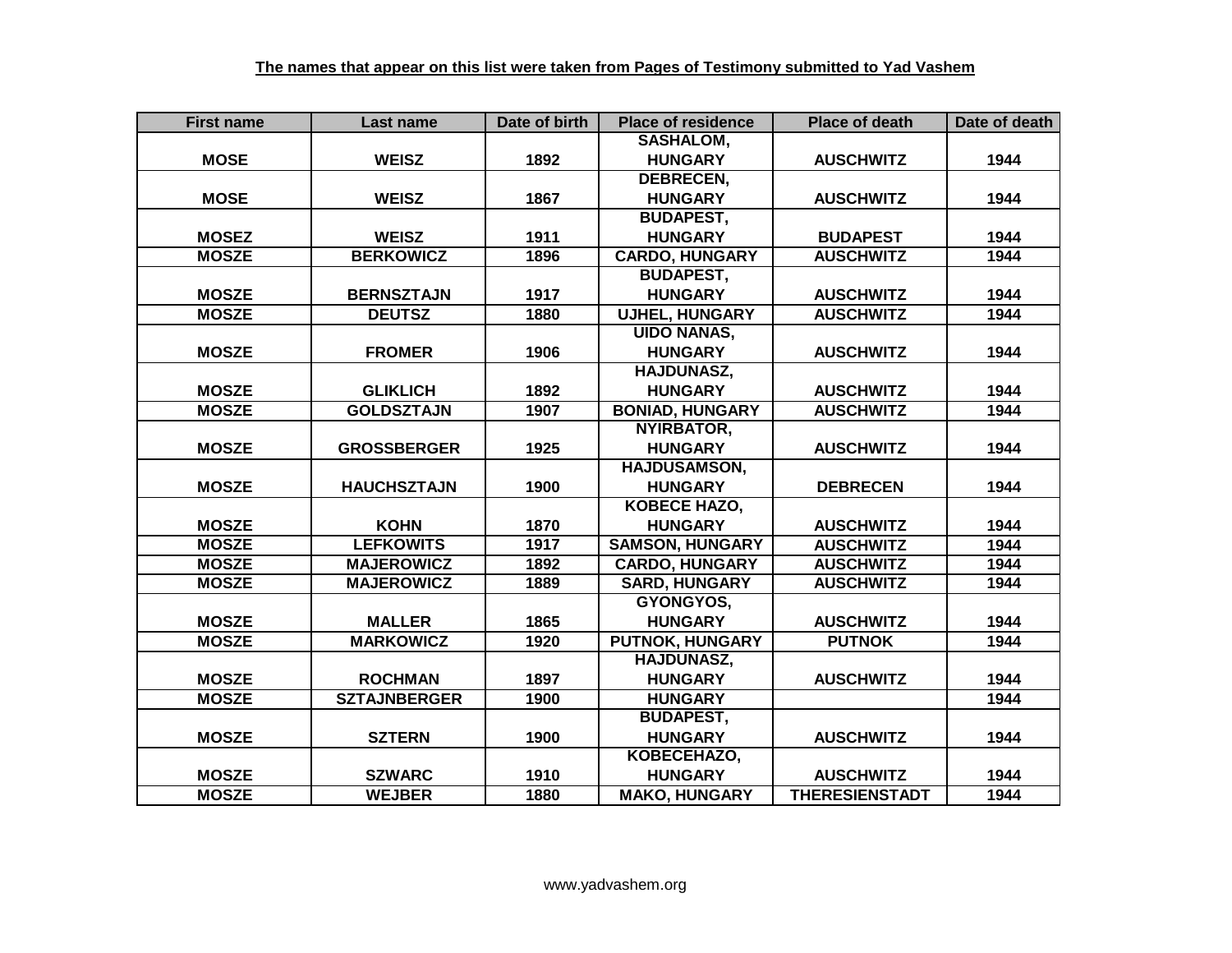**The names that appear on this list were taken from Pages of Testimony submitted to Yad Vashem**

| First name | Last name | Date of birth | Place of residence | Place of death | Date of death |
|---|---|---|---|---|---|
| MOSE | WEISZ | 1892 | SASHALOM, HUNGARY | AUSCHWITZ | 1944 |
| MOSE | WEISZ | 1867 | DEBRECEN, HUNGARY | AUSCHWITZ | 1944 |
| MOSEZ | WEISZ | 1911 | BUDAPEST, HUNGARY | BUDAPEST | 1944 |
| MOSZE | BERKOWICZ | 1896 | CARDO, HUNGARY | AUSCHWITZ | 1944 |
| MOSZE | BERNSZTAJN | 1917 | BUDAPEST, HUNGARY | AUSCHWITZ | 1944 |
| MOSZE | DEUTSZ | 1880 | UJHEL, HUNGARY | AUSCHWITZ | 1944 |
| MOSZE | FROMER | 1906 | UIDO NANAS, HUNGARY | AUSCHWITZ | 1944 |
| MOSZE | GLIKLICH | 1892 | HAJDUNASZ, HUNGARY | AUSCHWITZ | 1944 |
| MOSZE | GOLDSZTAJN | 1907 | BONIAD, HUNGARY | AUSCHWITZ | 1944 |
| MOSZE | GROSSBERGER | 1925 | NYIRBATOR, HUNGARY | AUSCHWITZ | 1944 |
| MOSZE | HAUCHSZTAJN | 1900 | HAJDUSAMSON, HUNGARY | DEBRECEN | 1944 |
| MOSZE | KOHN | 1870 | KOBECE HAZO, HUNGARY | AUSCHWITZ | 1944 |
| MOSZE | LEFKOWITS | 1917 | SAMSON, HUNGARY | AUSCHWITZ | 1944 |
| MOSZE | MAJEROWICZ | 1892 | CARDO, HUNGARY | AUSCHWITZ | 1944 |
| MOSZE | MAJEROWICZ | 1889 | SARD, HUNGARY | AUSCHWITZ | 1944 |
| MOSZE | MALLER | 1865 | GYONGYOS, HUNGARY | AUSCHWITZ | 1944 |
| MOSZE | MARKOWICZ | 1920 | PUTNOK, HUNGARY | PUTNOK | 1944 |
| MOSZE | ROCHMAN | 1897 | HAJDUNASZ, HUNGARY | AUSCHWITZ | 1944 |
| MOSZE | SZTAJNBERGER | 1900 | HUNGARY | | 1944 |
| MOSZE | SZTERN | 1900 | BUDAPEST, HUNGARY | AUSCHWITZ | 1944 |
| MOSZE | SZWARC | 1910 | KOBECEHAZO, HUNGARY | AUSCHWITZ | 1944 |
| MOSZE | WEJBER | 1880 | MAKO, HUNGARY | THERESIENSTADT | 1944 |

www.yadvashem.org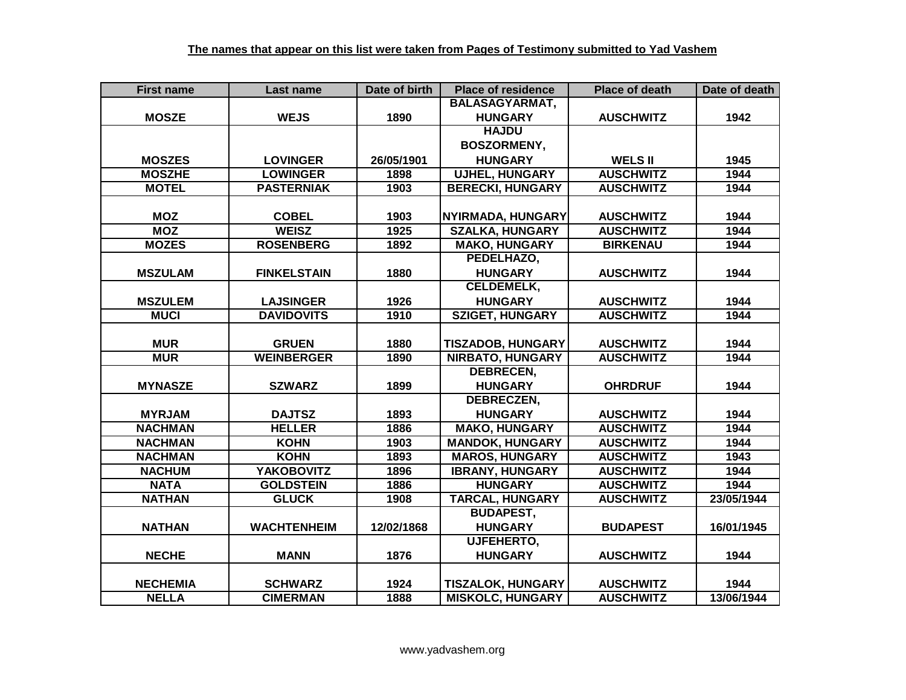**The names that appear on this list were taken from Pages of Testimony submitted to Yad Vashem**

| First name | Last name | Date of birth | Place of residence | Place of death | Date of death |
|---|---|---|---|---|---|
| MOSZE | WEJS | 1890 | BALASAGYARMAT, HUNGARY | AUSCHWITZ | 1942 |
| MOSZES | LOVINGER | 26/05/1901 | HAJDU BOSZORMENY, HUNGARY | WELS II | 1945 |
| MOSZHE | LOWINGER | 1898 | UJHEL, HUNGARY | AUSCHWITZ | 1944 |
| MOTEL | PASTERNIAK | 1903 | BERECKI, HUNGARY | AUSCHWITZ | 1944 |
| MOZ | COBEL | 1903 | NYIRMADA, HUNGARY | AUSCHWITZ | 1944 |
| MOZ | WEISZ | 1925 | SZALKA, HUNGARY | AUSCHWITZ | 1944 |
| MOZES | ROSENBERG | 1892 | MAKO, HUNGARY | BIRKENAU | 1944 |
| MSZULAM | FINKELSTAIN | 1880 | PEDELHAZO, HUNGARY | AUSCHWITZ | 1944 |
| MSZULEM | LAJSINGER | 1926 | CELDEMELK, HUNGARY | AUSCHWITZ | 1944 |
| MUCI | DAVIDOVITS | 1910 | SZIGET, HUNGARY | AUSCHWITZ | 1944 |
| MUR | GRUEN | 1880 | TISZADOB, HUNGARY | AUSCHWITZ | 1944 |
| MUR | WEINBERGER | 1890 | NIRBATO, HUNGARY | AUSCHWITZ | 1944 |
| MYNASZE | SZWARZ | 1899 | DEBRECEN, HUNGARY | OHRDRUF | 1944 |
| MYRJAM | DAJTSZ | 1893 | DEBRECZEN, HUNGARY | AUSCHWITZ | 1944 |
| NACHMAN | HELLER | 1886 | MAKO, HUNGARY | AUSCHWITZ | 1944 |
| NACHMAN | KOHN | 1903 | MANDOK, HUNGARY | AUSCHWITZ | 1944 |
| NACHMAN | KOHN | 1893 | MAROS, HUNGARY | AUSCHWITZ | 1943 |
| NACHUM | YAKOBOVITZ | 1896 | IBRANY, HUNGARY | AUSCHWITZ | 1944 |
| NATA | GOLDSTEIN | 1886 | HUNGARY | AUSCHWITZ | 1944 |
| NATHAN | GLUCK | 1908 | TARCAL, HUNGARY | AUSCHWITZ | 23/05/1944 |
| NATHAN | WACHTENHEIM | 12/02/1868 | BUDAPEST, HUNGARY | BUDAPEST | 16/01/1945 |
| NECHE | MANN | 1876 | UJFEHERTO, HUNGARY | AUSCHWITZ | 1944 |
| NECHEMIA | SCHWARZ | 1924 | TISZALOK, HUNGARY | AUSCHWITZ | 1944 |
| NELLA | CIMERMAN | 1888 | MISKOLC, HUNGARY | AUSCHWITZ | 13/06/1944 |

www.yadvashem.org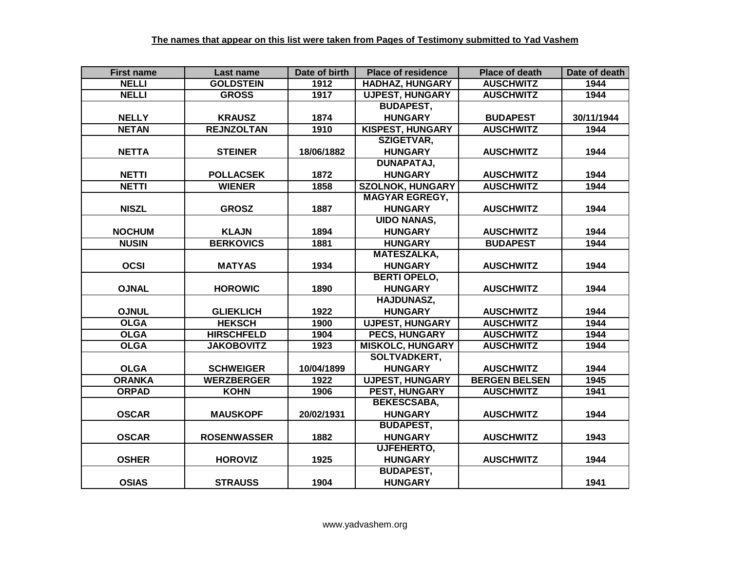**The names that appear on this list were taken from Pages of Testimony submitted to Yad Vashem**

| First name | Last name | Date of birth | Place of residence | Place of death | Date of death |
|---|---|---|---|---|---|
| NELLI | GOLDSTEIN | 1912 | HADHAZ, HUNGARY | AUSCHWITZ | 1944 |
| NELLI | GROSS | 1917 | UJPEST, HUNGARY | AUSCHWITZ | 1944 |
| NELLY | KRAUSZ | 1874 | BUDAPEST, HUNGARY | BUDAPEST | 30/11/1944 |
| NETAN | REJNZOLTAN | 1910 | KISPEST, HUNGARY | AUSCHWITZ | 1944 |
| NETTA | STEINER | 18/06/1882 | SZIGETVAR, HUNGARY | AUSCHWITZ | 1944 |
| NETTI | POLLACSEK | 1872 | DUNAPATAJ, HUNGARY | AUSCHWITZ | 1944 |
| NETTI | WIENER | 1858 | SZOLNOK, HUNGARY | AUSCHWITZ | 1944 |
| NISZL | GROSZ | 1887 | MAGYAR EGREGY, HUNGARY | AUSCHWITZ | 1944 |
| NOCHUM | KLAJN | 1894 | UIDO NANAS, HUNGARY | AUSCHWITZ | 1944 |
| NUSIN | BERKOVICS | 1881 | HUNGARY | BUDAPEST | 1944 |
| OCSI | MATYAS | 1934 | MATESZALKA, HUNGARY | AUSCHWITZ | 1944 |
| OJNAL | HOROWIC | 1890 | BERTI OPELO, HUNGARY | AUSCHWITZ | 1944 |
| OJNUL | GLIEKLICH | 1922 | HAJDUNASZ, HUNGARY | AUSCHWITZ | 1944 |
| OLGA | HEKSCH | 1900 | UJPEST, HUNGARY | AUSCHWITZ | 1944 |
| OLGA | HIRSCHFELD | 1904 | PECS, HUNGARY | AUSCHWITZ | 1944 |
| OLGA | JAKOBOVITZ | 1923 | MISKOLC, HUNGARY | AUSCHWITZ | 1944 |
| OLGA | SCHWEIGER | 10/04/1899 | SOLTVADKERT, HUNGARY | AUSCHWITZ | 1944 |
| ORANKA | WERZBERGER | 1922 | UJPEST, HUNGARY | BERGEN BELSEN | 1945 |
| ORPAD | KOHN | 1906 | PEST, HUNGARY | AUSCHWITZ | 1941 |
| OSCAR | MAUSKOPF | 20/02/1931 | BEKESCSABA, HUNGARY | AUSCHWITZ | 1944 |
| OSCAR | ROSENWASSER | 1882 | BUDAPEST, HUNGARY | AUSCHWITZ | 1943 |
| OSHER | HOROVIZ | 1925 | UJFEHERTO, HUNGARY | AUSCHWITZ | 1944 |
| OSIAS | STRAUSS | 1904 | BUDAPEST, HUNGARY | | 1941 |

www.yadvashem.org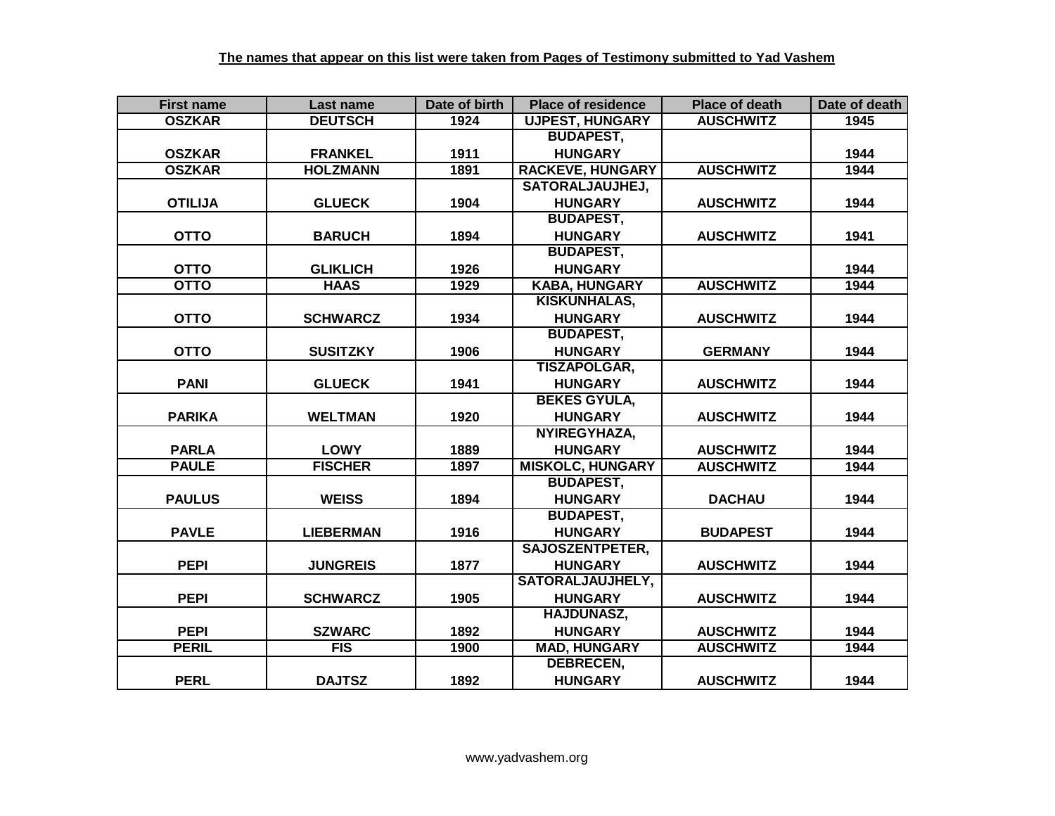**The names that appear on this list were taken from Pages of Testimony submitted to Yad Vashem**

| First name | Last name | Date of birth | Place of residence | Place of death | Date of death |
|---|---|---|---|---|---|
| OSZKAR | DEUTSCH | 1924 | UJPEST, HUNGARY | AUSCHWITZ | 1945 |
| OSZKAR | FRANKEL | 1911 | BUDAPEST, HUNGARY | | 1944 |
| OSZKAR | HOLZMANN | 1891 | RACKEVE, HUNGARY | AUSCHWITZ | 1944 |
| OTILIJA | GLUECK | 1904 | SATORALJAUJHEJ, HUNGARY | AUSCHWITZ | 1944 |
| OTTO | BARUCH | 1894 | BUDAPEST, HUNGARY | AUSCHWITZ | 1941 |
| OTTO | GLIKLICH | 1926 | BUDAPEST, HUNGARY | | 1944 |
| OTTO | HAAS | 1929 | KABA, HUNGARY | AUSCHWITZ | 1944 |
| OTTO | SCHWARCZ | 1934 | KISKUNHALAS, HUNGARY | AUSCHWITZ | 1944 |
| OTTO | SUSITZKY | 1906 | BUDAPEST, HUNGARY | GERMANY | 1944 |
| PANI | GLUECK | 1941 | TISZAPOLGAR, HUNGARY | AUSCHWITZ | 1944 |
| PARIKA | WELTMAN | 1920 | BEKES GYULA, HUNGARY | AUSCHWITZ | 1944 |
| PARLA | LOWY | 1889 | NYIREGYHAZA, HUNGARY | AUSCHWITZ | 1944 |
| PAULE | FISCHER | 1897 | MISKOLC, HUNGARY | AUSCHWITZ | 1944 |
| PAULUS | WEISS | 1894 | BUDAPEST, HUNGARY | DACHAU | 1944 |
| PAVLE | LIEBERMAN | 1916 | BUDAPEST, HUNGARY | BUDAPEST | 1944 |
| PEPI | JUNGREIS | 1877 | SAJOSZENTPETER, HUNGARY | AUSCHWITZ | 1944 |
| PEPI | SCHWARCZ | 1905 | SATORALJAUJHELY, HUNGARY | AUSCHWITZ | 1944 |
| PEPI | SZWARC | 1892 | HAJDUNASZ, HUNGARY | AUSCHWITZ | 1944 |
| PERIL | FIS | 1900 | MAD, HUNGARY | AUSCHWITZ | 1944 |
| PERL | DAJTSZ | 1892 | DEBRECEN, HUNGARY | AUSCHWITZ | 1944 |

www.yadvashem.org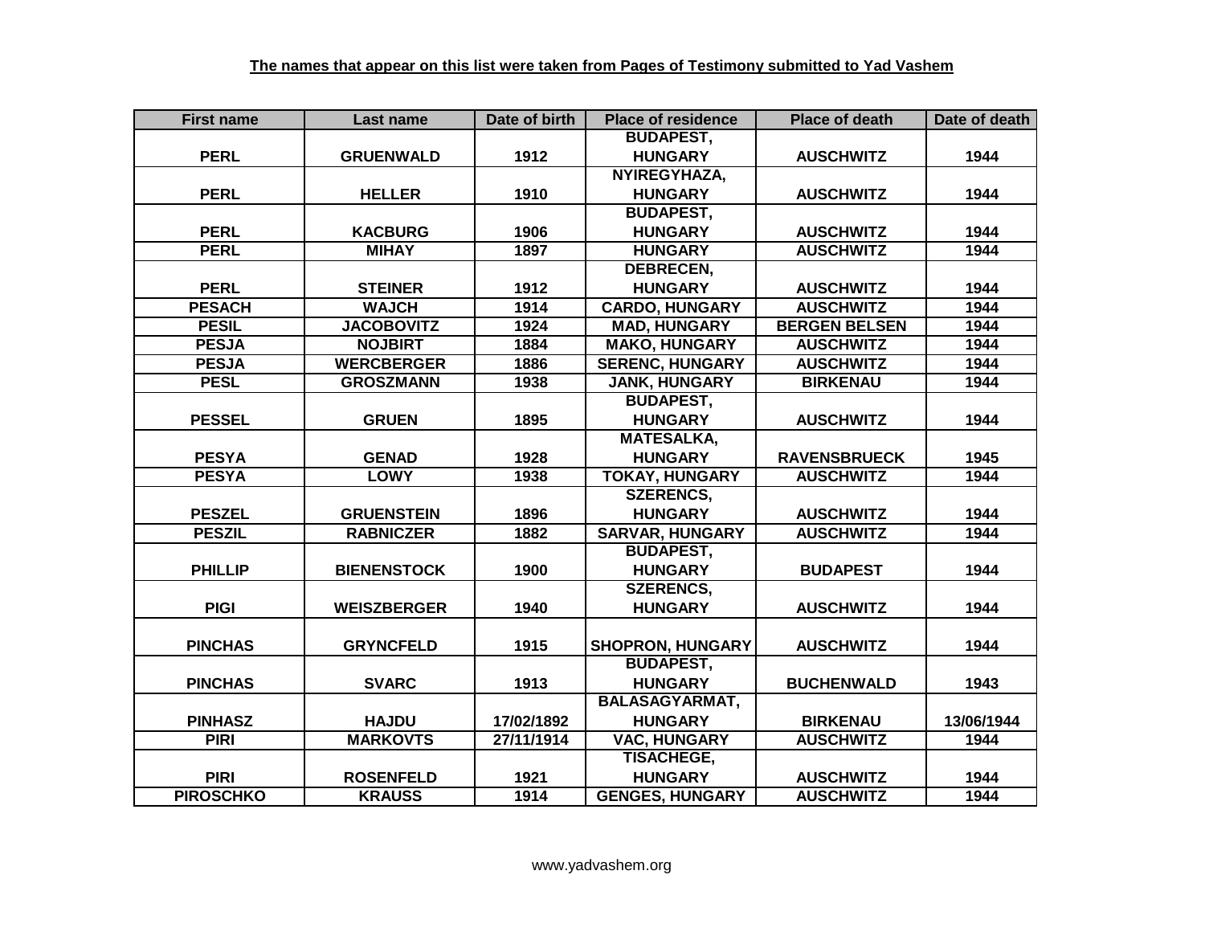**The names that appear on this list were taken from Pages of Testimony submitted to Yad Vashem**

| First name | Last name | Date of birth | Place of residence | Place of death | Date of death |
|---|---|---|---|---|---|
| PERL | GRUENWALD | 1912 | BUDAPEST, HUNGARY | AUSCHWITZ | 1944 |
| PERL | HELLER | 1910 | NYIREGYHAZA, HUNGARY | AUSCHWITZ | 1944 |
| PERL | KACBURG | 1906 | BUDAPEST, HUNGARY | AUSCHWITZ | 1944 |
| PERL | MIHAY | 1897 | HUNGARY | AUSCHWITZ | 1944 |
| PERL | STEINER | 1912 | DEBRECEN, HUNGARY | AUSCHWITZ | 1944 |
| PESACH | WAJCH | 1914 | CARDO, HUNGARY | AUSCHWITZ | 1944 |
| PESIL | JACOBOVITZ | 1924 | MAD, HUNGARY | BERGEN BELSEN | 1944 |
| PESJA | NOJBIRT | 1884 | MAKO, HUNGARY | AUSCHWITZ | 1944 |
| PESJA | WERCBERGER | 1886 | SERENC, HUNGARY | AUSCHWITZ | 1944 |
| PESL | GROSZMANN | 1938 | JANK, HUNGARY | BIRKENAU | 1944 |
| PESSEL | GRUEN | 1895 | BUDAPEST, HUNGARY | AUSCHWITZ | 1944 |
| PESYA | GENAD | 1928 | MATESALKA, HUNGARY | RAVENSBRUECK | 1945 |
| PESYA | LOWY | 1938 | TOKAY, HUNGARY | AUSCHWITZ | 1944 |
| PESZEL | GRUENSTEIN | 1896 | SZERENCS, HUNGARY | AUSCHWITZ | 1944 |
| PESZIL | RABNICZER | 1882 | SARVAR, HUNGARY | AUSCHWITZ | 1944 |
| PHILLIP | BIENENSTOCK | 1900 | BUDAPEST, HUNGARY | BUDAPEST | 1944 |
| PIGI | WEISZBERGER | 1940 | SZERENCS, HUNGARY | AUSCHWITZ | 1944 |
| PINCHAS | GRYNCFELD | 1915 | SHOPRON, HUNGARY | AUSCHWITZ | 1944 |
| PINCHAS | SVARC | 1913 | BUDAPEST, HUNGARY | BUCHENWALD | 1943 |
| PINHASZ | HAJDU | 17/02/1892 | BALASAGYARMAT, HUNGARY | BIRKENAU | 13/06/1944 |
| PIRI | MARKOVTS | 27/11/1914 | VAC, HUNGARY | AUSCHWITZ | 1944 |
| PIRI | ROSENFELD | 1921 | TISACHEGE, HUNGARY | AUSCHWITZ | 1944 |
| PIROSCHKO | KRAUSS | 1914 | GENGES, HUNGARY | AUSCHWITZ | 1944 |

www.yadvashem.org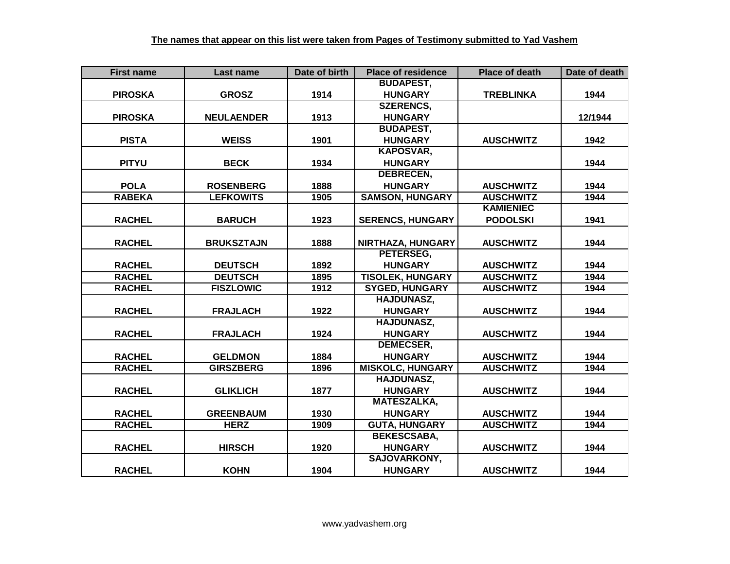**The names that appear on this list were taken from Pages of Testimony submitted to Yad Vashem**

| First name | Last name | Date of birth | Place of residence | Place of death | Date of death |
|---|---|---|---|---|---|
| PIROSKA | GROSZ | 1914 | BUDAPEST, HUNGARY | TREBLINKA | 1944 |
| PIROSKA | NEULAENDER | 1913 | SZERENCS, HUNGARY | | 12/1944 |
| PISTA | WEISS | 1901 | BUDAPEST, HUNGARY | AUSCHWITZ | 1942 |
| PITYU | BECK | 1934 | KAPOSVAR, HUNGARY | | 1944 |
| POLA | ROSENBERG | 1888 | DEBRECEN, HUNGARY | AUSCHWITZ | 1944 |
| RABEKA | LEFKOWITS | 1905 | SAMSON, HUNGARY | AUSCHWITZ | 1944 |
| RACHEL | BARUCH | 1923 | SERENCS, HUNGARY | KAMIENIEC PODOLSKI | 1941 |
| RACHEL | BRUKSZTAJN | 1888 | NIRTHAZA, HUNGARY | AUSCHWITZ | 1944 |
| RACHEL | DEUTSCH | 1892 | PETERSEG, HUNGARY | AUSCHWITZ | 1944 |
| RACHEL | DEUTSCH | 1895 | TISOLEK, HUNGARY | AUSCHWITZ | 1944 |
| RACHEL | FISZLOWIC | 1912 | SYGED, HUNGARY | AUSCHWITZ | 1944 |
| RACHEL | FRAJLACH | 1922 | HAJDUNASZ, HUNGARY | AUSCHWITZ | 1944 |
| RACHEL | FRAJLACH | 1924 | HAJDUNASZ, HUNGARY | AUSCHWITZ | 1944 |
| RACHEL | GELDMON | 1884 | DEMECSER, HUNGARY | AUSCHWITZ | 1944 |
| RACHEL | GIRSZBERG | 1896 | MISKOLC, HUNGARY | AUSCHWITZ | 1944 |
| RACHEL | GLIKLICH | 1877 | HAJDUNASZ, HUNGARY | AUSCHWITZ | 1944 |
| RACHEL | GREENBAUM | 1930 | MATESZALKA, HUNGARY | AUSCHWITZ | 1944 |
| RACHEL | HERZ | 1909 | GUTA, HUNGARY | AUSCHWITZ | 1944 |
| RACHEL | HIRSCH | 1920 | BEKESCSABA, HUNGARY | AUSCHWITZ | 1944 |
| RACHEL | KOHN | 1904 | SAJOVARKONY, HUNGARY | AUSCHWITZ | 1944 |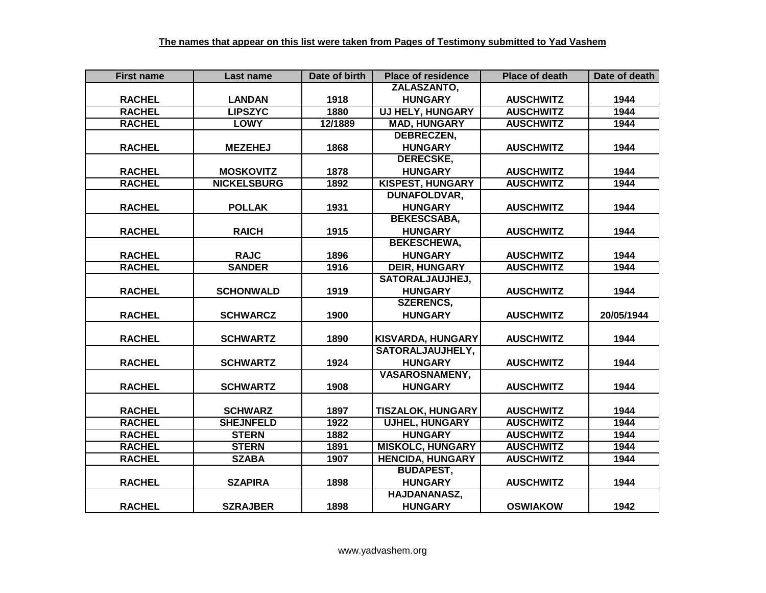**The names that appear on this list were taken from Pages of Testimony submitted to Yad Vashem**

| First name | Last name | Date of birth | Place of residence | Place of death | Date of death |
|---|---|---|---|---|---|
| RACHEL | LANDAN | 1918 | ZALASZANTO, HUNGARY | AUSCHWITZ | 1944 |
| RACHEL | LIPSZYC | 1880 | UJ HELY, HUNGARY | AUSCHWITZ | 1944 |
| RACHEL | LOWY | 12/1889 | MAD, HUNGARY | AUSCHWITZ | 1944 |
| RACHEL | MEZEHEJ | 1868 | DEBRECZEN, HUNGARY | AUSCHWITZ | 1944 |
| RACHEL | MOSKOVITZ | 1878 | DERECSKE, HUNGARY | AUSCHWITZ | 1944 |
| RACHEL | NICKELSBURG | 1892 | KISPEST, HUNGARY | AUSCHWITZ | 1944 |
| RACHEL | POLLAK | 1931 | DUNAFOLDVAR, HUNGARY | AUSCHWITZ | 1944 |
| RACHEL | RAICH | 1915 | BEKESCSABA, HUNGARY | AUSCHWITZ | 1944 |
| RACHEL | RAJC | 1896 | BEKESCHEWA, HUNGARY | AUSCHWITZ | 1944 |
| RACHEL | SANDER | 1916 | DEIR, HUNGARY | AUSCHWITZ | 1944 |
| RACHEL | SCHONWALD | 1919 | SATORALJAUJHEJ, HUNGARY | AUSCHWITZ | 1944 |
| RACHEL | SCHWARCZ | 1900 | SZERENCS, HUNGARY | AUSCHWITZ | 20/05/1944 |
| RACHEL | SCHWARTZ | 1890 | KISVARDA, HUNGARY | AUSCHWITZ | 1944 |
| RACHEL | SCHWARTZ | 1924 | SATORALJAUJHELY, HUNGARY | AUSCHWITZ | 1944 |
| RACHEL | SCHWARTZ | 1908 | VASAROSNAMENY, HUNGARY | AUSCHWITZ | 1944 |
| RACHEL | SCHWARZ | 1897 | TISZALOK, HUNGARY | AUSCHWITZ | 1944 |
| RACHEL | SHEJNFELD | 1922 | UJHEL, HUNGARY | AUSCHWITZ | 1944 |
| RACHEL | STERN | 1882 | HUNGARY | AUSCHWITZ | 1944 |
| RACHEL | STERN | 1891 | MISKOLC, HUNGARY | AUSCHWITZ | 1944 |
| RACHEL | SZABA | 1907 | HENCIDA, HUNGARY | AUSCHWITZ | 1944 |
| RACHEL | SZAPIRA | 1898 | BUDAPEST, HUNGARY | AUSCHWITZ | 1944 |
| RACHEL | SZRAJBER | 1898 | HAJDANANASZ, HUNGARY | OSWIAKOW | 1942 |

www.yadvashem.org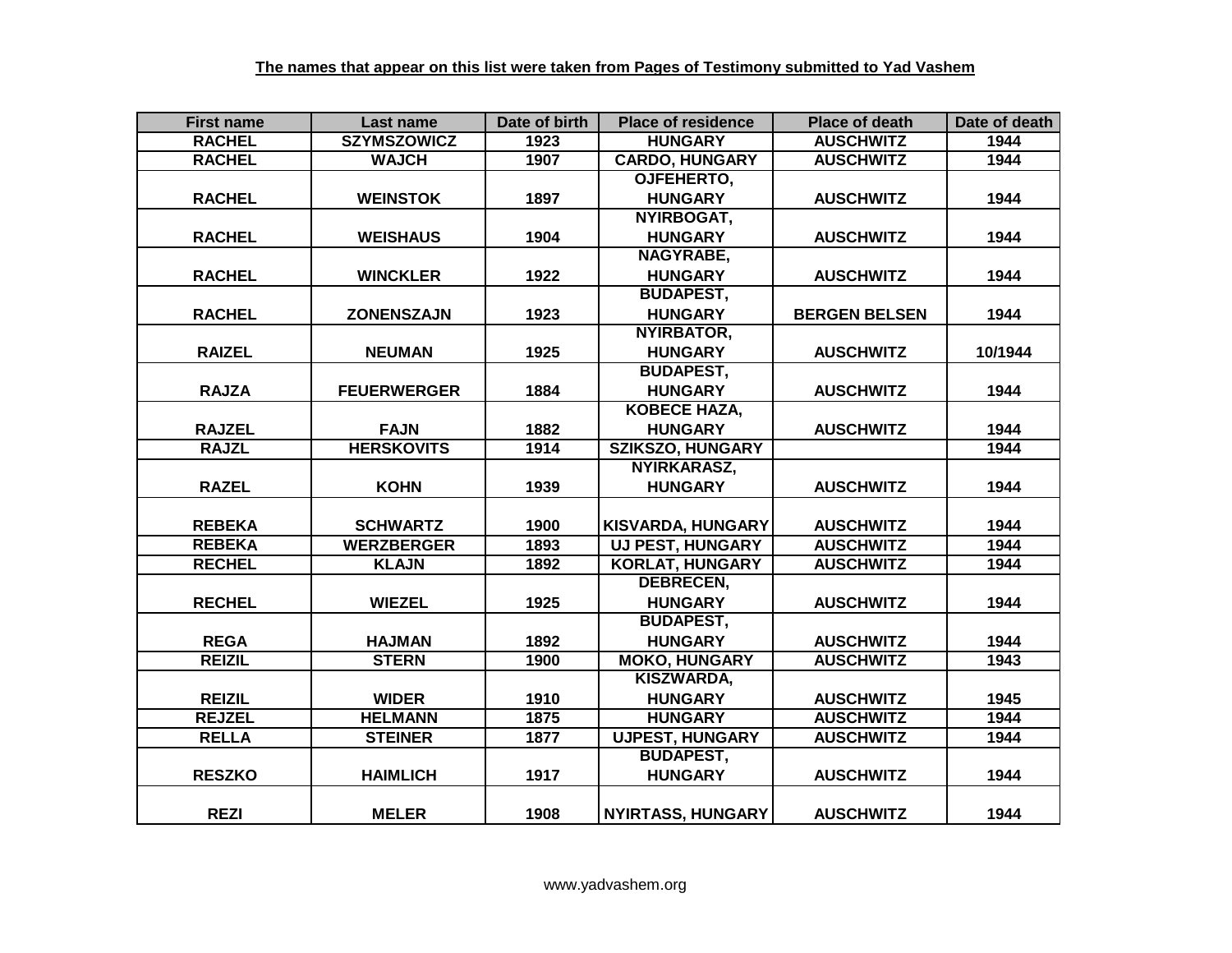**The names that appear on this list were taken from Pages of Testimony submitted to Yad Vashem**

| First name | Last name | Date of birth | Place of residence | Place of death | Date of death |
|---|---|---|---|---|---|
| RACHEL | SZYMSZOWICZ | 1923 | HUNGARY | AUSCHWITZ | 1944 |
| RACHEL | WAJCH | 1907 | CARDO, HUNGARY | AUSCHWITZ | 1944 |
| RACHEL | WEINSTOK | 1897 | OJFEHERTO, HUNGARY | AUSCHWITZ | 1944 |
| RACHEL | WEISHAUS | 1904 | NYIRBOGAT, HUNGARY | AUSCHWITZ | 1944 |
| RACHEL | WINCKLER | 1922 | NAGYRABE, HUNGARY | AUSCHWITZ | 1944 |
| RACHEL | ZONENSZAJN | 1923 | BUDAPEST, HUNGARY | BERGEN BELSEN | 1944 |
| RAIZEL | NEUMAN | 1925 | NYIRBATOR, HUNGARY | AUSCHWITZ | 10/1944 |
| RAJZA | FEUERWERGER | 1884 | BUDAPEST, HUNGARY | AUSCHWITZ | 1944 |
| RAJZEL | FAJN | 1882 | KOBECE HAZA, HUNGARY | AUSCHWITZ | 1944 |
| RAJZL | HERSKOVITS | 1914 | SZIKSZO, HUNGARY | | 1944 |
| RAZEL | KOHN | 1939 | NYIRKARASZ, HUNGARY | AUSCHWITZ | 1944 |
| REBEKA | SCHWARTZ | 1900 | KISVARDA, HUNGARY | AUSCHWITZ | 1944 |
| REBEKA | WERZBERGER | 1893 | UJ PEST, HUNGARY | AUSCHWITZ | 1944 |
| RECHEL | KLAJN | 1892 | KORLAT, HUNGARY | AUSCHWITZ | 1944 |
| RECHEL | WIEZEL | 1925 | DEBRECEN, HUNGARY | AUSCHWITZ | 1944 |
| REGA | HAJMAN | 1892 | BUDAPEST, HUNGARY | AUSCHWITZ | 1944 |
| REIZIL | STERN | 1900 | MOKO, HUNGARY | AUSCHWITZ | 1943 |
| REIZIL | WIDER | 1910 | KISZWARDA, HUNGARY | AUSCHWITZ | 1945 |
| REJZEL | HELMANN | 1875 | HUNGARY | AUSCHWITZ | 1944 |
| RELLA | STEINER | 1877 | UJPEST, HUNGARY | AUSCHWITZ | 1944 |
| RESZKO | HAIMLICH | 1917 | BUDAPEST, HUNGARY | AUSCHWITZ | 1944 |
| REZI | MELER | 1908 | NYIRTASS, HUNGARY | AUSCHWITZ | 1944 |

www.yadvashem.org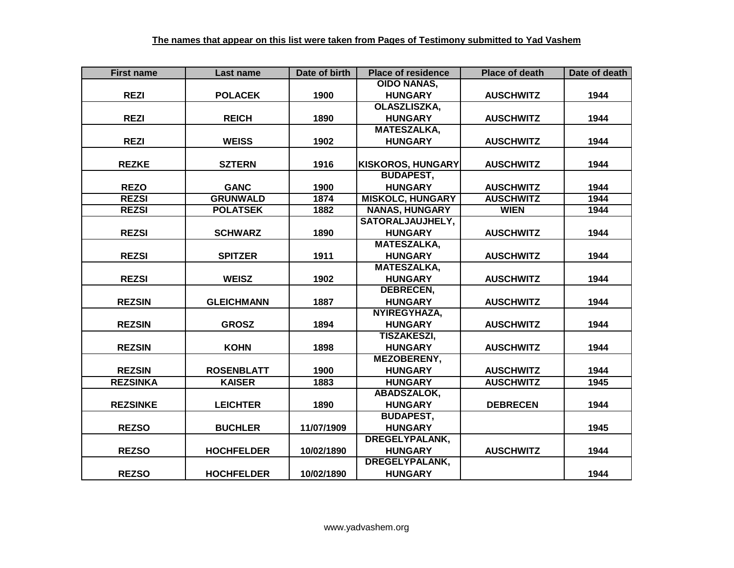**The names that appear on this list were taken from Pages of Testimony submitted to Yad Vashem**

| First name | Last name | Date of birth | Place of residence | Place of death | Date of death |
|---|---|---|---|---|---|
| REZI | POLACEK | 1900 | OIDO NANAS, HUNGARY | AUSCHWITZ | 1944 |
| REZI | REICH | 1890 | OLASZLISZKA, HUNGARY | AUSCHWITZ | 1944 |
| REZI | WEISS | 1902 | MATESZALKA, HUNGARY | AUSCHWITZ | 1944 |
| REZKE | SZTERN | 1916 | KISKOROS, HUNGARY | AUSCHWITZ | 1944 |
| REZO | GANC | 1900 | BUDAPEST, HUNGARY | AUSCHWITZ | 1944 |
| REZSI | GRUNWALD | 1874 | MISKOLC, HUNGARY | AUSCHWITZ | 1944 |
| REZSI | POLATSEK | 1882 | NANAS, HUNGARY | WIEN | 1944 |
| REZSI | SCHWARZ | 1890 | SATORALJAUJHELY, HUNGARY | AUSCHWITZ | 1944 |
| REZSI | SPITZER | 1911 | MATESZALKA, HUNGARY | AUSCHWITZ | 1944 |
| REZSI | WEISZ | 1902 | MATESZALKA, HUNGARY | AUSCHWITZ | 1944 |
| REZSIN | GLEICHMANN | 1887 | DEBRECEN, HUNGARY | AUSCHWITZ | 1944 |
| REZSIN | GROSZ | 1894 | NYIREGYHAZA, HUNGARY | AUSCHWITZ | 1944 |
| REZSIN | KOHN | 1898 | TISZAKESZI, HUNGARY | AUSCHWITZ | 1944 |
| REZSIN | ROSENBLATT | 1900 | MEZOBERENY, HUNGARY | AUSCHWITZ | 1944 |
| REZSINKA | KAISER | 1883 | HUNGARY | AUSCHWITZ | 1945 |
| REZSINKE | LEICHTER | 1890 | ABADSZALOK, HUNGARY | DEBRECEN | 1944 |
| REZSO | BUCHLER | 11/07/1909 | BUDAPEST, HUNGARY | | 1945 |
| REZSO | HOCHFELDER | 10/02/1890 | DREGELYPALANK, HUNGARY | AUSCHWITZ | 1944 |
| REZSO | HOCHFELDER | 10/02/1890 | DREGELYPALANK, HUNGARY | | 1944 |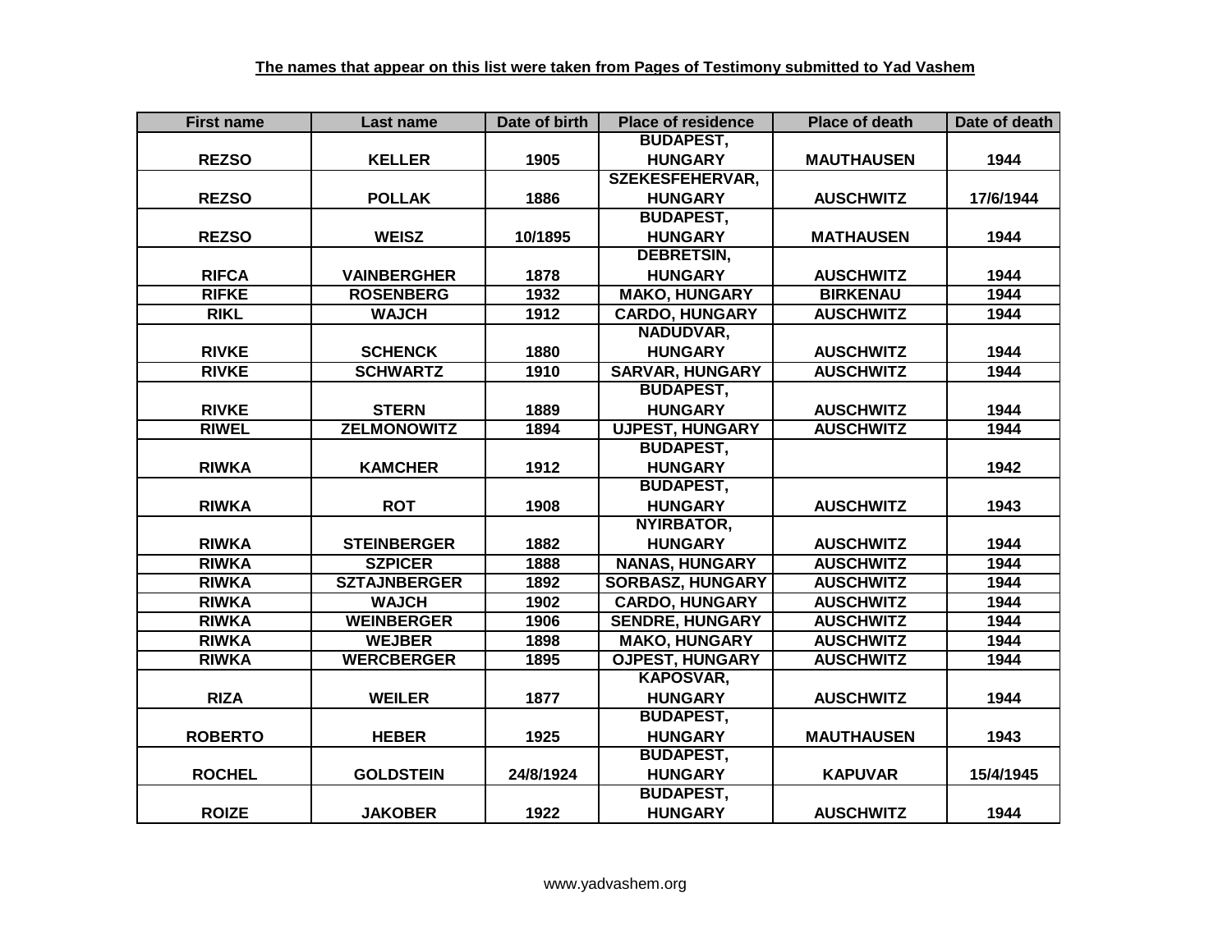**The names that appear on this list were taken from Pages of Testimony submitted to Yad Vashem**

| First name | Last name | Date of birth | Place of residence | Place of death | Date of death |
|---|---|---|---|---|---|
| REZSO | KELLER | 1905 | BUDAPEST, HUNGARY | MAUTHAUSEN | 1944 |
| REZSO | POLLAK | 1886 | SZEKESFEHERVAR, HUNGARY | AUSCHWITZ | 17/6/1944 |
| REZSO | WEISZ | 10/1895 | BUDAPEST, HUNGARY | MATHAUSEN | 1944 |
| RIFCA | VAINBERGHER | 1878 | DEBRETSIN, HUNGARY | AUSCHWITZ | 1944 |
| RIFKE | ROSENBERG | 1932 | MAKO, HUNGARY | BIRKENAU | 1944 |
| RIKL | WAJCH | 1912 | CARDO, HUNGARY | AUSCHWITZ | 1944 |
| RIVKE | SCHENCK | 1880 | NADUDVAR, HUNGARY | AUSCHWITZ | 1944 |
| RIVKE | SCHWARTZ | 1910 | SARVAR, HUNGARY | AUSCHWITZ | 1944 |
| RIVKE | STERN | 1889 | BUDAPEST, HUNGARY | AUSCHWITZ | 1944 |
| RIWEL | ZELMONOWITZ | 1894 | UJPEST, HUNGARY | AUSCHWITZ | 1944 |
| RIWKA | KAMCHER | 1912 | BUDAPEST, HUNGARY | | 1942 |
| RIWKA | ROT | 1908 | BUDAPEST, HUNGARY | AUSCHWITZ | 1943 |
| RIWKA | STEINBERGER | 1882 | NYIRBATOR, HUNGARY | AUSCHWITZ | 1944 |
| RIWKA | SZPICER | 1888 | NANAS, HUNGARY | AUSCHWITZ | 1944 |
| RIWKA | SZTAJNBERGER | 1892 | SORBASZ, HUNGARY | AUSCHWITZ | 1944 |
| RIWKA | WAJCH | 1902 | CARDO, HUNGARY | AUSCHWITZ | 1944 |
| RIWKA | WEINBERGER | 1906 | SENDRE, HUNGARY | AUSCHWITZ | 1944 |
| RIWKA | WEJBER | 1898 | MAKO, HUNGARY | AUSCHWITZ | 1944 |
| RIWKA | WERCBERGER | 1895 | OJPEST, HUNGARY | AUSCHWITZ | 1944 |
| RIZA | WEILER | 1877 | KAPOSVAR, HUNGARY | AUSCHWITZ | 1944 |
| ROBERTO | HEBER | 1925 | BUDAPEST, HUNGARY | MAUTHAUSEN | 1943 |
| ROCHEL | GOLDSTEIN | 24/8/1924 | BUDAPEST, HUNGARY | KAPUVAR | 15/4/1945 |
| ROIZE | JAKOBER | 1922 | BUDAPEST, HUNGARY | AUSCHWITZ | 1944 |

www.yadvashem.org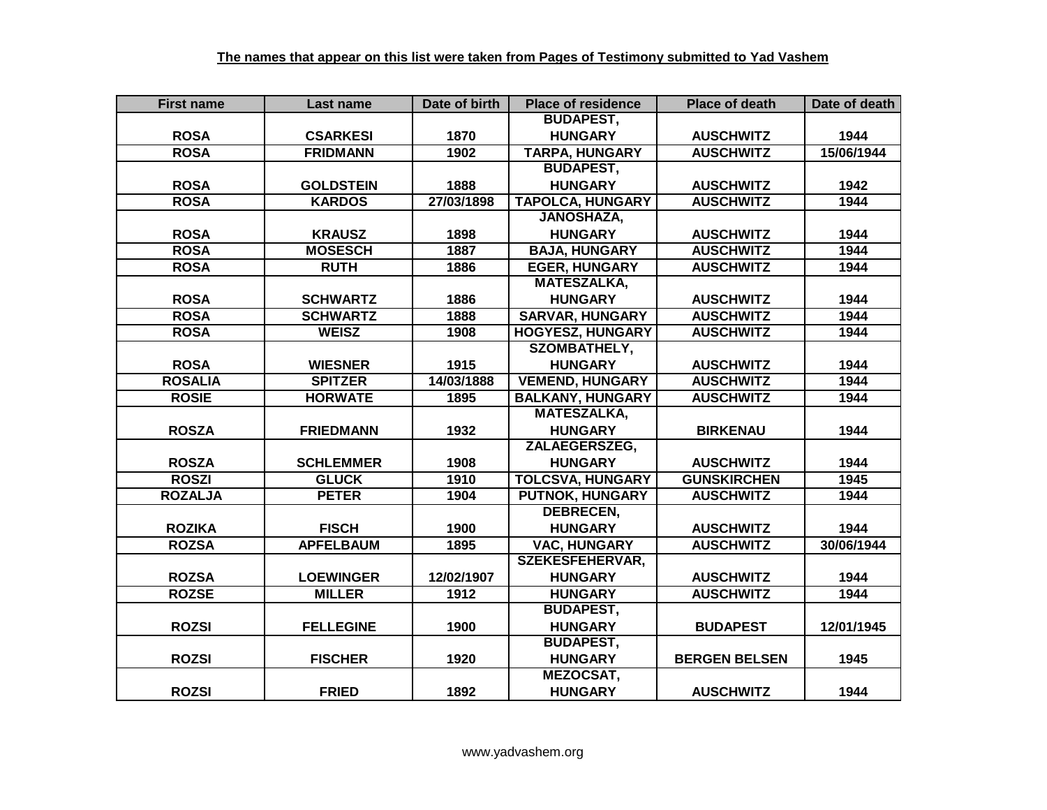**The names that appear on this list were taken from Pages of Testimony submitted to Yad Vashem**

| First name | Last name | Date of birth | Place of residence | Place of death | Date of death |
|---|---|---|---|---|---|
| ROSA | CSARKESI | 1870 | BUDAPEST, HUNGARY | AUSCHWITZ | 1944 |
| ROSA | FRIDMANN | 1902 | TARPA, HUNGARY | AUSCHWITZ | 15/06/1944 |
| ROSA | GOLDSTEIN | 1888 | BUDAPEST, HUNGARY | AUSCHWITZ | 1942 |
| ROSA | KARDOS | 27/03/1898 | TAPOLCA, HUNGARY | AUSCHWITZ | 1944 |
| ROSA | KRAUSZ | 1898 | JANOSHAZA, HUNGARY | AUSCHWITZ | 1944 |
| ROSA | MOSESCH | 1887 | BAJA, HUNGARY | AUSCHWITZ | 1944 |
| ROSA | RUTH | 1886 | EGER, HUNGARY | AUSCHWITZ | 1944 |
| ROSA | SCHWARTZ | 1886 | MATESZALKA, HUNGARY | AUSCHWITZ | 1944 |
| ROSA | SCHWARTZ | 1888 | SARVAR, HUNGARY | AUSCHWITZ | 1944 |
| ROSA | WEISZ | 1908 | HOGYESZ, HUNGARY | AUSCHWITZ | 1944 |
| ROSA | WIESNER | 1915 | SZOMBATHELY, HUNGARY | AUSCHWITZ | 1944 |
| ROSALIA | SPITZER | 14/03/1888 | VEMEND, HUNGARY | AUSCHWITZ | 1944 |
| ROSIE | HORWATE | 1895 | BALKANY, HUNGARY | AUSCHWITZ | 1944 |
| ROSZA | FRIEDMANN | 1932 | MATESZALKA, HUNGARY | BIRKENAU | 1944 |
| ROSZA | SCHLEMMER | 1908 | ZALAEGERSZEG, HUNGARY | AUSCHWITZ | 1944 |
| ROSZI | GLUCK | 1910 | TOLCSVA, HUNGARY | GUNSKIRCHEN | 1945 |
| ROZALJA | PETER | 1904 | PUTNOK, HUNGARY | AUSCHWITZ | 1944 |
| ROZIKA | FISCH | 1900 | DEBRECEN, HUNGARY | AUSCHWITZ | 1944 |
| ROZSA | APFELBAUM | 1895 | VAC, HUNGARY | AUSCHWITZ | 30/06/1944 |
| ROZSA | LOEWINGER | 12/02/1907 | SZEKESFEHERVAR, HUNGARY | AUSCHWITZ | 1944 |
| ROZSE | MILLER | 1912 | HUNGARY | AUSCHWITZ | 1944 |
| ROZSI | FELLEGINE | 1900 | BUDAPEST, HUNGARY | BUDAPEST | 12/01/1945 |
| ROZSI | FISCHER | 1920 | BUDAPEST, HUNGARY | BERGEN BELSEN | 1945 |
| ROZSI | FRIED | 1892 | MEZOCSAT, HUNGARY | AUSCHWITZ | 1944 |

www.yadvashem.org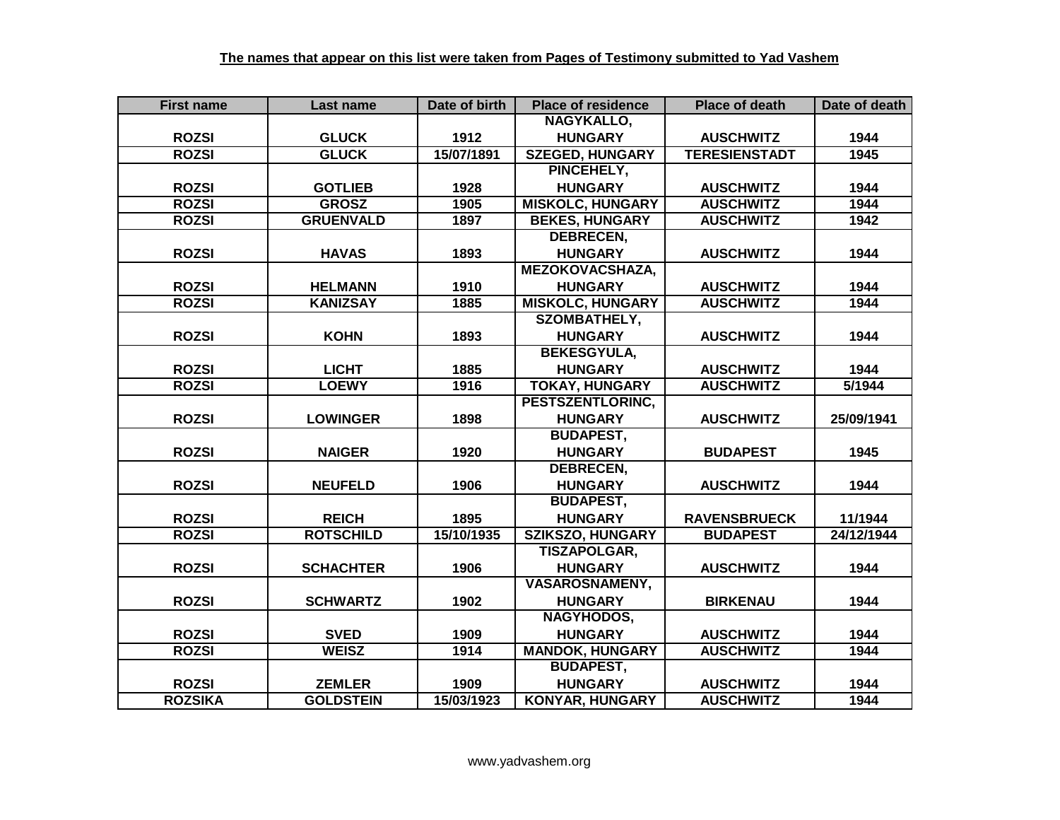**The names that appear on this list were taken from Pages of Testimony submitted to Yad Vashem**

| First name | Last name | Date of birth | Place of residence | Place of death | Date of death |
|---|---|---|---|---|---|
| ROZSI | GLUCK | 1912 | NAGYKALLO, HUNGARY | AUSCHWITZ | 1944 |
| ROZSI | GLUCK | 15/07/1891 | SZEGED, HUNGARY | TERESIENSTADT | 1945 |
| ROZSI | GOTLIEB | 1928 | PINCEHELY, HUNGARY | AUSCHWITZ | 1944 |
| ROZSI | GROSZ | 1905 | MISKOLC, HUNGARY | AUSCHWITZ | 1944 |
| ROZSI | GRUENVALD | 1897 | BEKES, HUNGARY | AUSCHWITZ | 1942 |
| ROZSI | HAVAS | 1893 | DEBRECEN, HUNGARY | AUSCHWITZ | 1944 |
| ROZSI | HELMANN | 1910 | MEZOKOVACSHAZA, HUNGARY | AUSCHWITZ | 1944 |
| ROZSI | KANIZSAY | 1885 | MISKOLC, HUNGARY | AUSCHWITZ | 1944 |
| ROZSI | KOHN | 1893 | SZOMBATHELY, HUNGARY | AUSCHWITZ | 1944 |
| ROZSI | LICHT | 1885 | BEKESGYULA, HUNGARY | AUSCHWITZ | 1944 |
| ROZSI | LOEWY | 1916 | TOKAY, HUNGARY | AUSCHWITZ | 5/1944 |
| ROZSI | LOWINGER | 1898 | PESTSZENTLORINC, HUNGARY | AUSCHWITZ | 25/09/1941 |
| ROZSI | NAIGER | 1920 | BUDAPEST, HUNGARY | BUDAPEST | 1945 |
| ROZSI | NEUFELD | 1906 | DEBRECEN, HUNGARY | AUSCHWITZ | 1944 |
| ROZSI | REICH | 1895 | BUDAPEST, HUNGARY | RAVENSBRUECK | 11/1944 |
| ROZSI | ROTSCHILD | 15/10/1935 | SZIKSZO, HUNGARY | BUDAPEST | 24/12/1944 |
| ROZSI | SCHACHTER | 1906 | TISZAPOLGAR, HUNGARY | AUSCHWITZ | 1944 |
| ROZSI | SCHWARTZ | 1902 | VASAROSNAMENY, HUNGARY | BIRKENAU | 1944 |
| ROZSI | SVED | 1909 | NAGYHODOS, HUNGARY | AUSCHWITZ | 1944 |
| ROZSI | WEISZ | 1914 | MANDOK, HUNGARY | AUSCHWITZ | 1944 |
| ROZSI | ZEMLER | 1909 | BUDAPEST, HUNGARY | AUSCHWITZ | 1944 |
| ROZSIKA | GOLDSTEIN | 15/03/1923 | KONYAR, HUNGARY | AUSCHWITZ | 1944 |

www.yadvashem.org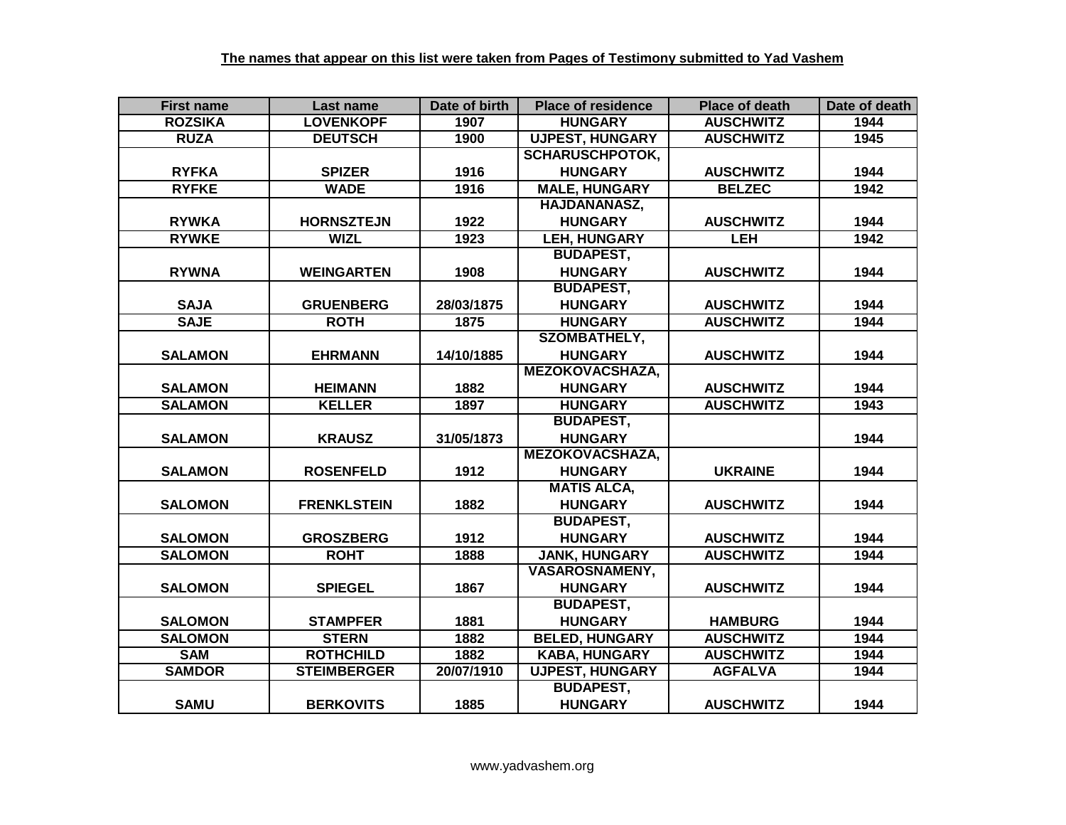**The names that appear on this list were taken from Pages of Testimony submitted to Yad Vashem**

| First name | Last name | Date of birth | Place of residence | Place of death | Date of death |
|---|---|---|---|---|---|
| ROZSIKA | LOVENKOPF | 1907 | HUNGARY | AUSCHWITZ | 1944 |
| RUZA | DEUTSCH | 1900 | UJPEST, HUNGARY | AUSCHWITZ | 1945 |
| RYFKA | SPIZER | 1916 | SCHARUSCHPOTOK, HUNGARY | AUSCHWITZ | 1944 |
| RYFKE | WADE | 1916 | MALE, HUNGARY | BELZEC | 1942 |
| RYWKA | HORNSZTEJN | 1922 | HAJDANANASZ, HUNGARY | AUSCHWITZ | 1944 |
| RYWKE | WIZL | 1923 | LEH, HUNGARY | LEH | 1942 |
| RYWNA | WEINGARTEN | 1908 | BUDAPEST, HUNGARY | AUSCHWITZ | 1944 |
| SAJA | GRUENBERG | 28/03/1875 | BUDAPEST, HUNGARY | AUSCHWITZ | 1944 |
| SAJE | ROTH | 1875 | HUNGARY | AUSCHWITZ | 1944 |
| SALAMON | EHRMANN | 14/10/1885 | SZOMBATHELY, HUNGARY | AUSCHWITZ | 1944 |
| SALAMON | HEIMANN | 1882 | MEZOKOVACSHAZA, HUNGARY | AUSCHWITZ | 1944 |
| SALAMON | KELLER | 1897 | HUNGARY | AUSCHWITZ | 1943 |
| SALAMON | KRAUSZ | 31/05/1873 | BUDAPEST, HUNGARY | | 1944 |
| SALAMON | ROSENFELD | 1912 | MEZOKOVACSHAZA, HUNGARY | UKRAINE | 1944 |
| SALOMON | FRENKLSTEIN | 1882 | MATIS ALCA, HUNGARY | AUSCHWITZ | 1944 |
| SALOMON | GROSZBERG | 1912 | BUDAPEST, HUNGARY | AUSCHWITZ | 1944 |
| SALOMON | ROHT | 1888 | JANK, HUNGARY | AUSCHWITZ | 1944 |
| SALOMON | SPIEGEL | 1867 | VASAROSNAMENY, HUNGARY | AUSCHWITZ | 1944 |
| SALOMON | STAMPFER | 1881 | BUDAPEST, HUNGARY | HAMBURG | 1944 |
| SALOMON | STERN | 1882 | BELED, HUNGARY | AUSCHWITZ | 1944 |
| SAM | ROTHCHILD | 1882 | KABA, HUNGARY | AUSCHWITZ | 1944 |
| SAMDOR | STEIMBERGER | 20/07/1910 | UJPEST, HUNGARY | AGFALVA | 1944 |
| SAMU | BERKOVITS | 1885 | BUDAPEST, HUNGARY | AUSCHWITZ | 1944 |

www.yadvashem.org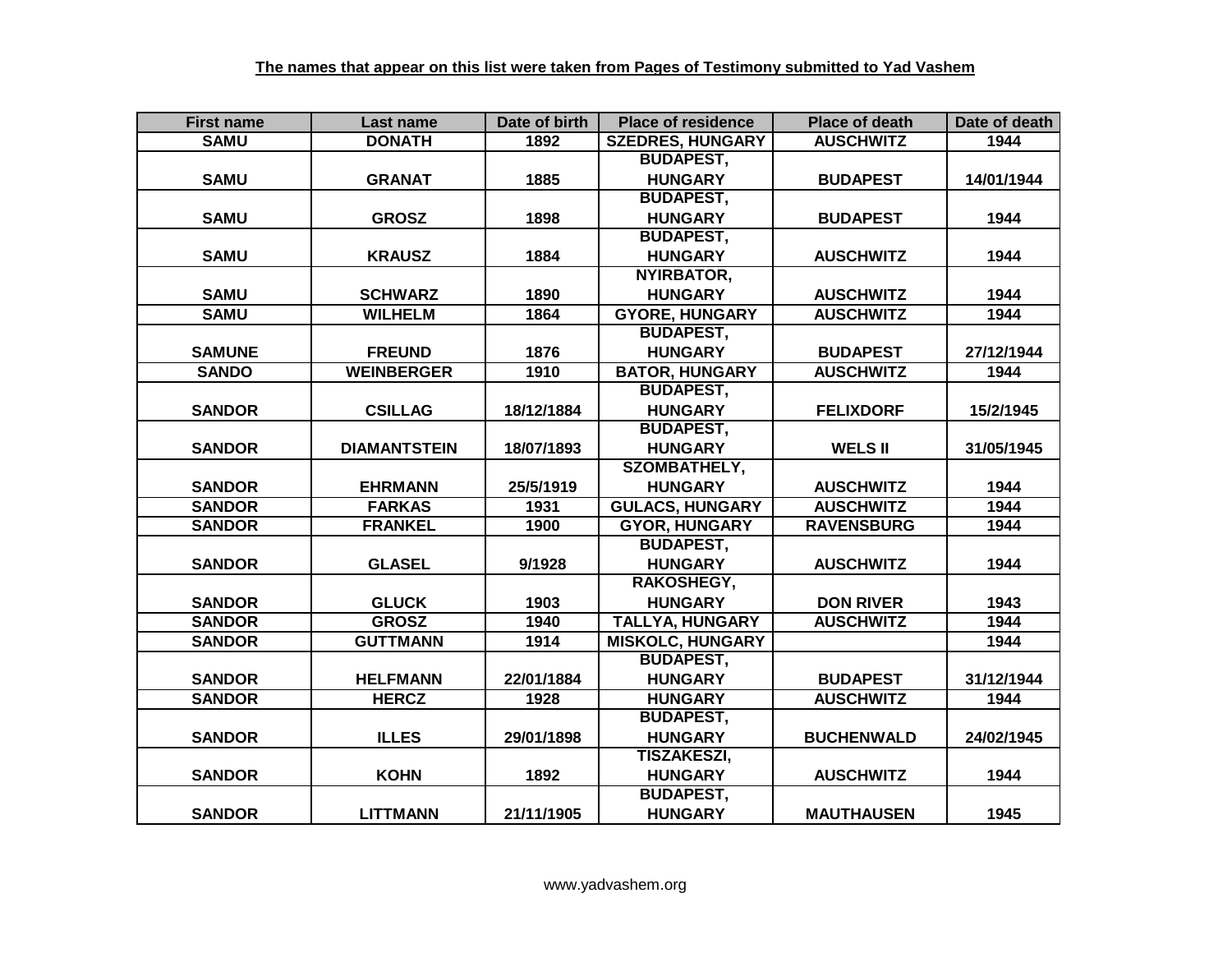**The names that appear on this list were taken from Pages of Testimony submitted to Yad Vashem**

| First name | Last name | Date of birth | Place of residence | Place of death | Date of death |
|---|---|---|---|---|---|
| SAMU | DONATH | 1892 | SZEDRES, HUNGARY | AUSCHWITZ | 1944 |
| SAMU | GRANAT | 1885 | BUDAPEST, HUNGARY | BUDAPEST | 14/01/1944 |
| SAMU | GROSZ | 1898 | BUDAPEST, HUNGARY | BUDAPEST | 1944 |
| SAMU | KRAUSZ | 1884 | BUDAPEST, HUNGARY | AUSCHWITZ | 1944 |
| SAMU | SCHWARZ | 1890 | NYIRBATOR, HUNGARY | AUSCHWITZ | 1944 |
| SAMU | WILHELM | 1864 | GYORE, HUNGARY | AUSCHWITZ | 1944 |
| SAMUNE | FREUND | 1876 | BUDAPEST, HUNGARY | BUDAPEST | 27/12/1944 |
| SANDO | WEINBERGER | 1910 | BATOR, HUNGARY | AUSCHWITZ | 1944 |
| SANDOR | CSILLAG | 18/12/1884 | BUDAPEST, HUNGARY | FELIXDORF | 15/2/1945 |
| SANDOR | DIAMANTSTEIN | 18/07/1893 | BUDAPEST, HUNGARY | WELS II | 31/05/1945 |
| SANDOR | EHRMANN | 25/5/1919 | SZOMBATHELY, HUNGARY | AUSCHWITZ | 1944 |
| SANDOR | FARKAS | 1931 | GULACS, HUNGARY | AUSCHWITZ | 1944 |
| SANDOR | FRANKEL | 1900 | GYOR, HUNGARY | RAVENSBURG | 1944 |
| SANDOR | GLASEL | 9/1928 | BUDAPEST, HUNGARY | AUSCHWITZ | 1944 |
| SANDOR | GLUCK | 1903 | RAKOSHEGY, HUNGARY | DON RIVER | 1943 |
| SANDOR | GROSZ | 1940 | TALLYA, HUNGARY | AUSCHWITZ | 1944 |
| SANDOR | GUTTMANN | 1914 | MISKOLC, HUNGARY | | 1944 |
| SANDOR | HELFMANN | 22/01/1884 | BUDAPEST, HUNGARY | BUDAPEST | 31/12/1944 |
| SANDOR | HERCZ | 1928 | HUNGARY | AUSCHWITZ | 1944 |
| SANDOR | ILLES | 29/01/1898 | BUDAPEST, HUNGARY | BUCHENWALD | 24/02/1945 |
| SANDOR | KOHN | 1892 | TISZAKESZI, HUNGARY | AUSCHWITZ | 1944 |
| SANDOR | LITTMANN | 21/11/1905 | BUDAPEST, HUNGARY | MAUTHAUSEN | 1945 |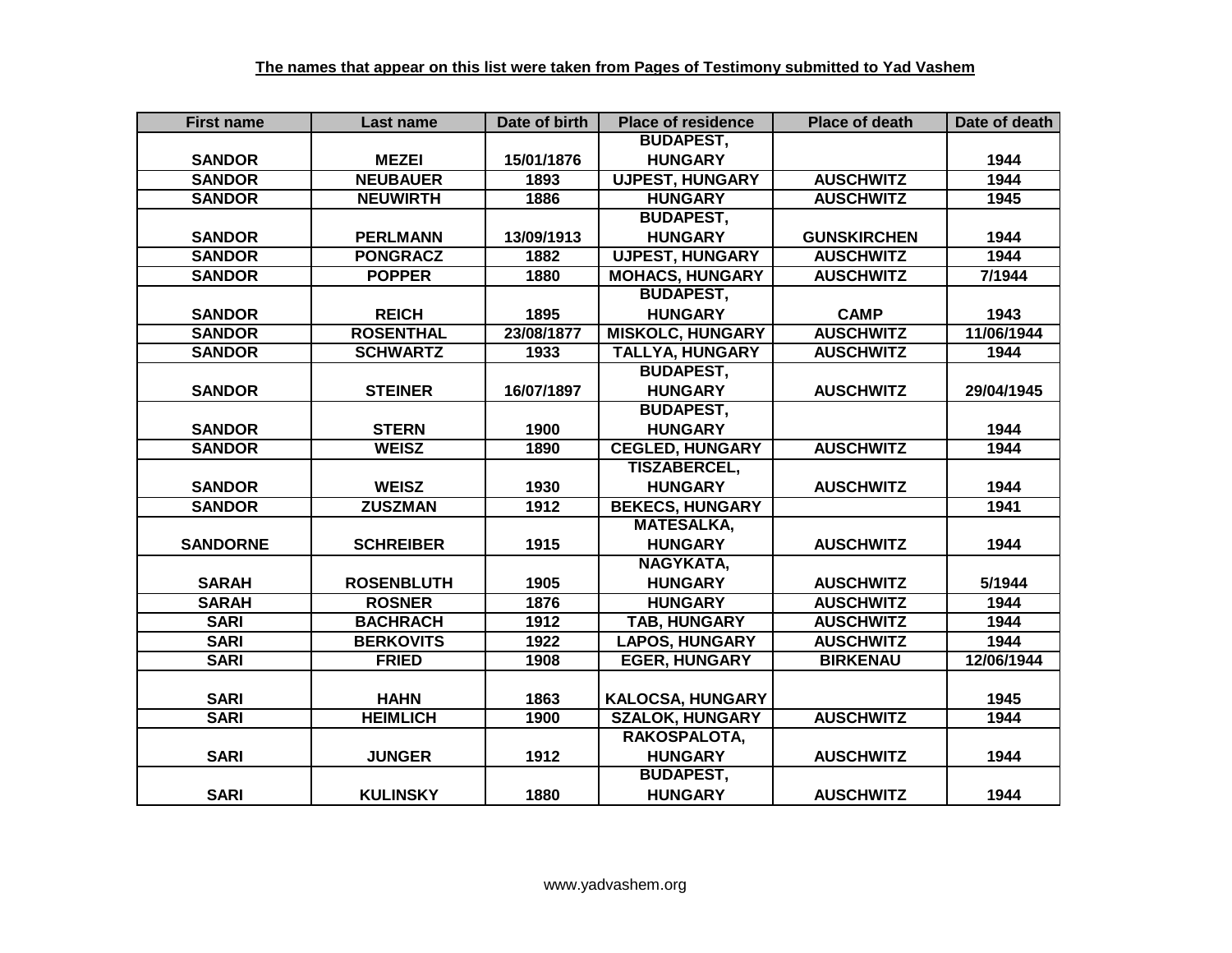**The names that appear on this list were taken from Pages of Testimony submitted to Yad Vashem**

| First name | Last name | Date of birth | Place of residence | Place of death | Date of death |
|---|---|---|---|---|---|
| SANDOR | MEZEI | 15/01/1876 | BUDAPEST, HUNGARY | | 1944 |
| SANDOR | NEUBAUER | 1893 | UJPEST, HUNGARY | AUSCHWITZ | 1944 |
| SANDOR | NEUWIRTH | 1886 | HUNGARY | AUSCHWITZ | 1945 |
| SANDOR | PERLMANN | 13/09/1913 | BUDAPEST, HUNGARY | GUNSKIRCHEN | 1944 |
| SANDOR | PONGRACZ | 1882 | UJPEST, HUNGARY | AUSCHWITZ | 1944 |
| SANDOR | POPPER | 1880 | MOHACS, HUNGARY | AUSCHWITZ | 7/1944 |
| SANDOR | REICH | 1895 | BUDAPEST, HUNGARY | CAMP | 1943 |
| SANDOR | ROSENTHAL | 23/08/1877 | MISKOLC, HUNGARY | AUSCHWITZ | 11/06/1944 |
| SANDOR | SCHWARTZ | 1933 | TALLYA, HUNGARY | AUSCHWITZ | 1944 |
| SANDOR | STEINER | 16/07/1897 | BUDAPEST, HUNGARY | AUSCHWITZ | 29/04/1945 |
| SANDOR | STERN | 1900 | BUDAPEST, HUNGARY | | 1944 |
| SANDOR | WEISZ | 1890 | CEGLED, HUNGARY | AUSCHWITZ | 1944 |
| SANDOR | WEISZ | 1930 | TISZABERCEL, HUNGARY | AUSCHWITZ | 1944 |
| SANDOR | ZUSZMAN | 1912 | BEKECS, HUNGARY | | 1941 |
| SANDORNE | SCHREIBER | 1915 | MATESALKA, HUNGARY | AUSCHWITZ | 1944 |
| SARAH | ROSENBLUTH | 1905 | NAGYKATA, HUNGARY | AUSCHWITZ | 5/1944 |
| SARAH | ROSNER | 1876 | HUNGARY | AUSCHWITZ | 1944 |
| SARI | BACHRACH | 1912 | TAB, HUNGARY | AUSCHWITZ | 1944 |
| SARI | BERKOVITS | 1922 | LAPOS, HUNGARY | AUSCHWITZ | 1944 |
| SARI | FRIED | 1908 | EGER, HUNGARY | BIRKENAU | 12/06/1944 |
| SARI | HAHN | 1863 | KALOCSA, HUNGARY | | 1945 |
| SARI | HEIMLICH | 1900 | SZALOK, HUNGARY | AUSCHWITZ | 1944 |
| SARI | JUNGER | 1912 | RAKOSPALOTA, HUNGARY | AUSCHWITZ | 1944 |
| SARI | KULINSKY | 1880 | BUDAPEST, HUNGARY | AUSCHWITZ | 1944 |

www.yadvashem.org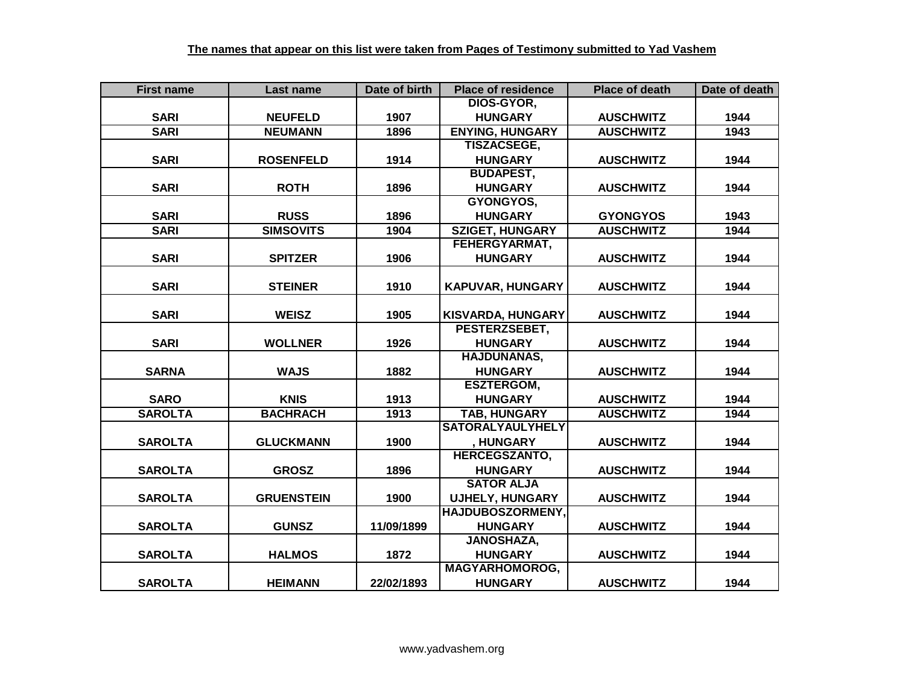**The names that appear on this list were taken from Pages of Testimony submitted to Yad Vashem**

| First name | Last name | Date of birth | Place of residence | Place of death | Date of death |
|---|---|---|---|---|---|
| SARI | NEUFELD | 1907 | DIOS-GYOR, HUNGARY | AUSCHWITZ | 1944 |
| SARI | NEUMANN | 1896 | ENYING, HUNGARY | AUSCHWITZ | 1943 |
| SARI | ROSENFELD | 1914 | TISZACSEGE, HUNGARY | AUSCHWITZ | 1944 |
| SARI | ROTH | 1896 | BUDAPEST, HUNGARY | AUSCHWITZ | 1944 |
| SARI | RUSS | 1896 | GYONGYOS, HUNGARY | GYONGYOS | 1943 |
| SARI | SIMSOVITS | 1904 | SZIGET, HUNGARY | AUSCHWITZ | 1944 |
| SARI | SPITZER | 1906 | FEHERGYARMAT, HUNGARY | AUSCHWITZ | 1944 |
| SARI | STEINER | 1910 | KAPUVAR, HUNGARY | AUSCHWITZ | 1944 |
| SARI | WEISZ | 1905 | KISVARDA, HUNGARY | AUSCHWITZ | 1944 |
| SARI | WOLLNER | 1926 | PESTERZSEBET, HUNGARY | AUSCHWITZ | 1944 |
| SARNA | WAJS | 1882 | HAJDUNANAS, HUNGARY | AUSCHWITZ | 1944 |
| SARO | KNIS | 1913 | ESZTERGOM, HUNGARY | AUSCHWITZ | 1944 |
| SAROLTA | BACHRACH | 1913 | TAB, HUNGARY | AUSCHWITZ | 1944 |
| SAROLTA | GLUCKMANN | 1900 | SATORALYAULYHELY, HUNGARY | AUSCHWITZ | 1944 |
| SAROLTA | GROSZ | 1896 | HERCEGSZANTO, HUNGARY | AUSCHWITZ | 1944 |
| SAROLTA | GRUENSTEIN | 1900 | SATOR ALJA UJHELY, HUNGARY | AUSCHWITZ | 1944 |
| SAROLTA | GUNSZ | 11/09/1899 | HAJDUBOSZORMENY, HUNGARY | AUSCHWITZ | 1944 |
| SAROLTA | HALMOS | 1872 | JANOSHAZA, HUNGARY | AUSCHWITZ | 1944 |
| SAROLTA | HEIMANN | 22/02/1893 | MAGYARHOMOROG, HUNGARY | AUSCHWITZ | 1944 |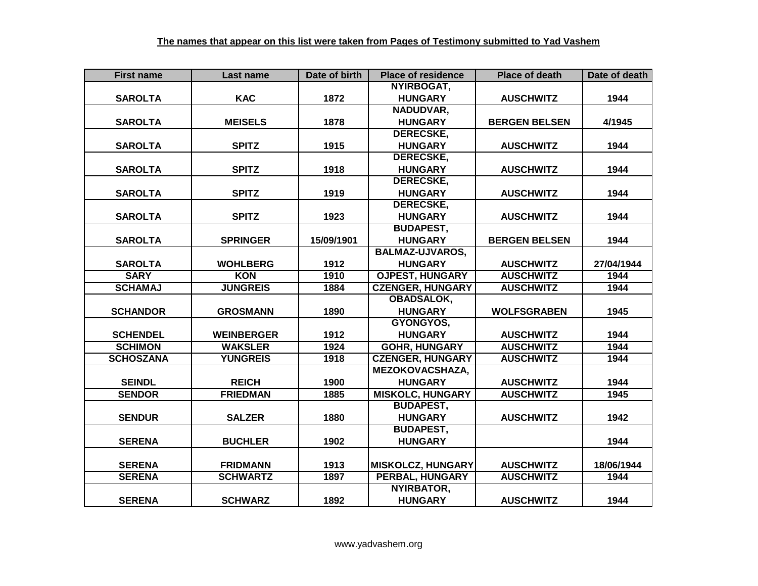**The names that appear on this list were taken from Pages of Testimony submitted to Yad Vashem**

| First name | Last name | Date of birth | Place of residence | Place of death | Date of death |
|---|---|---|---|---|---|
| SAROLTA | KAC | 1872 | NYIRBOGAT, HUNGARY | AUSCHWITZ | 1944 |
| SAROLTA | MEISELS | 1878 | NADUDVAR, HUNGARY | BERGEN BELSEN | 4/1945 |
| SAROLTA | SPITZ | 1915 | DERECSKE, HUNGARY | AUSCHWITZ | 1944 |
| SAROLTA | SPITZ | 1918 | DERECSKE, HUNGARY | AUSCHWITZ | 1944 |
| SAROLTA | SPITZ | 1919 | DERECSKE, HUNGARY | AUSCHWITZ | 1944 |
| SAROLTA | SPITZ | 1923 | DERECSKE, HUNGARY | AUSCHWITZ | 1944 |
| SAROLTA | SPRINGER | 15/09/1901 | BUDAPEST, HUNGARY | BERGEN BELSEN | 1944 |
| SAROLTA | WOHLBERG | 1912 | BALMAZ-UJVAROS, HUNGARY | AUSCHWITZ | 27/04/1944 |
| SARY | KON | 1910 | OJPEST, HUNGARY | AUSCHWITZ | 1944 |
| SCHAMAJ | JUNGREIS | 1884 | CZENGER, HUNGARY | AUSCHWITZ | 1944 |
| SCHANDOR | GROSMANN | 1890 | OBADSALOK, HUNGARY | WOLFSGRABEN | 1945 |
| SCHENDEL | WEINBERGER | 1912 | GYONGYOS, HUNGARY | AUSCHWITZ | 1944 |
| SCHIMON | WAKSLER | 1924 | GOHR, HUNGARY | AUSCHWITZ | 1944 |
| SCHOSZANA | YUNGREIS | 1918 | CZENGER, HUNGARY | AUSCHWITZ | 1944 |
| SEINDL | REICH | 1900 | MEZOKOVACSHAZA, HUNGARY | AUSCHWITZ | 1944 |
| SENDOR | FRIEDMAN | 1885 | MISKOLC, HUNGARY | AUSCHWITZ | 1945 |
| SENDUR | SALZER | 1880 | BUDAPEST, HUNGARY | AUSCHWITZ | 1942 |
| SERENA | BUCHLER | 1902 | BUDAPEST, HUNGARY | | 1944 |
| SERENA | FRIDMANN | 1913 | MISKOLCZ, HUNGARY | AUSCHWITZ | 18/06/1944 |
| SERENA | SCHWARTZ | 1897 | PERBAL, HUNGARY | AUSCHWITZ | 1944 |
| SERENA | SCHWARZ | 1892 | NYIRBATOR, HUNGARY | AUSCHWITZ | 1944 |

www.yadvashem.org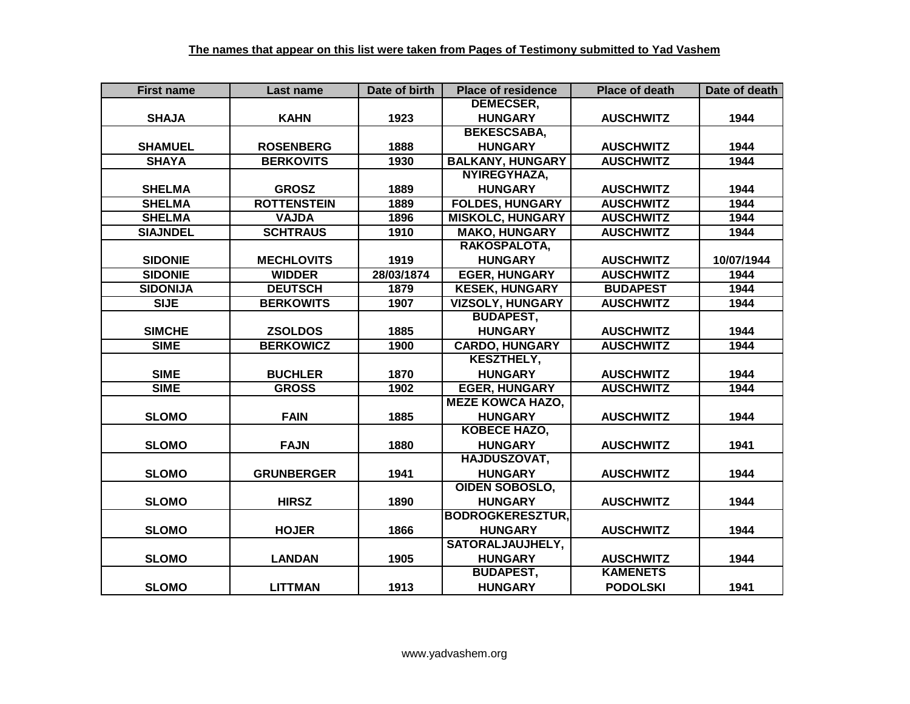**The names that appear on this list were taken from Pages of Testimony submitted to Yad Vashem**

| First name | Last name | Date of birth | Place of residence | Place of death | Date of death |
|---|---|---|---|---|---|
| SHAJA | KAHN | 1923 | DEMECSER, HUNGARY | AUSCHWITZ | 1944 |
| SHAMUEL | ROSENBERG | 1888 | BEKESCSABA, HUNGARY | AUSCHWITZ | 1944 |
| SHAYA | BERKOVITS | 1930 | BALKANY, HUNGARY | AUSCHWITZ | 1944 |
| SHELMA | GROSZ | 1889 | NYIREGYHAZA, HUNGARY | AUSCHWITZ | 1944 |
| SHELMA | ROTTENSTEIN | 1889 | FOLDES, HUNGARY | AUSCHWITZ | 1944 |
| SHELMA | VAJDA | 1896 | MISKOLC, HUNGARY | AUSCHWITZ | 1944 |
| SIAJNDEL | SCHTRAUS | 1910 | MAKO, HUNGARY | AUSCHWITZ | 1944 |
| SIDONIE | MECHLOVITS | 1919 | RAKOSPALOTA, HUNGARY | AUSCHWITZ | 10/07/1944 |
| SIDONIE | WIDDER | 28/03/1874 | EGER, HUNGARY | AUSCHWITZ | 1944 |
| SIDONIJA | DEUTSCH | 1879 | KESEK, HUNGARY | BUDAPEST | 1944 |
| SIJE | BERKOWITS | 1907 | VIZSOLY, HUNGARY | AUSCHWITZ | 1944 |
| SIMCHE | ZSOLDOS | 1885 | BUDAPEST, HUNGARY | AUSCHWITZ | 1944 |
| SIME | BERKOWICZ | 1900 | CARDO, HUNGARY | AUSCHWITZ | 1944 |
| SIME | BUCHLER | 1870 | KESZTHELY, HUNGARY | AUSCHWITZ | 1944 |
| SIME | GROSS | 1902 | EGER, HUNGARY | AUSCHWITZ | 1944 |
| SLOMO | FAIN | 1885 | MEZE KOWCA HAZO, HUNGARY | AUSCHWITZ | 1944 |
| SLOMO | FAJN | 1880 | KOBECE HAZO, HUNGARY | AUSCHWITZ | 1941 |
| SLOMO | GRUNBERGER | 1941 | HAJDUSZOVAT, HUNGARY | AUSCHWITZ | 1944 |
| SLOMO | HIRSZ | 1890 | OIDEN SOBOSLO, HUNGARY | AUSCHWITZ | 1944 |
| SLOMO | HOJER | 1866 | BODROGKERESZTUR, HUNGARY | AUSCHWITZ | 1944 |
| SLOMO | LANDAN | 1905 | SATORALJAUJHELY, HUNGARY | AUSCHWITZ | 1944 |
| SLOMO | LITTMAN | 1913 | BUDAPEST, HUNGARY | KAMENETS PODOLSKI | 1941 |

www.yadvashem.org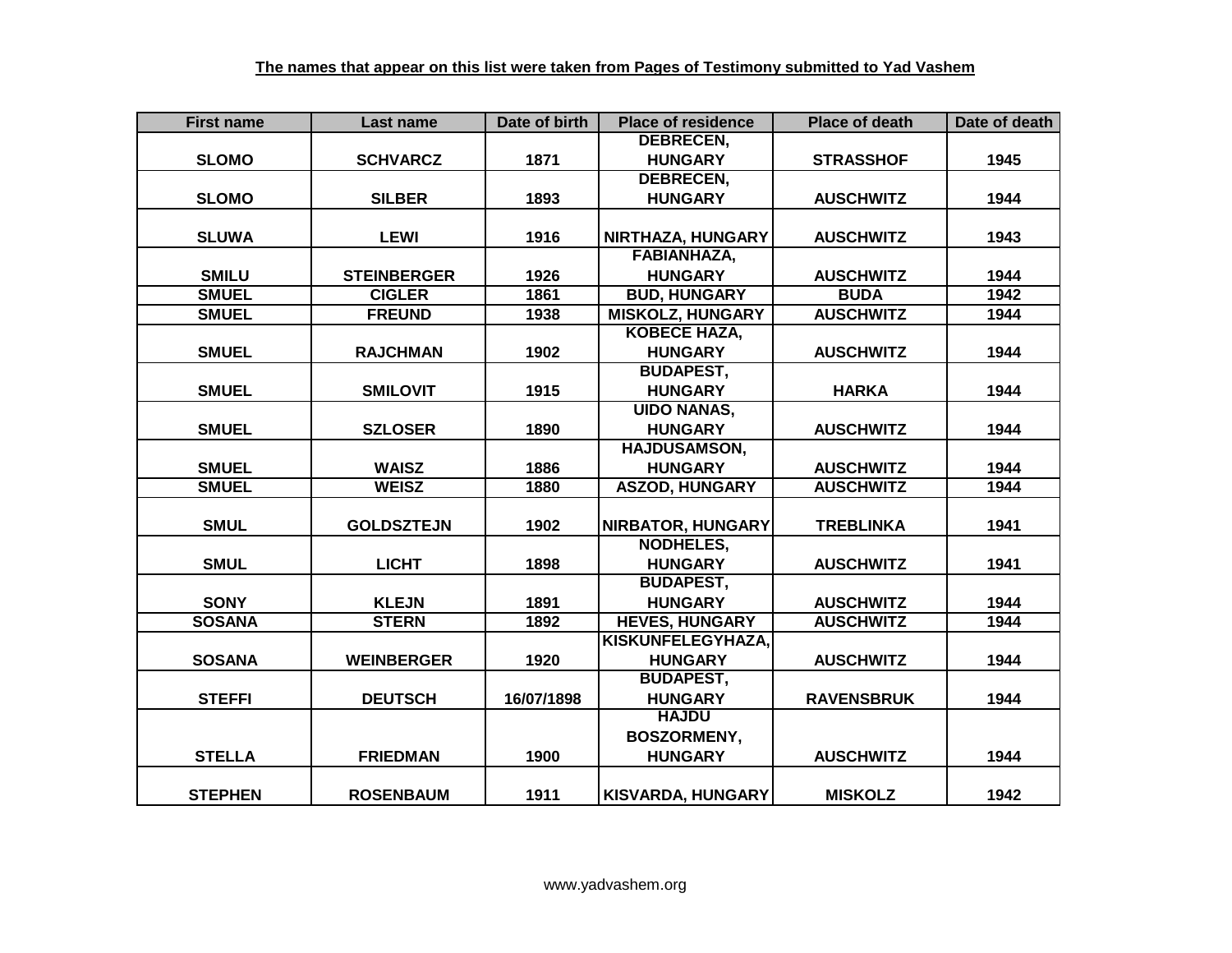**The names that appear on this list were taken from Pages of Testimony submitted to Yad Vashem**

| First name | Last name | Date of birth | Place of residence | Place of death | Date of death |
|---|---|---|---|---|---|
| SLOMO | SCHVARCZ | 1871 | DEBRECEN, HUNGARY | STRASSHOF | 1945 |
| SLOMO | SILBER | 1893 | DEBRECEN, HUNGARY | AUSCHWITZ | 1944 |
| SLUWA | LEWI | 1916 | NIRTHAZA, HUNGARY | AUSCHWITZ | 1943 |
| SMILU | STEINBERGER | 1926 | FABIANHAZA, HUNGARY | AUSCHWITZ | 1944 |
| SMUEL | CIGLER | 1861 | BUD, HUNGARY | BUDA | 1942 |
| SMUEL | FREUND | 1938 | MISKOLZ, HUNGARY | AUSCHWITZ | 1944 |
| SMUEL | RAJCHMAN | 1902 | KOBECE HAZA, HUNGARY | AUSCHWITZ | 1944 |
| SMUEL | SMILOVIT | 1915 | BUDAPEST, HUNGARY | HARKA | 1944 |
| SMUEL | SZLOSER | 1890 | UIDO NANAS, HUNGARY | AUSCHWITZ | 1944 |
| SMUEL | WAISZ | 1886 | HAJDUSAMSON, HUNGARY | AUSCHWITZ | 1944 |
| SMUEL | WEISZ | 1880 | ASZOD, HUNGARY | AUSCHWITZ | 1944 |
| SMUL | GOLDSZTEJN | 1902 | NIRBATOR, HUNGARY | TREBLINKA | 1941 |
| SMUL | LICHT | 1898 | NODHELES, HUNGARY | AUSCHWITZ | 1941 |
| SONY | KLEJN | 1891 | BUDAPEST, HUNGARY | AUSCHWITZ | 1944 |
| SOSANA | STERN | 1892 | HEVES, HUNGARY | AUSCHWITZ | 1944 |
| SOSANA | WEINBERGER | 1920 | KISKUNFELEGYHAZA, HUNGARY | AUSCHWITZ | 1944 |
| STEFFI | DEUTSCH | 16/07/1898 | BUDAPEST, HUNGARY | RAVENSBRUK | 1944 |
| STELLA | FRIEDMAN | 1900 | HAJDU BOSZORMENY, HUNGARY | AUSCHWITZ | 1944 |
| STEPHEN | ROSENBAUM | 1911 | KISVARDA, HUNGARY | MISKOLZ | 1942 |

www.yadvashem.org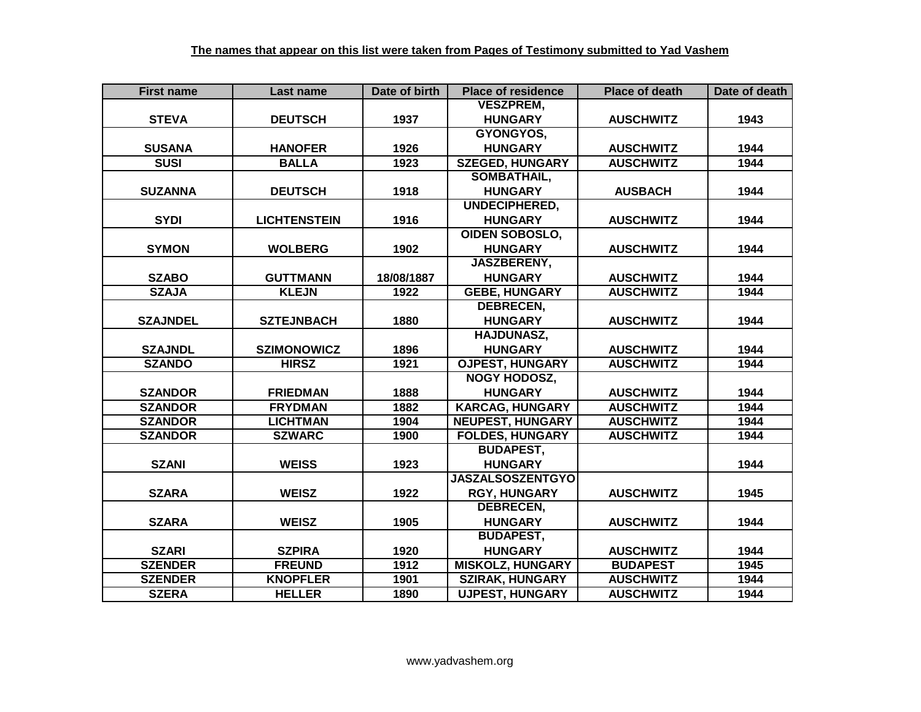**The names that appear on this list were taken from Pages of Testimony submitted to Yad Vashem**

| First name | Last name | Date of birth | Place of residence | Place of death | Date of death |
|---|---|---|---|---|---|
| STEVA | DEUTSCH | 1937 | VESZPREM, HUNGARY | AUSCHWITZ | 1943 |
| SUSANA | HANOFER | 1926 | GYONGYOS, HUNGARY | AUSCHWITZ | 1944 |
| SUSI | BALLA | 1923 | SZEGED, HUNGARY | AUSCHWITZ | 1944 |
| SUZANNA | DEUTSCH | 1918 | SOMBATHAIL, HUNGARY | AUSBACH | 1944 |
| SYDI | LICHTENSTEIN | 1916 | UNDECIPHERED, HUNGARY | AUSCHWITZ | 1944 |
| SYMON | WOLBERG | 1902 | OIDEN SOBOSLO, HUNGARY | AUSCHWITZ | 1944 |
| SZABO | GUTTMANN | 18/08/1887 | JASZBERENY, HUNGARY | AUSCHWITZ | 1944 |
| SZAJA | KLEJN | 1922 | GEBE, HUNGARY | AUSCHWITZ | 1944 |
| SZAJNDEL | SZTEJNBACH | 1880 | DEBRECEN, HUNGARY | AUSCHWITZ | 1944 |
| SZAJNDL | SZIMONOWICZ | 1896 | HAJDUNASZ, HUNGARY | AUSCHWITZ | 1944 |
| SZANDO | HIRSZ | 1921 | OJPEST, HUNGARY | AUSCHWITZ | 1944 |
| SZANDOR | FRIEDMAN | 1888 | NOGY HODOSZ, HUNGARY | AUSCHWITZ | 1944 |
| SZANDOR | FRYDMAN | 1882 | KARCAG, HUNGARY | AUSCHWITZ | 1944 |
| SZANDOR | LICHTMAN | 1904 | NEUPEST, HUNGARY | AUSCHWITZ | 1944 |
| SZANDOR | SZWARC | 1900 | FOLDES, HUNGARY | AUSCHWITZ | 1944 |
| SZANI | WEISS | 1923 | BUDAPEST, HUNGARY | | 1944 |
| SZARA | WEISZ | 1922 | JASZALSOSZENTGYORGY, HUNGARY | AUSCHWITZ | 1945 |
| SZARA | WEISZ | 1905 | DEBRECEN, HUNGARY | AUSCHWITZ | 1944 |
| SZARI | SZPIRA | 1920 | BUDAPEST, HUNGARY | AUSCHWITZ | 1944 |
| SZENDER | FREUND | 1912 | MISKOLZ, HUNGARY | BUDAPEST | 1945 |
| SZENDER | KNOPFLER | 1901 | SZIRAK, HUNGARY | AUSCHWITZ | 1944 |
| SZERA | HELLER | 1890 | UJPEST, HUNGARY | AUSCHWITZ | 1944 |

www.yadvashem.org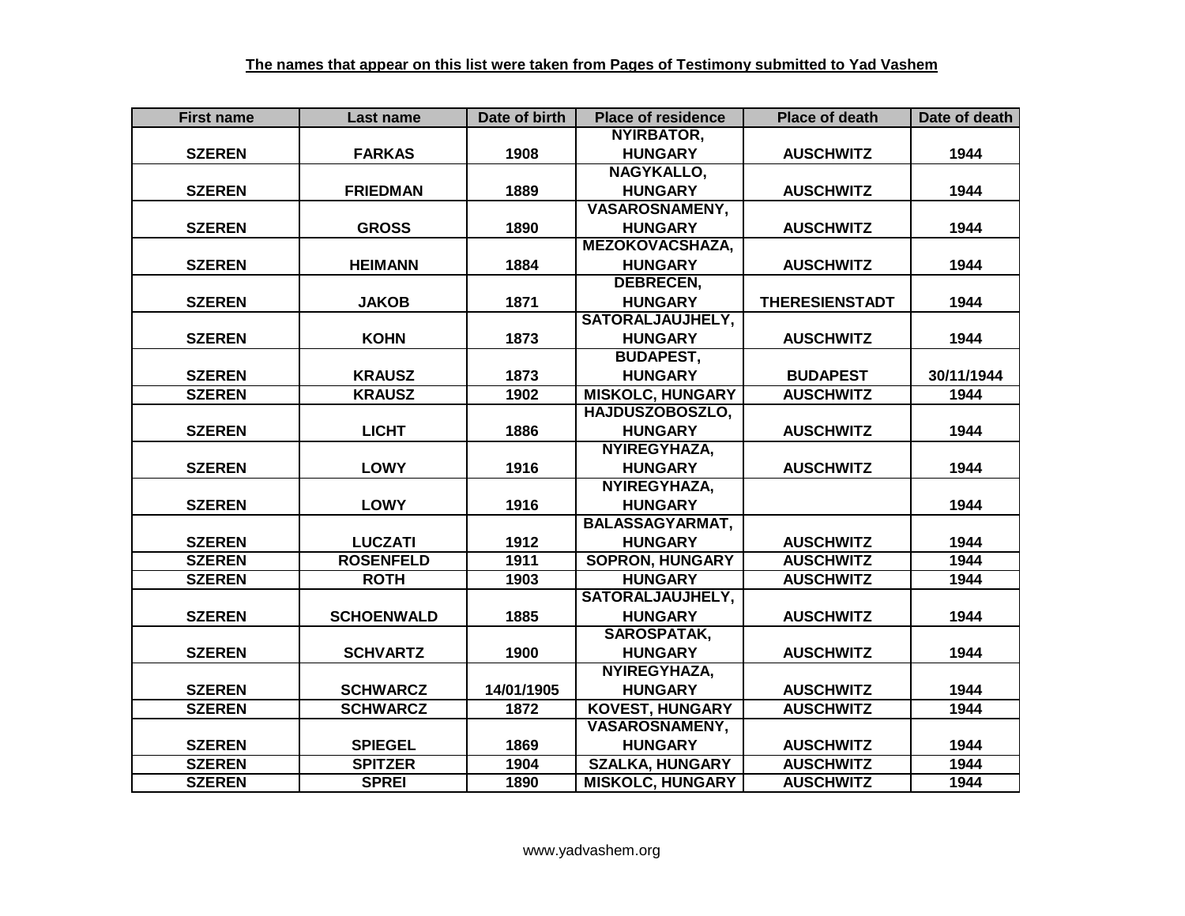**The names that appear on this list were taken from Pages of Testimony submitted to Yad Vashem**

| First name | Last name | Date of birth | Place of residence | Place of death | Date of death |
|---|---|---|---|---|---|
| SZEREN | FARKAS | 1908 | NYIRBATOR, HUNGARY | AUSCHWITZ | 1944 |
| SZEREN | FRIEDMAN | 1889 | NAGYKALLO, HUNGARY | AUSCHWITZ | 1944 |
| SZEREN | GROSS | 1890 | VASAROSNAMENY, HUNGARY | AUSCHWITZ | 1944 |
| SZEREN | HEIMANN | 1884 | MEZOKOVACSHAZA, HUNGARY | AUSCHWITZ | 1944 |
| SZEREN | JAKOB | 1871 | DEBRECEN, HUNGARY | THERESIENSTADT | 1944 |
| SZEREN | KOHN | 1873 | SATORALJAUJHELY, HUNGARY | AUSCHWITZ | 1944 |
| SZEREN | KRAUSZ | 1873 | BUDAPEST, HUNGARY | BUDAPEST | 30/11/1944 |
| SZEREN | KRAUSZ | 1902 | MISKOLC, HUNGARY | AUSCHWITZ | 1944 |
| SZEREN | LICHT | 1886 | HAJDUSZOBOSZLO, HUNGARY | AUSCHWITZ | 1944 |
| SZEREN | LOWY | 1916 | NYIREGYHAZA, HUNGARY | AUSCHWITZ | 1944 |
| SZEREN | LOWY | 1916 | NYIREGYHAZA, HUNGARY | | 1944 |
| SZEREN | LUCZATI | 1912 | BALASSAGYARMAT, HUNGARY | AUSCHWITZ | 1944 |
| SZEREN | ROSENFELD | 1911 | SOPRON, HUNGARY | AUSCHWITZ | 1944 |
| SZEREN | ROTH | 1903 | HUNGARY | AUSCHWITZ | 1944 |
| SZEREN | SCHOENWALD | 1885 | SATORALJAUJHELY, HUNGARY | AUSCHWITZ | 1944 |
| SZEREN | SCHVARTZ | 1900 | SAROSPATAK, HUNGARY | AUSCHWITZ | 1944 |
| SZEREN | SCHWARCZ | 14/01/1905 | NYIREGYHAZA, HUNGARY | AUSCHWITZ | 1944 |
| SZEREN | SCHWARCZ | 1872 | KOVEST, HUNGARY | AUSCHWITZ | 1944 |
| SZEREN | SPIEGEL | 1869 | VASAROSNAMENY, HUNGARY | AUSCHWITZ | 1944 |
| SZEREN | SPITZER | 1904 | SZALKA, HUNGARY | AUSCHWITZ | 1944 |
| SZEREN | SPREI | 1890 | MISKOLC, HUNGARY | AUSCHWITZ | 1944 |

www.yadvashem.org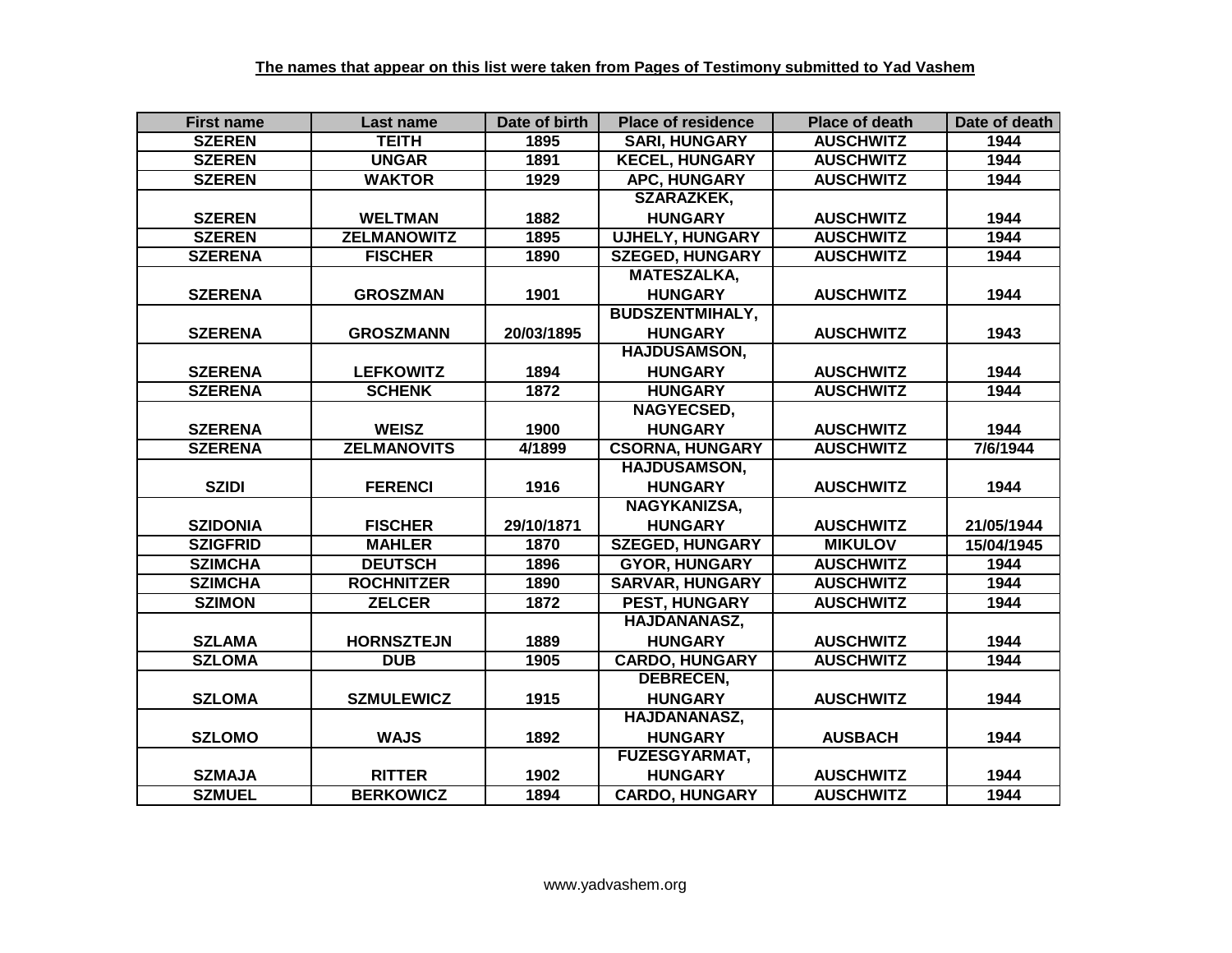**The names that appear on this list were taken from Pages of Testimony submitted to Yad Vashem**

| First name | Last name | Date of birth | Place of residence | Place of death | Date of death |
|---|---|---|---|---|---|
| SZEREN | TEITH | 1895 | SARI, HUNGARY | AUSCHWITZ | 1944 |
| SZEREN | UNGAR | 1891 | KECEL, HUNGARY | AUSCHWITZ | 1944 |
| SZEREN | WAKTOR | 1929 | APC, HUNGARY | AUSCHWITZ | 1944 |
| SZEREN | WELTMAN | 1882 | SZARAZKEK, HUNGARY | AUSCHWITZ | 1944 |
| SZEREN | ZELMANOWITZ | 1895 | UJHELY, HUNGARY | AUSCHWITZ | 1944 |
| SZERENA | FISCHER | 1890 | SZEGED, HUNGARY | AUSCHWITZ | 1944 |
| SZERENA | GROSZMAN | 1901 | MATESZALKA, HUNGARY | AUSCHWITZ | 1944 |
| SZERENA | GROSZMANN | 20/03/1895 | BUDSZENTMIHALY, HUNGARY | AUSCHWITZ | 1943 |
| SZERENA | LEFKOWITZ | 1894 | HAJDUSAMSON, HUNGARY | AUSCHWITZ | 1944 |
| SZERENA | SCHENK | 1872 | HUNGARY | AUSCHWITZ | 1944 |
| SZERENA | WEISZ | 1900 | NAGYECSED, HUNGARY | AUSCHWITZ | 1944 |
| SZERENA | ZELMANOVITS | 4/1899 | CSORNA, HUNGARY | AUSCHWITZ | 7/6/1944 |
| SZIDI | FERENCI | 1916 | HAJDUSAMSON, HUNGARY | AUSCHWITZ | 1944 |
| SZIDONIA | FISCHER | 29/10/1871 | NAGYKANIZSA, HUNGARY | AUSCHWITZ | 21/05/1944 |
| SZIGFRID | MAHLER | 1870 | SZEGED, HUNGARY | MIKULOV | 15/04/1945 |
| SZIMCHA | DEUTSCH | 1896 | GYOR, HUNGARY | AUSCHWITZ | 1944 |
| SZIMCHA | ROCHNITZER | 1890 | SARVAR, HUNGARY | AUSCHWITZ | 1944 |
| SZIMON | ZELCER | 1872 | PEST, HUNGARY | AUSCHWITZ | 1944 |
| SZLAMA | HORNSZTEJN | 1889 | HAJDANANASZ, HUNGARY | AUSCHWITZ | 1944 |
| SZLOMA | DUB | 1905 | CARDO, HUNGARY | AUSCHWITZ | 1944 |
| SZLOMA | SZMULEWICZ | 1915 | DEBRECEN, HUNGARY | AUSCHWITZ | 1944 |
| SZLOMO | WAJS | 1892 | HAJDANANASZ, HUNGARY | AUSBACH | 1944 |
| SZMAJA | RITTER | 1902 | FUZESGYARMAT, HUNGARY | AUSCHWITZ | 1944 |
| SZMUEL | BERKOWICZ | 1894 | CARDO, HUNGARY | AUSCHWITZ | 1944 |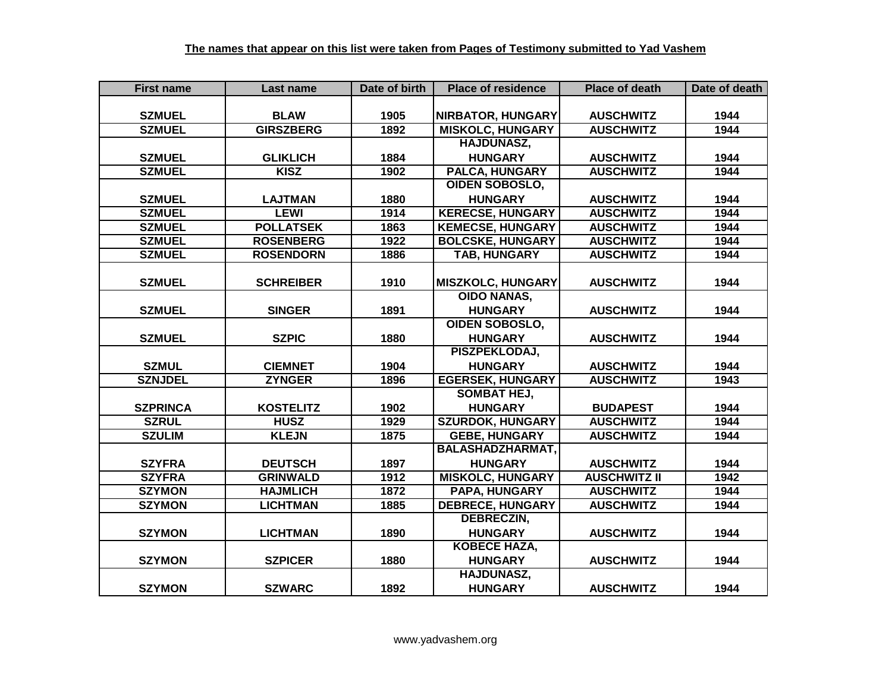**The names that appear on this list were taken from Pages of Testimony submitted to Yad Vashem**

| First name | Last name | Date of birth | Place of residence | Place of death | Date of death |
|---|---|---|---|---|---|
| SZMUEL | BLAW | 1905 | NIRBATOR, HUNGARY | AUSCHWITZ | 1944 |
| SZMUEL | GIRSZBERG | 1892 | MISKOLC, HUNGARY | AUSCHWITZ | 1944 |
| SZMUEL | GLIKLICH | 1884 | HAJDUNASZ, HUNGARY | AUSCHWITZ | 1944 |
| SZMUEL | KISZ | 1902 | PALCA, HUNGARY | AUSCHWITZ | 1944 |
| SZMUEL | LAJTMAN | 1880 | OIDEN SOBOSLO, HUNGARY | AUSCHWITZ | 1944 |
| SZMUEL | LEWI | 1914 | KERECSE, HUNGARY | AUSCHWITZ | 1944 |
| SZMUEL | POLLATSEK | 1863 | KEMECSE, HUNGARY | AUSCHWITZ | 1944 |
| SZMUEL | ROSENBERG | 1922 | BOLCSKE, HUNGARY | AUSCHWITZ | 1944 |
| SZMUEL | ROSENDORN | 1886 | TAB, HUNGARY | AUSCHWITZ | 1944 |
| SZMUEL | SCHREIBER | 1910 | MISZKOLC, HUNGARY | AUSCHWITZ | 1944 |
| SZMUEL | SINGER | 1891 | OIDO NANAS, HUNGARY | AUSCHWITZ | 1944 |
| SZMUEL | SZPIC | 1880 | OIDEN SOBOSLO, HUNGARY | AUSCHWITZ | 1944 |
| SZMUL | CIEMNET | 1904 | PISZPEKLODAJ, HUNGARY | AUSCHWITZ | 1944 |
| SZNJDEL | ZYNGER | 1896 | EGERSEK, HUNGARY | AUSCHWITZ | 1943 |
| SZPRINCA | KOSTELITZ | 1902 | SOMBAT HEJ, HUNGARY | BUDAPEST | 1944 |
| SZRUL | HUSZ | 1929 | SZURDOK, HUNGARY | AUSCHWITZ | 1944 |
| SZULIM | KLEJN | 1875 | GEBE, HUNGARY | AUSCHWITZ | 1944 |
| SZYFRA | DEUTSCH | 1897 | BALASHADZHARMAT, HUNGARY | AUSCHWITZ | 1944 |
| SZYFRA | GRINWALD | 1912 | MISKOLC, HUNGARY | AUSCHWITZ II | 1942 |
| SZYMON | HAJMLICH | 1872 | PAPA, HUNGARY | AUSCHWITZ | 1944 |
| SZYMON | LICHTMAN | 1885 | DEBRECE, HUNGARY | AUSCHWITZ | 1944 |
| SZYMON | LICHTMAN | 1890 | DEBRECZIN, HUNGARY | AUSCHWITZ | 1944 |
| SZYMON | SZPICER | 1880 | KOBECE HAZA, HUNGARY | AUSCHWITZ | 1944 |
| SZYMON | SZWARC | 1892 | HAJDUNASZ, HUNGARY | AUSCHWITZ | 1944 |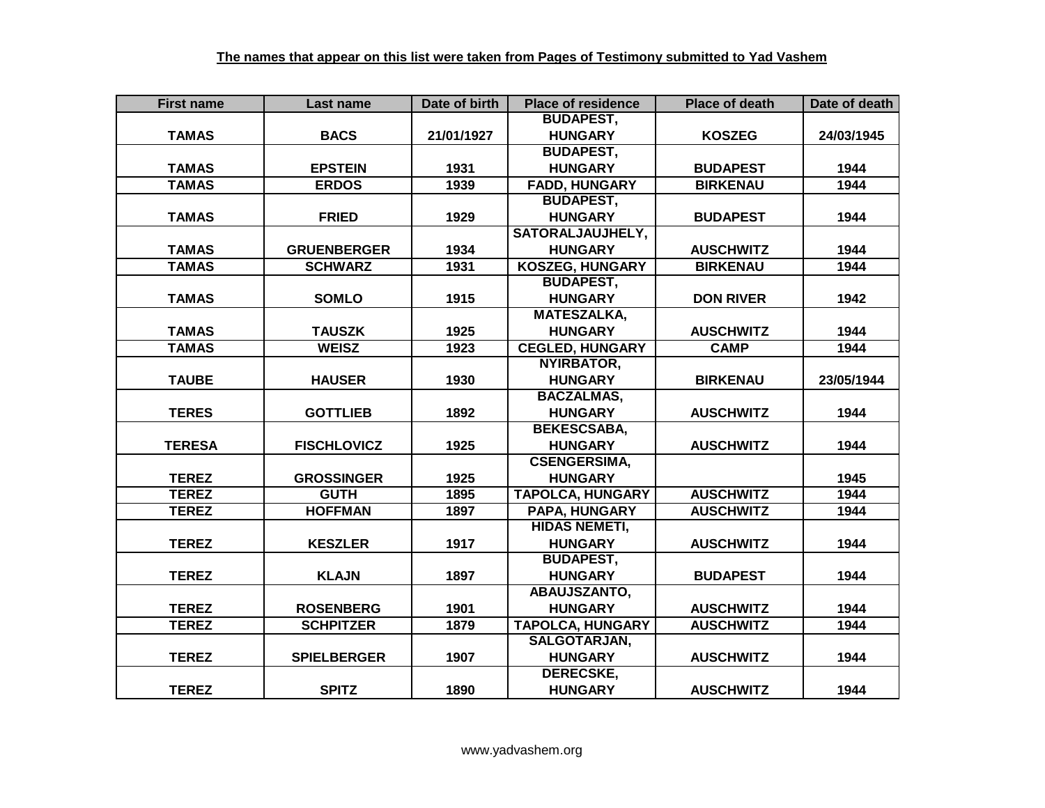**The names that appear on this list were taken from Pages of Testimony submitted to Yad Vashem**

| First name | Last name | Date of birth | Place of residence | Place of death | Date of death |
|---|---|---|---|---|---|
| TAMAS | BACS | 21/01/1927 | BUDAPEST, HUNGARY | KOSZEG | 24/03/1945 |
| TAMAS | EPSTEIN | 1931 | BUDAPEST, HUNGARY | BUDAPEST | 1944 |
| TAMAS | ERDOS | 1939 | FADD, HUNGARY | BIRKENAU | 1944 |
| TAMAS | FRIED | 1929 | BUDAPEST, HUNGARY | BUDAPEST | 1944 |
| TAMAS | GRUENBERGER | 1934 | SATORALJAUJHELY, HUNGARY | AUSCHWITZ | 1944 |
| TAMAS | SCHWARZ | 1931 | KOSZEG, HUNGARY | BIRKENAU | 1944 |
| TAMAS | SOMLO | 1915 | BUDAPEST, HUNGARY | DON RIVER | 1942 |
| TAMAS | TAUSZK | 1925 | MATESZALKA, HUNGARY | AUSCHWITZ | 1944 |
| TAMAS | WEISZ | 1923 | CEGLED, HUNGARY | CAMP | 1944 |
| TAUBE | HAUSER | 1930 | NYIRBATOR, HUNGARY | BIRKENAU | 23/05/1944 |
| TERES | GOTTLIEB | 1892 | BACZALMAS, HUNGARY | AUSCHWITZ | 1944 |
| TERESA | FISCHLOVICZ | 1925 | BEKESCSABA, HUNGARY | AUSCHWITZ | 1944 |
| TEREZ | GROSSINGER | 1925 | CSENGERSIMA, HUNGARY | | 1945 |
| TEREZ | GUTH | 1895 | TAPOLCA, HUNGARY | AUSCHWITZ | 1944 |
| TEREZ | HOFFMAN | 1897 | PAPA, HUNGARY | AUSCHWITZ | 1944 |
| TEREZ | KESZLER | 1917 | HIDAS NEMETI, HUNGARY | AUSCHWITZ | 1944 |
| TEREZ | KLAJN | 1897 | BUDAPEST, HUNGARY | BUDAPEST | 1944 |
| TEREZ | ROSENBERG | 1901 | ABAUJSZANTO, HUNGARY | AUSCHWITZ | 1944 |
| TEREZ | SCHPITZER | 1879 | TAPOLCA, HUNGARY | AUSCHWITZ | 1944 |
| TEREZ | SPIELBERGER | 1907 | SALGOTARJAN, HUNGARY | AUSCHWITZ | 1944 |
| TEREZ | SPITZ | 1890 | DERECSKE, HUNGARY | AUSCHWITZ | 1944 |

www.yadvashem.org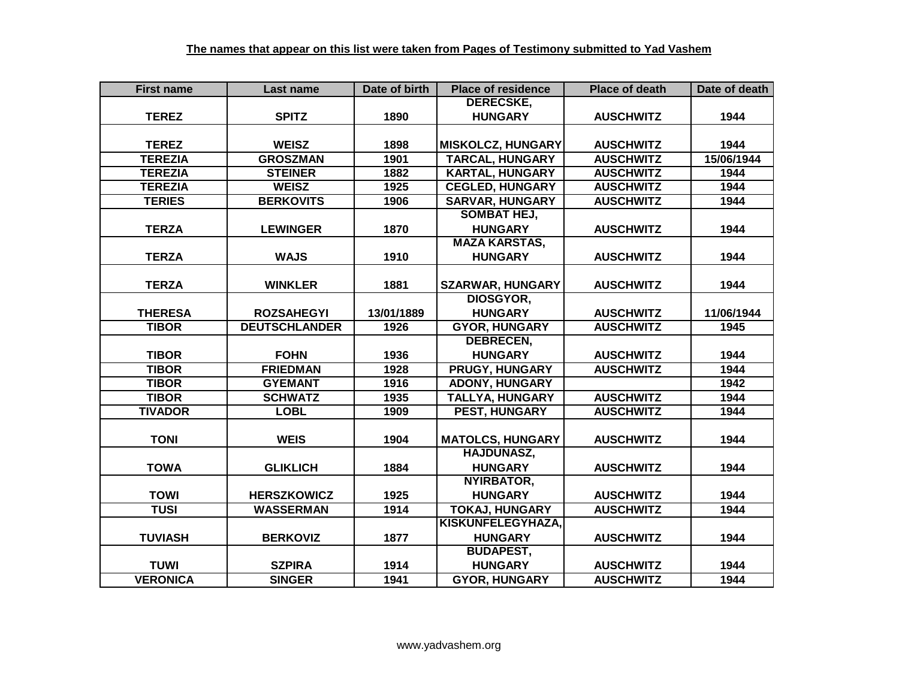**The names that appear on this list were taken from Pages of Testimony submitted to Yad Vashem**

| First name | Last name | Date of birth | Place of residence | Place of death | Date of death |
|---|---|---|---|---|---|
| TEREZ | SPITZ | 1890 | DERECSKE, HUNGARY | AUSCHWITZ | 1944 |
| TEREZ | WEISZ | 1898 | MISKOLCZ, HUNGARY | AUSCHWITZ | 1944 |
| TEREZIA | GROSZMAN | 1901 | TARCAL, HUNGARY | AUSCHWITZ | 15/06/1944 |
| TEREZIA | STEINER | 1882 | KARTAL, HUNGARY | AUSCHWITZ | 1944 |
| TEREZIA | WEISZ | 1925 | CEGLED, HUNGARY | AUSCHWITZ | 1944 |
| TERIES | BERKOVITS | 1906 | SARVAR, HUNGARY | AUSCHWITZ | 1944 |
| TERZA | LEWINGER | 1870 | SOMBAT HEJ, HUNGARY | AUSCHWITZ | 1944 |
| TERZA | WAJS | 1910 | MAZA KARSTAS, HUNGARY | AUSCHWITZ | 1944 |
| TERZA | WINKLER | 1881 | SZARWAR, HUNGARY | AUSCHWITZ | 1944 |
| THERESA | ROZSAHEGYI | 13/01/1889 | DIOSGYOR, HUNGARY | AUSCHWITZ | 11/06/1944 |
| TIBOR | DEUTSCHLANDER | 1926 | GYOR, HUNGARY | AUSCHWITZ | 1945 |
| TIBOR | FOHN | 1936 | DEBRECEN, HUNGARY | AUSCHWITZ | 1944 |
| TIBOR | FRIEDMAN | 1928 | PRUGY, HUNGARY | AUSCHWITZ | 1944 |
| TIBOR | GYEMANT | 1916 | ADONY, HUNGARY | | 1942 |
| TIBOR | SCHWATZ | 1935 | TALLYA, HUNGARY | AUSCHWITZ | 1944 |
| TIVADOR | LOBL | 1909 | PEST, HUNGARY | AUSCHWITZ | 1944 |
| TONI | WEIS | 1904 | MATOLCS, HUNGARY | AUSCHWITZ | 1944 |
| TOWA | GLIKLICH | 1884 | HAJDUNASZ, HUNGARY | AUSCHWITZ | 1944 |
| TOWI | HERSZKOWICZ | 1925 | NYIRBATOR, HUNGARY | AUSCHWITZ | 1944 |
| TUSI | WASSERMAN | 1914 | TOKAJ, HUNGARY | AUSCHWITZ | 1944 |
| TUVIASH | BERKOVIZ | 1877 | KISKUNFELEGYHAZA, HUNGARY | AUSCHWITZ | 1944 |
| TUWI | SZPIRA | 1914 | BUDAPEST, HUNGARY | AUSCHWITZ | 1944 |
| VERONICA | SINGER | 1941 | GYOR, HUNGARY | AUSCHWITZ | 1944 |

www.yadvashem.org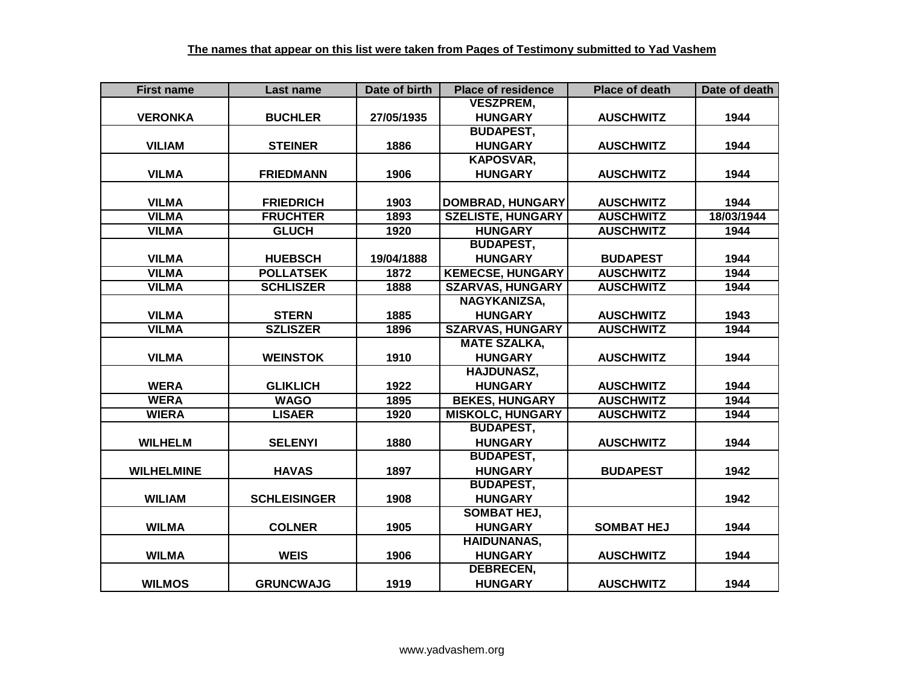**The names that appear on this list were taken from Pages of Testimony submitted to Yad Vashem**

| First name | Last name | Date of birth | Place of residence | Place of death | Date of death |
|---|---|---|---|---|---|
| VERONKA | BUCHLER | 27/05/1935 | VESZPREM, HUNGARY | AUSCHWITZ | 1944 |
| VILIAM | STEINER | 1886 | BUDAPEST, HUNGARY | AUSCHWITZ | 1944 |
| VILMA | FRIEDMANN | 1906 | KAPOSVAR, HUNGARY | AUSCHWITZ | 1944 |
| VILMA | FRIEDRICH | 1903 | DOMBRAD, HUNGARY | AUSCHWITZ | 1944 |
| VILMA | FRUCHTER | 1893 | SZELISTE, HUNGARY | AUSCHWITZ | 18/03/1944 |
| VILMA | GLUCH | 1920 | HUNGARY | AUSCHWITZ | 1944 |
| VILMA | HUEBSCH | 19/04/1888 | BUDAPEST, HUNGARY | BUDAPEST | 1944 |
| VILMA | POLLATSEK | 1872 | KEMECSE, HUNGARY | AUSCHWITZ | 1944 |
| VILMA | SCHLISZER | 1888 | SZARVAS, HUNGARY | AUSCHWITZ | 1944 |
| VILMA | STERN | 1885 | NAGYKANIZSA, HUNGARY | AUSCHWITZ | 1943 |
| VILMA | SZLISZER | 1896 | SZARVAS, HUNGARY | AUSCHWITZ | 1944 |
| VILMA | WEINSTOK | 1910 | MATE SZALKA, HUNGARY | AUSCHWITZ | 1944 |
| WERA | GLIKLICH | 1922 | HAJDUNASZ, HUNGARY | AUSCHWITZ | 1944 |
| WERA | WAGO | 1895 | BEKES, HUNGARY | AUSCHWITZ | 1944 |
| WIERA | LISAER | 1920 | MISKOLC, HUNGARY | AUSCHWITZ | 1944 |
| WILHELM | SELENYI | 1880 | BUDAPEST, HUNGARY | AUSCHWITZ | 1944 |
| WILHELMINE | HAVAS | 1897 | BUDAPEST, HUNGARY | BUDAPEST | 1942 |
| WILIAM | SCHLEISINGER | 1908 | BUDAPEST, HUNGARY | | 1942 |
| WILMA | COLNER | 1905 | SOMBAT HEJ, HUNGARY | SOMBAT HEJ | 1944 |
| WILMA | WEIS | 1906 | HAIDUNANAS, HUNGARY | AUSCHWITZ | 1944 |
| WILMOS | GRUNCWAJG | 1919 | DEBRECEN, HUNGARY | AUSCHWITZ | 1944 |

www.yadvashem.org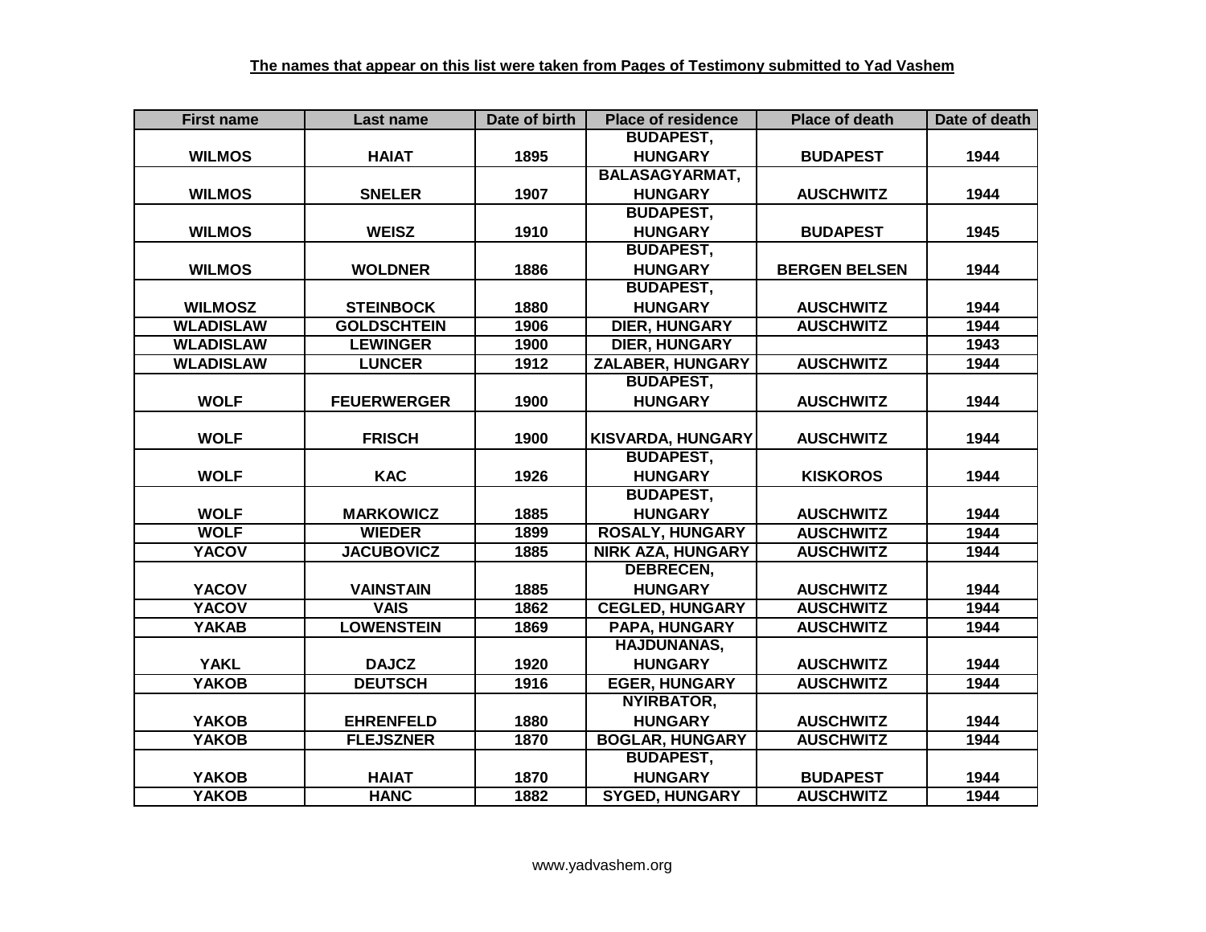**The names that appear on this list were taken from Pages of Testimony submitted to Yad Vashem**

| First name | Last name | Date of birth | Place of residence | Place of death | Date of death |
|---|---|---|---|---|---|
| WILMOS | HAIAT | 1895 | BUDAPEST, HUNGARY | BUDAPEST | 1944 |
| WILMOS | SNELER | 1907 | BALASAGYARMAT, HUNGARY | AUSCHWITZ | 1944 |
| WILMOS | WEISZ | 1910 | BUDAPEST, HUNGARY | BUDAPEST | 1945 |
| WILMOS | WOLDNER | 1886 | BUDAPEST, HUNGARY | BERGEN BELSEN | 1944 |
| WILMOSZ | STEINBOCK | 1880 | BUDAPEST, HUNGARY | AUSCHWITZ | 1944 |
| WLADISLAW | GOLDSCHTEIN | 1906 | DIER, HUNGARY | AUSCHWITZ | 1944 |
| WLADISLAW | LEWINGER | 1900 | DIER, HUNGARY | | 1943 |
| WLADISLAW | LUNCER | 1912 | ZALABER, HUNGARY | AUSCHWITZ | 1944 |
| WOLF | FEUERWERGER | 1900 | BUDAPEST, HUNGARY | AUSCHWITZ | 1944 |
| WOLF | FRISCH | 1900 | KISVARDA, HUNGARY | AUSCHWITZ | 1944 |
| WOLF | KAC | 1926 | BUDAPEST, HUNGARY | KISKOROS | 1944 |
| WOLF | MARKOWICZ | 1885 | BUDAPEST, HUNGARY | AUSCHWITZ | 1944 |
| WOLF | WIEDER | 1899 | ROSALY, HUNGARY | AUSCHWITZ | 1944 |
| YACOV | JACUBOVICZ | 1885 | NIRK AZA, HUNGARY | AUSCHWITZ | 1944 |
| YACOV | VAINSTAIN | 1885 | DEBRECEN, HUNGARY | AUSCHWITZ | 1944 |
| YACOV | VAIS | 1862 | CEGLED, HUNGARY | AUSCHWITZ | 1944 |
| YAKAB | LOWENSTEIN | 1869 | PAPA, HUNGARY | AUSCHWITZ | 1944 |
| YAKL | DAJCZ | 1920 | HAJDUNANAS, HUNGARY | AUSCHWITZ | 1944 |
| YAKOB | DEUTSCH | 1916 | EGER, HUNGARY | AUSCHWITZ | 1944 |
| YAKOB | EHRENFELD | 1880 | NYIRBATOR, HUNGARY | AUSCHWITZ | 1944 |
| YAKOB | FLEJSZNER | 1870 | BOGLAR, HUNGARY | AUSCHWITZ | 1944 |
| YAKOB | HAIAT | 1870 | BUDAPEST, HUNGARY | BUDAPEST | 1944 |
| YAKOB | HANC | 1882 | SYGED, HUNGARY | AUSCHWITZ | 1944 |

www.yadvashem.org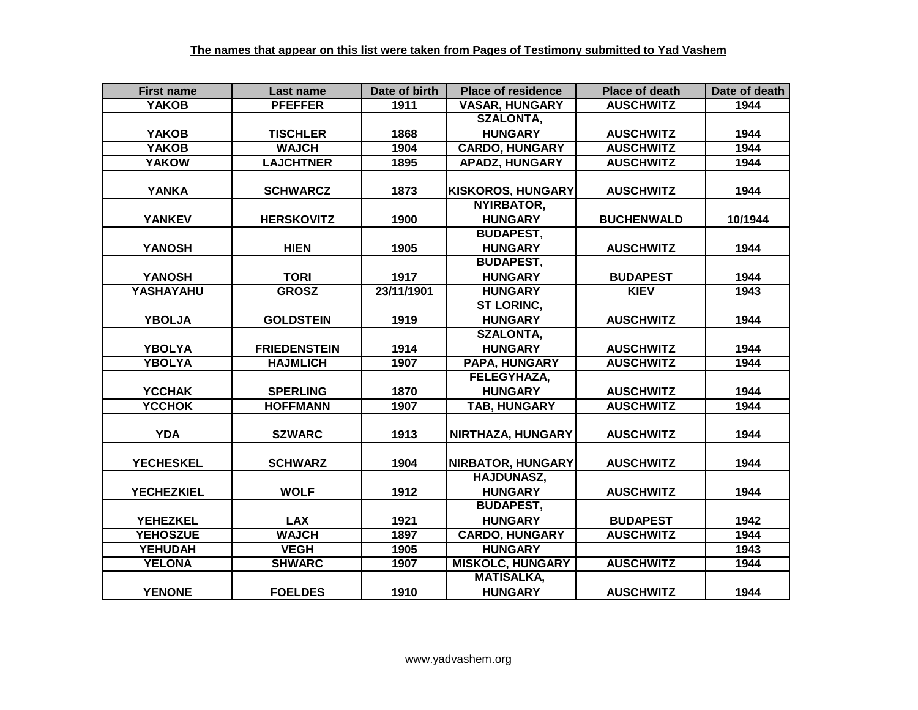**The names that appear on this list were taken from Pages of Testimony submitted to Yad Vashem**

| First name | Last name | Date of birth | Place of residence | Place of death | Date of death |
|---|---|---|---|---|---|
| YAKOB | PFEFFER | 1911 | VASAR, HUNGARY | AUSCHWITZ | 1944 |
| YAKOB | TISCHLER | 1868 | SZALONTA, HUNGARY | AUSCHWITZ | 1944 |
| YAKOB | WAJCH | 1904 | CARDO, HUNGARY | AUSCHWITZ | 1944 |
| YAKOW | LAJCHTNER | 1895 | APADZ, HUNGARY | AUSCHWITZ | 1944 |
| YANKA | SCHWARCZ | 1873 | KISKOROS, HUNGARY | AUSCHWITZ | 1944 |
| YANKEV | HERSKOVITZ | 1900 | NYIRBATOR, HUNGARY | BUCHENWALD | 10/1944 |
| YANOSH | HIEN | 1905 | BUDAPEST, HUNGARY | AUSCHWITZ | 1944 |
| YANOSH | TORI | 1917 | BUDAPEST, HUNGARY | BUDAPEST | 1944 |
| YASHAYAHU | GROSZ | 23/11/1901 | HUNGARY | KIEV | 1943 |
| YBOLJA | GOLDSTEIN | 1919 | ST LORINC, HUNGARY | AUSCHWITZ | 1944 |
| YBOLYA | FRIEDENSTEIN | 1914 | SZALONTA, HUNGARY | AUSCHWITZ | 1944 |
| YBOLYA | HAJMLICH | 1907 | PAPA, HUNGARY | AUSCHWITZ | 1944 |
| YCCHAK | SPERLING | 1870 | FELEGYHAZA, HUNGARY | AUSCHWITZ | 1944 |
| YCCHOK | HOFFMANN | 1907 | TAB, HUNGARY | AUSCHWITZ | 1944 |
| YDA | SZWARC | 1913 | NIRTHAZA, HUNGARY | AUSCHWITZ | 1944 |
| YECHESKEL | SCHWARZ | 1904 | NIRBATOR, HUNGARY | AUSCHWITZ | 1944 |
| YECHEZKIEL | WOLF | 1912 | HAJDUNASZ, HUNGARY | AUSCHWITZ | 1944 |
| YEHEZKEL | LAX | 1921 | BUDAPEST, HUNGARY | BUDAPEST | 1942 |
| YEHOSZUE | WAJCH | 1897 | CARDO, HUNGARY | AUSCHWITZ | 1944 |
| YEHUDAH | VEGH | 1905 | HUNGARY | | 1943 |
| YELONA | SHWARC | 1907 | MISKOLC, HUNGARY | AUSCHWITZ | 1944 |
| YENONE | FOELDES | 1910 | MATISALKA, HUNGARY | AUSCHWITZ | 1944 |

www.yadvashem.org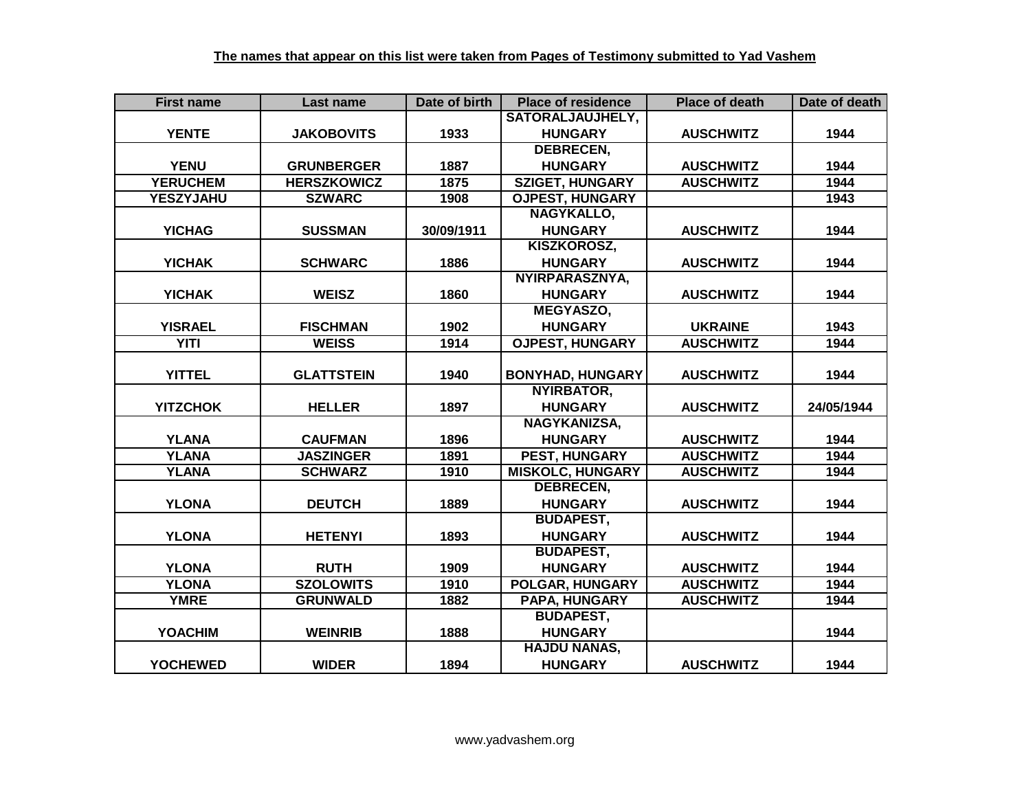**The names that appear on this list were taken from Pages of Testimony submitted to Yad Vashem**

| First name | Last name | Date of birth | Place of residence | Place of death | Date of death |
|---|---|---|---|---|---|
| YENTE | JAKOBOVITS | 1933 | SATORALJAUJHELY, HUNGARY | AUSCHWITZ | 1944 |
| YENU | GRUNBERGER | 1887 | DEBRECEN, HUNGARY | AUSCHWITZ | 1944 |
| YERUCHEM | HERSZKOWICZ | 1875 | SZIGET, HUNGARY | AUSCHWITZ | 1944 |
| YESZYJAHU | SZWARC | 1908 | OJPEST, HUNGARY | | 1943 |
| YICHAG | SUSSMAN | 30/09/1911 | NAGYKALLO, HUNGARY | AUSCHWITZ | 1944 |
| YICHAK | SCHWARC | 1886 | KISZKOROSZ, HUNGARY | AUSCHWITZ | 1944 |
| YICHAK | WEISZ | 1860 | NYIRPARASZNYA, HUNGARY | AUSCHWITZ | 1944 |
| YISRAEL | FISCHMAN | 1902 | MEGYASZO, HUNGARY | UKRAINE | 1943 |
| YITI | WEISS | 1914 | OJPEST, HUNGARY | AUSCHWITZ | 1944 |
| YITTEL | GLATTSTEIN | 1940 | BONYHAD, HUNGARY | AUSCHWITZ | 1944 |
| YITZCHOK | HELLER | 1897 | NYIRBATOR, HUNGARY | AUSCHWITZ | 24/05/1944 |
| YLANA | CAUFMAN | 1896 | NAGYKANIZSA, HUNGARY | AUSCHWITZ | 1944 |
| YLANA | JASZINGER | 1891 | PEST, HUNGARY | AUSCHWITZ | 1944 |
| YLANA | SCHWARZ | 1910 | MISKOLC, HUNGARY | AUSCHWITZ | 1944 |
| YLONA | DEUTCH | 1889 | DEBRECEN, HUNGARY | AUSCHWITZ | 1944 |
| YLONA | HETENYI | 1893 | BUDAPEST, HUNGARY | AUSCHWITZ | 1944 |
| YLONA | RUTH | 1909 | BUDAPEST, HUNGARY | AUSCHWITZ | 1944 |
| YLONA | SZOLOWITS | 1910 | POLGAR, HUNGARY | AUSCHWITZ | 1944 |
| YMRE | GRUNWALD | 1882 | PAPA, HUNGARY | AUSCHWITZ | 1944 |
| YOACHIM | WEINRIB | 1888 | BUDAPEST, HUNGARY | | 1944 |
| YOCHEWED | WIDER | 1894 | HAJDU NANAS, HUNGARY | AUSCHWITZ | 1944 |

www.yadvashem.org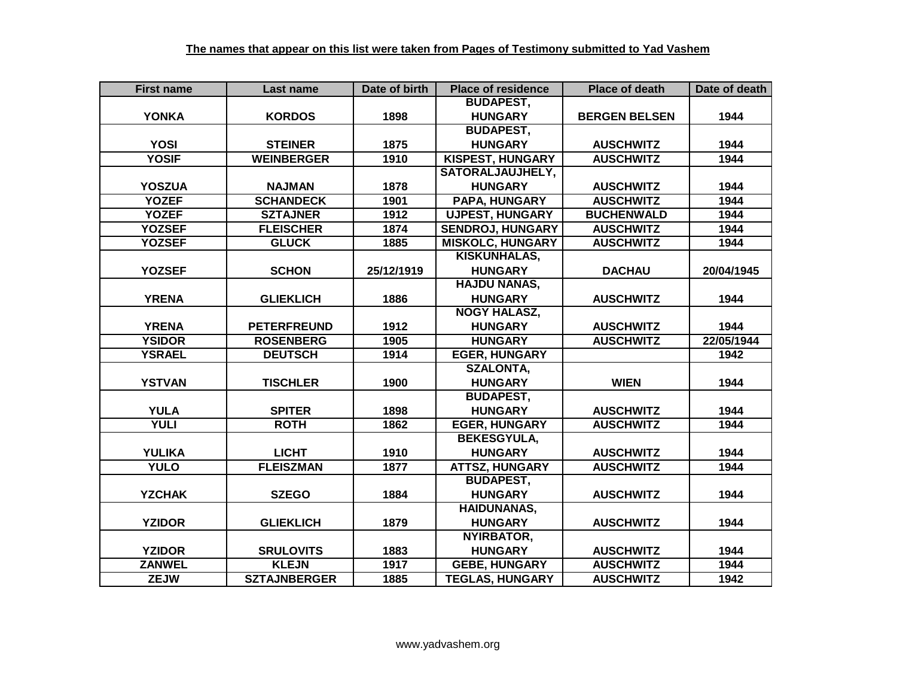**The names that appear on this list were taken from Pages of Testimony submitted to Yad Vashem**

| First name | Last name | Date of birth | Place of residence | Place of death | Date of death |
|---|---|---|---|---|---|
| YONKA | KORDOS | 1898 | BUDAPEST, HUNGARY | BERGEN BELSEN | 1944 |
| YOSI | STEINER | 1875 | BUDAPEST, HUNGARY | AUSCHWITZ | 1944 |
| YOSIF | WEINBERGER | 1910 | KISPEST, HUNGARY | AUSCHWITZ | 1944 |
| YOSZUA | NAJMAN | 1878 | SATORALJAUJHELY, HUNGARY | AUSCHWITZ | 1944 |
| YOZEF | SCHANDECK | 1901 | PAPA, HUNGARY | AUSCHWITZ | 1944 |
| YOZEF | SZTAJNER | 1912 | UJPEST, HUNGARY | BUCHENWALD | 1944 |
| YOZSEF | FLEISCHER | 1874 | SENDROJ, HUNGARY | AUSCHWITZ | 1944 |
| YOZSEF | GLUCK | 1885 | MISKOLC, HUNGARY | AUSCHWITZ | 1944 |
| YOZSEF | SCHON | 25/12/1919 | KISKUNHALAS, HUNGARY | DACHAU | 20/04/1945 |
| YRENA | GLIEKLICH | 1886 | HAJDU NANAS, HUNGARY | AUSCHWITZ | 1944 |
| YRENA | PETERFREUND | 1912 | NOGY HALASZ, HUNGARY | AUSCHWITZ | 1944 |
| YSIDOR | ROSENBERG | 1905 | HUNGARY | AUSCHWITZ | 22/05/1944 |
| YSRAEL | DEUTSCH | 1914 | EGER, HUNGARY | | 1942 |
| YSTVAN | TISCHLER | 1900 | SZALONTA, HUNGARY | WIEN | 1944 |
| YULA | SPITER | 1898 | BUDAPEST, HUNGARY | AUSCHWITZ | 1944 |
| YULI | ROTH | 1862 | EGER, HUNGARY | AUSCHWITZ | 1944 |
| YULIKA | LICHT | 1910 | BEKESGYULA, HUNGARY | AUSCHWITZ | 1944 |
| YULO | FLEISZMAN | 1877 | ATTSZ, HUNGARY | AUSCHWITZ | 1944 |
| YZCHAK | SZEGO | 1884 | BUDAPEST, HUNGARY | AUSCHWITZ | 1944 |
| YZIDOR | GLIEKLICH | 1879 | HAIDUNANAS, HUNGARY | AUSCHWITZ | 1944 |
| YZIDOR | SRULOVITS | 1883 | NYIRBATOR, HUNGARY | AUSCHWITZ | 1944 |
| ZANWEL | KLEJN | 1917 | GEBE, HUNGARY | AUSCHWITZ | 1944 |
| ZEJW | SZTAJNBERGER | 1885 | TEGLAS, HUNGARY | AUSCHWITZ | 1942 |

www.yadvashem.org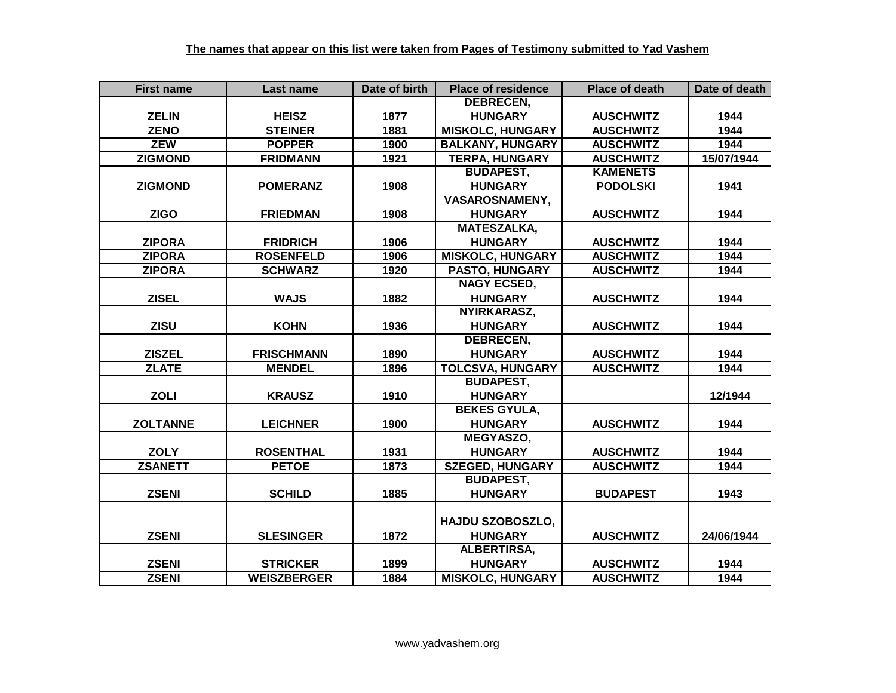**The names that appear on this list were taken from Pages of Testimony submitted to Yad Vashem**

| First name | Last name | Date of birth | Place of residence | Place of death | Date of death |
|---|---|---|---|---|---|
| ZELIN | HEISZ | 1877 | DEBRECEN, HUNGARY | AUSCHWITZ | 1944 |
| ZENO | STEINER | 1881 | MISKOLC, HUNGARY | AUSCHWITZ | 1944 |
| ZEW | POPPER | 1900 | BALKANY, HUNGARY | AUSCHWITZ | 1944 |
| ZIGMOND | FRIDMANN | 1921 | TERPA, HUNGARY | AUSCHWITZ | 15/07/1944 |
| ZIGMOND | POMERANZ | 1908 | BUDAPEST, HUNGARY | KAMENETS PODOLSKI | 1941 |
| ZIGO | FRIEDMAN | 1908 | VASAROSNAMENY, HUNGARY | AUSCHWITZ | 1944 |
| ZIPORA | FRIDRICH | 1906 | MATESZALKA, HUNGARY | AUSCHWITZ | 1944 |
| ZIPORA | ROSENFELD | 1906 | MISKOLC, HUNGARY | AUSCHWITZ | 1944 |
| ZIPORA | SCHWARZ | 1920 | PASTO, HUNGARY | AUSCHWITZ | 1944 |
| ZISEL | WAJS | 1882 | NAGY ECSED, HUNGARY | AUSCHWITZ | 1944 |
| ZISU | KOHN | 1936 | NYIRKARASZ, HUNGARY | AUSCHWITZ | 1944 |
| ZISZEL | FRISCHMANN | 1890 | DEBRECEN, HUNGARY | AUSCHWITZ | 1944 |
| ZLATE | MENDEL | 1896 | TOLCSVA, HUNGARY | AUSCHWITZ | 1944 |
| ZOLI | KRAUSZ | 1910 | BUDAPEST, HUNGARY | | 12/1944 |
| ZOLTANNE | LEICHNER | 1900 | BEKES GYULA, HUNGARY | AUSCHWITZ | 1944 |
| ZOLY | ROSENTHAL | 1931 | MEGYASZO, HUNGARY | AUSCHWITZ | 1944 |
| ZSANETT | PETOE | 1873 | SZEGED, HUNGARY | AUSCHWITZ | 1944 |
| ZSENI | SCHILD | 1885 | BUDAPEST, HUNGARY | BUDAPEST | 1943 |
| ZSENI | SLESINGER | 1872 | HAJDU SZOBOSZLO, HUNGARY | AUSCHWITZ | 24/06/1944 |
| ZSENI | STRICKER | 1899 | ALBERTIRSA, HUNGARY | AUSCHWITZ | 1944 |
| ZSENI | WEISZBERGER | 1884 | MISKOLC, HUNGARY | AUSCHWITZ | 1944 |

www.yadvashem.org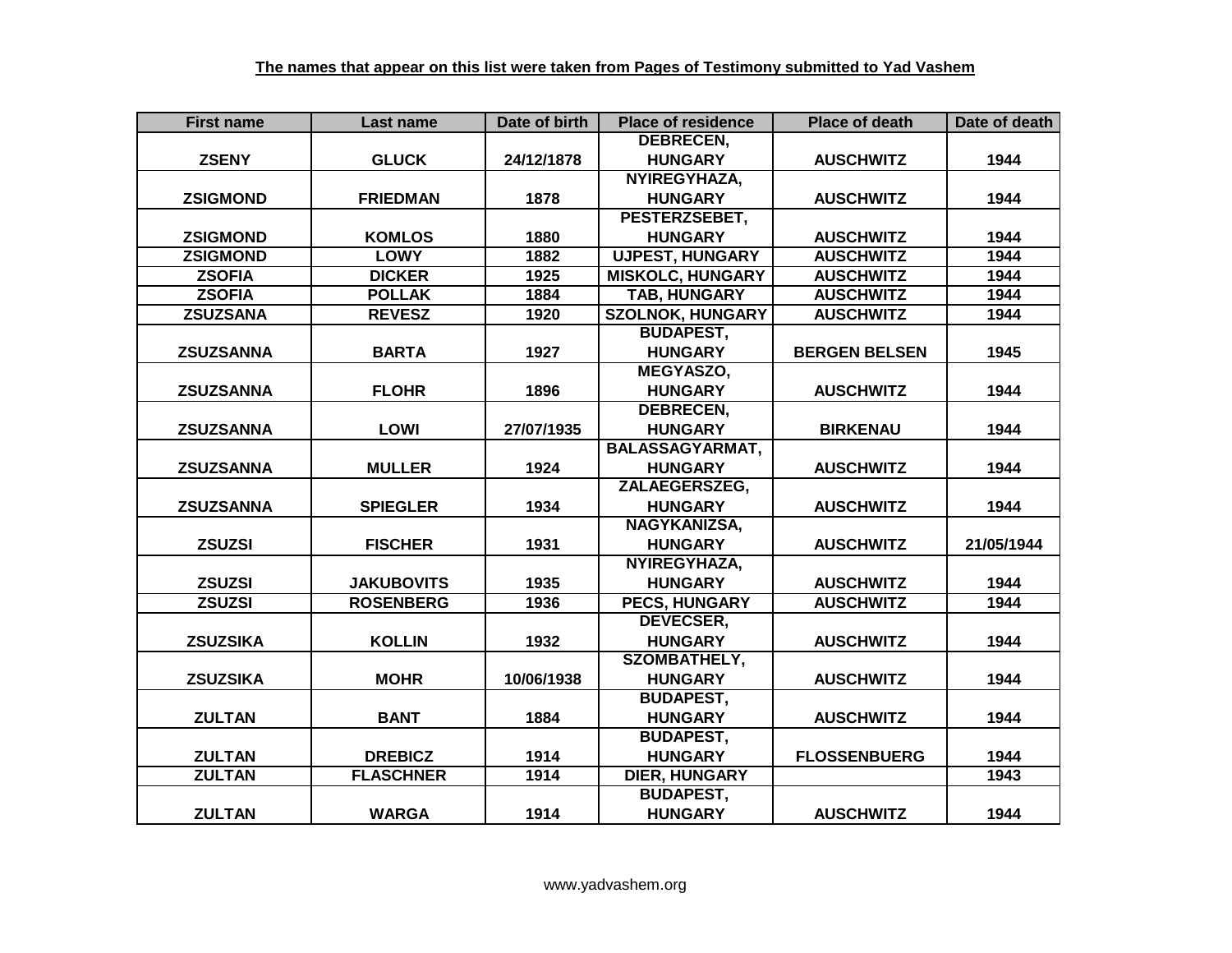**The names that appear on this list were taken from Pages of Testimony submitted to Yad Vashem**

| First name | Last name | Date of birth | Place of residence | Place of death | Date of death |
|---|---|---|---|---|---|
| ZSENY | GLUCK | 24/12/1878 | DEBRECEN, HUNGARY | AUSCHWITZ | 1944 |
| ZSIGMOND | FRIEDMAN | 1878 | NYIREGYHAZA, HUNGARY | AUSCHWITZ | 1944 |
| ZSIGMOND | KOMLOS | 1880 | PESTERZSEBET, HUNGARY | AUSCHWITZ | 1944 |
| ZSIGMOND | LOWY | 1882 | UJPEST, HUNGARY | AUSCHWITZ | 1944 |
| ZSOFIA | DICKER | 1925 | MISKOLC, HUNGARY | AUSCHWITZ | 1944 |
| ZSOFIA | POLLAK | 1884 | TAB, HUNGARY | AUSCHWITZ | 1944 |
| ZSUZSANA | REVESZ | 1920 | SZOLNOK, HUNGARY | AUSCHWITZ | 1944 |
| ZSUZSANNA | BARTA | 1927 | BUDAPEST, HUNGARY | BERGEN BELSEN | 1945 |
| ZSUZSANNA | FLOHR | 1896 | MEGYASZO, HUNGARY | AUSCHWITZ | 1944 |
| ZSUZSANNA | LOWI | 27/07/1935 | DEBRECEN, HUNGARY | BIRKENAU | 1944 |
| ZSUZSANNA | MULLER | 1924 | BALASSAGYARMAT, HUNGARY | AUSCHWITZ | 1944 |
| ZSUZSANNA | SPIEGLER | 1934 | ZALAEGERSZEG, HUNGARY | AUSCHWITZ | 1944 |
| ZSUZSI | FISCHER | 1931 | NAGYKANIZSA, HUNGARY | AUSCHWITZ | 21/05/1944 |
| ZSUZSI | JAKUBOVITS | 1935 | NYIREGYHAZA, HUNGARY | AUSCHWITZ | 1944 |
| ZSUZSI | ROSENBERG | 1936 | PECS, HUNGARY | AUSCHWITZ | 1944 |
| ZSUZSIKA | KOLLIN | 1932 | DEVECSER, HUNGARY | AUSCHWITZ | 1944 |
| ZSUZSIKA | MOHR | 10/06/1938 | SZOMBATHELY, HUNGARY | AUSCHWITZ | 1944 |
| ZULTAN | BANT | 1884 | BUDAPEST, HUNGARY | AUSCHWITZ | 1944 |
| ZULTAN | DREBICZ | 1914 | BUDAPEST, HUNGARY | FLOSSENBUERG | 1944 |
| ZULTAN | FLASCHNER | 1914 | DIER, HUNGARY | | 1943 |
| ZULTAN | WARGA | 1914 | BUDAPEST, HUNGARY | AUSCHWITZ | 1944 |

www.yadvashem.org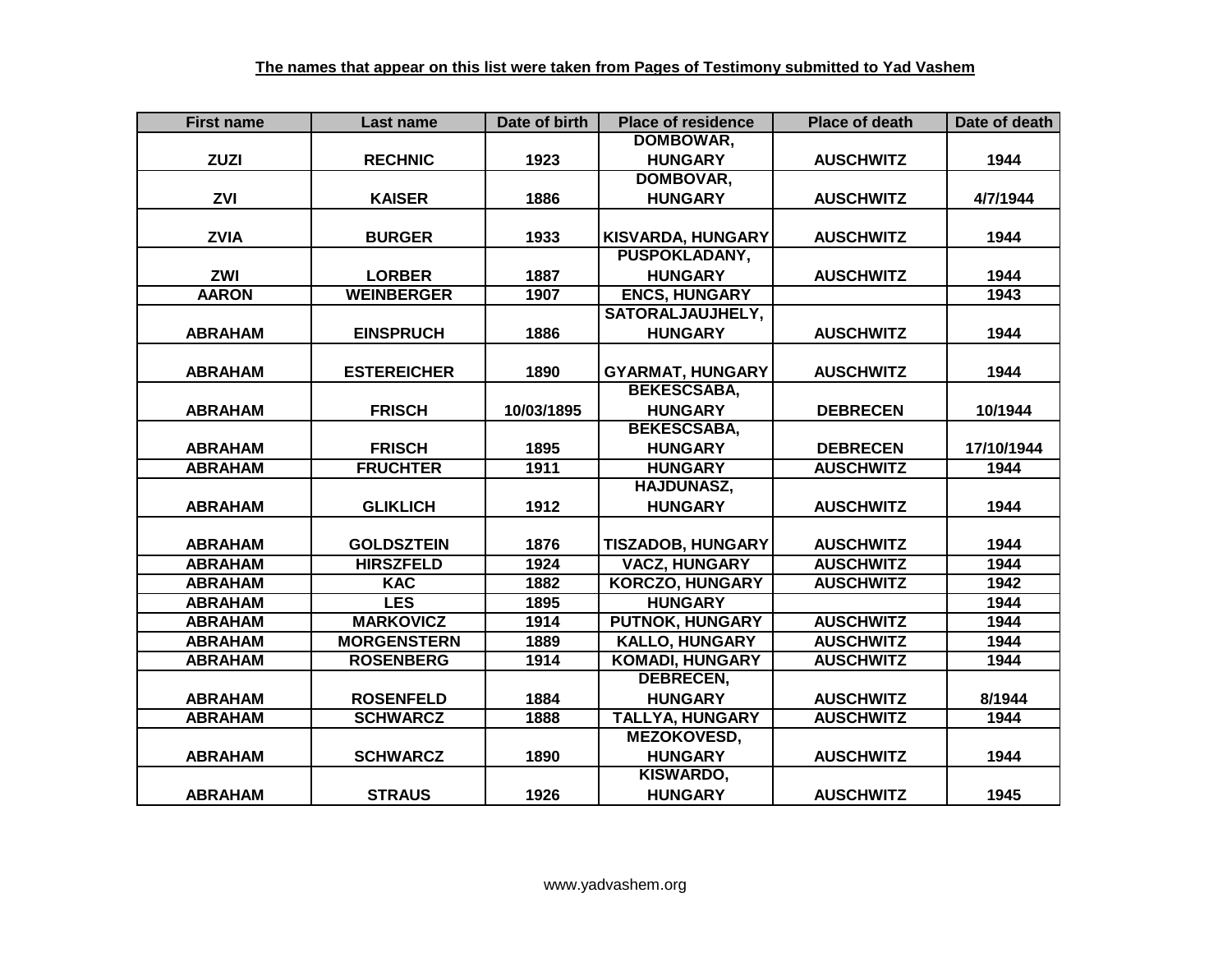**The names that appear on this list were taken from Pages of Testimony submitted to Yad Vashem**

| First name | Last name | Date of birth | Place of residence | Place of death | Date of death |
|---|---|---|---|---|---|
| ZUZI | RECHNIC | 1923 | DOMBOWAR, HUNGARY | AUSCHWITZ | 1944 |
| ZVI | KAISER | 1886 | DOMBOVAR, HUNGARY | AUSCHWITZ | 4/7/1944 |
| ZVIA | BURGER | 1933 | KISVARDA, HUNGARY | AUSCHWITZ | 1944 |
| ZWI | LORBER | 1887 | PUSPOKLADANY, HUNGARY | AUSCHWITZ | 1944 |
| AARON | WEINBERGER | 1907 | ENCS, HUNGARY | | 1943 |
| ABRAHAM | EINSPRUCH | 1886 | SATORALJAUJHELY, HUNGARY | AUSCHWITZ | 1944 |
| ABRAHAM | ESTEREICHER | 1890 | GYARMAT, HUNGARY | AUSCHWITZ | 1944 |
| ABRAHAM | FRISCH | 10/03/1895 | BEKESCSABA, HUNGARY | DEBRECEN | 10/1944 |
| ABRAHAM | FRISCH | 1895 | BEKESCSABA, HUNGARY | DEBRECEN | 17/10/1944 |
| ABRAHAM | FRUCHTER | 1911 | HUNGARY | AUSCHWITZ | 1944 |
| ABRAHAM | GLIKLICH | 1912 | HAJDUNASZ, HUNGARY | AUSCHWITZ | 1944 |
| ABRAHAM | GOLDSZTEIN | 1876 | TISZADOB, HUNGARY | AUSCHWITZ | 1944 |
| ABRAHAM | HIRSZFELD | 1924 | VACZ, HUNGARY | AUSCHWITZ | 1944 |
| ABRAHAM | KAC | 1882 | KORCZO, HUNGARY | AUSCHWITZ | 1942 |
| ABRAHAM | LES | 1895 | HUNGARY | | 1944 |
| ABRAHAM | MARKOVICZ | 1914 | PUTNOK, HUNGARY | AUSCHWITZ | 1944 |
| ABRAHAM | MORGENSTERN | 1889 | KALLO, HUNGARY | AUSCHWITZ | 1944 |
| ABRAHAM | ROSENBERG | 1914 | KOMADI, HUNGARY | AUSCHWITZ | 1944 |
| ABRAHAM | ROSENFELD | 1884 | DEBRECEN, HUNGARY | AUSCHWITZ | 8/1944 |
| ABRAHAM | SCHWARCZ | 1888 | TALLYA, HUNGARY | AUSCHWITZ | 1944 |
| ABRAHAM | SCHWARCZ | 1890 | MEZOKOVESD, HUNGARY | AUSCHWITZ | 1944 |
| ABRAHAM | STRAUS | 1926 | KISWARDO, HUNGARY | AUSCHWITZ | 1945 |

www.yadvashem.org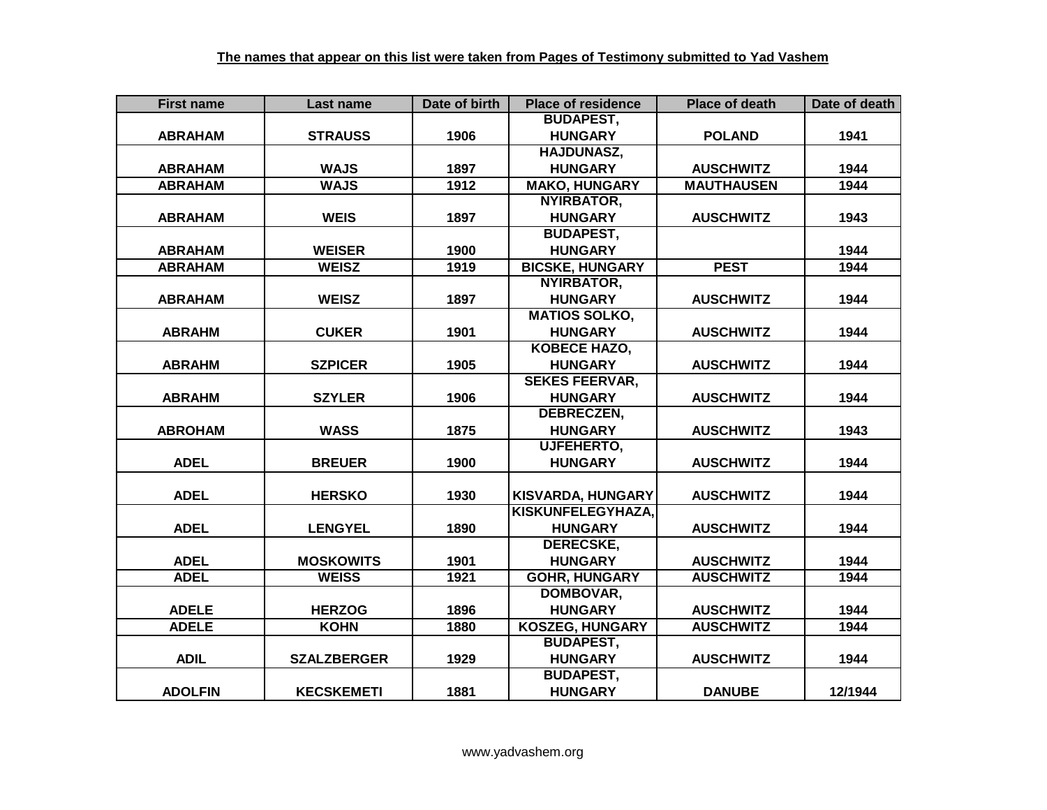**The names that appear on this list were taken from Pages of Testimony submitted to Yad Vashem**

| First name | Last name | Date of birth | Place of residence | Place of death | Date of death |
|---|---|---|---|---|---|
| ABRAHAM | STRAUSS | 1906 | BUDAPEST, HUNGARY | POLAND | 1941 |
| ABRAHAM | WAJS | 1897 | HAJDUNASZ, HUNGARY | AUSCHWITZ | 1944 |
| ABRAHAM | WAJS | 1912 | MAKO, HUNGARY | MAUTHAUSEN | 1944 |
| ABRAHAM | WEIS | 1897 | NYIRBATOR, HUNGARY | AUSCHWITZ | 1943 |
| ABRAHAM | WEISER | 1900 | BUDAPEST, HUNGARY | | 1944 |
| ABRAHAM | WEISZ | 1919 | BICSKE, HUNGARY | PEST | 1944 |
| ABRAHAM | WEISZ | 1897 | NYIRBATOR, HUNGARY | AUSCHWITZ | 1944 |
| ABRAHM | CUKER | 1901 | MATIOS SOLKO, HUNGARY | AUSCHWITZ | 1944 |
| ABRAHM | SZPICER | 1905 | KOBECE HAZO, HUNGARY | AUSCHWITZ | 1944 |
| ABRAHM | SZYLER | 1906 | SEKES FEERVAR, HUNGARY | AUSCHWITZ | 1944 |
| ABROHAM | WASS | 1875 | DEBRECZEN, HUNGARY | AUSCHWITZ | 1943 |
| ADEL | BREUER | 1900 | UJFEHERTO, HUNGARY | AUSCHWITZ | 1944 |
| ADEL | HERSKO | 1930 | KISVARDA, HUNGARY | AUSCHWITZ | 1944 |
| ADEL | LENGYEL | 1890 | KISKUNFELEGYHAZA, HUNGARY | AUSCHWITZ | 1944 |
| ADEL | MOSKOWITS | 1901 | DERECSKE, HUNGARY | AUSCHWITZ | 1944 |
| ADEL | WEISS | 1921 | GOHR, HUNGARY | AUSCHWITZ | 1944 |
| ADELE | HERZOG | 1896 | DOMBOVAR, HUNGARY | AUSCHWITZ | 1944 |
| ADELE | KOHN | 1880 | KOSZEG, HUNGARY | AUSCHWITZ | 1944 |
| ADIL | SZALZBERGER | 1929 | BUDAPEST, HUNGARY | AUSCHWITZ | 1944 |
| ADOLFIN | KECSKEMETI | 1881 | BUDAPEST, HUNGARY | DANUBE | 12/1944 |

www.yadvashem.org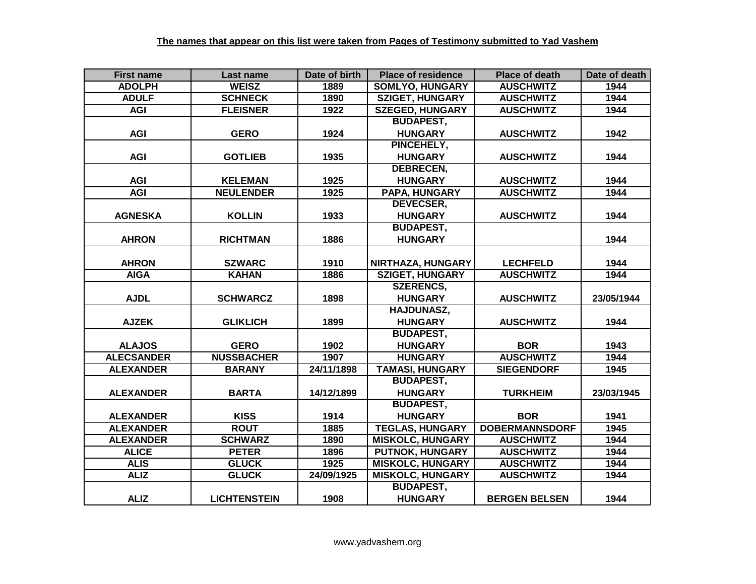**The names that appear on this list were taken from Pages of Testimony submitted to Yad Vashem**

| First name | Last name | Date of birth | Place of residence | Place of death | Date of death |
|---|---|---|---|---|---|
| ADOLPH | WEISZ | 1889 | SOMLYO, HUNGARY | AUSCHWITZ | 1944 |
| ADULF | SCHNECK | 1890 | SZIGET, HUNGARY | AUSCHWITZ | 1944 |
| AGI | FLEISNER | 1922 | SZEGED, HUNGARY | AUSCHWITZ | 1944 |
| AGI | GERO | 1924 | BUDAPEST, HUNGARY | AUSCHWITZ | 1942 |
| AGI | GOTLIEB | 1935 | PINCEHELY, HUNGARY | AUSCHWITZ | 1944 |
| AGI | KELEMAN | 1925 | DEBRECEN, HUNGARY | AUSCHWITZ | 1944 |
| AGI | NEULENDER | 1925 | PAPA, HUNGARY | AUSCHWITZ | 1944 |
| AGNESKA | KOLLIN | 1933 | DEVECSER, HUNGARY | AUSCHWITZ | 1944 |
| AHRON | RICHTMAN | 1886 | BUDAPEST, HUNGARY | | 1944 |
| AHRON | SZWARC | 1910 | NIRTHAZA, HUNGARY | LECHFELD | 1944 |
| AIGA | KAHAN | 1886 | SZIGET, HUNGARY | AUSCHWITZ | 1944 |
| AJDL | SCHWARCZ | 1898 | SZERENCS, HUNGARY | AUSCHWITZ | 23/05/1944 |
| AJZEK | GLIKLICH | 1899 | HAJDUNASZ, HUNGARY | AUSCHWITZ | 1944 |
| ALAJOS | GERO | 1902 | BUDAPEST, HUNGARY | BOR | 1943 |
| ALECSANDER | NUSSBACHER | 1907 | HUNGARY | AUSCHWITZ | 1944 |
| ALEXANDER | BARANY | 24/11/1898 | TAMASI, HUNGARY | SIEGENDORF | 1945 |
| ALEXANDER | BARTA | 14/12/1899 | BUDAPEST, HUNGARY | TURKHEIM | 23/03/1945 |
| ALEXANDER | KISS | 1914 | BUDAPEST, HUNGARY | BOR | 1941 |
| ALEXANDER | ROUT | 1885 | TEGLAS, HUNGARY | DOBERMANNSDORF | 1945 |
| ALEXANDER | SCHWARZ | 1890 | MISKOLC, HUNGARY | AUSCHWITZ | 1944 |
| ALICE | PETER | 1896 | PUTNOK, HUNGARY | AUSCHWITZ | 1944 |
| ALIS | GLUCK | 1925 | MISKOLC, HUNGARY | AUSCHWITZ | 1944 |
| ALIZ | GLUCK | 24/09/1925 | MISKOLC, HUNGARY | AUSCHWITZ | 1944 |
| ALIZ | LICHTENSTEIN | 1908 | BUDAPEST, HUNGARY | BERGEN BELSEN | 1944 |

www.yadvashem.org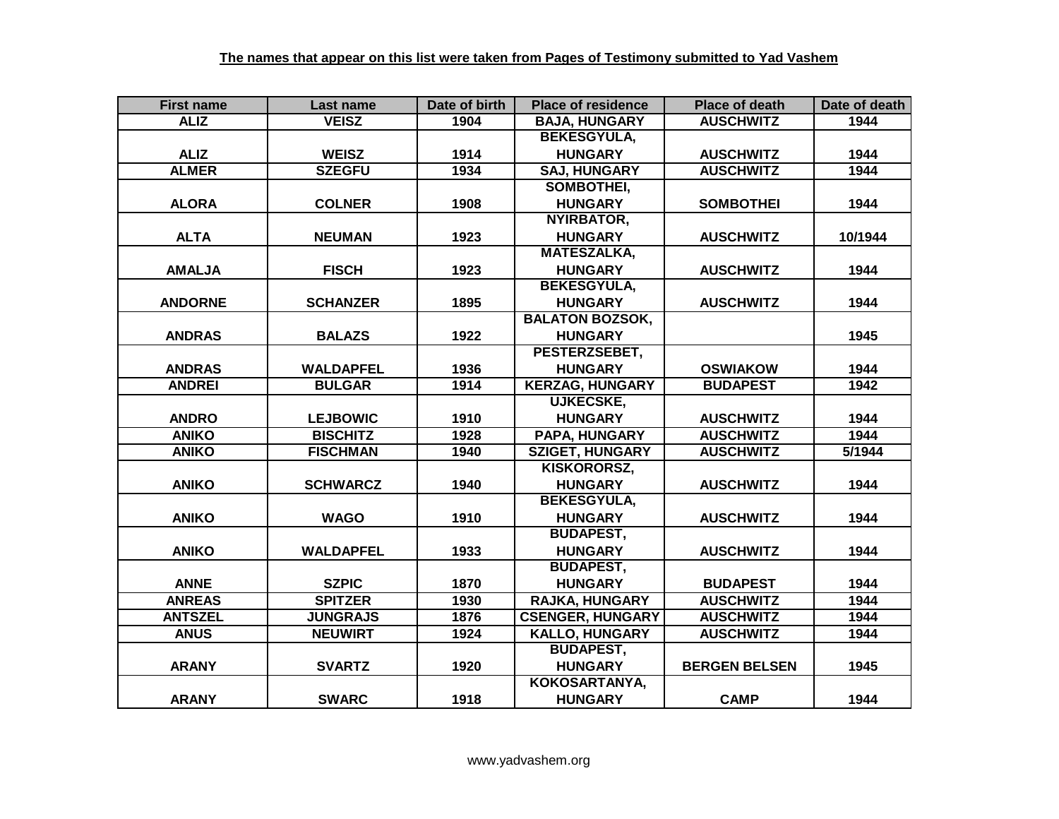**The names that appear on this list were taken from Pages of Testimony submitted to Yad Vashem**

| First name | Last name | Date of birth | Place of residence | Place of death | Date of death |
|---|---|---|---|---|---|
| ALIZ | VEISZ | 1904 | BAJA, HUNGARY | AUSCHWITZ | 1944 |
| ALIZ | WEISZ | 1914 | BEKESGYULA, HUNGARY | AUSCHWITZ | 1944 |
| ALMER | SZEGFU | 1934 | SAJ, HUNGARY | AUSCHWITZ | 1944 |
| ALORA | COLNER | 1908 | SOMBOTHEI, HUNGARY | SOMBOTHEI | 1944 |
| ALTA | NEUMAN | 1923 | NYIRBATOR, HUNGARY | AUSCHWITZ | 10/1944 |
| AMALJA | FISCH | 1923 | MATESZALKA, HUNGARY | AUSCHWITZ | 1944 |
| ANDORNE | SCHANZER | 1895 | BEKESGYULA, HUNGARY | AUSCHWITZ | 1944 |
| ANDRAS | BALAZS | 1922 | BALATON BOZSOK, HUNGARY | | 1945 |
| ANDRAS | WALDAPFEL | 1936 | PESTERZSEBET, HUNGARY | OSWIAKOW | 1944 |
| ANDREI | BULGAR | 1914 | KERZAG, HUNGARY | BUDAPEST | 1942 |
| ANDRO | LEJBOWIC | 1910 | UJKECSKE, HUNGARY | AUSCHWITZ | 1944 |
| ANIKO | BISCHITZ | 1928 | PAPA, HUNGARY | AUSCHWITZ | 1944 |
| ANIKO | FISCHMAN | 1940 | SZIGET, HUNGARY | AUSCHWITZ | 5/1944 |
| ANIKO | SCHWARCZ | 1940 | KISKORORSZ, HUNGARY | AUSCHWITZ | 1944 |
| ANIKO | WAGO | 1910 | BEKESGYULA, HUNGARY | AUSCHWITZ | 1944 |
| ANIKO | WALDAPFEL | 1933 | BUDAPEST, HUNGARY | AUSCHWITZ | 1944 |
| ANNE | SZPIC | 1870 | BUDAPEST, HUNGARY | BUDAPEST | 1944 |
| ANREAS | SPITZER | 1930 | RAJKA, HUNGARY | AUSCHWITZ | 1944 |
| ANTSZEL | JUNGRAJS | 1876 | CSENGER, HUNGARY | AUSCHWITZ | 1944 |
| ANUS | NEUWIRT | 1924 | KALLO, HUNGARY | AUSCHWITZ | 1944 |
| ARANY | SVARTZ | 1920 | BUDAPEST, HUNGARY | BERGEN BELSEN | 1945 |
| ARANY | SWARC | 1918 | KOKOSARTANYA, HUNGARY | CAMP | 1944 |

www.yadvashem.org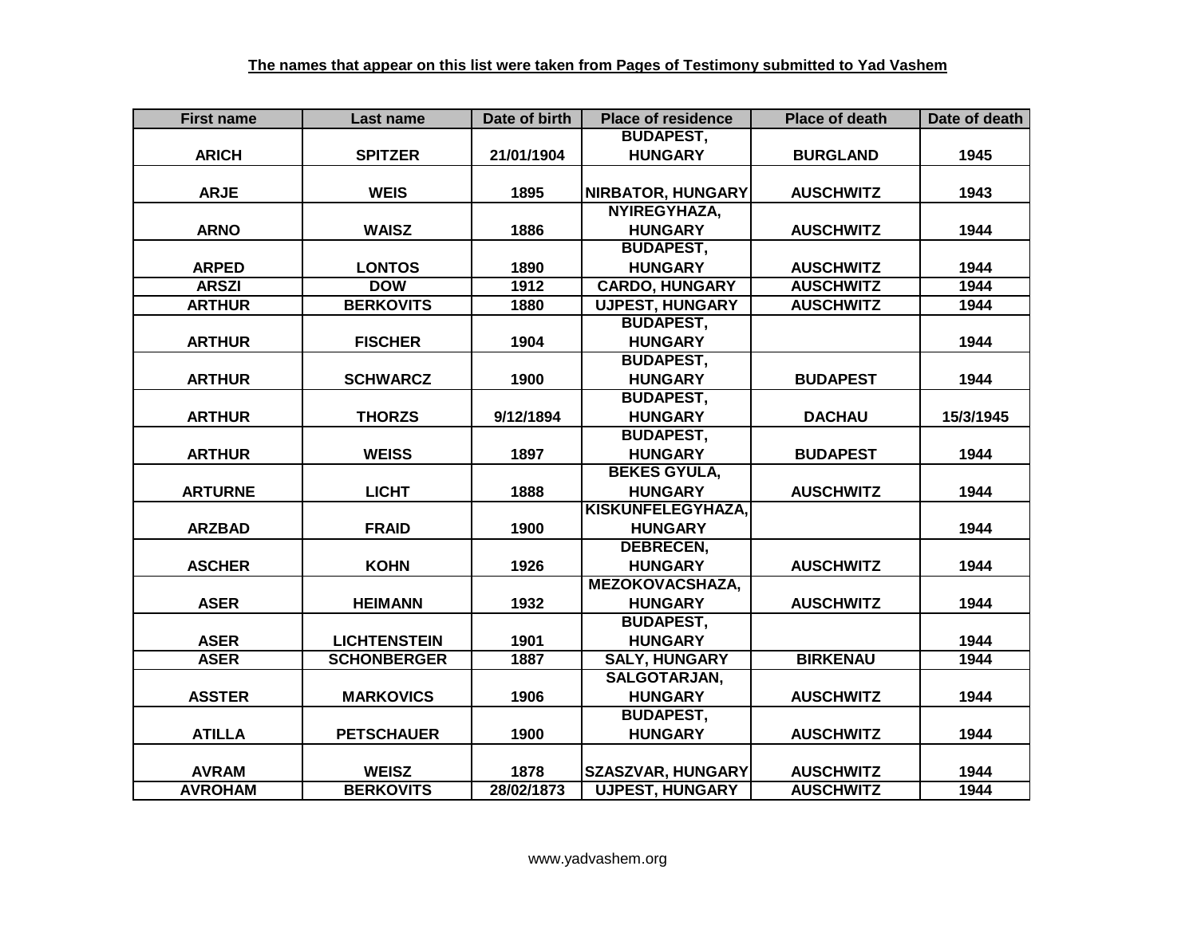**The names that appear on this list were taken from Pages of Testimony submitted to Yad Vashem**

| First name | Last name | Date of birth | Place of residence | Place of death | Date of death |
|---|---|---|---|---|---|
| ARICH | SPITZER | 21/01/1904 | BUDAPEST, HUNGARY | BURGLAND | 1945 |
| ARJE | WEIS | 1895 | NIRBATOR, HUNGARY | AUSCHWITZ | 1943 |
| ARNO | WAISZ | 1886 | NYIREGYHAZA, HUNGARY | AUSCHWITZ | 1944 |
| ARPED | LONTOS | 1890 | BUDAPEST, HUNGARY | AUSCHWITZ | 1944 |
| ARSZI | DOW | 1912 | CARDO, HUNGARY | AUSCHWITZ | 1944 |
| ARTHUR | BERKOVITS | 1880 | UJPEST, HUNGARY | AUSCHWITZ | 1944 |
| ARTHUR | FISCHER | 1904 | BUDAPEST, HUNGARY | | 1944 |
| ARTHUR | SCHWARCZ | 1900 | BUDAPEST, HUNGARY | BUDAPEST | 1944 |
| ARTHUR | THORZS | 9/12/1894 | BUDAPEST, HUNGARY | DACHAU | 15/3/1945 |
| ARTHUR | WEISS | 1897 | BUDAPEST, HUNGARY | BUDAPEST | 1944 |
| ARTURNE | LICHT | 1888 | BEKES GYULA, HUNGARY | AUSCHWITZ | 1944 |
| ARZBAD | FRAID | 1900 | KISKUNFELEGYHAZA, HUNGARY | | 1944 |
| ASCHER | KOHN | 1926 | DEBRECEN, HUNGARY | AUSCHWITZ | 1944 |
| ASER | HEIMANN | 1932 | MEZOKOVACSHAZA, HUNGARY | AUSCHWITZ | 1944 |
| ASER | LICHTENSTEIN | 1901 | BUDAPEST, HUNGARY | | 1944 |
| ASER | SCHONBERGER | 1887 | SALY, HUNGARY | BIRKENAU | 1944 |
| ASSTER | MARKOVICS | 1906 | SALGOTARJAN, HUNGARY | AUSCHWITZ | 1944 |
| ATILLA | PETSCHAUER | 1900 | BUDAPEST, HUNGARY | AUSCHWITZ | 1944 |
| AVRAM | WEISZ | 1878 | SZASZVAR, HUNGARY | AUSCHWITZ | 1944 |
| AVROHAM | BERKOVITS | 28/02/1873 | UJPEST, HUNGARY | AUSCHWITZ | 1944 |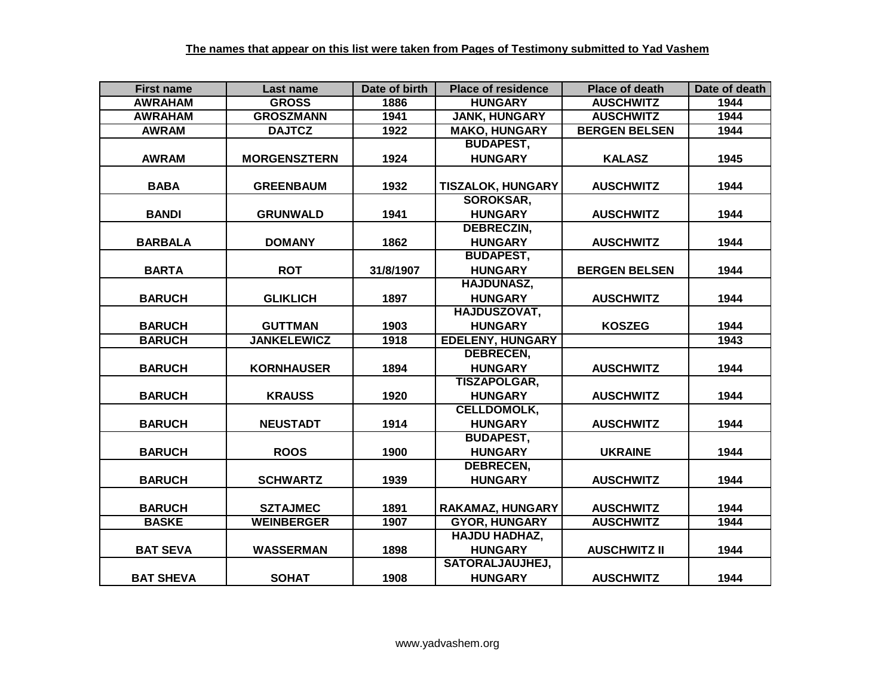**The names that appear on this list were taken from Pages of Testimony submitted to Yad Vashem**

| First name | Last name | Date of birth | Place of residence | Place of death | Date of death |
|---|---|---|---|---|---|
| AWRAHAM | GROSS | 1886 | HUNGARY | AUSCHWITZ | 1944 |
| AWRAHAM | GROSZMANN | 1941 | JANK, HUNGARY | AUSCHWITZ | 1944 |
| AWRAM | DAJTCZ | 1922 | MAKO, HUNGARY | BERGEN BELSEN | 1944 |
| AWRAM | MORGENSZTERN | 1924 | BUDAPEST, HUNGARY | KALASZ | 1945 |
| BABA | GREENBAUM | 1932 | TISZALOK, HUNGARY | AUSCHWITZ | 1944 |
| BANDI | GRUNWALD | 1941 | SOROKSAR, HUNGARY | AUSCHWITZ | 1944 |
| BARBALA | DOMANY | 1862 | DEBRECZIN, HUNGARY | AUSCHWITZ | 1944 |
| BARTA | ROT | 31/8/1907 | BUDAPEST, HUNGARY | BERGEN BELSEN | 1944 |
| BARUCH | GLIKLICH | 1897 | HAJDUNASZ, HUNGARY | AUSCHWITZ | 1944 |
| BARUCH | GUTTMAN | 1903 | HAJDUSZOVAT, HUNGARY | KOSZEG | 1944 |
| BARUCH | JANKELEWICZ | 1918 | EDELENY, HUNGARY | | 1943 |
| BARUCH | KORNHAUSER | 1894 | DEBRECEN, HUNGARY | AUSCHWITZ | 1944 |
| BARUCH | KRAUSS | 1920 | TISZAPOLGAR, HUNGARY | AUSCHWITZ | 1944 |
| BARUCH | NEUSTADT | 1914 | CELLDOMOLK, HUNGARY | AUSCHWITZ | 1944 |
| BARUCH | ROOS | 1900 | BUDAPEST, HUNGARY | UKRAINE | 1944 |
| BARUCH | SCHWARTZ | 1939 | DEBRECEN, HUNGARY | AUSCHWITZ | 1944 |
| BARUCH | SZTAJMEC | 1891 | RAKAMAZ, HUNGARY | AUSCHWITZ | 1944 |
| BASKE | WEINBERGER | 1907 | GYOR, HUNGARY | AUSCHWITZ | 1944 |
| BAT SEVA | WASSERMAN | 1898 | HAJDU HADHAZ, HUNGARY | AUSCHWITZ II | 1944 |
| BAT SHEVA | SOHAT | 1908 | SATORALJAUJHEJ, HUNGARY | AUSCHWITZ | 1944 |

www.yadvashem.org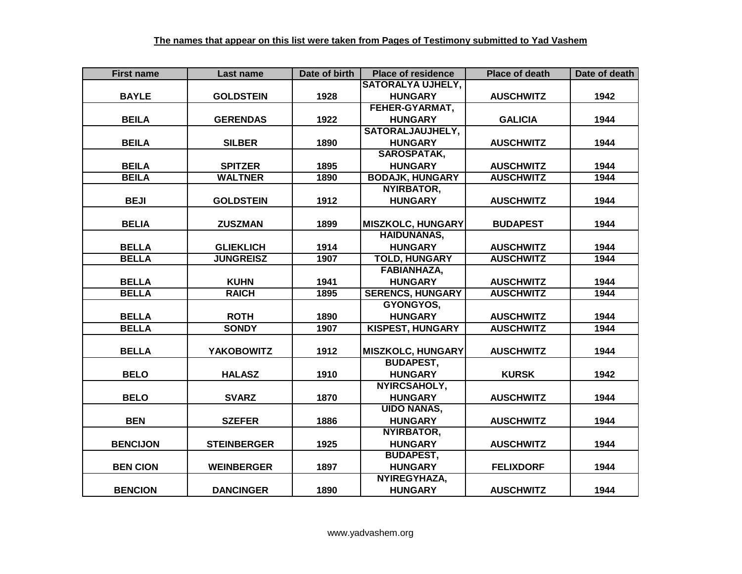**The names that appear on this list were taken from Pages of Testimony submitted to Yad Vashem**

| First name | Last name | Date of birth | Place of residence | Place of death | Date of death |
|---|---|---|---|---|---|
| BAYLE | GOLDSTEIN | 1928 | SATORALYA UJHELY, HUNGARY | AUSCHWITZ | 1942 |
| BEILA | GERENDAS | 1922 | FEHER-GYARMAT, HUNGARY | GALICIA | 1944 |
| BEILA | SILBER | 1890 | SATORALJAUJHELY, HUNGARY | AUSCHWITZ | 1944 |
| BEILA | SPITZER | 1895 | SAROSPATAK, HUNGARY | AUSCHWITZ | 1944 |
| BEILA | WALTNER | 1890 | BODAJK, HUNGARY | AUSCHWITZ | 1944 |
| BEJI | GOLDSTEIN | 1912 | NYIRBATOR, HUNGARY | AUSCHWITZ | 1944 |
| BELIA | ZUSZMAN | 1899 | MISZKOLC, HUNGARY | BUDAPEST | 1944 |
| BELLA | GLIEKLICH | 1914 | HAIDUNANAS, HUNGARY | AUSCHWITZ | 1944 |
| BELLA | JUNGREISZ | 1907 | TOLD, HUNGARY | AUSCHWITZ | 1944 |
| BELLA | KUHN | 1941 | FABIANHAZA, HUNGARY | AUSCHWITZ | 1944 |
| BELLA | RAICH | 1895 | SERENCS, HUNGARY | AUSCHWITZ | 1944 |
| BELLA | ROTH | 1890 | GYONGYOS, HUNGARY | AUSCHWITZ | 1944 |
| BELLA | SONDY | 1907 | KISPEST, HUNGARY | AUSCHWITZ | 1944 |
| BELLA | YAKOBOWITZ | 1912 | MISZKOLC, HUNGARY | AUSCHWITZ | 1944 |
| BELO | HALASZ | 1910 | BUDAPEST, HUNGARY | KURSK | 1942 |
| BELO | SVARZ | 1870 | NYIRCSAHOLY, HUNGARY | AUSCHWITZ | 1944 |
| BEN | SZEFER | 1886 | UIDO NANAS, HUNGARY | AUSCHWITZ | 1944 |
| BENCIJON | STEINBERGER | 1925 | NYIRBATOR, HUNGARY | AUSCHWITZ | 1944 |
| BEN CION | WEINBERGER | 1897 | BUDAPEST, HUNGARY | FELIXDORF | 1944 |
| BENCION | DANCINGER | 1890 | NYIREGYHAZA, HUNGARY | AUSCHWITZ | 1944 |

www.yadvashem.org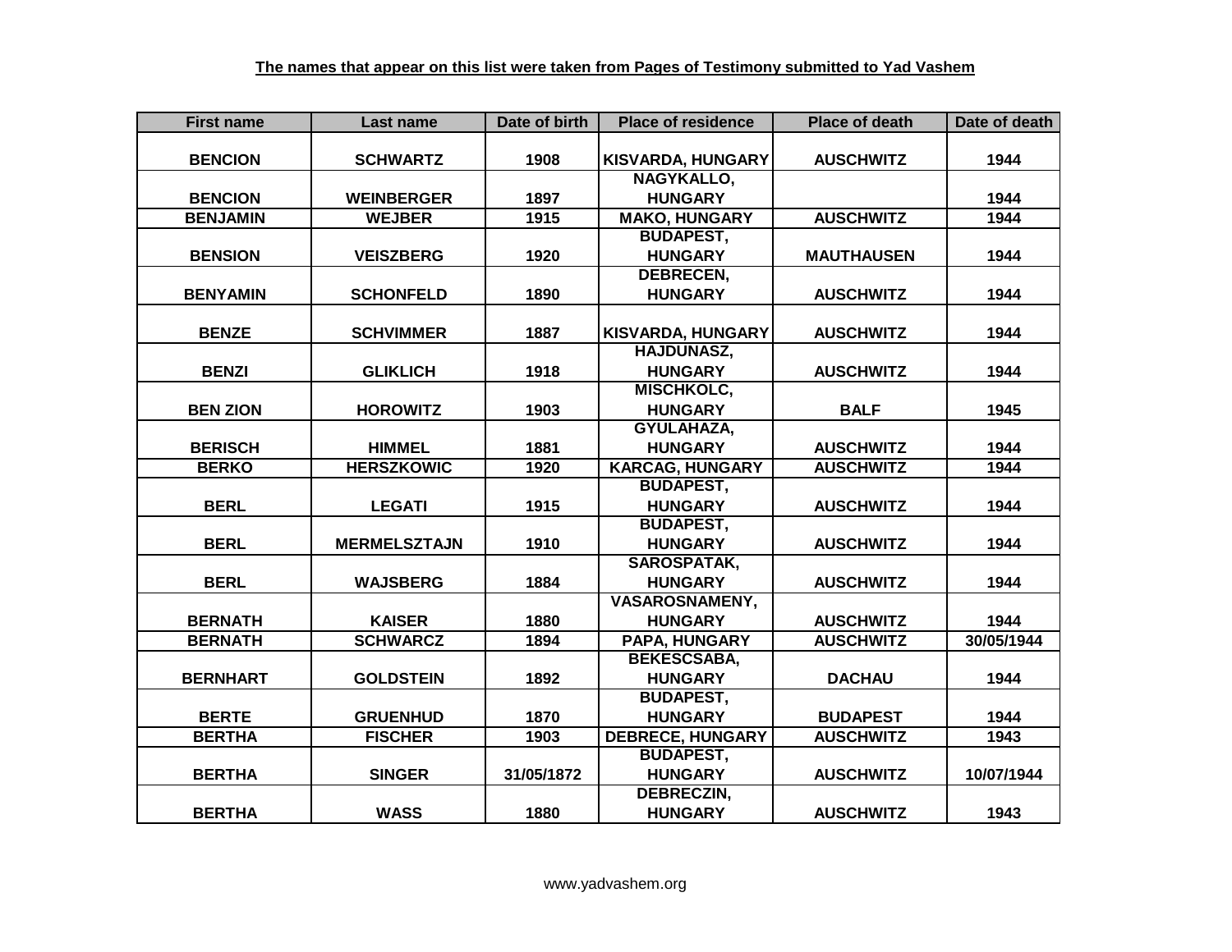**The names that appear on this list were taken from Pages of Testimony submitted to Yad Vashem**

| First name | Last name | Date of birth | Place of residence | Place of death | Date of death |
|---|---|---|---|---|---|
| BENCION | SCHWARTZ | 1908 | KISVARDA, HUNGARY | AUSCHWITZ | 1944 |
| BENCION | WEINBERGER | 1897 | NAGYKALLO, HUNGARY | | 1944 |
| BENJAMIN | WEJBER | 1915 | MAKO, HUNGARY | AUSCHWITZ | 1944 |
| BENSION | VEISZBERG | 1920 | BUDAPEST, HUNGARY | MAUTHAUSEN | 1944 |
| BENYAMIN | SCHONFELD | 1890 | DEBRECEN, HUNGARY | AUSCHWITZ | 1944 |
| BENZE | SCHVIMMER | 1887 | KISVARDA, HUNGARY | AUSCHWITZ | 1944 |
| BENZI | GLIKLICH | 1918 | HAJDUNASZ, HUNGARY | AUSCHWITZ | 1944 |
| BEN ZION | HOROWITZ | 1903 | MISCHKOLC, HUNGARY | BALF | 1945 |
| BERISCH | HIMMEL | 1881 | GYULAHAZA, HUNGARY | AUSCHWITZ | 1944 |
| BERKO | HERSZKOWIC | 1920 | KARCAG, HUNGARY | AUSCHWITZ | 1944 |
| BERL | LEGATI | 1915 | BUDAPEST, HUNGARY | AUSCHWITZ | 1944 |
| BERL | MERMELSZTAJN | 1910 | BUDAPEST, HUNGARY | AUSCHWITZ | 1944 |
| BERL | WAJSBERG | 1884 | SAROSPATAK, HUNGARY | AUSCHWITZ | 1944 |
| BERNATH | KAISER | 1880 | VASAROSNAMENY, HUNGARY | AUSCHWITZ | 1944 |
| BERNATH | SCHWARCZ | 1894 | PAPA, HUNGARY | AUSCHWITZ | 30/05/1944 |
| BERNHART | GOLDSTEIN | 1892 | BEKESCSABA, HUNGARY | DACHAU | 1944 |
| BERTE | GRUENHUD | 1870 | BUDAPEST, HUNGARY | BUDAPEST | 1944 |
| BERTHA | FISCHER | 1903 | DEBRECE, HUNGARY | AUSCHWITZ | 1943 |
| BERTHA | SINGER | 31/05/1872 | BUDAPEST, HUNGARY | AUSCHWITZ | 10/07/1944 |
| BERTHA | WASS | 1880 | DEBRECZIN, HUNGARY | AUSCHWITZ | 1943 |

www.yadvashem.org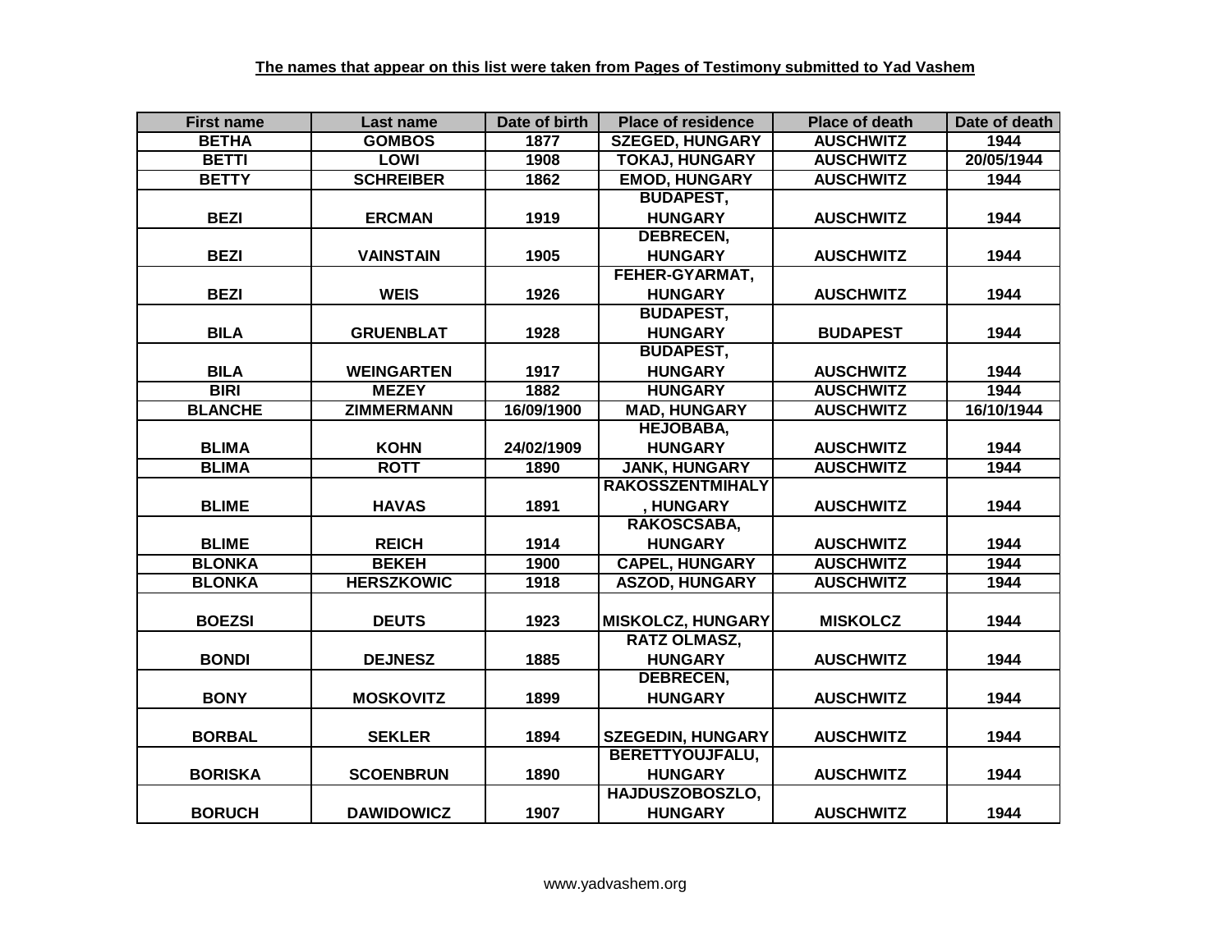**The names that appear on this list were taken from Pages of Testimony submitted to Yad Vashem**

| First name | Last name | Date of birth | Place of residence | Place of death | Date of death |
|---|---|---|---|---|---|
| BETHA | GOMBOS | 1877 | SZEGED, HUNGARY | AUSCHWITZ | 1944 |
| BETTI | LOWI | 1908 | TOKAJ, HUNGARY | AUSCHWITZ | 20/05/1944 |
| BETTY | SCHREIBER | 1862 | EMOD, HUNGARY | AUSCHWITZ | 1944 |
| BEZI | ERCMAN | 1919 | BUDAPEST, HUNGARY | AUSCHWITZ | 1944 |
| BEZI | VAINSTAIN | 1905 | DEBRECEN, HUNGARY | AUSCHWITZ | 1944 |
| BEZI | WEIS | 1926 | FEHER-GYARMAT, HUNGARY | AUSCHWITZ | 1944 |
| BILA | GRUENBLAT | 1928 | BUDAPEST, HUNGARY | BUDAPEST | 1944 |
| BILA | WEINGARTEN | 1917 | BUDAPEST, HUNGARY | AUSCHWITZ | 1944 |
| BIRI | MEZEY | 1882 | HUNGARY | AUSCHWITZ | 1944 |
| BLANCHE | ZIMMERMANN | 16/09/1900 | MAD, HUNGARY | AUSCHWITZ | 16/10/1944 |
| BLIMA | KOHN | 24/02/1909 | HEJOBABA, HUNGARY | AUSCHWITZ | 1944 |
| BLIMA | ROTT | 1890 | JANK, HUNGARY | AUSCHWITZ | 1944 |
| BLIME | HAVAS | 1891 | RAKOSSZENTMIHALY, HUNGARY | AUSCHWITZ | 1944 |
| BLIME | REICH | 1914 | RAKOSCSABA, HUNGARY | AUSCHWITZ | 1944 |
| BLONKA | BEKEH | 1900 | CAPEL, HUNGARY | AUSCHWITZ | 1944 |
| BLONKA | HERSZKOWIC | 1918 | ASZOD, HUNGARY | AUSCHWITZ | 1944 |
| BOEZSI | DEUTS | 1923 | MISKOLCZ, HUNGARY | MISKOLCZ | 1944 |
| BONDI | DEJNESZ | 1885 | RATZ OLMASZ, HUNGARY | AUSCHWITZ | 1944 |
| BONY | MOSKOVITZ | 1899 | DEBRECEN, HUNGARY | AUSCHWITZ | 1944 |
| BORBAL | SEKLER | 1894 | SZEGEDIN, HUNGARY | AUSCHWITZ | 1944 |
| BORISKA | SCOENBRUN | 1890 | BERETTYOUJFALU, HUNGARY | AUSCHWITZ | 1944 |
| BORUCH | DAWIDOWICZ | 1907 | HAJDUSZOBOSZLO, HUNGARY | AUSCHWITZ | 1944 |

www.yadvashem.org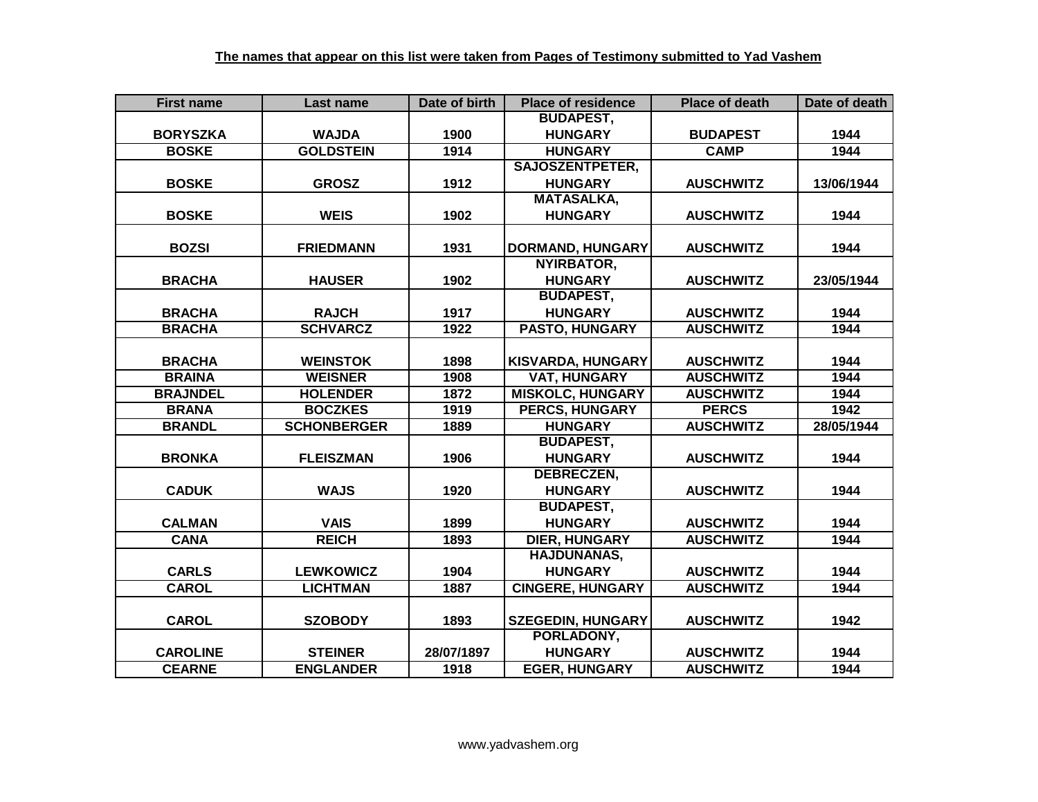**The names that appear on this list were taken from Pages of Testimony submitted to Yad Vashem**

| First name | Last name | Date of birth | Place of residence | Place of death | Date of death |
|---|---|---|---|---|---|
| BORYSZKA | WAJDA | 1900 | BUDAPEST, HUNGARY | BUDAPEST | 1944 |
| BOSKE | GOLDSTEIN | 1914 | HUNGARY | CAMP | 1944 |
| BOSKE | GROSZ | 1912 | SAJOSZENTPETER, HUNGARY | AUSCHWITZ | 13/06/1944 |
| BOSKE | WEIS | 1902 | MATASALKA, HUNGARY | AUSCHWITZ | 1944 |
| BOZSI | FRIEDMANN | 1931 | DORMAND, HUNGARY | AUSCHWITZ | 1944 |
| BRACHA | HAUSER | 1902 | NYIRBATOR, HUNGARY | AUSCHWITZ | 23/05/1944 |
| BRACHA | RAJCH | 1917 | BUDAPEST, HUNGARY | AUSCHWITZ | 1944 |
| BRACHA | SCHVARCZ | 1922 | PASTO, HUNGARY | AUSCHWITZ | 1944 |
| BRACHA | WEINSTOK | 1898 | KISVARDA, HUNGARY | AUSCHWITZ | 1944 |
| BRAINA | WEISNER | 1908 | VAT, HUNGARY | AUSCHWITZ | 1944 |
| BRAJNDEL | HOLENDER | 1872 | MISKOLC, HUNGARY | AUSCHWITZ | 1944 |
| BRANA | BOCZKES | 1919 | PERCS, HUNGARY | PERCS | 1942 |
| BRANDL | SCHONBERGER | 1889 | HUNGARY | AUSCHWITZ | 28/05/1944 |
| BRONKA | FLEISZMAN | 1906 | BUDAPEST, HUNGARY | AUSCHWITZ | 1944 |
| CADUK | WAJS | 1920 | DEBRECZEN, HUNGARY | AUSCHWITZ | 1944 |
| CALMAN | VAIS | 1899 | BUDAPEST, HUNGARY | AUSCHWITZ | 1944 |
| CANA | REICH | 1893 | DIER, HUNGARY | AUSCHWITZ | 1944 |
| CARLS | LEWKOWICZ | 1904 | HAJDUNANAS, HUNGARY | AUSCHWITZ | 1944 |
| CAROL | LICHTMAN | 1887 | CINGERE, HUNGARY | AUSCHWITZ | 1944 |
| CAROL | SZOBODY | 1893 | SZEGEDIN, HUNGARY | AUSCHWITZ | 1942 |
| CAROLINE | STEINER | 28/07/1897 | PORLADONY, HUNGARY | AUSCHWITZ | 1944 |
| CEARNE | ENGLANDER | 1918 | EGER, HUNGARY | AUSCHWITZ | 1944 |

www.yadvashem.org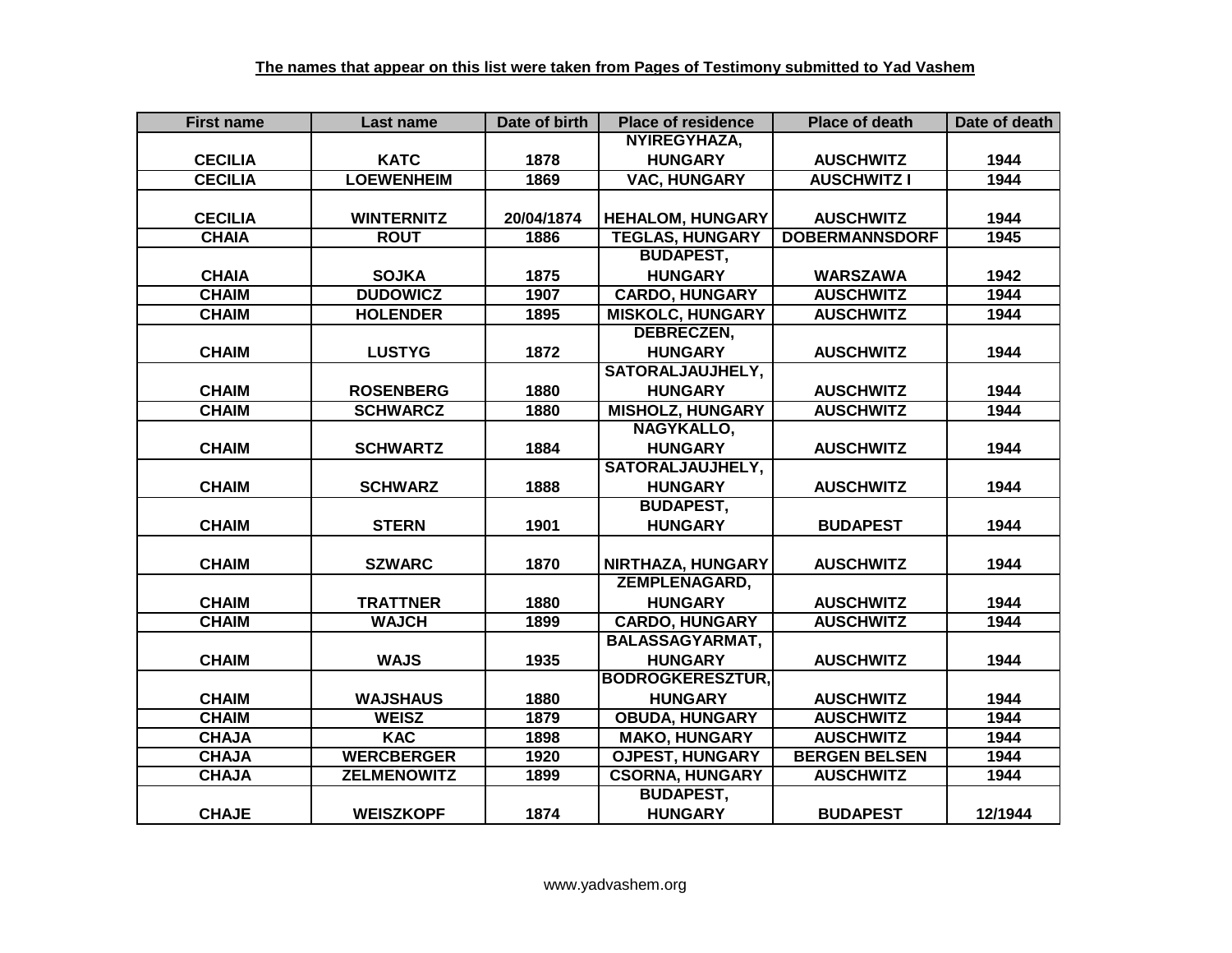**The names that appear on this list were taken from Pages of Testimony submitted to Yad Vashem**

| First name | Last name | Date of birth | Place of residence | Place of death | Date of death |
|---|---|---|---|---|---|
| CECILIA | KATC | 1878 | NYIREGYHAZA, HUNGARY | AUSCHWITZ | 1944 |
| CECILIA | LOEWENHEIM | 1869 | VAC, HUNGARY | AUSCHWITZ I | 1944 |
| CECILIA | WINTERNITZ | 20/04/1874 | HEHALOM, HUNGARY | AUSCHWITZ | 1944 |
| CHAIA | ROUT | 1886 | TEGLAS, HUNGARY | DOBERMANNSDORF | 1945 |
| CHAIA | SOJKA | 1875 | BUDAPEST, HUNGARY | WARSZAWA | 1942 |
| CHAIM | DUDOWICZ | 1907 | CARDO, HUNGARY | AUSCHWITZ | 1944 |
| CHAIM | HOLENDER | 1895 | MISKOLC, HUNGARY | AUSCHWITZ | 1944 |
| CHAIM | LUSTYG | 1872 | DEBRECZEN, HUNGARY | AUSCHWITZ | 1944 |
| CHAIM | ROSENBERG | 1880 | SATORALJAUJHELY, HUNGARY | AUSCHWITZ | 1944 |
| CHAIM | SCHWARCZ | 1880 | MISHOLZ, HUNGARY | AUSCHWITZ | 1944 |
| CHAIM | SCHWARTZ | 1884 | NAGYKALLO, HUNGARY | AUSCHWITZ | 1944 |
| CHAIM | SCHWARZ | 1888 | SATORALJAUJHELY, HUNGARY | AUSCHWITZ | 1944 |
| CHAIM | STERN | 1901 | BUDAPEST, HUNGARY | BUDAPEST | 1944 |
| CHAIM | SZWARC | 1870 | NIRTHAZA, HUNGARY | AUSCHWITZ | 1944 |
| CHAIM | TRATTNER | 1880 | ZEMPLENAGARD, HUNGARY | AUSCHWITZ | 1944 |
| CHAIM | WAJCH | 1899 | CARDO, HUNGARY | AUSCHWITZ | 1944 |
| CHAIM | WAJS | 1935 | BALASSAGYARMAT, HUNGARY | AUSCHWITZ | 1944 |
| CHAIM | WAJSHAUS | 1880 | BODROGKERESZTUR, HUNGARY | AUSCHWITZ | 1944 |
| CHAIM | WEISZ | 1879 | OBUDA, HUNGARY | AUSCHWITZ | 1944 |
| CHAJA | KAC | 1898 | MAKO, HUNGARY | AUSCHWITZ | 1944 |
| CHAJA | WERCBERGER | 1920 | OJPEST, HUNGARY | BERGEN BELSEN | 1944 |
| CHAJA | ZELMENOWITZ | 1899 | CSORNA, HUNGARY | AUSCHWITZ | 1944 |
| CHAJE | WEISZKOPF | 1874 | BUDAPEST, HUNGARY | BUDAPEST | 12/1944 |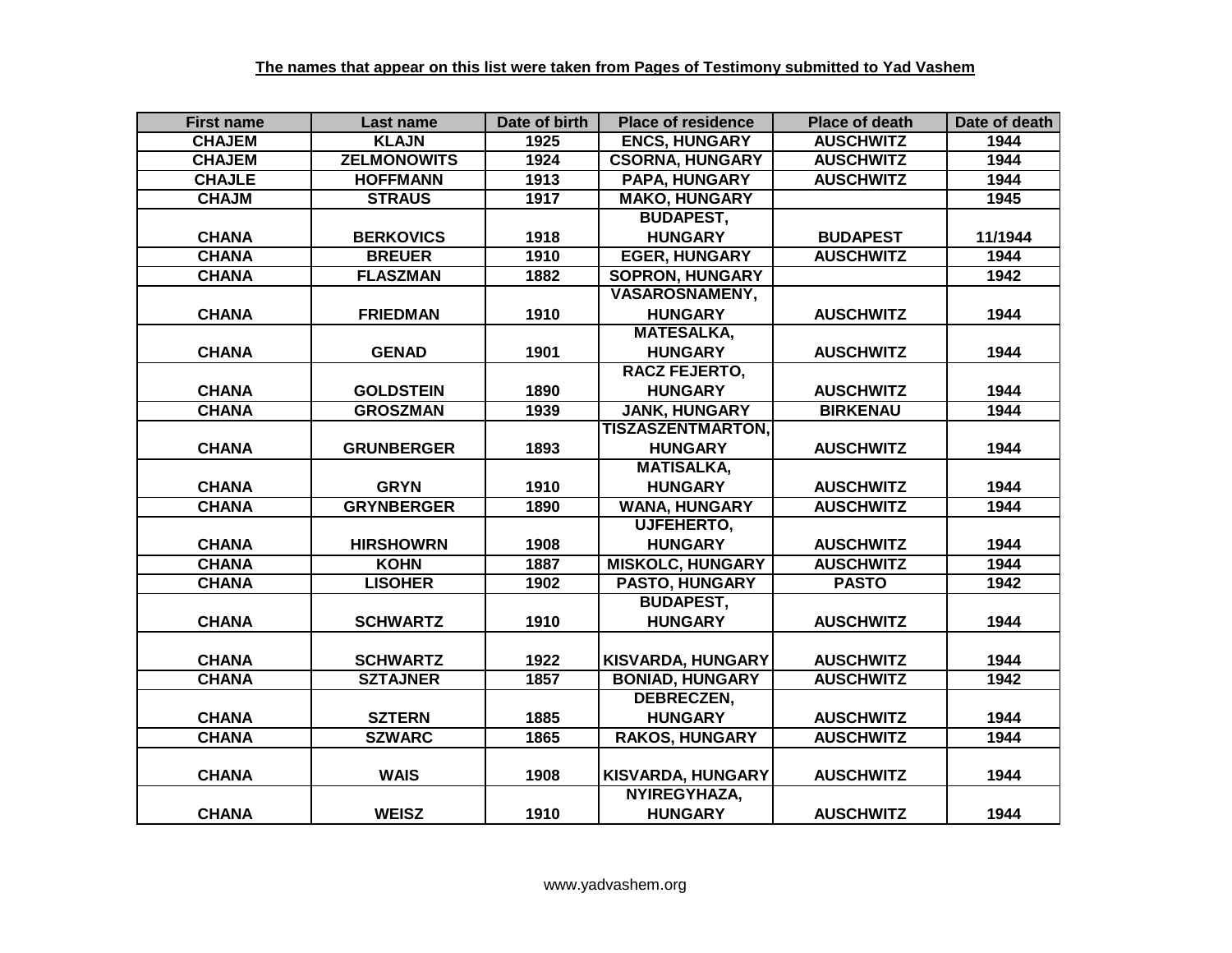**The names that appear on this list were taken from Pages of Testimony submitted to Yad Vashem**

| First name | Last name | Date of birth | Place of residence | Place of death | Date of death |
|---|---|---|---|---|---|
| CHAJEM | KLAJN | 1925 | ENCS, HUNGARY | AUSCHWITZ | 1944 |
| CHAJEM | ZELMONOWITS | 1924 | CSORNA, HUNGARY | AUSCHWITZ | 1944 |
| CHAJLE | HOFFMANN | 1913 | PAPA, HUNGARY | AUSCHWITZ | 1944 |
| CHAJM | STRAUS | 1917 | MAKO, HUNGARY | | 1945 |
| CHANA | BERKOVICS | 1918 | BUDAPEST, HUNGARY | BUDAPEST | 11/1944 |
| CHANA | BREUER | 1910 | EGER, HUNGARY | AUSCHWITZ | 1944 |
| CHANA | FLASZMAN | 1882 | SOPRON, HUNGARY | | 1942 |
| CHANA | FRIEDMAN | 1910 | VASAROSNAMENY, HUNGARY | AUSCHWITZ | 1944 |
| CHANA | GENAD | 1901 | MATESALKA, HUNGARY | AUSCHWITZ | 1944 |
| CHANA | GOLDSTEIN | 1890 | RACZ FEJERTO, HUNGARY | AUSCHWITZ | 1944 |
| CHANA | GROSZMAN | 1939 | JANK, HUNGARY | BIRKENAU | 1944 |
| CHANA | GRUNBERGER | 1893 | TISZASZENTMARTON, HUNGARY | AUSCHWITZ | 1944 |
| CHANA | GRYN | 1910 | MATISALKA, HUNGARY | AUSCHWITZ | 1944 |
| CHANA | GRYNBERGER | 1890 | WANA, HUNGARY | AUSCHWITZ | 1944 |
| CHANA | HIRSHOWRN | 1908 | UJFEHERTO, HUNGARY | AUSCHWITZ | 1944 |
| CHANA | KOHN | 1887 | MISKOLC, HUNGARY | AUSCHWITZ | 1944 |
| CHANA | LISOHER | 1902 | PASTO, HUNGARY | PASTO | 1942 |
| CHANA | SCHWARTZ | 1910 | BUDAPEST, HUNGARY | AUSCHWITZ | 1944 |
| CHANA | SCHWARTZ | 1922 | KISVARDA, HUNGARY | AUSCHWITZ | 1944 |
| CHANA | SZTAJNER | 1857 | BONIAD, HUNGARY | AUSCHWITZ | 1942 |
| CHANA | SZTERN | 1885 | DEBRECZEN, HUNGARY | AUSCHWITZ | 1944 |
| CHANA | SZWARC | 1865 | RAKOS, HUNGARY | AUSCHWITZ | 1944 |
| CHANA | WAIS | 1908 | KISVARDA, HUNGARY | AUSCHWITZ | 1944 |
| CHANA | WEISZ | 1910 | NYIREGYHAZA, HUNGARY | AUSCHWITZ | 1944 |

www.yadvashem.org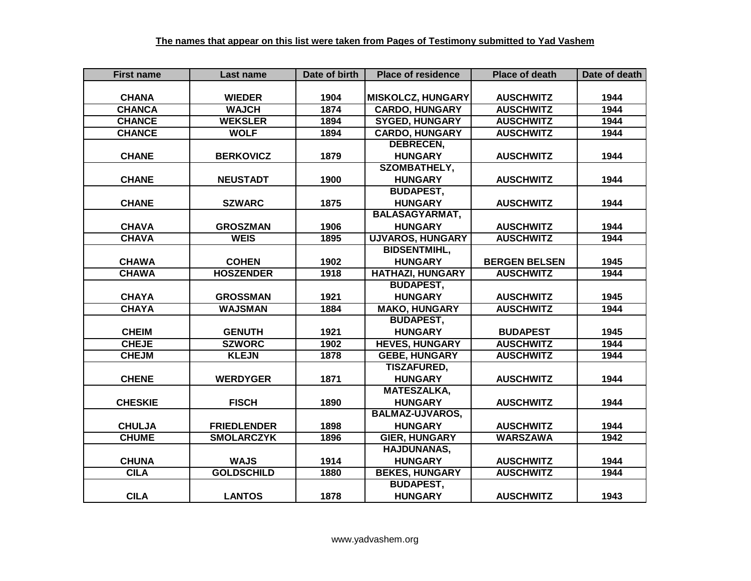**The names that appear on this list were taken from Pages of Testimony submitted to Yad Vashem**

| First name | Last name | Date of birth | Place of residence | Place of death | Date of death |
|---|---|---|---|---|---|
| CHANA | WIEDER | 1904 | MISKOLCZ, HUNGARY | AUSCHWITZ | 1944 |
| CHANCA | WAJCH | 1874 | CARDO, HUNGARY | AUSCHWITZ | 1944 |
| CHANCE | WEKSLER | 1894 | SYGED, HUNGARY | AUSCHWITZ | 1944 |
| CHANCE | WOLF | 1894 | CARDO, HUNGARY | AUSCHWITZ | 1944 |
| CHANE | BERKOVICZ | 1879 | DEBRECEN, HUNGARY | AUSCHWITZ | 1944 |
| CHANE | NEUSTADT | 1900 | SZOMBATHELY, HUNGARY | AUSCHWITZ | 1944 |
| CHANE | SZWARC | 1875 | BUDAPEST, HUNGARY | AUSCHWITZ | 1944 |
| CHAVA | GROSZMAN | 1906 | BALASAGYARMAT, HUNGARY | AUSCHWITZ | 1944 |
| CHAVA | WEIS | 1895 | UJVAROS, HUNGARY | AUSCHWITZ | 1944 |
| CHAWA | COHEN | 1902 | BIDSENTMIHL, HUNGARY | BERGEN BELSEN | 1945 |
| CHAWA | HOSZENDER | 1918 | HATHAZI, HUNGARY | AUSCHWITZ | 1944 |
| CHAYA | GROSSMAN | 1921 | BUDAPEST, HUNGARY | AUSCHWITZ | 1945 |
| CHAYA | WAJSMAN | 1884 | MAKO, HUNGARY | AUSCHWITZ | 1944 |
| CHEIM | GENUTH | 1921 | BUDAPEST, HUNGARY | BUDAPEST | 1945 |
| CHEJE | SZWORC | 1902 | HEVES, HUNGARY | AUSCHWITZ | 1944 |
| CHEJM | KLEJN | 1878 | GEBE, HUNGARY | AUSCHWITZ | 1944 |
| CHENE | WERDYGER | 1871 | TISZAFURED, HUNGARY | AUSCHWITZ | 1944 |
| CHESKIE | FISCH | 1890 | MATESZALKA, HUNGARY | AUSCHWITZ | 1944 |
| CHULJA | FRIEDLENDER | 1898 | BALMAZ-UJVAROS, HUNGARY | AUSCHWITZ | 1944 |
| CHUME | SMOLARCZYK | 1896 | GIER, HUNGARY | WARSZAWA | 1942 |
| CHUNA | WAJS | 1914 | HAJDUNANAS, HUNGARY | AUSCHWITZ | 1944 |
| CILA | GOLDSCHILD | 1880 | BEKES, HUNGARY | AUSCHWITZ | 1944 |
| CILA | LANTOS | 1878 | BUDAPEST, HUNGARY | AUSCHWITZ | 1943 |

www.yadvashem.org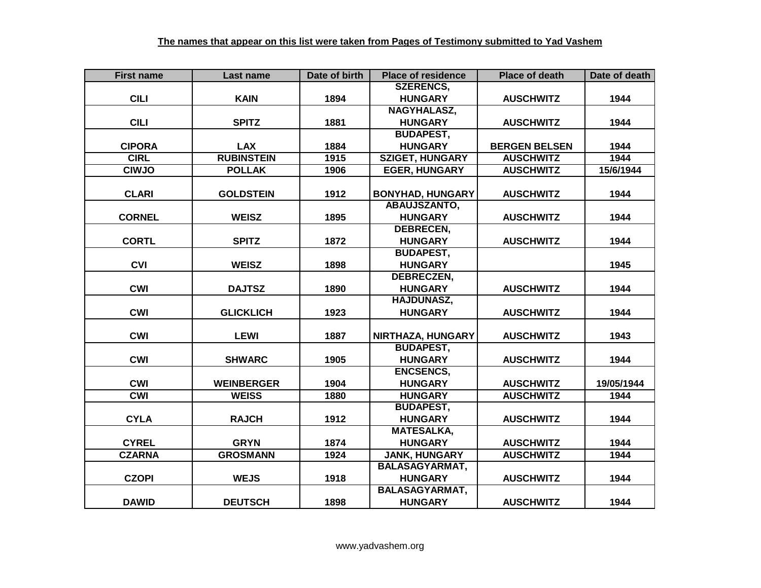**The names that appear on this list were taken from Pages of Testimony submitted to Yad Vashem**

| First name | Last name | Date of birth | Place of residence | Place of death | Date of death |
|---|---|---|---|---|---|
| CILI | KAIN | 1894 | SZERENCS, HUNGARY | AUSCHWITZ | 1944 |
| CILI | SPITZ | 1881 | NAGYHALASZ, HUNGARY | AUSCHWITZ | 1944 |
| CIPORA | LAX | 1884 | BUDAPEST, HUNGARY | BERGEN BELSEN | 1944 |
| CIRL | RUBINSTEIN | 1915 | SZIGET, HUNGARY | AUSCHWITZ | 1944 |
| CIWJO | POLLAK | 1906 | EGER, HUNGARY | AUSCHWITZ | 15/6/1944 |
| CLARI | GOLDSTEIN | 1912 | BONYHAD, HUNGARY | AUSCHWITZ | 1944 |
| CORNEL | WEISZ | 1895 | ABAUJSZANTO, HUNGARY | AUSCHWITZ | 1944 |
| CORTL | SPITZ | 1872 | DEBRECEN, HUNGARY | AUSCHWITZ | 1944 |
| CVI | WEISZ | 1898 | BUDAPEST, HUNGARY | | 1945 |
| CWI | DAJTSZ | 1890 | DEBRECZEN, HUNGARY | AUSCHWITZ | 1944 |
| CWI | GLICKLICH | 1923 | HAJDUNASZ, HUNGARY | AUSCHWITZ | 1944 |
| CWI | LEWI | 1887 | NIRTHAZA, HUNGARY | AUSCHWITZ | 1943 |
| CWI | SHWARC | 1905 | BUDAPEST, HUNGARY | AUSCHWITZ | 1944 |
| CWI | WEINBERGER | 1904 | ENCSENCS, HUNGARY | AUSCHWITZ | 19/05/1944 |
| CWI | WEISS | 1880 | HUNGARY | AUSCHWITZ | 1944 |
| CYLA | RAJCH | 1912 | BUDAPEST, HUNGARY | AUSCHWITZ | 1944 |
| CYREL | GRYN | 1874 | MATESALKA, HUNGARY | AUSCHWITZ | 1944 |
| CZARNA | GROSMANN | 1924 | JANK, HUNGARY | AUSCHWITZ | 1944 |
| CZOPI | WEJS | 1918 | BALASAGYARMAT, HUNGARY | AUSCHWITZ | 1944 |
| DAWID | DEUTSCH | 1898 | BALASAGYARMAT, HUNGARY | AUSCHWITZ | 1944 |

www.yadvashem.org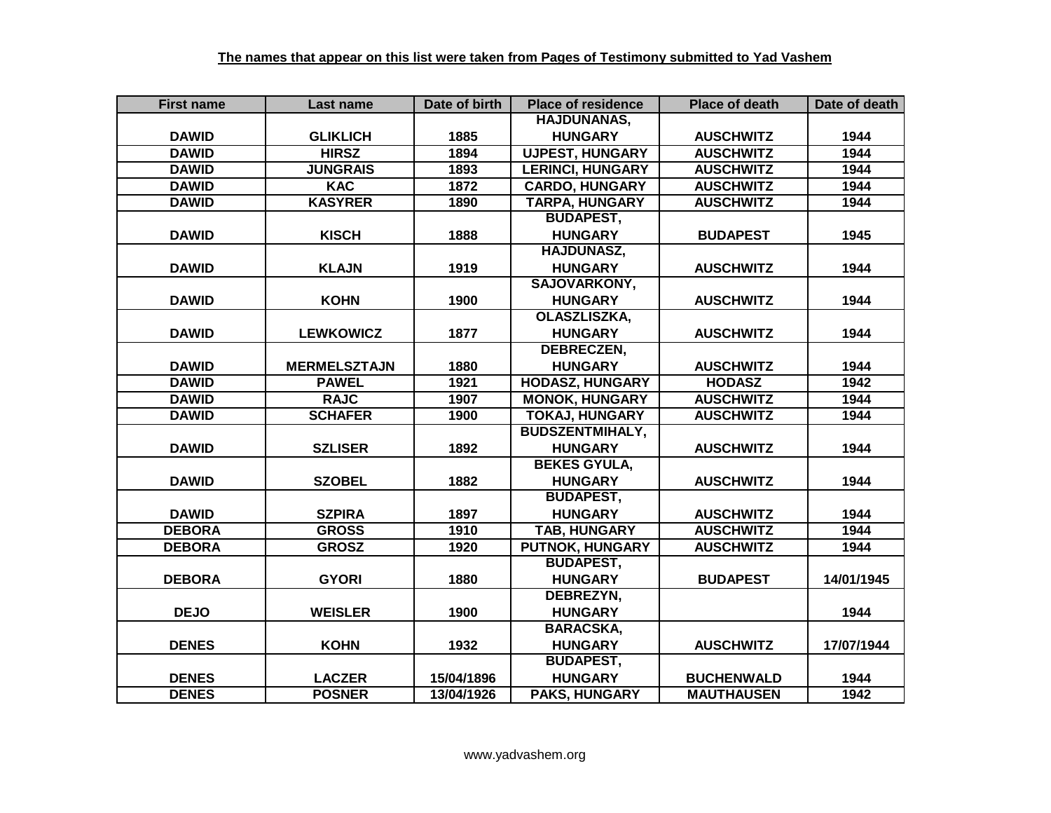**The names that appear on this list were taken from Pages of Testimony submitted to Yad Vashem**

| First name | Last name | Date of birth | Place of residence | Place of death | Date of death |
|---|---|---|---|---|---|
| DAWID | GLIKLICH | 1885 | HAJDUNANAS, HUNGARY | AUSCHWITZ | 1944 |
| DAWID | HIRSZ | 1894 | UJPEST, HUNGARY | AUSCHWITZ | 1944 |
| DAWID | JUNGRAIS | 1893 | LERINCI, HUNGARY | AUSCHWITZ | 1944 |
| DAWID | KAC | 1872 | CARDO, HUNGARY | AUSCHWITZ | 1944 |
| DAWID | KASYRER | 1890 | TARPA, HUNGARY | AUSCHWITZ | 1944 |
| DAWID | KISCH | 1888 | BUDAPEST, HUNGARY | BUDAPEST | 1945 |
| DAWID | KLAJN | 1919 | HAJDUNASZ, HUNGARY | AUSCHWITZ | 1944 |
| DAWID | KOHN | 1900 | SAJOVARKONY, HUNGARY | AUSCHWITZ | 1944 |
| DAWID | LEWKOWICZ | 1877 | OLASZLISZKA, HUNGARY | AUSCHWITZ | 1944 |
| DAWID | MERMELSZTAJN | 1880 | DEBRECZEN, HUNGARY | AUSCHWITZ | 1944 |
| DAWID | PAWEL | 1921 | HODASZ, HUNGARY | HODASZ | 1942 |
| DAWID | RAJC | 1907 | MONOK, HUNGARY | AUSCHWITZ | 1944 |
| DAWID | SCHAFER | 1900 | TOKAJ, HUNGARY | AUSCHWITZ | 1944 |
| DAWID | SZLISER | 1892 | BUDSZENTMIHALY, HUNGARY | AUSCHWITZ | 1944 |
| DAWID | SZOBEL | 1882 | BEKES GYULA, HUNGARY | AUSCHWITZ | 1944 |
| DAWID | SZPIRA | 1897 | BUDAPEST, HUNGARY | AUSCHWITZ | 1944 |
| DEBORA | GROSS | 1910 | TAB, HUNGARY | AUSCHWITZ | 1944 |
| DEBORA | GROSZ | 1920 | PUTNOK, HUNGARY | AUSCHWITZ | 1944 |
| DEBORA | GYORI | 1880 | BUDAPEST, HUNGARY | BUDAPEST | 14/01/1945 |
| DEJO | WEISLER | 1900 | DEBREZYN, HUNGARY | | 1944 |
| DENES | KOHN | 1932 | BARACSKA, HUNGARY | AUSCHWITZ | 17/07/1944 |
| DENES | LACZER | 15/04/1896 | BUDAPEST, HUNGARY | BUCHENWALD | 1944 |
| DENES | POSNER | 13/04/1926 | PAKS, HUNGARY | MAUTHAUSEN | 1942 |

www.yadvashem.org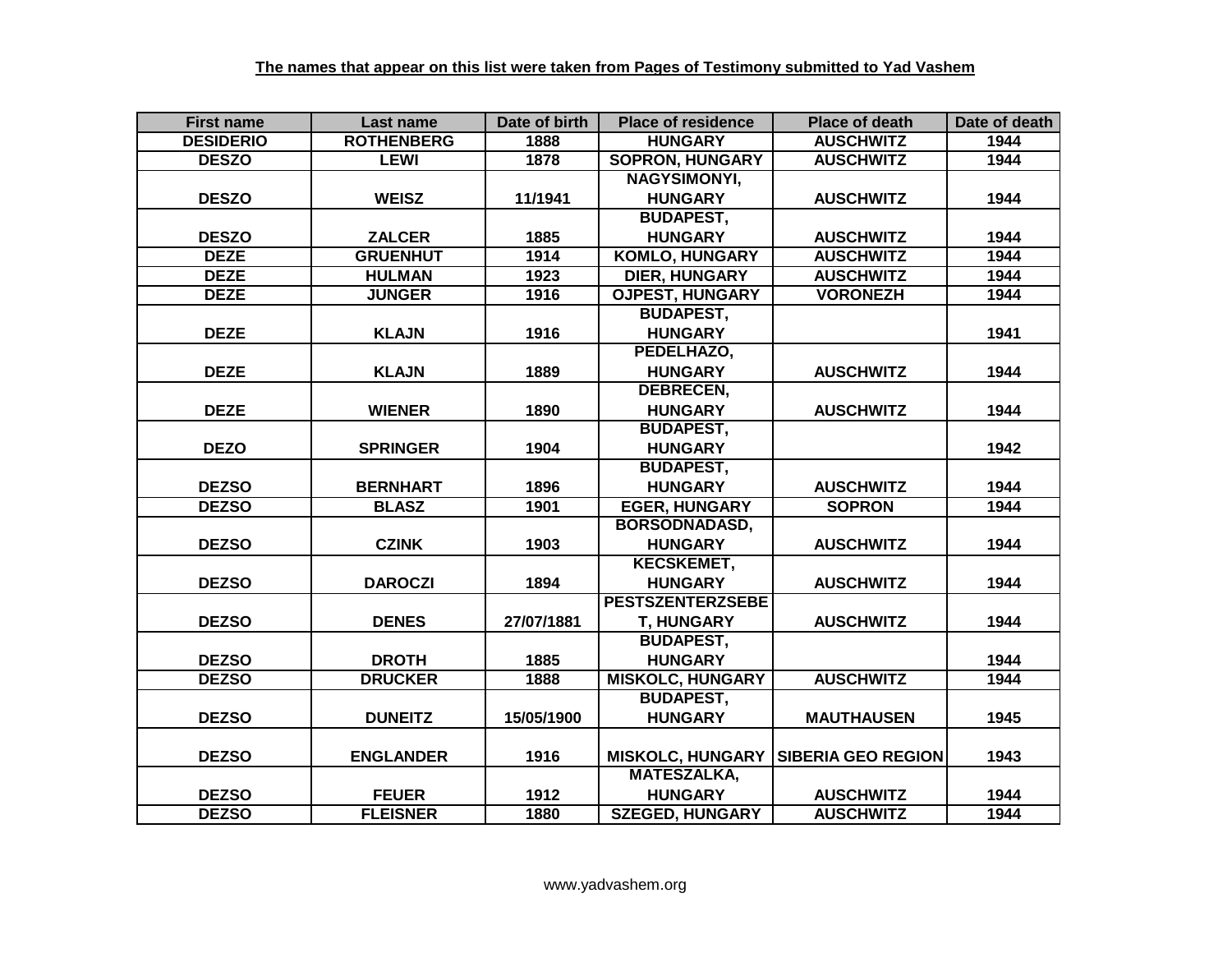**The names that appear on this list were taken from Pages of Testimony submitted to Yad Vashem**

| First name | Last name | Date of birth | Place of residence | Place of death | Date of death |
|---|---|---|---|---|---|
| DESIDERIO | ROTHENBERG | 1888 | HUNGARY | AUSCHWITZ | 1944 |
| DESZO | LEWI | 1878 | SOPRON, HUNGARY | AUSCHWITZ | 1944 |
| DESZO | WEISZ | 11/1941 | NAGYSIMONYI, HUNGARY | AUSCHWITZ | 1944 |
| DESZO | ZALCER | 1885 | BUDAPEST, HUNGARY | AUSCHWITZ | 1944 |
| DEZE | GRUENHUT | 1914 | KOMLO, HUNGARY | AUSCHWITZ | 1944 |
| DEZE | HULMAN | 1923 | DIER, HUNGARY | AUSCHWITZ | 1944 |
| DEZE | JUNGER | 1916 | OJPEST, HUNGARY | VORONEZH | 1944 |
| DEZE | KLAJN | 1916 | BUDAPEST, HUNGARY | | 1941 |
| DEZE | KLAJN | 1889 | PEDELHAZO, HUNGARY | AUSCHWITZ | 1944 |
| DEZE | WIENER | 1890 | DEBRECEN, HUNGARY | AUSCHWITZ | 1944 |
| DEZO | SPRINGER | 1904 | BUDAPEST, HUNGARY | | 1942 |
| DEZSO | BERNHART | 1896 | BUDAPEST, HUNGARY | AUSCHWITZ | 1944 |
| DEZSO | BLASZ | 1901 | EGER, HUNGARY | SOPRON | 1944 |
| DEZSO | CZINK | 1903 | BORSODNADASD, HUNGARY | AUSCHWITZ | 1944 |
| DEZSO | DAROCZI | 1894 | KECSKEMET, HUNGARY | AUSCHWITZ | 1944 |
| DEZSO | DENES | 27/07/1881 | PESTSZENTERZSEBET, HUNGARY | AUSCHWITZ | 1944 |
| DEZSO | DROTH | 1885 | BUDAPEST, HUNGARY | | 1944 |
| DEZSO | DRUCKER | 1888 | MISKOLC, HUNGARY | AUSCHWITZ | 1944 |
| DEZSO | DUNEITZ | 15/05/1900 | BUDAPEST, HUNGARY | MAUTHAUSEN | 1945 |
| DEZSO | ENGLANDER | 1916 | MISKOLC, HUNGARY | SIBERIA GEO REGION | 1943 |
| DEZSO | FEUER | 1912 | MATESZALKA, HUNGARY | AUSCHWITZ | 1944 |
| DEZSO | FLEISNER | 1880 | SZEGED, HUNGARY | AUSCHWITZ | 1944 |

www.yadvashem.org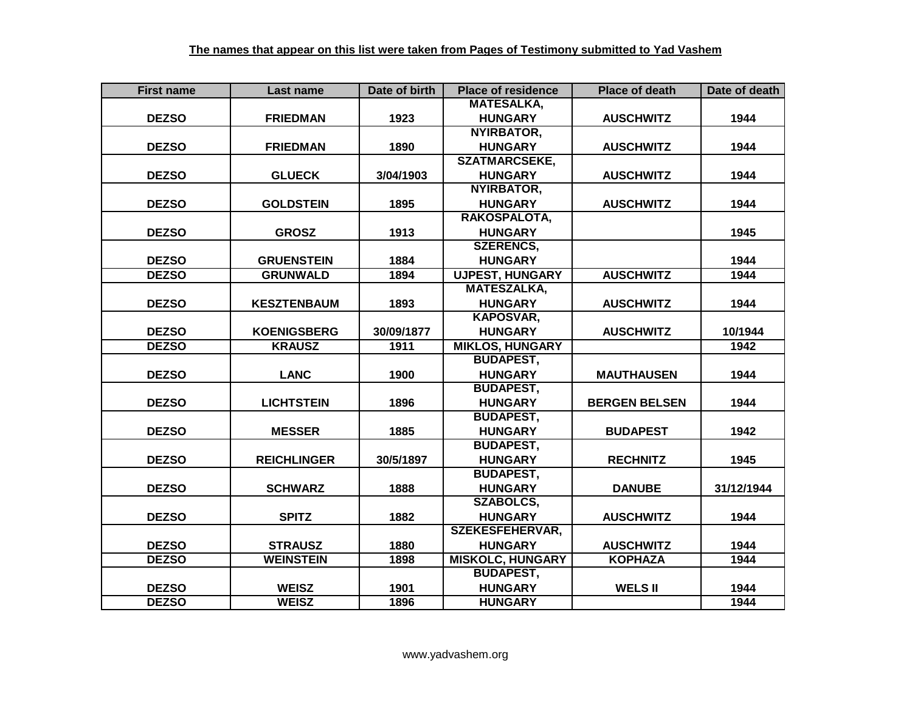**The names that appear on this list were taken from Pages of Testimony submitted to Yad Vashem**

| First name | Last name | Date of birth | Place of residence | Place of death | Date of death |
|---|---|---|---|---|---|
| DEZSO | FRIEDMAN | 1923 | MATESALKA, HUNGARY | AUSCHWITZ | 1944 |
| DEZSO | FRIEDMAN | 1890 | NYIRBATOR, HUNGARY | AUSCHWITZ | 1944 |
| DEZSO | GLUECK | 3/04/1903 | SZATMARCSEKE, HUNGARY | AUSCHWITZ | 1944 |
| DEZSO | GOLDSTEIN | 1895 | NYIRBATOR, HUNGARY | AUSCHWITZ | 1944 |
| DEZSO | GROSZ | 1913 | RAKOSPALOTA, HUNGARY | | 1945 |
| DEZSO | GRUENSTEIN | 1884 | SZERENCS, HUNGARY | | 1944 |
| DEZSO | GRUNWALD | 1894 | UJPEST, HUNGARY | AUSCHWITZ | 1944 |
| DEZSO | KESZTENBAUM | 1893 | MATESZALKA, HUNGARY | AUSCHWITZ | 1944 |
| DEZSO | KOENIGSBERG | 30/09/1877 | KAPOSVAR, HUNGARY | AUSCHWITZ | 10/1944 |
| DEZSO | KRAUSZ | 1911 | MIKLOS, HUNGARY | | 1942 |
| DEZSO | LANC | 1900 | BUDAPEST, HUNGARY | MAUTHAUSEN | 1944 |
| DEZSO | LICHTSTEIN | 1896 | BUDAPEST, HUNGARY | BERGEN BELSEN | 1944 |
| DEZSO | MESSER | 1885 | BUDAPEST, HUNGARY | BUDAPEST | 1942 |
| DEZSO | REICHLINGER | 30/5/1897 | BUDAPEST, HUNGARY | RECHNITZ | 1945 |
| DEZSO | SCHWARZ | 1888 | BUDAPEST, HUNGARY | DANUBE | 31/12/1944 |
| DEZSO | SPITZ | 1882 | SZABOLCS, HUNGARY | AUSCHWITZ | 1944 |
| DEZSO | STRAUSZ | 1880 | SZEKESFEHERVAR, HUNGARY | AUSCHWITZ | 1944 |
| DEZSO | WEINSTEIN | 1898 | MISKOLC, HUNGARY | KOPHAZA | 1944 |
| DEZSO | WEISZ | 1901 | BUDAPEST, HUNGARY | WELS II | 1944 |
| DEZSO | WEISZ | 1896 | HUNGARY | | 1944 |

www.yadvashem.org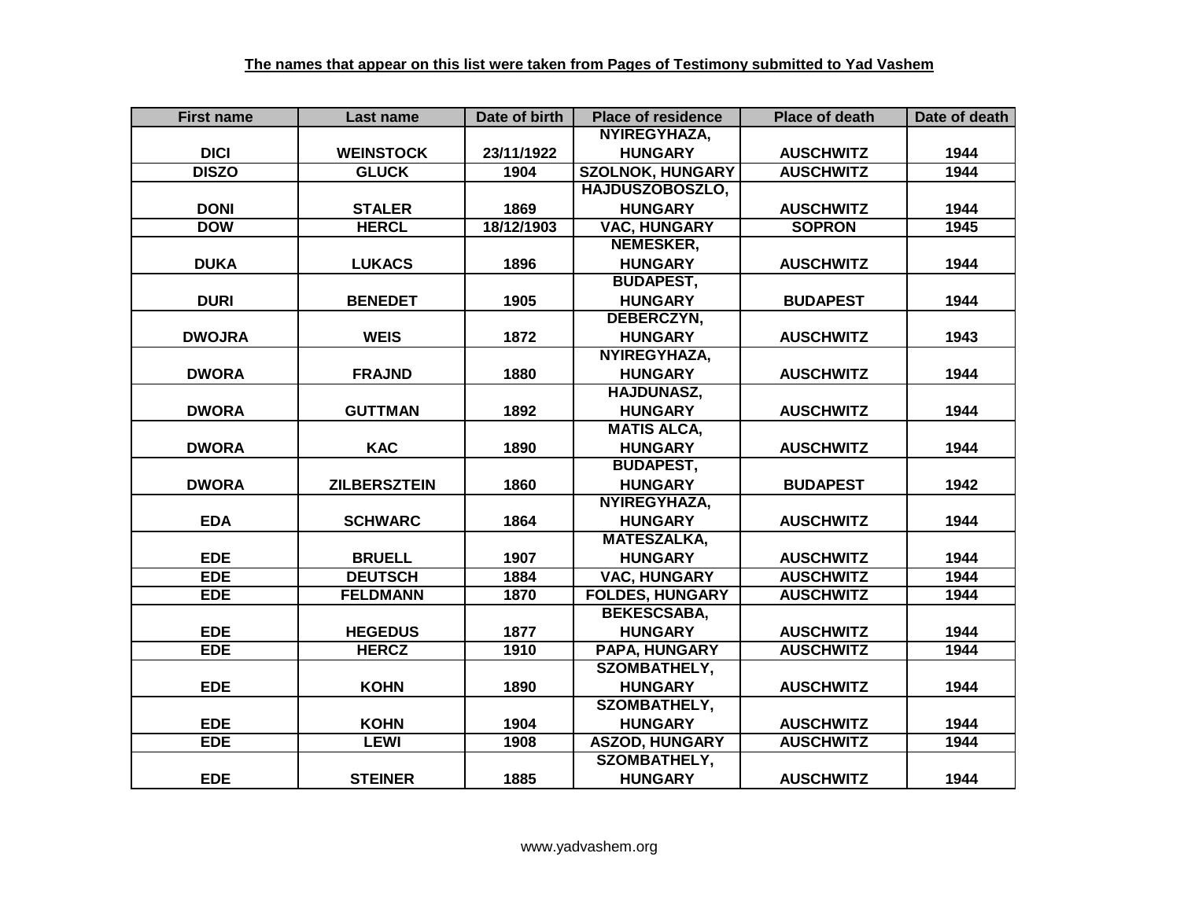**The names that appear on this list were taken from Pages of Testimony submitted to Yad Vashem**

| First name | Last name | Date of birth | Place of residence | Place of death | Date of death |
|---|---|---|---|---|---|
| DICI | WEINSTOCK | 23/11/1922 | NYIREGYHAZA, HUNGARY | AUSCHWITZ | 1944 |
| DISZO | GLUCK | 1904 | SZOLNOK, HUNGARY | AUSCHWITZ | 1944 |
| DONI | STALER | 1869 | HAJDUSZOBOSZLO, HUNGARY | AUSCHWITZ | 1944 |
| DOW | HERCL | 18/12/1903 | VAC, HUNGARY | SOPRON | 1945 |
| DUKA | LUKACS | 1896 | NEMESKER, HUNGARY | AUSCHWITZ | 1944 |
| DURI | BENEDET | 1905 | BUDAPEST, HUNGARY | BUDAPEST | 1944 |
| DWOJRA | WEIS | 1872 | DEBERCZYN, HUNGARY | AUSCHWITZ | 1943 |
| DWORA | FRAJND | 1880 | NYIREGYHAZA, HUNGARY | AUSCHWITZ | 1944 |
| DWORA | GUTTMAN | 1892 | HAJDUNASZ, HUNGARY | AUSCHWITZ | 1944 |
| DWORA | KAC | 1890 | MATIS ALCA, HUNGARY | AUSCHWITZ | 1944 |
| DWORA | ZILBERSZTEIN | 1860 | BUDAPEST, HUNGARY | BUDAPEST | 1942 |
| EDA | SCHWARC | 1864 | NYIREGYHAZA, HUNGARY | AUSCHWITZ | 1944 |
| EDE | BRUELL | 1907 | MATESZALKA, HUNGARY | AUSCHWITZ | 1944 |
| EDE | DEUTSCH | 1884 | VAC, HUNGARY | AUSCHWITZ | 1944 |
| EDE | FELDMANN | 1870 | FOLDES, HUNGARY | AUSCHWITZ | 1944 |
| EDE | HEGEDUS | 1877 | BEKESCSABA, HUNGARY | AUSCHWITZ | 1944 |
| EDE | HERCZ | 1910 | PAPA, HUNGARY | AUSCHWITZ | 1944 |
| EDE | KOHN | 1890 | SZOMBATHELY, HUNGARY | AUSCHWITZ | 1944 |
| EDE | KOHN | 1904 | SZOMBATHELY, HUNGARY | AUSCHWITZ | 1944 |
| EDE | LEWI | 1908 | ASZOD, HUNGARY | AUSCHWITZ | 1944 |
| EDE | STEINER | 1885 | SZOMBATHELY, HUNGARY | AUSCHWITZ | 1944 |

www.yadvashem.org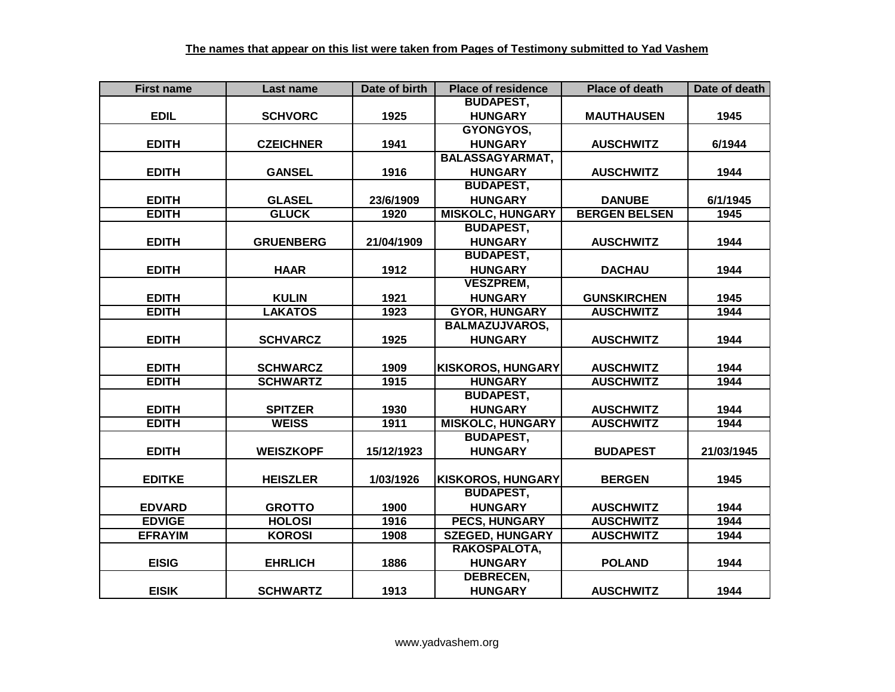**The names that appear on this list were taken from Pages of Testimony submitted to Yad Vashem**

| First name | Last name | Date of birth | Place of residence | Place of death | Date of death |
|---|---|---|---|---|---|
| EDIL | SCHVORC | 1925 | BUDAPEST, HUNGARY | MAUTHAUSEN | 1945 |
| EDITH | CZEICHNER | 1941 | GYONGYOS, HUNGARY | AUSCHWITZ | 6/1944 |
| EDITH | GANSEL | 1916 | BALASSAGYARMAT, HUNGARY | AUSCHWITZ | 1944 |
| EDITH | GLASEL | 23/6/1909 | BUDAPEST, HUNGARY | DANUBE | 6/1/1945 |
| EDITH | GLUCK | 1920 | MISKOLC, HUNGARY | BERGEN BELSEN | 1945 |
| EDITH | GRUENBERG | 21/04/1909 | BUDAPEST, HUNGARY | AUSCHWITZ | 1944 |
| EDITH | HAAR | 1912 | BUDAPEST, HUNGARY | DACHAU | 1944 |
| EDITH | KULIN | 1921 | VESZPREM, HUNGARY | GUNSKIRCHEN | 1945 |
| EDITH | LAKATOS | 1923 | GYOR, HUNGARY | AUSCHWITZ | 1944 |
| EDITH | SCHVARCZ | 1925 | BALMAZUJVAROS, HUNGARY | AUSCHWITZ | 1944 |
| EDITH | SCHWARCZ | 1909 | KISKOROS, HUNGARY | AUSCHWITZ | 1944 |
| EDITH | SCHWARTZ | 1915 | HUNGARY | AUSCHWITZ | 1944 |
| EDITH | SPITZER | 1930 | BUDAPEST, HUNGARY | AUSCHWITZ | 1944 |
| EDITH | WEISS | 1911 | MISKOLC, HUNGARY | AUSCHWITZ | 1944 |
| EDITH | WEISZKOPF | 15/12/1923 | BUDAPEST, HUNGARY | BUDAPEST | 21/03/1945 |
| EDITKE | HEISZLER | 1/03/1926 | KISKOROS, HUNGARY | BERGEN | 1945 |
| EDVARD | GROTTO | 1900 | BUDAPEST, HUNGARY | AUSCHWITZ | 1944 |
| EDVIGE | HOLOSI | 1916 | PECS, HUNGARY | AUSCHWITZ | 1944 |
| EFRAYIM | KOROSI | 1908 | SZEGED, HUNGARY | AUSCHWITZ | 1944 |
| EISIG | EHRLICH | 1886 | RAKOSPALOTA, HUNGARY | POLAND | 1944 |
| EISIK | SCHWARTZ | 1913 | DEBRECEN, HUNGARY | AUSCHWITZ | 1944 |

www.yadvashem.org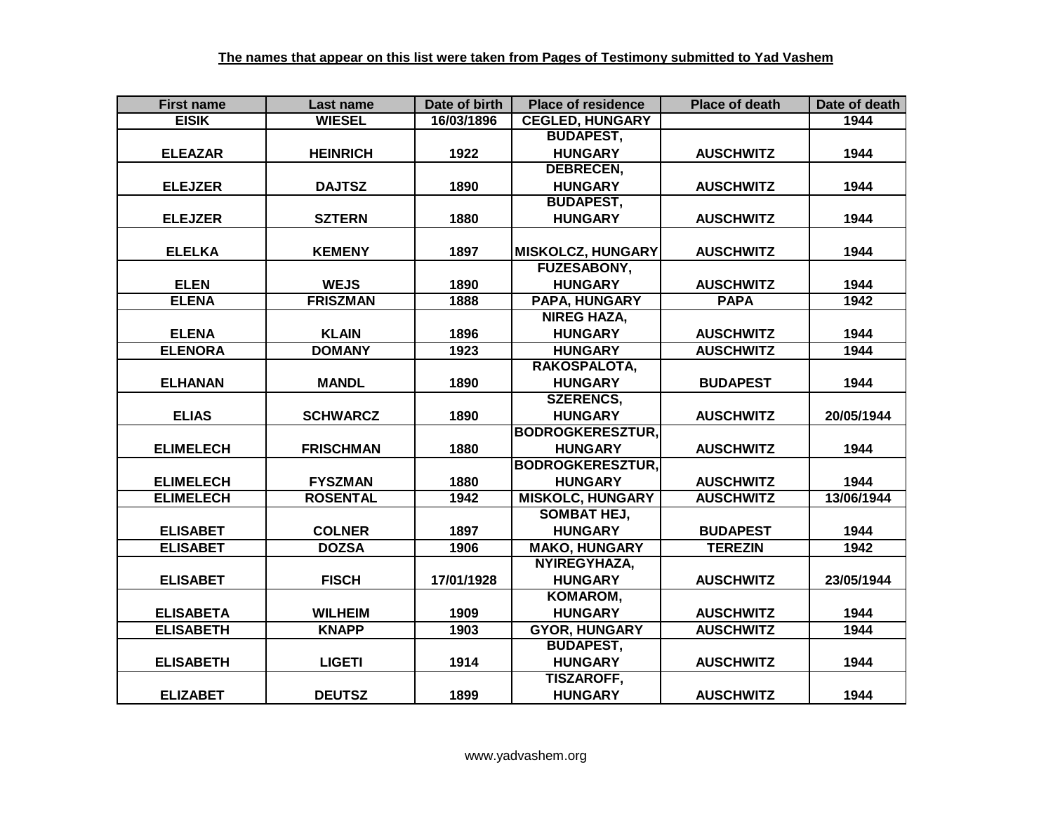**The names that appear on this list were taken from Pages of Testimony submitted to Yad Vashem**

| First name | Last name | Date of birth | Place of residence | Place of death | Date of death |
|---|---|---|---|---|---|
| EISIK | WIESEL | 16/03/1896 | CEGLED, HUNGARY | | 1944 |
| ELEAZAR | HEINRICH | 1922 | BUDAPEST, HUNGARY | AUSCHWITZ | 1944 |
| ELEJZER | DAJTSZ | 1890 | DEBRECEN, HUNGARY | AUSCHWITZ | 1944 |
| ELEJZER | SZTERN | 1880 | BUDAPEST, HUNGARY | AUSCHWITZ | 1944 |
| ELELKA | KEMENY | 1897 | MISKOLCZ, HUNGARY | AUSCHWITZ | 1944 |
| ELEN | WEJS | 1890 | FUZESABONY, HUNGARY | AUSCHWITZ | 1944 |
| ELENA | FRISZMAN | 1888 | PAPA, HUNGARY | PAPA | 1942 |
| ELENA | KLAIN | 1896 | NIREG HAZA, HUNGARY | AUSCHWITZ | 1944 |
| ELENORA | DOMANY | 1923 | HUNGARY | AUSCHWITZ | 1944 |
| ELHANAN | MANDL | 1890 | RAKOSPALOTA, HUNGARY | BUDAPEST | 1944 |
| ELIAS | SCHWARCZ | 1890 | SZERENCS, HUNGARY | AUSCHWITZ | 20/05/1944 |
| ELIMELECH | FRISCHMAN | 1880 | BODROGKERESZTUR, HUNGARY | AUSCHWITZ | 1944 |
| ELIMELECH | FYSZMAN | 1880 | BODROGKERESZTUR, HUNGARY | AUSCHWITZ | 1944 |
| ELIMELECH | ROSENTAL | 1942 | MISKOLC, HUNGARY | AUSCHWITZ | 13/06/1944 |
| ELISABET | COLNER | 1897 | SOMBAT HEJ, HUNGARY | BUDAPEST | 1944 |
| ELISABET | DOZSA | 1906 | MAKO, HUNGARY | TEREZIN | 1942 |
| ELISABET | FISCH | 17/01/1928 | NYIREGYHAZA, HUNGARY | AUSCHWITZ | 23/05/1944 |
| ELISABETA | WILHEIM | 1909 | KOMAROM, HUNGARY | AUSCHWITZ | 1944 |
| ELISABETH | KNAPP | 1903 | GYOR, HUNGARY | AUSCHWITZ | 1944 |
| ELISABETH | LIGETI | 1914 | BUDAPEST, HUNGARY | AUSCHWITZ | 1944 |
| ELIZABET | DEUTSZ | 1899 | TISZAROFF, HUNGARY | AUSCHWITZ | 1944 |

www.yadvashem.org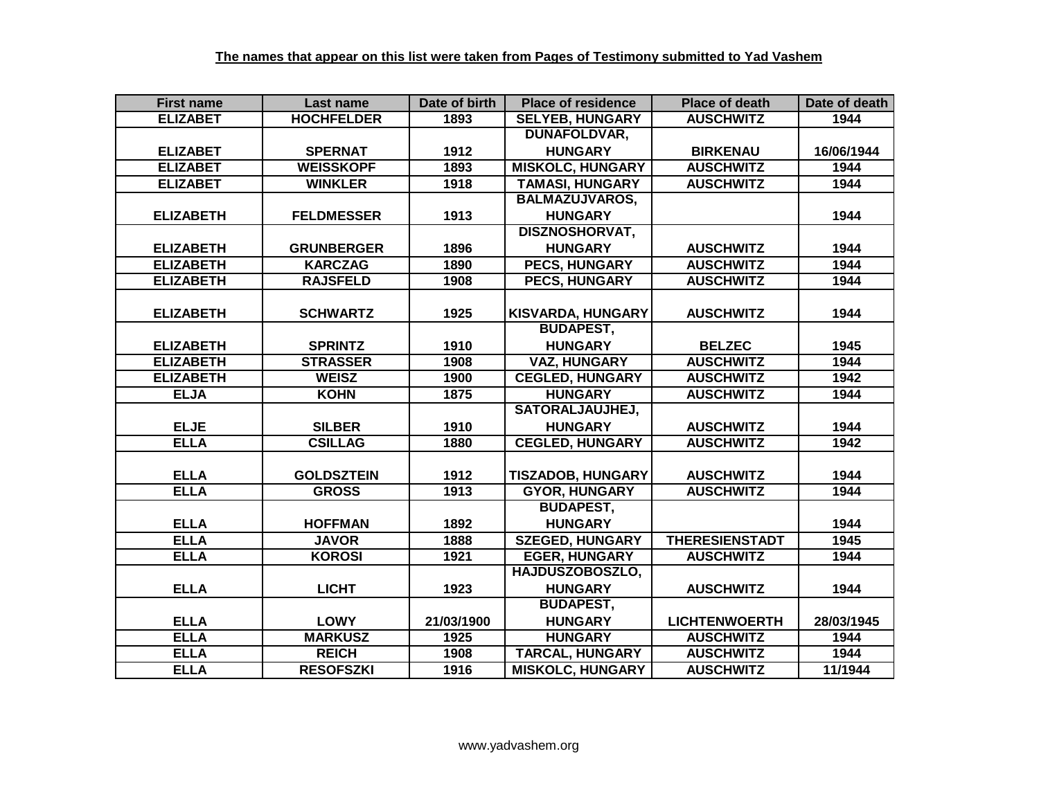**The names that appear on this list were taken from Pages of Testimony submitted to Yad Vashem**

| First name | Last name | Date of birth | Place of residence | Place of death | Date of death |
|---|---|---|---|---|---|
| ELIZABET | HOCHFELDER | 1893 | SELYEB, HUNGARY | AUSCHWITZ | 1944 |
| ELIZABET | SPERNAT | 1912 | DUNAFOLDVAR, HUNGARY | BIRKENAU | 16/06/1944 |
| ELIZABET | WEISSKOPF | 1893 | MISKOLC, HUNGARY | AUSCHWITZ | 1944 |
| ELIZABET | WINKLER | 1918 | TAMASI, HUNGARY | AUSCHWITZ | 1944 |
| ELIZABETH | FELDMESSER | 1913 | BALMAZUJVAROS, HUNGARY | | 1944 |
| ELIZABETH | GRUNBERGER | 1896 | DISZNOSHORVAT, HUNGARY | AUSCHWITZ | 1944 |
| ELIZABETH | KARCZAG | 1890 | PECS, HUNGARY | AUSCHWITZ | 1944 |
| ELIZABETH | RAJSFELD | 1908 | PECS, HUNGARY | AUSCHWITZ | 1944 |
| ELIZABETH | SCHWARTZ | 1925 | KISVARDA, HUNGARY | AUSCHWITZ | 1944 |
| ELIZABETH | SPRINTZ | 1910 | BUDAPEST, HUNGARY | BELZEC | 1945 |
| ELIZABETH | STRASSER | 1908 | VAZ, HUNGARY | AUSCHWITZ | 1944 |
| ELIZABETH | WEISZ | 1900 | CEGLED, HUNGARY | AUSCHWITZ | 1942 |
| ELJA | KOHN | 1875 | HUNGARY | AUSCHWITZ | 1944 |
| ELJE | SILBER | 1910 | SATORALJAUJHEJ, HUNGARY | AUSCHWITZ | 1944 |
| ELLA | CSILLAG | 1880 | CEGLED, HUNGARY | AUSCHWITZ | 1942 |
| ELLA | GOLDSZTEIN | 1912 | TISZADOB, HUNGARY | AUSCHWITZ | 1944 |
| ELLA | GROSS | 1913 | GYOR, HUNGARY | AUSCHWITZ | 1944 |
| ELLA | HOFFMAN | 1892 | BUDAPEST, HUNGARY | | 1944 |
| ELLA | JAVOR | 1888 | SZEGED, HUNGARY | THERESIENSTADT | 1945 |
| ELLA | KOROSI | 1921 | EGER, HUNGARY | AUSCHWITZ | 1944 |
| ELLA | LICHT | 1923 | HAJDUSZOBOSZLO, HUNGARY | AUSCHWITZ | 1944 |
| ELLA | LOWY | 21/03/1900 | BUDAPEST, HUNGARY | LICHTENWOERTH | 28/03/1945 |
| ELLA | MARKUSZ | 1925 | HUNGARY | AUSCHWITZ | 1944 |
| ELLA | REICH | 1908 | TARCAL, HUNGARY | AUSCHWITZ | 1944 |
| ELLA | RESOFSZKI | 1916 | MISKOLC, HUNGARY | AUSCHWITZ | 11/1944 |

www.yadvashem.org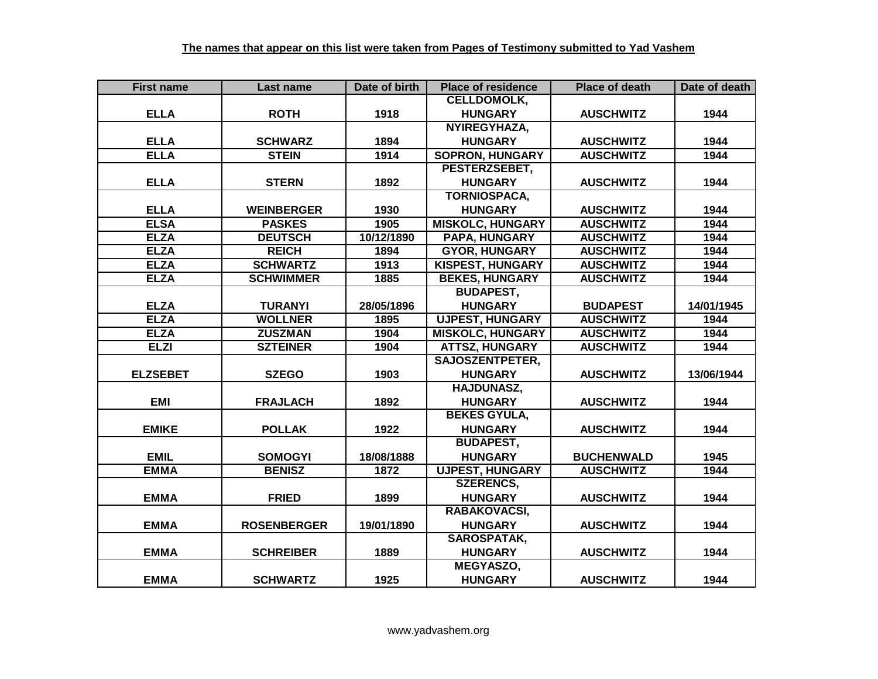**The names that appear on this list were taken from Pages of Testimony submitted to Yad Vashem**

| First name | Last name | Date of birth | Place of residence | Place of death | Date of death |
|---|---|---|---|---|---|
| ELLA | ROTH | 1918 | CELLDOMOLK, HUNGARY | AUSCHWITZ | 1944 |
| ELLA | SCHWARZ | 1894 | NYIREGYHAZA, HUNGARY | AUSCHWITZ | 1944 |
| ELLA | STEIN | 1914 | SOPRON, HUNGARY | AUSCHWITZ | 1944 |
| ELLA | STERN | 1892 | PESTERZSEBET, HUNGARY | AUSCHWITZ | 1944 |
| ELLA | WEINBERGER | 1930 | TORNIOSPACA, HUNGARY | AUSCHWITZ | 1944 |
| ELSA | PASKES | 1905 | MISKOLC, HUNGARY | AUSCHWITZ | 1944 |
| ELZA | DEUTSCH | 10/12/1890 | PAPA, HUNGARY | AUSCHWITZ | 1944 |
| ELZA | REICH | 1894 | GYOR, HUNGARY | AUSCHWITZ | 1944 |
| ELZA | SCHWARTZ | 1913 | KISPEST, HUNGARY | AUSCHWITZ | 1944 |
| ELZA | SCHWIMMER | 1885 | BEKES, HUNGARY | AUSCHWITZ | 1944 |
| ELZA | TURANYI | 28/05/1896 | BUDAPEST, HUNGARY | BUDAPEST | 14/01/1945 |
| ELZA | WOLLNER | 1895 | UJPEST, HUNGARY | AUSCHWITZ | 1944 |
| ELZA | ZUSZMAN | 1904 | MISKOLC, HUNGARY | AUSCHWITZ | 1944 |
| ELZI | SZTEINER | 1904 | ATTSZ, HUNGARY | AUSCHWITZ | 1944 |
| ELZSEBET | SZEGO | 1903 | SAJOSZENTPETER, HUNGARY | AUSCHWITZ | 13/06/1944 |
| EMI | FRAJLACH | 1892 | HAJDUNASZ, HUNGARY | AUSCHWITZ | 1944 |
| EMIKE | POLLAK | 1922 | BEKES GYULA, HUNGARY | AUSCHWITZ | 1944 |
| EMIL | SOMOGYI | 18/08/1888 | BUDAPEST, HUNGARY | BUCHENWALD | 1945 |
| EMMA | BENISZ | 1872 | UJPEST, HUNGARY | AUSCHWITZ | 1944 |
| EMMA | FRIED | 1899 | SZERENCS, HUNGARY | AUSCHWITZ | 1944 |
| EMMA | ROSENBERGER | 19/01/1890 | RABAKOVACSI, HUNGARY | AUSCHWITZ | 1944 |
| EMMA | SCHREIBER | 1889 | SAROSPATAK, HUNGARY | AUSCHWITZ | 1944 |
| EMMA | SCHWARTZ | 1925 | MEGYASZO, HUNGARY | AUSCHWITZ | 1944 |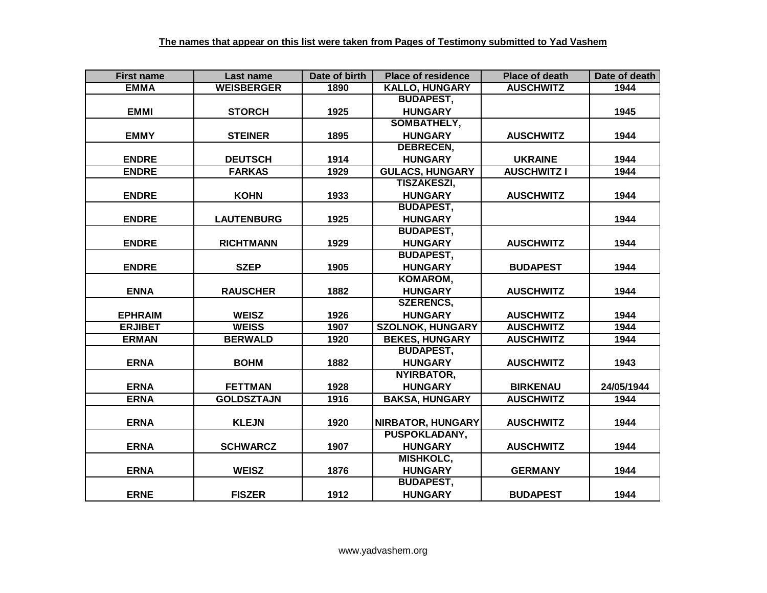**The names that appear on this list were taken from Pages of Testimony submitted to Yad Vashem**

| First name | Last name | Date of birth | Place of residence | Place of death | Date of death |
|---|---|---|---|---|---|
| EMMA | WEISBERGER | 1890 | KALLO, HUNGARY | AUSCHWITZ | 1944 |
| EMMI | STORCH | 1925 | BUDAPEST, HUNGARY | | 1945 |
| EMMY | STEINER | 1895 | SOMBATHELY, HUNGARY | AUSCHWITZ | 1944 |
| ENDRE | DEUTSCH | 1914 | DEBRECEN, HUNGARY | UKRAINE | 1944 |
| ENDRE | FARKAS | 1929 | GULACS, HUNGARY | AUSCHWITZ I | 1944 |
| ENDRE | KOHN | 1933 | TISZAKESZI, HUNGARY | AUSCHWITZ | 1944 |
| ENDRE | LAUTENBURG | 1925 | BUDAPEST, HUNGARY | | 1944 |
| ENDRE | RICHTMANN | 1929 | BUDAPEST, HUNGARY | AUSCHWITZ | 1944 |
| ENDRE | SZEP | 1905 | BUDAPEST, HUNGARY | BUDAPEST | 1944 |
| ENNA | RAUSCHER | 1882 | KOMAROM, HUNGARY | AUSCHWITZ | 1944 |
| EPHRAIM | WEISZ | 1926 | SZERENCS, HUNGARY | AUSCHWITZ | 1944 |
| ERJIBET | WEISS | 1907 | SZOLNOK, HUNGARY | AUSCHWITZ | 1944 |
| ERMAN | BERWALD | 1920 | BEKES, HUNGARY | AUSCHWITZ | 1944 |
| ERNA | BOHM | 1882 | BUDAPEST, HUNGARY | AUSCHWITZ | 1943 |
| ERNA | FETTMAN | 1928 | NYIRBATOR, HUNGARY | BIRKENAU | 24/05/1944 |
| ERNA | GOLDSZTAJN | 1916 | BAKSA, HUNGARY | AUSCHWITZ | 1944 |
| ERNA | KLEJN | 1920 | NIRBATOR, HUNGARY | AUSCHWITZ | 1944 |
| ERNA | SCHWARCZ | 1907 | PUSPOKLADANY, HUNGARY | AUSCHWITZ | 1944 |
| ERNA | WEISZ | 1876 | MISHKOLC, HUNGARY | GERMANY | 1944 |
| ERNE | FISZER | 1912 | BUDAPEST, HUNGARY | BUDAPEST | 1944 |

www.yadvashem.org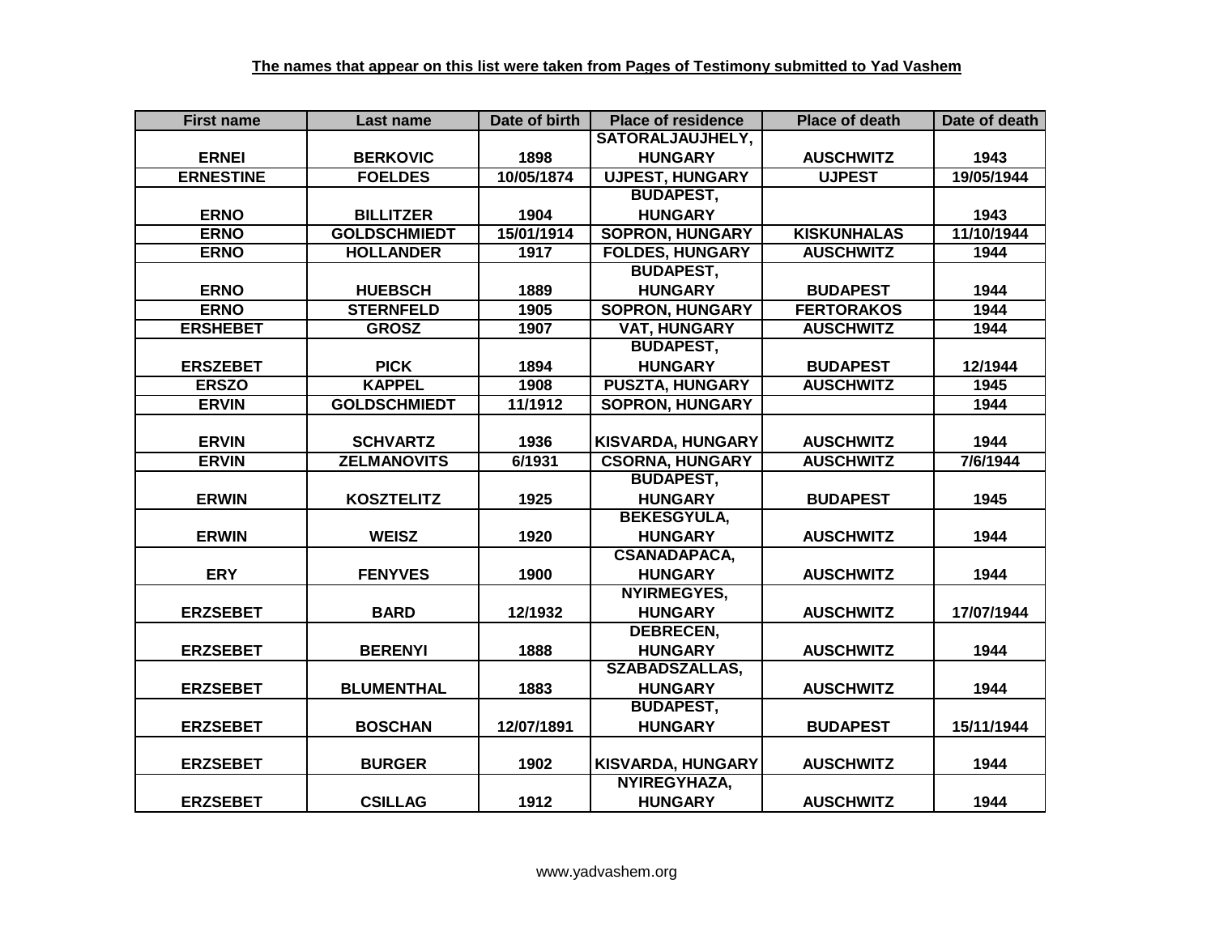**The names that appear on this list were taken from Pages of Testimony submitted to Yad Vashem**

| First name | Last name | Date of birth | Place of residence | Place of death | Date of death |
|---|---|---|---|---|---|
| ERNEI | BERKOVIC | 1898 | SATORALJAUJHELY, HUNGARY | AUSCHWITZ | 1943 |
| ERNESTINE | FOELDES | 10/05/1874 | UJPEST, HUNGARY | UJPEST | 19/05/1944 |
| ERNO | BILLITZER | 1904 | BUDAPEST, HUNGARY | | 1943 |
| ERNO | GOLDSCHMIEDT | 15/01/1914 | SOPRON, HUNGARY | KISKUNHALAS | 11/10/1944 |
| ERNO | HOLLANDER | 1917 | FOLDES, HUNGARY | AUSCHWITZ | 1944 |
| ERNO | HUEBSCH | 1889 | BUDAPEST, HUNGARY | BUDAPEST | 1944 |
| ERNO | STERNFELD | 1905 | SOPRON, HUNGARY | FERTORAKOS | 1944 |
| ERSHEBET | GROSZ | 1907 | VAT, HUNGARY | AUSCHWITZ | 1944 |
| ERSZEBET | PICK | 1894 | BUDAPEST, HUNGARY | BUDAPEST | 12/1944 |
| ERSZO | KAPPEL | 1908 | PUSZTA, HUNGARY | AUSCHWITZ | 1945 |
| ERVIN | GOLDSCHMIEDT | 11/1912 | SOPRON, HUNGARY | | 1944 |
| ERVIN | SCHVARTZ | 1936 | KISVARDA, HUNGARY | AUSCHWITZ | 1944 |
| ERVIN | ZELMANOVITS | 6/1931 | CSORNA, HUNGARY | AUSCHWITZ | 7/6/1944 |
| ERWIN | KOSZTELITZ | 1925 | BUDAPEST, HUNGARY | BUDAPEST | 1945 |
| ERWIN | WEISZ | 1920 | BEKESGYULA, HUNGARY | AUSCHWITZ | 1944 |
| ERY | FENYVES | 1900 | CSANADAPACA, HUNGARY | AUSCHWITZ | 1944 |
| ERZSEBET | BARD | 12/1932 | NYIRMEGYES, HUNGARY | AUSCHWITZ | 17/07/1944 |
| ERZSEBET | BERENYI | 1888 | DEBRECEN, HUNGARY | AUSCHWITZ | 1944 |
| ERZSEBET | BLUMENTHAL | 1883 | SZABADSZALLAS, HUNGARY | AUSCHWITZ | 1944 |
| ERZSEBET | BOSCHAN | 12/07/1891 | BUDAPEST, HUNGARY | BUDAPEST | 15/11/1944 |
| ERZSEBET | BURGER | 1902 | KISVARDA, HUNGARY | AUSCHWITZ | 1944 |
| ERZSEBET | CSILLAG | 1912 | NYIREGYHAZA, HUNGARY | AUSCHWITZ | 1944 |

www.yadvashem.org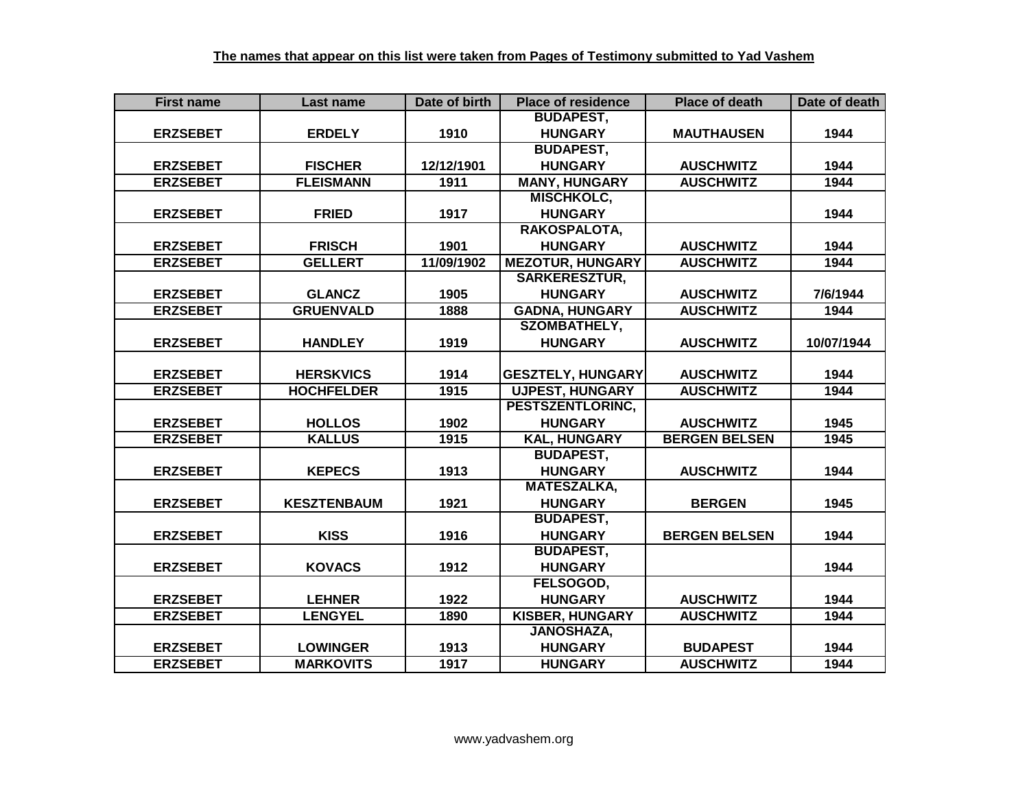**The names that appear on this list were taken from Pages of Testimony submitted to Yad Vashem**

| First name | Last name | Date of birth | Place of residence | Place of death | Date of death |
|---|---|---|---|---|---|
| ERZSEBET | ERDELY | 1910 | BUDAPEST, HUNGARY | MAUTHAUSEN | 1944 |
| ERZSEBET | FISCHER | 12/12/1901 | BUDAPEST, HUNGARY | AUSCHWITZ | 1944 |
| ERZSEBET | FLEISMANN | 1911 | MANY, HUNGARY | AUSCHWITZ | 1944 |
| ERZSEBET | FRIED | 1917 | MISCHKOLC, HUNGARY | | 1944 |
| ERZSEBET | FRISCH | 1901 | RAKOSPALOTA, HUNGARY | AUSCHWITZ | 1944 |
| ERZSEBET | GELLERT | 11/09/1902 | MEZOTUR, HUNGARY | AUSCHWITZ | 1944 |
| ERZSEBET | GLANCZ | 1905 | SARKERESZTUR, HUNGARY | AUSCHWITZ | 7/6/1944 |
| ERZSEBET | GRUENVALD | 1888 | GADNA, HUNGARY | AUSCHWITZ | 1944 |
| ERZSEBET | HANDLEY | 1919 | SZOMBATHELY, HUNGARY | AUSCHWITZ | 10/07/1944 |
| ERZSEBET | HERSKVICS | 1914 | GESZTELY, HUNGARY | AUSCHWITZ | 1944 |
| ERZSEBET | HOCHFELDER | 1915 | UJPEST, HUNGARY | AUSCHWITZ | 1944 |
| ERZSEBET | HOLLOS | 1902 | PESTSZENTLORINC, HUNGARY | AUSCHWITZ | 1945 |
| ERZSEBET | KALLUS | 1915 | KAL, HUNGARY | BERGEN BELSEN | 1945 |
| ERZSEBET | KEPECS | 1913 | BUDAPEST, HUNGARY | AUSCHWITZ | 1944 |
| ERZSEBET | KESZTENBAUM | 1921 | MATESZALKA, HUNGARY | BERGEN | 1945 |
| ERZSEBET | KISS | 1916 | BUDAPEST, HUNGARY | BERGEN BELSEN | 1944 |
| ERZSEBET | KOVACS | 1912 | BUDAPEST, HUNGARY | | 1944 |
| ERZSEBET | LEHNER | 1922 | FELSOGOD, HUNGARY | AUSCHWITZ | 1944 |
| ERZSEBET | LENGYEL | 1890 | KISBER, HUNGARY | AUSCHWITZ | 1944 |
| ERZSEBET | LOWINGER | 1913 | JANOSHAZA, HUNGARY | BUDAPEST | 1944 |
| ERZSEBET | MARKOVITS | 1917 | HUNGARY | AUSCHWITZ | 1944 |

www.yadvashem.org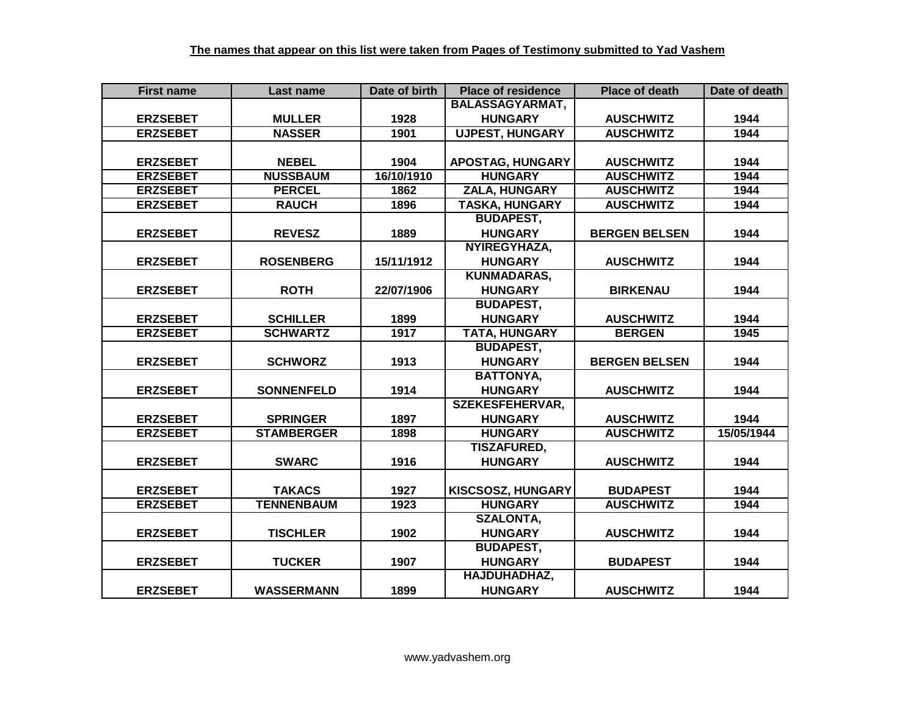**The names that appear on this list were taken from Pages of Testimony submitted to Yad Vashem**

| First name | Last name | Date of birth | Place of residence | Place of death | Date of death |
|---|---|---|---|---|---|
| ERZSEBET | MULLER | 1928 | BALASSAGYARMAT, HUNGARY | AUSCHWITZ | 1944 |
| ERZSEBET | NASSER | 1901 | UJPEST, HUNGARY | AUSCHWITZ | 1944 |
| ERZSEBET | NEBEL | 1904 | APOSTAG, HUNGARY | AUSCHWITZ | 1944 |
| ERZSEBET | NUSSBAUM | 16/10/1910 | HUNGARY | AUSCHWITZ | 1944 |
| ERZSEBET | PERCEL | 1862 | ZALA, HUNGARY | AUSCHWITZ | 1944 |
| ERZSEBET | RAUCH | 1896 | TASKA, HUNGARY | AUSCHWITZ | 1944 |
| ERZSEBET | REVESZ | 1889 | BUDAPEST, HUNGARY | BERGEN BELSEN | 1944 |
| ERZSEBET | ROSENBERG | 15/11/1912 | NYIREGYHAZA, HUNGARY | AUSCHWITZ | 1944 |
| ERZSEBET | ROTH | 22/07/1906 | KUNMADARAS, HUNGARY | BIRKENAU | 1944 |
| ERZSEBET | SCHILLER | 1899 | BUDAPEST, HUNGARY | AUSCHWITZ | 1944 |
| ERZSEBET | SCHWARTZ | 1917 | TATA, HUNGARY | BERGEN | 1945 |
| ERZSEBET | SCHWORZ | 1913 | BUDAPEST, HUNGARY | BERGEN BELSEN | 1944 |
| ERZSEBET | SONNENFELD | 1914 | BATTONYA, HUNGARY | AUSCHWITZ | 1944 |
| ERZSEBET | SPRINGER | 1897 | SZEKESFEHERVAR, HUNGARY | AUSCHWITZ | 1944 |
| ERZSEBET | STAMBERGER | 1898 | HUNGARY | AUSCHWITZ | 15/05/1944 |
| ERZSEBET | SWARC | 1916 | TISZAFURED, HUNGARY | AUSCHWITZ | 1944 |
| ERZSEBET | TAKACS | 1927 | KISCSOSZ, HUNGARY | BUDAPEST | 1944 |
| ERZSEBET | TENNENBAUM | 1923 | HUNGARY | AUSCHWITZ | 1944 |
| ERZSEBET | TISCHLER | 1902 | SZALONTA, HUNGARY | AUSCHWITZ | 1944 |
| ERZSEBET | TUCKER | 1907 | BUDAPEST, HUNGARY | BUDAPEST | 1944 |
| ERZSEBET | WASSERMANN | 1899 | HAJDUHADHAZ, HUNGARY | AUSCHWITZ | 1944 |

www.yadvashem.org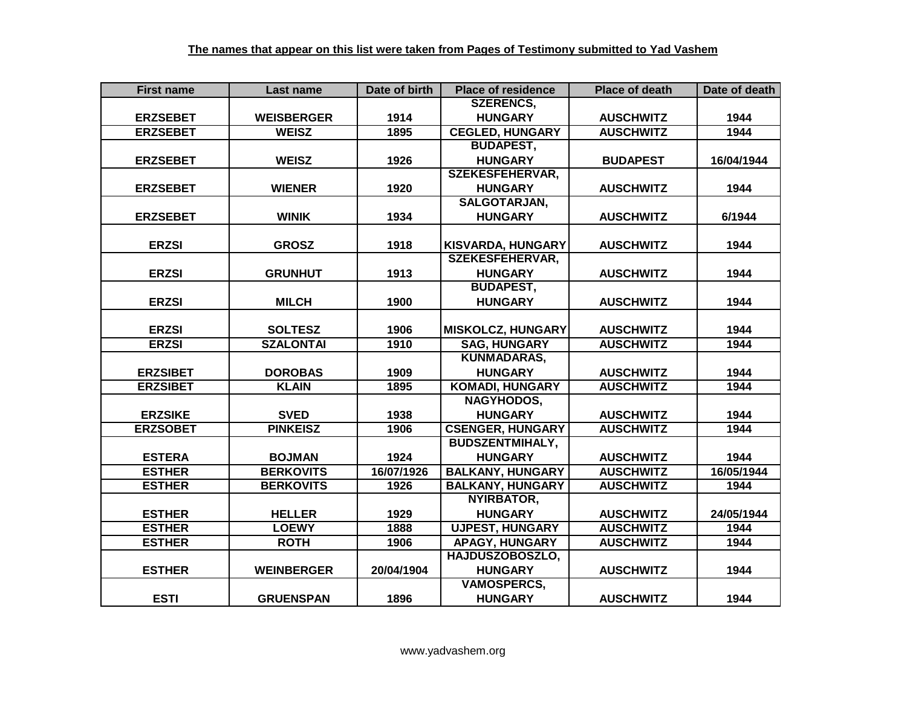**The names that appear on this list were taken from Pages of Testimony submitted to Yad Vashem**

| First name | Last name | Date of birth | Place of residence | Place of death | Date of death |
|---|---|---|---|---|---|
| ERZSEBET | WEISBERGER | 1914 | SZERENCS, HUNGARY | AUSCHWITZ | 1944 |
| ERZSEBET | WEISZ | 1895 | CEGLED, HUNGARY | AUSCHWITZ | 1944 |
| ERZSEBET | WEISZ | 1926 | BUDAPEST, HUNGARY | BUDAPEST | 16/04/1944 |
| ERZSEBET | WIENER | 1920 | SZEKESFEHERVAR, HUNGARY | AUSCHWITZ | 1944 |
| ERZSEBET | WINIK | 1934 | SALGOTARJAN, HUNGARY | AUSCHWITZ | 6/1944 |
| ERZSI | GROSZ | 1918 | KISVARDA, HUNGARY | AUSCHWITZ | 1944 |
| ERZSI | GRUNHUT | 1913 | SZEKESFEHERVAR, HUNGARY | AUSCHWITZ | 1944 |
| ERZSI | MILCH | 1900 | BUDAPEST, HUNGARY | AUSCHWITZ | 1944 |
| ERZSI | SOLTESZ | 1906 | MISKOLCZ, HUNGARY | AUSCHWITZ | 1944 |
| ERZSI | SZALONTAI | 1910 | SAG, HUNGARY | AUSCHWITZ | 1944 |
| ERZSIBET | DOROBAS | 1909 | KUNMADARAS, HUNGARY | AUSCHWITZ | 1944 |
| ERZSIBET | KLAIN | 1895 | KOMADI, HUNGARY | AUSCHWITZ | 1944 |
| ERZSIKE | SVED | 1938 | NAGYHODOS, HUNGARY | AUSCHWITZ | 1944 |
| ERZSOBET | PINKEISZ | 1906 | CSENGER, HUNGARY | AUSCHWITZ | 1944 |
| ESTERA | BOJMAN | 1924 | BUDSZENTMIHALY, HUNGARY | AUSCHWITZ | 1944 |
| ESTHER | BERKOVITS | 16/07/1926 | BALKANY, HUNGARY | AUSCHWITZ | 16/05/1944 |
| ESTHER | BERKOVITS | 1926 | BALKANY, HUNGARY | AUSCHWITZ | 1944 |
| ESTHER | HELLER | 1929 | NYIRBATOR, HUNGARY | AUSCHWITZ | 24/05/1944 |
| ESTHER | LOEWY | 1888 | UJPEST, HUNGARY | AUSCHWITZ | 1944 |
| ESTHER | ROTH | 1906 | APAGY, HUNGARY | AUSCHWITZ | 1944 |
| ESTHER | WEINBERGER | 20/04/1904 | HAJDUSZOBOSZLO, HUNGARY | AUSCHWITZ | 1944 |
| ESTI | GRUENSPAN | 1896 | VAMOSPERCS, HUNGARY | AUSCHWITZ | 1944 |

www.yadvashem.org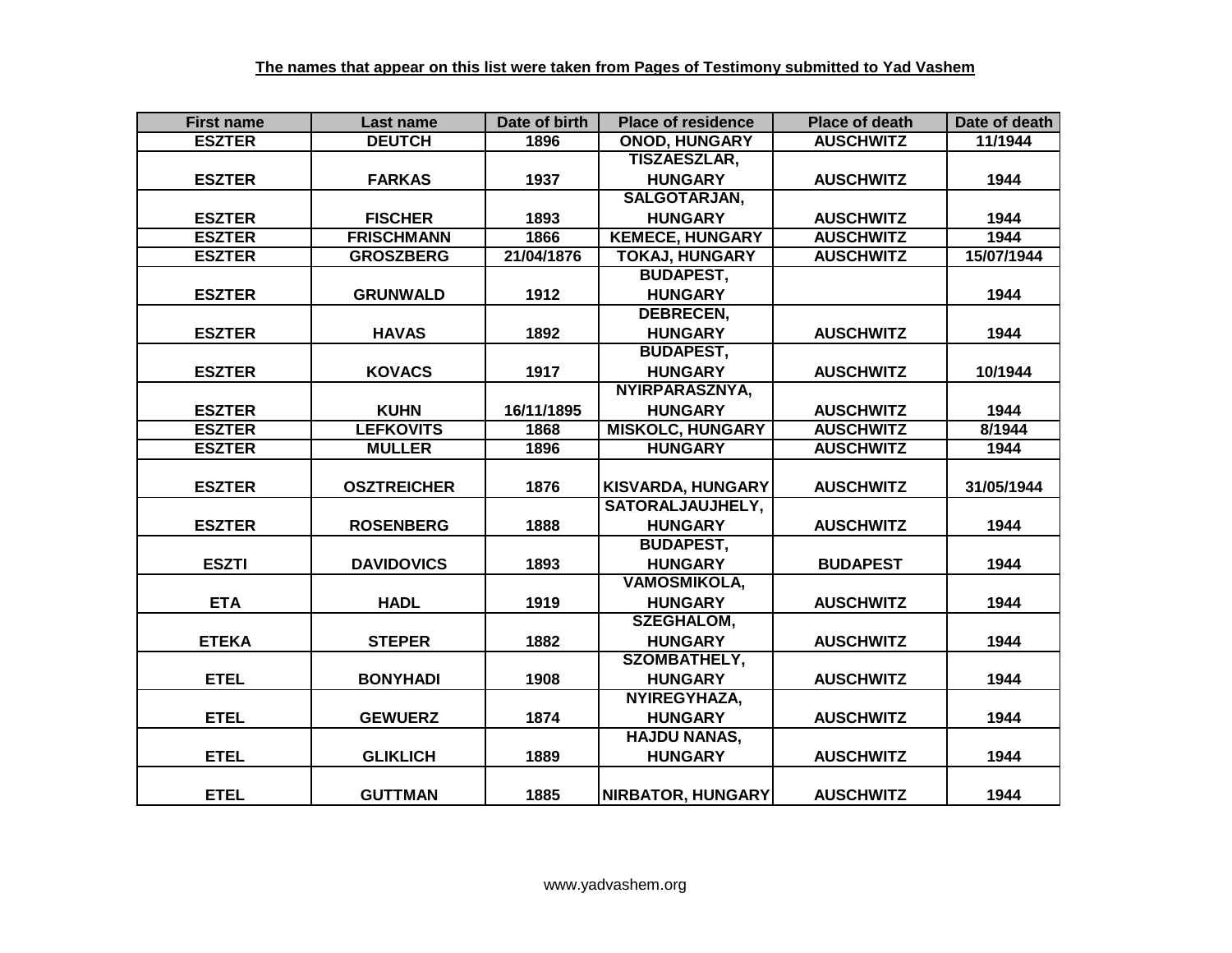**The names that appear on this list were taken from Pages of Testimony submitted to Yad Vashem**

| First name | Last name | Date of birth | Place of residence | Place of death | Date of death |
|---|---|---|---|---|---|
| ESZTER | DEUTCH | 1896 | ONOD, HUNGARY | AUSCHWITZ | 11/1944 |
| ESZTER | FARKAS | 1937 | TISZAESZLAR, HUNGARY | AUSCHWITZ | 1944 |
| ESZTER | FISCHER | 1893 | SALGOTARJAN, HUNGARY | AUSCHWITZ | 1944 |
| ESZTER | FRISCHMANN | 1866 | KEMECE, HUNGARY | AUSCHWITZ | 1944 |
| ESZTER | GROSZBERG | 21/04/1876 | TOKAJ, HUNGARY | AUSCHWITZ | 15/07/1944 |
| ESZTER | GRUNWALD | 1912 | BUDAPEST, HUNGARY | | 1944 |
| ESZTER | HAVAS | 1892 | DEBRECEN, HUNGARY | AUSCHWITZ | 1944 |
| ESZTER | KOVACS | 1917 | BUDAPEST, HUNGARY | AUSCHWITZ | 10/1944 |
| ESZTER | KUHN | 16/11/1895 | NYIRPARASZNYA, HUNGARY | AUSCHWITZ | 1944 |
| ESZTER | LEFKOVITS | 1868 | MISKOLC, HUNGARY | AUSCHWITZ | 8/1944 |
| ESZTER | MULLER | 1896 | HUNGARY | AUSCHWITZ | 1944 |
| ESZTER | OSZTREICHER | 1876 | KISVARDA, HUNGARY | AUSCHWITZ | 31/05/1944 |
| ESZTER | ROSENBERG | 1888 | SATORALJAUJHELY, HUNGARY | AUSCHWITZ | 1944 |
| ESZTI | DAVIDOVICS | 1893 | BUDAPEST, HUNGARY | BUDAPEST | 1944 |
| ETA | HADL | 1919 | VAMOSMIKOLA, HUNGARY | AUSCHWITZ | 1944 |
| ETEKA | STEPER | 1882 | SZEGHALOM, HUNGARY | AUSCHWITZ | 1944 |
| ETEL | BONYHADI | 1908 | SZOMBATHELY, HUNGARY | AUSCHWITZ | 1944 |
| ETEL | GEWUERZ | 1874 | NYIREGYHAZA, HUNGARY | AUSCHWITZ | 1944 |
| ETEL | GLIKLICH | 1889 | HAJDU NANAS, HUNGARY | AUSCHWITZ | 1944 |
| ETEL | GUTTMAN | 1885 | NIRBATOR, HUNGARY | AUSCHWITZ | 1944 |

www.yadvashem.org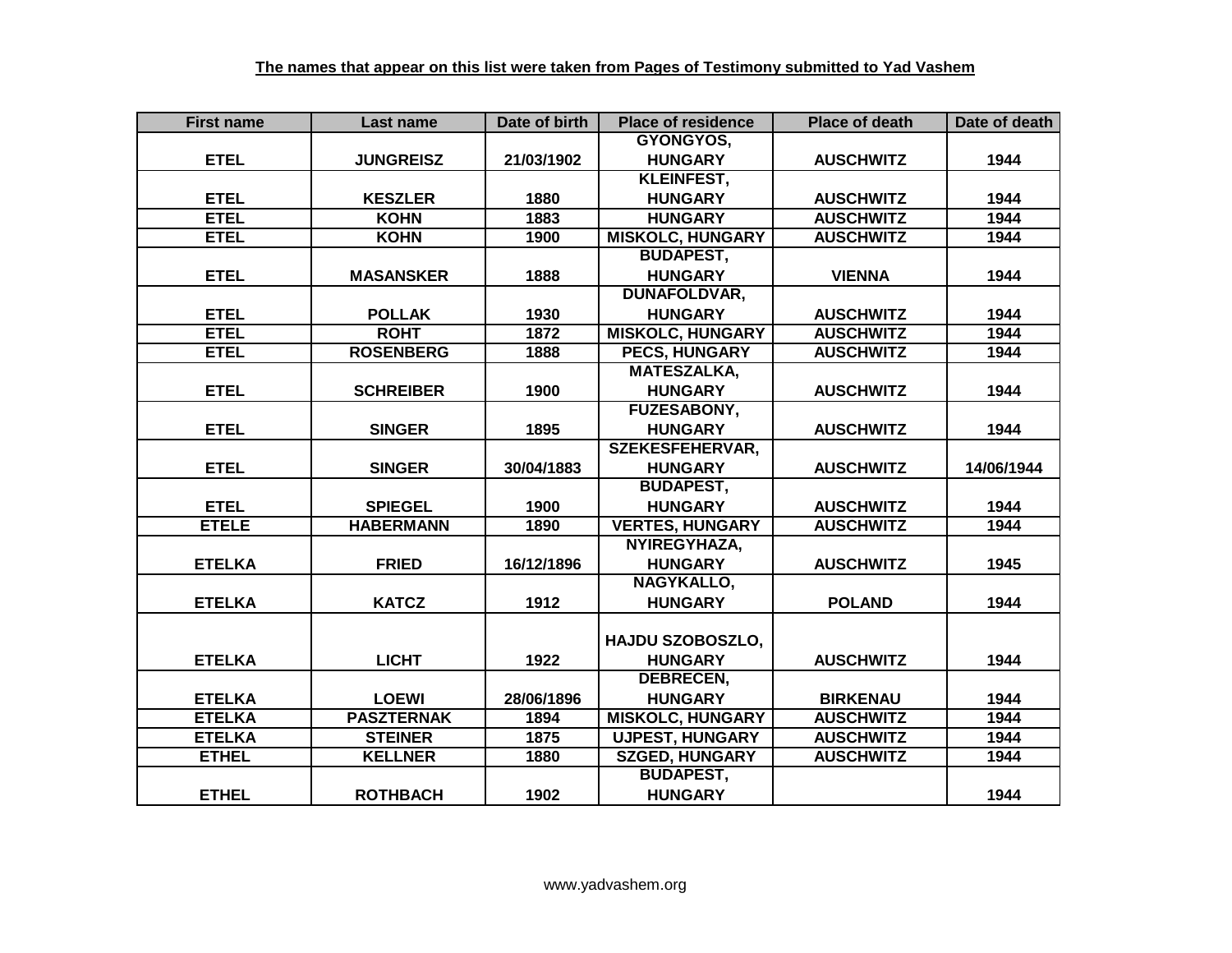**The names that appear on this list were taken from Pages of Testimony submitted to Yad Vashem**

| First name | Last name | Date of birth | Place of residence | Place of death | Date of death |
|---|---|---|---|---|---|
| ETEL | JUNGREISZ | 21/03/1902 | GYONGYOS, HUNGARY | AUSCHWITZ | 1944 |
| ETEL | KESZLER | 1880 | KLEINFEST, HUNGARY | AUSCHWITZ | 1944 |
| ETEL | KOHN | 1883 | HUNGARY | AUSCHWITZ | 1944 |
| ETEL | KOHN | 1900 | MISKOLC, HUNGARY | AUSCHWITZ | 1944 |
| ETEL | MASANSKER | 1888 | BUDAPEST, HUNGARY | VIENNA | 1944 |
| ETEL | POLLAK | 1930 | DUNAFOLDVAR, HUNGARY | AUSCHWITZ | 1944 |
| ETEL | ROHT | 1872 | MISKOLC, HUNGARY | AUSCHWITZ | 1944 |
| ETEL | ROSENBERG | 1888 | PECS, HUNGARY | AUSCHWITZ | 1944 |
| ETEL | SCHREIBER | 1900 | MATESZALKA, HUNGARY | AUSCHWITZ | 1944 |
| ETEL | SINGER | 1895 | FUZESABONY, HUNGARY | AUSCHWITZ | 1944 |
| ETEL | SINGER | 30/04/1883 | SZEKESFEHERVAR, HUNGARY | AUSCHWITZ | 14/06/1944 |
| ETEL | SPIEGEL | 1900 | BUDAPEST, HUNGARY | AUSCHWITZ | 1944 |
| ETELE | HABERMANN | 1890 | VERTES, HUNGARY | AUSCHWITZ | 1944 |
| ETELKA | FRIED | 16/12/1896 | NYIREGYHAZA, HUNGARY | AUSCHWITZ | 1945 |
| ETELKA | KATCZ | 1912 | NAGYKALLO, HUNGARY | POLAND | 1944 |
| ETELKA | LICHT | 1922 | HAJDU SZOBOSZLO, HUNGARY | AUSCHWITZ | 1944 |
| ETELKA | LOEWI | 28/06/1896 | DEBRECEN, HUNGARY | BIRKENAU | 1944 |
| ETELKA | PASZTERNAK | 1894 | MISKOLC, HUNGARY | AUSCHWITZ | 1944 |
| ETELKA | STEINER | 1875 | UJPEST, HUNGARY | AUSCHWITZ | 1944 |
| ETHEL | KELLNER | 1880 | SZGED, HUNGARY | AUSCHWITZ | 1944 |
| ETHEL | ROTHBACH | 1902 | BUDAPEST, HUNGARY | | 1944 |

www.yadvashem.org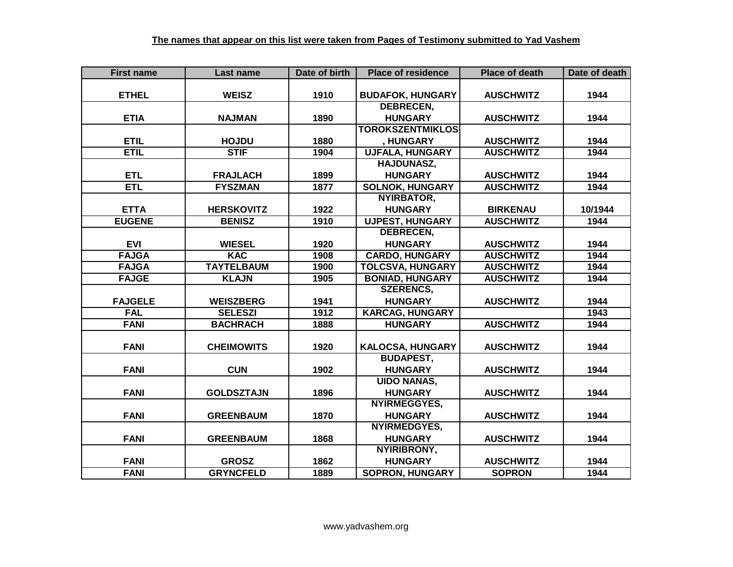**The names that appear on this list were taken from Pages of Testimony submitted to Yad Vashem**

| First name | Last name | Date of birth | Place of residence | Place of death | Date of death |
|---|---|---|---|---|---|
| ETHEL | WEISZ | 1910 | BUDAFOK, HUNGARY | AUSCHWITZ | 1944 |
| ETIA | NAJMAN | 1890 | DEBRECEN, HUNGARY | AUSCHWITZ | 1944 |
| ETIL | HOJDU | 1880 | TOROKSZENTMIKLOS, HUNGARY | AUSCHWITZ | 1944 |
| ETIL | STIF | 1904 | UJFALA, HUNGARY | AUSCHWITZ | 1944 |
| ETL | FRAJLACH | 1899 | HAJDUNASZ, HUNGARY | AUSCHWITZ | 1944 |
| ETL | FYSZMAN | 1877 | SOLNOK, HUNGARY | AUSCHWITZ | 1944 |
| ETTA | HERSKOVITZ | 1922 | NYIRBATOR, HUNGARY | BIRKENAU | 10/1944 |
| EUGENE | BENISZ | 1910 | UJPEST, HUNGARY | AUSCHWITZ | 1944 |
| EVI | WIESEL | 1920 | DEBRECEN, HUNGARY | AUSCHWITZ | 1944 |
| FAJGA | KAC | 1908 | CARDO, HUNGARY | AUSCHWITZ | 1944 |
| FAJGA | TAYTELBAUM | 1900 | TOLCSVA, HUNGARY | AUSCHWITZ | 1944 |
| FAJGE | KLAJN | 1905 | BONIAD, HUNGARY | AUSCHWITZ | 1944 |
| FAJGELE | WEISZBERG | 1941 | SZERENCS, HUNGARY | AUSCHWITZ | 1944 |
| FAL | SELESZI | 1912 | KARCAG, HUNGARY | | 1943 |
| FANI | BACHRACH | 1888 | HUNGARY | AUSCHWITZ | 1944 |
| FANI | CHEIMOWITS | 1920 | KALOCSA, HUNGARY | AUSCHWITZ | 1944 |
| FANI | CUN | 1902 | BUDAPEST, HUNGARY | AUSCHWITZ | 1944 |
| FANI | GOLDSZTAJN | 1896 | UIDO NANAS, HUNGARY | AUSCHWITZ | 1944 |
| FANI | GREENBAUM | 1870 | NYIRMEGGYES, HUNGARY | AUSCHWITZ | 1944 |
| FANI | GREENBAUM | 1868 | NYIRMEDGYES, HUNGARY | AUSCHWITZ | 1944 |
| FANI | GROSZ | 1862 | NYIRIBRONY, HUNGARY | AUSCHWITZ | 1944 |
| FANI | GRYNCFELD | 1889 | SOPRON, HUNGARY | SOPRON | 1944 |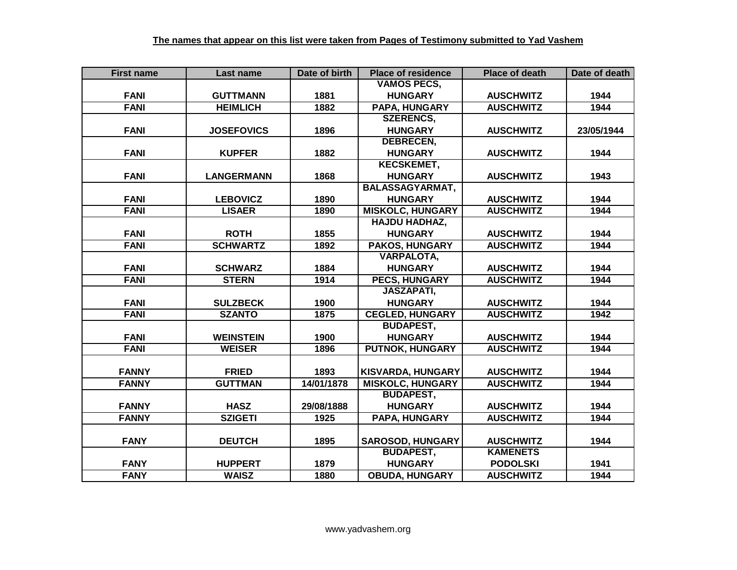**The names that appear on this list were taken from Pages of Testimony submitted to Yad Vashem**

| First name | Last name | Date of birth | Place of residence | Place of death | Date of death |
|---|---|---|---|---|---|
| FANI | GUTTMANN | 1881 | VAMOS PECS, HUNGARY | AUSCHWITZ | 1944 |
| FANI | HEIMLICH | 1882 | PAPA, HUNGARY | AUSCHWITZ | 1944 |
| FANI | JOSEFOVICS | 1896 | SZERENCS, HUNGARY | AUSCHWITZ | 23/05/1944 |
| FANI | KUPFER | 1882 | DEBRECEN, HUNGARY | AUSCHWITZ | 1944 |
| FANI | LANGERMANN | 1868 | KECSKEMET, HUNGARY | AUSCHWITZ | 1943 |
| FANI | LEBOVICZ | 1890 | BALASSAGYARMAT, HUNGARY | AUSCHWITZ | 1944 |
| FANI | LISAER | 1890 | MISKOLC, HUNGARY | AUSCHWITZ | 1944 |
| FANI | ROTH | 1855 | HAJDU HADHAZ, HUNGARY | AUSCHWITZ | 1944 |
| FANI | SCHWARTZ | 1892 | PAKOS, HUNGARY | AUSCHWITZ | 1944 |
| FANI | SCHWARZ | 1884 | VARPALOTA, HUNGARY | AUSCHWITZ | 1944 |
| FANI | STERN | 1914 | PECS, HUNGARY | AUSCHWITZ | 1944 |
| FANI | SULZBECK | 1900 | JASZAPATI, HUNGARY | AUSCHWITZ | 1944 |
| FANI | SZANTO | 1875 | CEGLED, HUNGARY | AUSCHWITZ | 1942 |
| FANI | WEINSTEIN | 1900 | BUDAPEST, HUNGARY | AUSCHWITZ | 1944 |
| FANI | WEISER | 1896 | PUTNOK, HUNGARY | AUSCHWITZ | 1944 |
| FANNY | FRIED | 1893 | KISVARDA, HUNGARY | AUSCHWITZ | 1944 |
| FANNY | GUTTMAN | 14/01/1878 | MISKOLC, HUNGARY | AUSCHWITZ | 1944 |
| FANNY | HASZ | 29/08/1888 | BUDAPEST, HUNGARY | AUSCHWITZ | 1944 |
| FANNY | SZIGETI | 1925 | PAPA, HUNGARY | AUSCHWITZ | 1944 |
| FANY | DEUTCH | 1895 | SAROSOD, HUNGARY | AUSCHWITZ | 1944 |
| FANY | HUPPERT | 1879 | BUDAPEST, HUNGARY | KAMENETS PODOLSKI | 1941 |
| FANY | WAISZ | 1880 | OBUDA, HUNGARY | AUSCHWITZ | 1944 |

www.yadvashem.org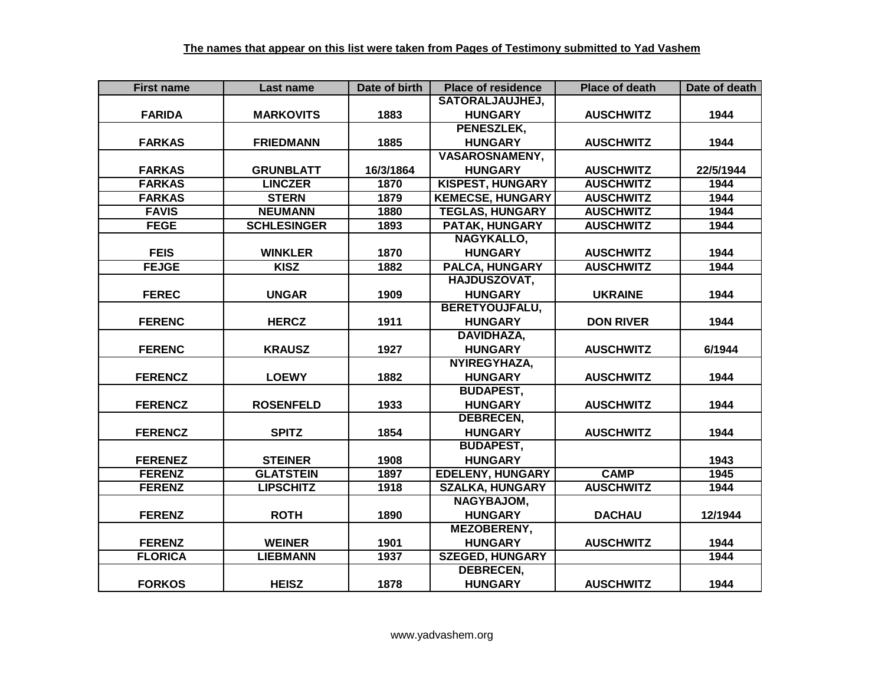**The names that appear on this list were taken from Pages of Testimony submitted to Yad Vashem**

| First name | Last name | Date of birth | Place of residence | Place of death | Date of death |
|---|---|---|---|---|---|
| FARIDA | MARKOVITS | 1883 | SATORALJAUJHEJ, HUNGARY | AUSCHWITZ | 1944 |
| FARKAS | FRIEDMANN | 1885 | PENESZLEK, HUNGARY | AUSCHWITZ | 1944 |
| FARKAS | GRUNBLATT | 16/3/1864 | VASAROSNAMENY, HUNGARY | AUSCHWITZ | 22/5/1944 |
| FARKAS | LINCZER | 1870 | KISPEST, HUNGARY | AUSCHWITZ | 1944 |
| FARKAS | STERN | 1879 | KEMECSE, HUNGARY | AUSCHWITZ | 1944 |
| FAVIS | NEUMANN | 1880 | TEGLAS, HUNGARY | AUSCHWITZ | 1944 |
| FEGE | SCHLESINGER | 1893 | PATAK, HUNGARY | AUSCHWITZ | 1944 |
| FEIS | WINKLER | 1870 | NAGYKALLO, HUNGARY | AUSCHWITZ | 1944 |
| FEJGE | KISZ | 1882 | PALCA, HUNGARY | AUSCHWITZ | 1944 |
| FEREC | UNGAR | 1909 | HAJDUSZOVAT, HUNGARY | UKRAINE | 1944 |
| FERENC | HERCZ | 1911 | BERETYOUJFALU, HUNGARY | DON RIVER | 1944 |
| FERENC | KRAUSZ | 1927 | DAVIDHAZA, HUNGARY | AUSCHWITZ | 6/1944 |
| FERENCZ | LOEWY | 1882 | NYIREGYHAZA, HUNGARY | AUSCHWITZ | 1944 |
| FERENCZ | ROSENFELD | 1933 | BUDAPEST, HUNGARY | AUSCHWITZ | 1944 |
| FERENCZ | SPITZ | 1854 | DEBRECEN, HUNGARY | AUSCHWITZ | 1944 |
| FERENEZ | STEINER | 1908 | BUDAPEST, HUNGARY | | 1943 |
| FERENZ | GLATSTEIN | 1897 | EDELENY, HUNGARY | CAMP | 1945 |
| FERENZ | LIPSCHITZ | 1918 | SZALKA, HUNGARY | AUSCHWITZ | 1944 |
| FERENZ | ROTH | 1890 | NAGYBAJOM, HUNGARY | DACHAU | 12/1944 |
| FERENZ | WEINER | 1901 | MEZOBERENY, HUNGARY | AUSCHWITZ | 1944 |
| FLORICA | LIEBMANN | 1937 | SZEGED, HUNGARY | | 1944 |
| FORKOS | HEISZ | 1878 | DEBRECEN, HUNGARY | AUSCHWITZ | 1944 |

www.yadvashem.org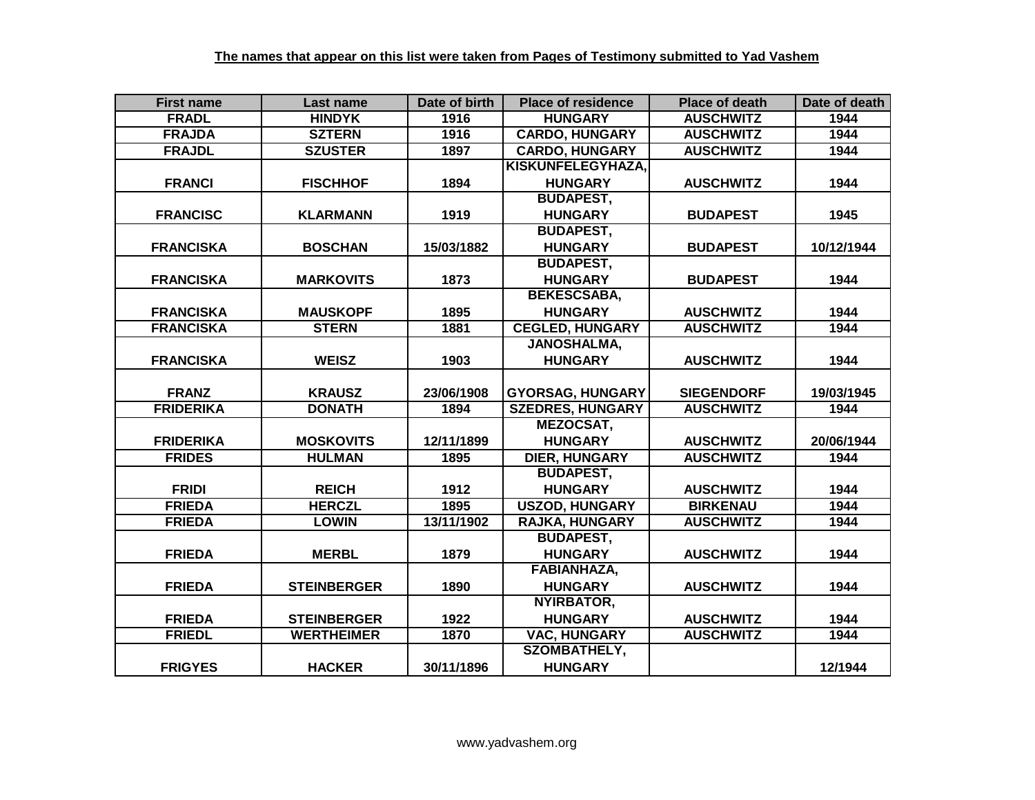**The names that appear on this list were taken from Pages of Testimony submitted to Yad Vashem**

| First name | Last name | Date of birth | Place of residence | Place of death | Date of death |
|---|---|---|---|---|---|
| FRADL | HINDYK | 1916 | HUNGARY | AUSCHWITZ | 1944 |
| FRAJDA | SZTERN | 1916 | CARDO, HUNGARY | AUSCHWITZ | 1944 |
| FRAJDL | SZUSTER | 1897 | CARDO, HUNGARY | AUSCHWITZ | 1944 |
| FRANCI | FISCHHOF | 1894 | KISKUNFELEGYHAZA, HUNGARY | AUSCHWITZ | 1944 |
| FRANCISC | KLARMANN | 1919 | BUDAPEST, HUNGARY | BUDAPEST | 1945 |
| FRANCISKA | BOSCHAN | 15/03/1882 | BUDAPEST, HUNGARY | BUDAPEST | 10/12/1944 |
| FRANCISKA | MARKOVITS | 1873 | BUDAPEST, HUNGARY | BUDAPEST | 1944 |
| FRANCISKA | MAUSKOPF | 1895 | BEKESCSABA, HUNGARY | AUSCHWITZ | 1944 |
| FRANCISKA | STERN | 1881 | CEGLED, HUNGARY | AUSCHWITZ | 1944 |
| FRANCISKA | WEISZ | 1903 | JANOSHALMA, HUNGARY | AUSCHWITZ | 1944 |
| FRANZ | KRAUSZ | 23/06/1908 | GYORSAG, HUNGARY | SIEGENDORF | 19/03/1945 |
| FRIDERIKA | DONATH | 1894 | SZEDRES, HUNGARY | AUSCHWITZ | 1944 |
| FRIDERIKA | MOSKOVITS | 12/11/1899 | MEZOCSAT, HUNGARY | AUSCHWITZ | 20/06/1944 |
| FRIDES | HULMAN | 1895 | DIER, HUNGARY | AUSCHWITZ | 1944 |
| FRIDI | REICH | 1912 | BUDAPEST, HUNGARY | AUSCHWITZ | 1944 |
| FRIEDA | HERCZL | 1895 | USZOD, HUNGARY | BIRKENAU | 1944 |
| FRIEDA | LOWIN | 13/11/1902 | RAJKA, HUNGARY | AUSCHWITZ | 1944 |
| FRIEDA | MERBL | 1879 | BUDAPEST, HUNGARY | AUSCHWITZ | 1944 |
| FRIEDA | STEINBERGER | 1890 | FABIANHAZA, HUNGARY | AUSCHWITZ | 1944 |
| FRIEDA | STEINBERGER | 1922 | NYIRBATOR, HUNGARY | AUSCHWITZ | 1944 |
| FRIEDL | WERTHEIMER | 1870 | VAC, HUNGARY | AUSCHWITZ | 1944 |
| FRIGYES | HACKER | 30/11/1896 | SZOMBATHELY, HUNGARY | | 12/1944 |

www.yadvashem.org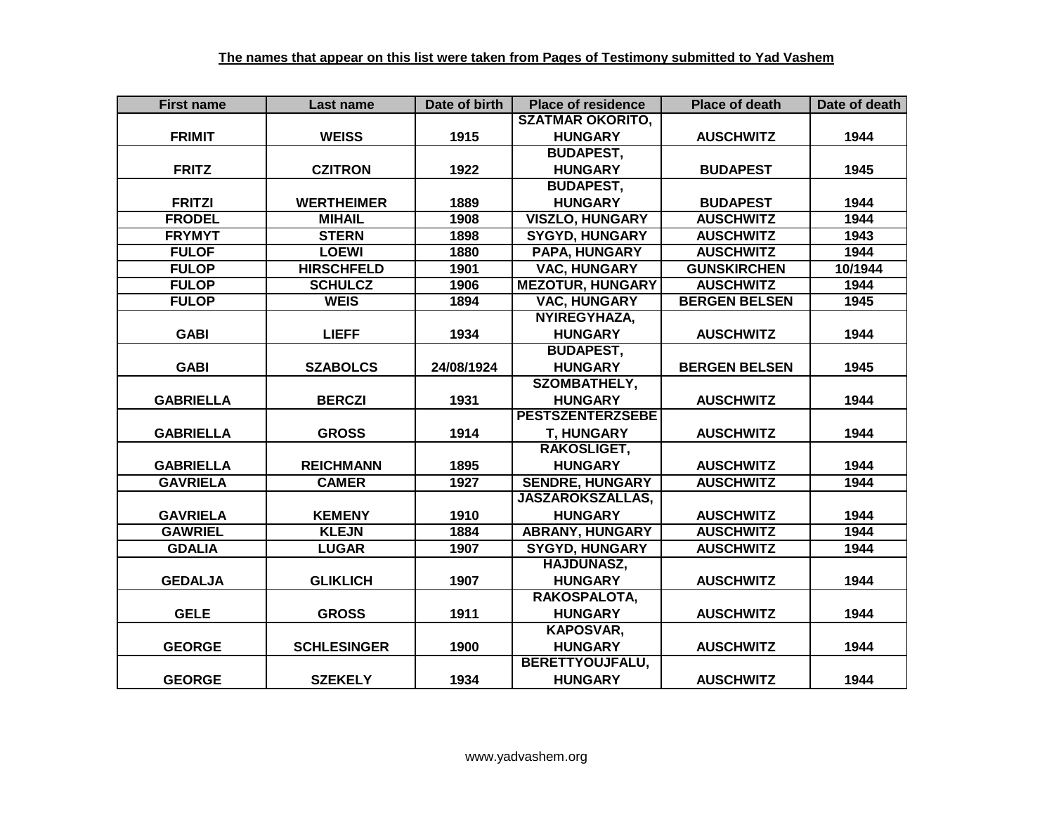**The names that appear on this list were taken from Pages of Testimony submitted to Yad Vashem**

| First name | Last name | Date of birth | Place of residence | Place of death | Date of death |
|---|---|---|---|---|---|
| FRIMIT | WEISS | 1915 | SZATMAR OKORITO, HUNGARY | AUSCHWITZ | 1944 |
| FRITZ | CZITRON | 1922 | BUDAPEST, HUNGARY | BUDAPEST | 1945 |
| FRITZI | WERTHEIMER | 1889 | BUDAPEST, HUNGARY | BUDAPEST | 1944 |
| FRODEL | MIHAIL | 1908 | VISZLO, HUNGARY | AUSCHWITZ | 1944 |
| FRYMYT | STERN | 1898 | SYGYD, HUNGARY | AUSCHWITZ | 1943 |
| FULOF | LOEWI | 1880 | PAPA, HUNGARY | AUSCHWITZ | 1944 |
| FULOP | HIRSCHFELD | 1901 | VAC, HUNGARY | GUNSKIRCHEN | 10/1944 |
| FULOP | SCHULCZ | 1906 | MEZOTUR, HUNGARY | AUSCHWITZ | 1944 |
| FULOP | WEIS | 1894 | VAC, HUNGARY | BERGEN BELSEN | 1945 |
| GABI | LIEFF | 1934 | NYIREGYHAZA, HUNGARY | AUSCHWITZ | 1944 |
| GABI | SZABOLCS | 24/08/1924 | BUDAPEST, HUNGARY | BERGEN BELSEN | 1945 |
| GABRIELLA | BERCZI | 1931 | SZOMBATHELY, HUNGARY | AUSCHWITZ | 1944 |
| GABRIELLA | GROSS | 1914 | PESTSZENTERZSEBET, HUNGARY | AUSCHWITZ | 1944 |
| GABRIELLA | REICHMANN | 1895 | RAKOSLIGET, HUNGARY | AUSCHWITZ | 1944 |
| GAVRIELA | CAMER | 1927 | SENDRE, HUNGARY | AUSCHWITZ | 1944 |
| GAVRIELA | KEMENY | 1910 | JASZAROKSZALLAS, HUNGARY | AUSCHWITZ | 1944 |
| GAWRIEL | KLEJN | 1884 | ABRANY, HUNGARY | AUSCHWITZ | 1944 |
| GDALIA | LUGAR | 1907 | SYGYD, HUNGARY | AUSCHWITZ | 1944 |
| GEDALJA | GLIKLICH | 1907 | HAJDUNASZ, HUNGARY | AUSCHWITZ | 1944 |
| GELE | GROSS | 1911 | RAKOSPALOTA, HUNGARY | AUSCHWITZ | 1944 |
| GEORGE | SCHLESINGER | 1900 | KAPOSVAR, HUNGARY | AUSCHWITZ | 1944 |
| GEORGE | SZEKELY | 1934 | BERETTYOUJFALU, HUNGARY | AUSCHWITZ | 1944 |

www.yadvashem.org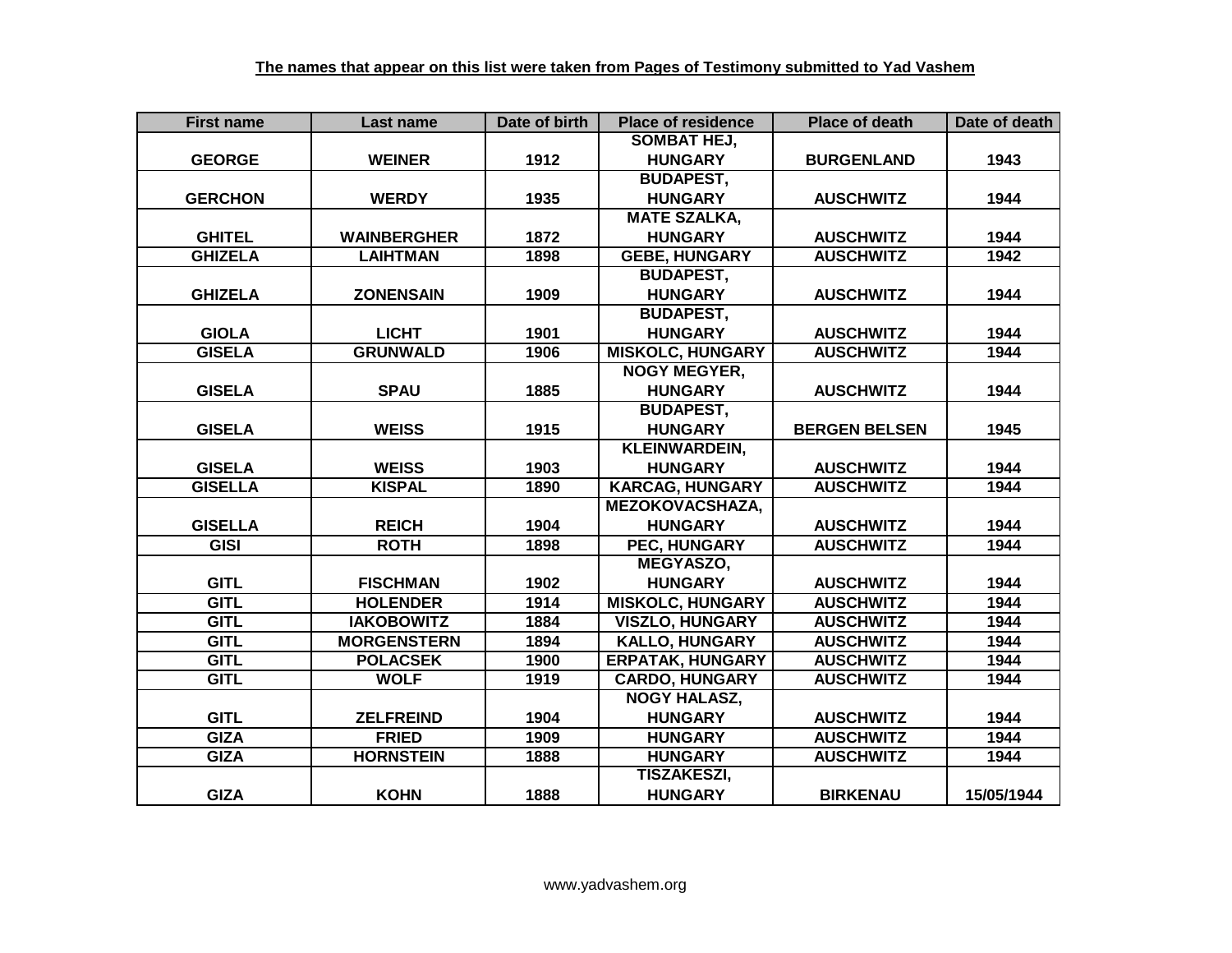**The names that appear on this list were taken from Pages of Testimony submitted to Yad Vashem**

| First name | Last name | Date of birth | Place of residence | Place of death | Date of death |
|---|---|---|---|---|---|
| GEORGE | WEINER | 1912 | SOMBAT HEJ, HUNGARY | BURGENLAND | 1943 |
| GERCHON | WERDY | 1935 | BUDAPEST, HUNGARY | AUSCHWITZ | 1944 |
| GHITEL | WAINBERGHER | 1872 | MATE SZALKA, HUNGARY | AUSCHWITZ | 1944 |
| GHIZELA | LAIHTMAN | 1898 | GEBE, HUNGARY | AUSCHWITZ | 1942 |
| GHIZELA | ZONENSAIN | 1909 | BUDAPEST, HUNGARY | AUSCHWITZ | 1944 |
| GIOLA | LICHT | 1901 | BUDAPEST, HUNGARY | AUSCHWITZ | 1944 |
| GISELA | GRUNWALD | 1906 | MISKOLC, HUNGARY | AUSCHWITZ | 1944 |
| GISELA | SPAU | 1885 | NOGY MEGYER, HUNGARY | AUSCHWITZ | 1944 |
| GISELA | WEISS | 1915 | BUDAPEST, HUNGARY | BERGEN BELSEN | 1945 |
| GISELA | WEISS | 1903 | KLEINWARDEIN, HUNGARY | AUSCHWITZ | 1944 |
| GISELLA | KISPAL | 1890 | KARCAG, HUNGARY | AUSCHWITZ | 1944 |
| GISELLA | REICH | 1904 | MEZOKOVACSHAZA, HUNGARY | AUSCHWITZ | 1944 |
| GISI | ROTH | 1898 | PEC, HUNGARY | AUSCHWITZ | 1944 |
| GITL | FISCHMAN | 1902 | MEGYASZO, HUNGARY | AUSCHWITZ | 1944 |
| GITL | HOLENDER | 1914 | MISKOLC, HUNGARY | AUSCHWITZ | 1944 |
| GITL | IAKOBOWITZ | 1884 | VISZLO, HUNGARY | AUSCHWITZ | 1944 |
| GITL | MORGENSTERN | 1894 | KALLO, HUNGARY | AUSCHWITZ | 1944 |
| GITL | POLACSEK | 1900 | ERPATAK, HUNGARY | AUSCHWITZ | 1944 |
| GITL | WOLF | 1919 | CARDO, HUNGARY | AUSCHWITZ | 1944 |
| GITL | ZELFREIND | 1904 | NOGY HALASZ, HUNGARY | AUSCHWITZ | 1944 |
| GIZA | FRIED | 1909 | HUNGARY | AUSCHWITZ | 1944 |
| GIZA | HORNSTEIN | 1888 | HUNGARY | AUSCHWITZ | 1944 |
| GIZA | KOHN | 1888 | TISZAKESZI, HUNGARY | BIRKENAU | 15/05/1944 |

www.yadvashem.org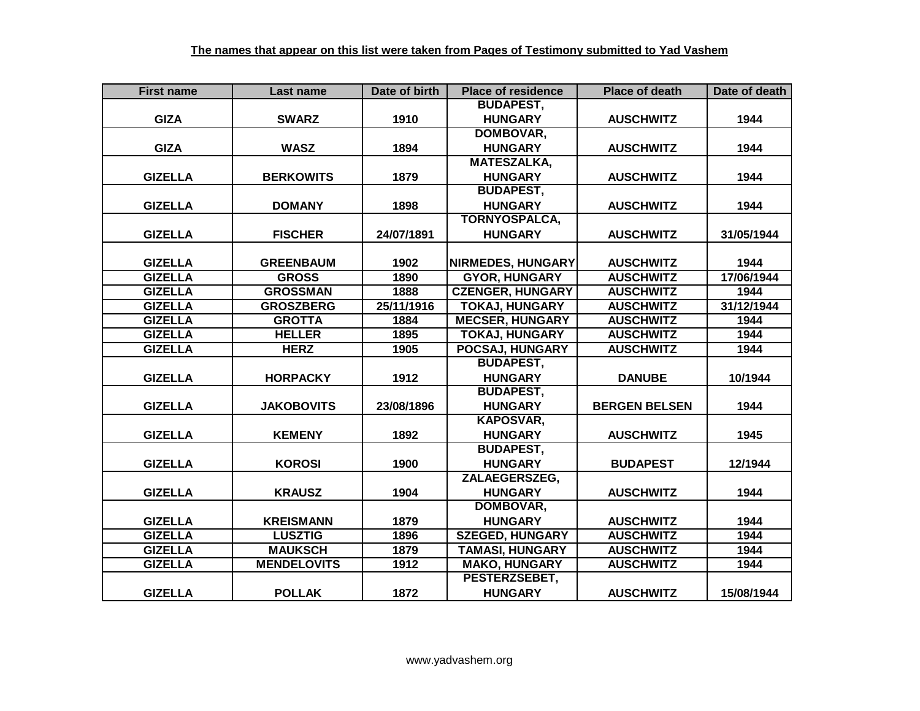**The names that appear on this list were taken from Pages of Testimony submitted to Yad Vashem**

| First name | Last name | Date of birth | Place of residence | Place of death | Date of death |
|---|---|---|---|---|---|
| GIZA | SWARZ | 1910 | BUDAPEST, HUNGARY | AUSCHWITZ | 1944 |
| GIZA | WASZ | 1894 | DOMBOVAR, HUNGARY | AUSCHWITZ | 1944 |
| GIZELLA | BERKOWITS | 1879 | MATESZALKA, HUNGARY | AUSCHWITZ | 1944 |
| GIZELLA | DOMANY | 1898 | BUDAPEST, HUNGARY | AUSCHWITZ | 1944 |
| GIZELLA | FISCHER | 24/07/1891 | TORNYOSPALCA, HUNGARY | AUSCHWITZ | 31/05/1944 |
| GIZELLA | GREENBAUM | 1902 | NIRMEDES, HUNGARY | AUSCHWITZ | 1944 |
| GIZELLA | GROSS | 1890 | GYOR, HUNGARY | AUSCHWITZ | 17/06/1944 |
| GIZELLA | GROSSMAN | 1888 | CZENGER, HUNGARY | AUSCHWITZ | 1944 |
| GIZELLA | GROSZBERG | 25/11/1916 | TOKAJ, HUNGARY | AUSCHWITZ | 31/12/1944 |
| GIZELLA | GROTTA | 1884 | MECSER, HUNGARY | AUSCHWITZ | 1944 |
| GIZELLA | HELLER | 1895 | TOKAJ, HUNGARY | AUSCHWITZ | 1944 |
| GIZELLA | HERZ | 1905 | POCSAJ, HUNGARY | AUSCHWITZ | 1944 |
| GIZELLA | HORPACKY | 1912 | BUDAPEST, HUNGARY | DANUBE | 10/1944 |
| GIZELLA | JAKOBOVITS | 23/08/1896 | BUDAPEST, HUNGARY | BERGEN BELSEN | 1944 |
| GIZELLA | KEMENY | 1892 | KAPOSVAR, HUNGARY | AUSCHWITZ | 1945 |
| GIZELLA | KOROSI | 1900 | BUDAPEST, HUNGARY | BUDAPEST | 12/1944 |
| GIZELLA | KRAUSZ | 1904 | ZALAEGERSZEG, HUNGARY | AUSCHWITZ | 1944 |
| GIZELLA | KREISMANN | 1879 | DOMBOVAR, HUNGARY | AUSCHWITZ | 1944 |
| GIZELLA | LUSZTIG | 1896 | SZEGED, HUNGARY | AUSCHWITZ | 1944 |
| GIZELLA | MAUKSCH | 1879 | TAMASI, HUNGARY | AUSCHWITZ | 1944 |
| GIZELLA | MENDELOVITS | 1912 | MAKO, HUNGARY | AUSCHWITZ | 1944 |
| GIZELLA | POLLAK | 1872 | PESTERZSEBET, HUNGARY | AUSCHWITZ | 15/08/1944 |

www.yadvashem.org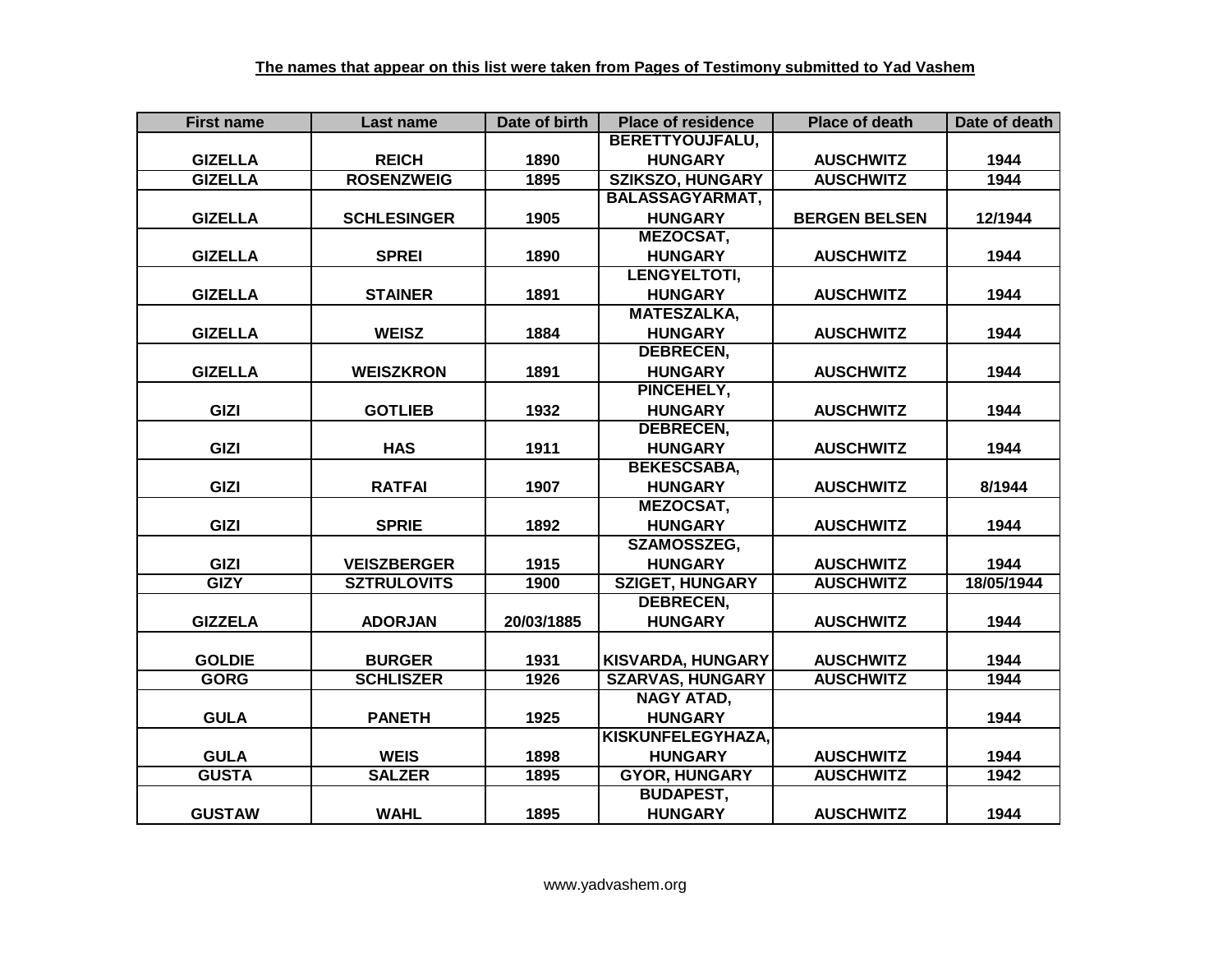**The names that appear on this list were taken from Pages of Testimony submitted to Yad Vashem**

| First name | Last name | Date of birth | Place of residence | Place of death | Date of death |
|---|---|---|---|---|---|
| GIZELLA | REICH | 1890 | BERETTYOUJFALU, HUNGARY | AUSCHWITZ | 1944 |
| GIZELLA | ROSENZWEIG | 1895 | SZIKSZO, HUNGARY | AUSCHWITZ | 1944 |
| GIZELLA | SCHLESINGER | 1905 | BALASSAGYARMAT, HUNGARY | BERGEN BELSEN | 12/1944 |
| GIZELLA | SPREI | 1890 | MEZOCSAT, HUNGARY | AUSCHWITZ | 1944 |
| GIZELLA | STAINER | 1891 | LENGYELTOTI, HUNGARY | AUSCHWITZ | 1944 |
| GIZELLA | WEISZ | 1884 | MATESZALKA, HUNGARY | AUSCHWITZ | 1944 |
| GIZELLA | WEISZKRON | 1891 | DEBRECEN, HUNGARY | AUSCHWITZ | 1944 |
| GIZI | GOTLIEB | 1932 | PINCEHELY, HUNGARY | AUSCHWITZ | 1944 |
| GIZI | HAS | 1911 | DEBRECEN, HUNGARY | AUSCHWITZ | 1944 |
| GIZI | RATFAI | 1907 | BEKESCSABA, HUNGARY | AUSCHWITZ | 8/1944 |
| GIZI | SPRIE | 1892 | MEZOCSAT, HUNGARY | AUSCHWITZ | 1944 |
| GIZI | VEISZBERGER | 1915 | SZAMOSSZEG, HUNGARY | AUSCHWITZ | 1944 |
| GIZY | SZTRULOVITS | 1900 | SZIGET, HUNGARY | AUSCHWITZ | 18/05/1944 |
| GIZZELA | ADORJAN | 20/03/1885 | DEBRECEN, HUNGARY | AUSCHWITZ | 1944 |
| GOLDIE | BURGER | 1931 | KISVARDA, HUNGARY | AUSCHWITZ | 1944 |
| GORG | SCHLISZER | 1926 | SZARVAS, HUNGARY | AUSCHWITZ | 1944 |
| GULA | PANETH | 1925 | NAGY ATAD, HUNGARY | | 1944 |
| GULA | WEIS | 1898 | KISKUNFELEGYHAZA, HUNGARY | AUSCHWITZ | 1944 |
| GUSTA | SALZER | 1895 | GYOR, HUNGARY | AUSCHWITZ | 1942 |
| GUSTAW | WAHL | 1895 | BUDAPEST, HUNGARY | AUSCHWITZ | 1944 |

www.yadvashem.org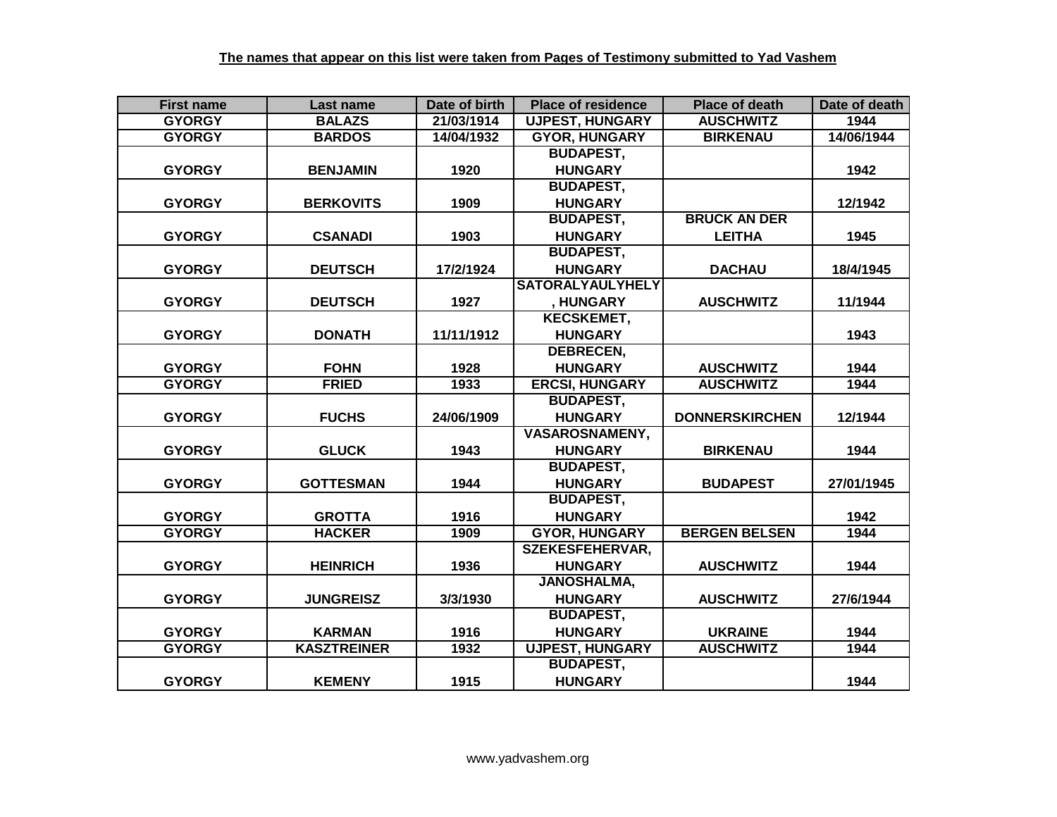**The names that appear on this list were taken from Pages of Testimony submitted to Yad Vashem**

| First name | Last name | Date of birth | Place of residence | Place of death | Date of death |
|---|---|---|---|---|---|
| GYORGY | BALAZS | 21/03/1914 | UJPEST, HUNGARY | AUSCHWITZ | 1944 |
| GYORGY | BARDOS | 14/04/1932 | GYOR, HUNGARY | BIRKENAU | 14/06/1944 |
| GYORGY | BENJAMIN | 1920 | BUDAPEST, HUNGARY | | 1942 |
| GYORGY | BERKOVITS | 1909 | BUDAPEST, HUNGARY | | 12/1942 |
| GYORGY | CSANADI | 1903 | BUDAPEST, HUNGARY | BRUCK AN DER LEITHA | 1945 |
| GYORGY | DEUTSCH | 17/2/1924 | BUDAPEST, HUNGARY | DACHAU | 18/4/1945 |
| GYORGY | DEUTSCH | 1927 | SATORALYAULYHELY, HUNGARY | AUSCHWITZ | 11/1944 |
| GYORGY | DONATH | 11/11/1912 | KECSKEMET, HUNGARY | | 1943 |
| GYORGY | FOHN | 1928 | DEBRECEN, HUNGARY | AUSCHWITZ | 1944 |
| GYORGY | FRIED | 1933 | ERCSI, HUNGARY | AUSCHWITZ | 1944 |
| GYORGY | FUCHS | 24/06/1909 | BUDAPEST, HUNGARY | DONNERSKIRCHEN | 12/1944 |
| GYORGY | GLUCK | 1943 | VASAROSNAMENY, HUNGARY | BIRKENAU | 1944 |
| GYORGY | GOTTESMAN | 1944 | BUDAPEST, HUNGARY | BUDAPEST | 27/01/1945 |
| GYORGY | GROTTA | 1916 | BUDAPEST, HUNGARY | | 1942 |
| GYORGY | HACKER | 1909 | GYOR, HUNGARY | BERGEN BELSEN | 1944 |
| GYORGY | HEINRICH | 1936 | SZEKESFEHERVAR, HUNGARY | AUSCHWITZ | 1944 |
| GYORGY | JUNGREISZ | 3/3/1930 | JANOSHALMA, HUNGARY | AUSCHWITZ | 27/6/1944 |
| GYORGY | KARMAN | 1916 | BUDAPEST, HUNGARY | UKRAINE | 1944 |
| GYORGY | KASZTREINER | 1932 | UJPEST, HUNGARY | AUSCHWITZ | 1944 |
| GYORGY | KEMENY | 1915 | BUDAPEST, HUNGARY | | 1944 |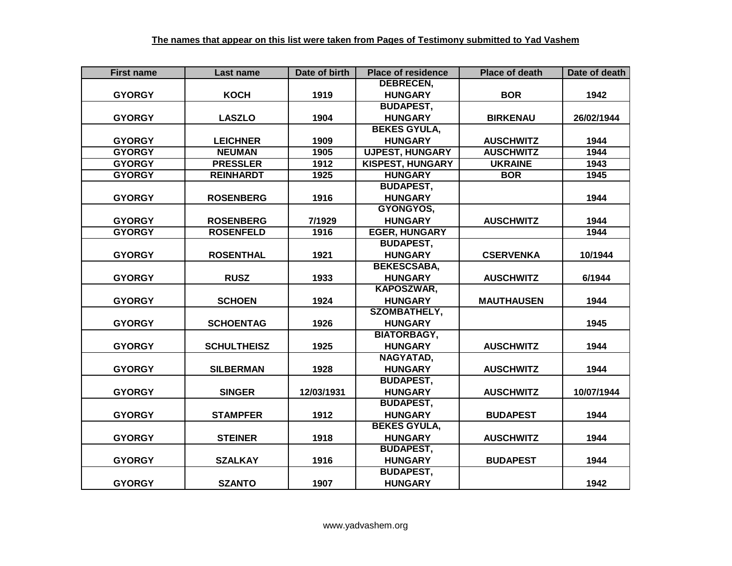**The names that appear on this list were taken from Pages of Testimony submitted to Yad Vashem**

| First name | Last name | Date of birth | Place of residence | Place of death | Date of death |
|---|---|---|---|---|---|
| GYORGY | KOCH | 1919 | DEBRECEN, HUNGARY | BOR | 1942 |
| GYORGY | LASZLO | 1904 | BUDAPEST, HUNGARY | BIRKENAU | 26/02/1944 |
| GYORGY | LEICHNER | 1909 | BEKES GYULA, HUNGARY | AUSCHWITZ | 1944 |
| GYORGY | NEUMAN | 1905 | UJPEST, HUNGARY | AUSCHWITZ | 1944 |
| GYORGY | PRESSLER | 1912 | KISPEST, HUNGARY | UKRAINE | 1943 |
| GYORGY | REINHARDT | 1925 | HUNGARY | BOR | 1945 |
| GYORGY | ROSENBERG | 1916 | BUDAPEST, HUNGARY | | 1944 |
| GYORGY | ROSENBERG | 7/1929 | GYONGYOS, HUNGARY | AUSCHWITZ | 1944 |
| GYORGY | ROSENFELD | 1916 | EGER, HUNGARY | | 1944 |
| GYORGY | ROSENTHAL | 1921 | BUDAPEST, HUNGARY | CSERVENKA | 10/1944 |
| GYORGY | RUSZ | 1933 | BEKESCSABA, HUNGARY | AUSCHWITZ | 6/1944 |
| GYORGY | SCHOEN | 1924 | KAPOSZWAR, HUNGARY | MAUTHAUSEN | 1944 |
| GYORGY | SCHOENTAG | 1926 | SZOMBATHELY, HUNGARY | | 1945 |
| GYORGY | SCHULTHEISZ | 1925 | BIATORBAGY, HUNGARY | AUSCHWITZ | 1944 |
| GYORGY | SILBERMAN | 1928 | NAGYATAD, HUNGARY | AUSCHWITZ | 1944 |
| GYORGY | SINGER | 12/03/1931 | BUDAPEST, HUNGARY | AUSCHWITZ | 10/07/1944 |
| GYORGY | STAMPFER | 1912 | BUDAPEST, HUNGARY | BUDAPEST | 1944 |
| GYORGY | STEINER | 1918 | BEKES GYULA, HUNGARY | AUSCHWITZ | 1944 |
| GYORGY | SZALKAY | 1916 | BUDAPEST, HUNGARY | BUDAPEST | 1944 |
| GYORGY | SZANTO | 1907 | BUDAPEST, HUNGARY | | 1942 |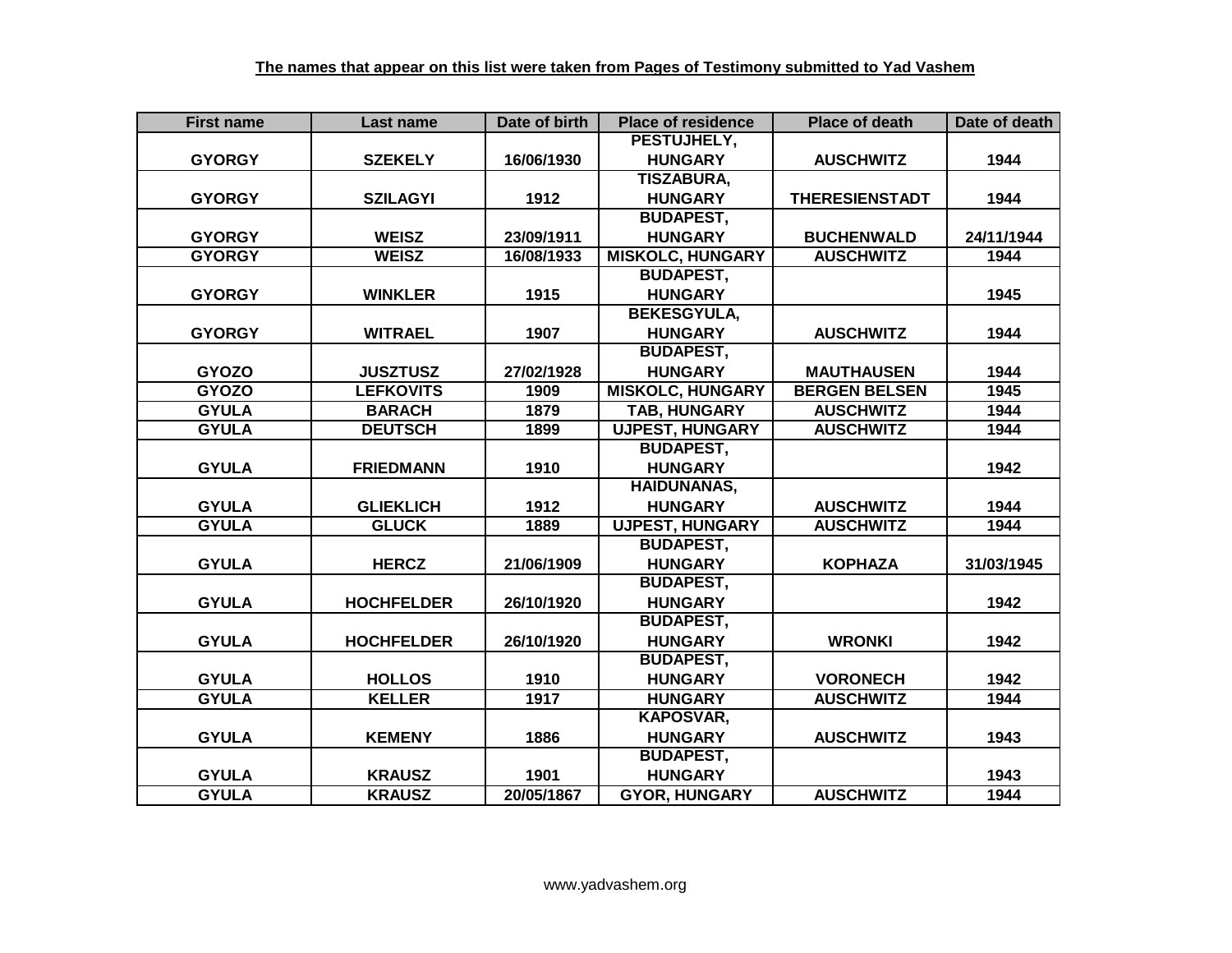**The names that appear on this list were taken from Pages of Testimony submitted to Yad Vashem**

| First name | Last name | Date of birth | Place of residence | Place of death | Date of death |
|---|---|---|---|---|---|
| GYORGY | SZEKELY | 16/06/1930 | PESTUJHELY, HUNGARY | AUSCHWITZ | 1944 |
| GYORGY | SZILAGYI | 1912 | TISZABURA, HUNGARY | THERESIENSTADT | 1944 |
| GYORGY | WEISZ | 23/09/1911 | BUDAPEST, HUNGARY | BUCHENWALD | 24/11/1944 |
| GYORGY | WEISZ | 16/08/1933 | MISKOLC, HUNGARY | AUSCHWITZ | 1944 |
| GYORGY | WINKLER | 1915 | BUDAPEST, HUNGARY | | 1945 |
| GYORGY | WITRAEL | 1907 | BEKESGYULA, HUNGARY | AUSCHWITZ | 1944 |
| GYOZO | JUSZTUSZ | 27/02/1928 | BUDAPEST, HUNGARY | MAUTHAUSEN | 1944 |
| GYOZO | LEFKOVITS | 1909 | MISKOLC, HUNGARY | BERGEN BELSEN | 1945 |
| GYULA | BARACH | 1879 | TAB, HUNGARY | AUSCHWITZ | 1944 |
| GYULA | DEUTSCH | 1899 | UJPEST, HUNGARY | AUSCHWITZ | 1944 |
| GYULA | FRIEDMANN | 1910 | BUDAPEST, HUNGARY | | 1942 |
| GYULA | GLIEKLICH | 1912 | HAIDUNANAS, HUNGARY | AUSCHWITZ | 1944 |
| GYULA | GLUCK | 1889 | UJPEST, HUNGARY | AUSCHWITZ | 1944 |
| GYULA | HERCZ | 21/06/1909 | BUDAPEST, HUNGARY | KOPHAZA | 31/03/1945 |
| GYULA | HOCHFELDER | 26/10/1920 | BUDAPEST, HUNGARY | | 1942 |
| GYULA | HOCHFELDER | 26/10/1920 | BUDAPEST, HUNGARY | WRONKI | 1942 |
| GYULA | HOLLOS | 1910 | BUDAPEST, HUNGARY | VORONECH | 1942 |
| GYULA | KELLER | 1917 | HUNGARY | AUSCHWITZ | 1944 |
| GYULA | KEMENY | 1886 | KAPOSVAR, HUNGARY | AUSCHWITZ | 1943 |
| GYULA | KRAUSZ | 1901 | BUDAPEST, HUNGARY | | 1943 |
| GYULA | KRAUSZ | 20/05/1867 | GYOR, HUNGARY | AUSCHWITZ | 1944 |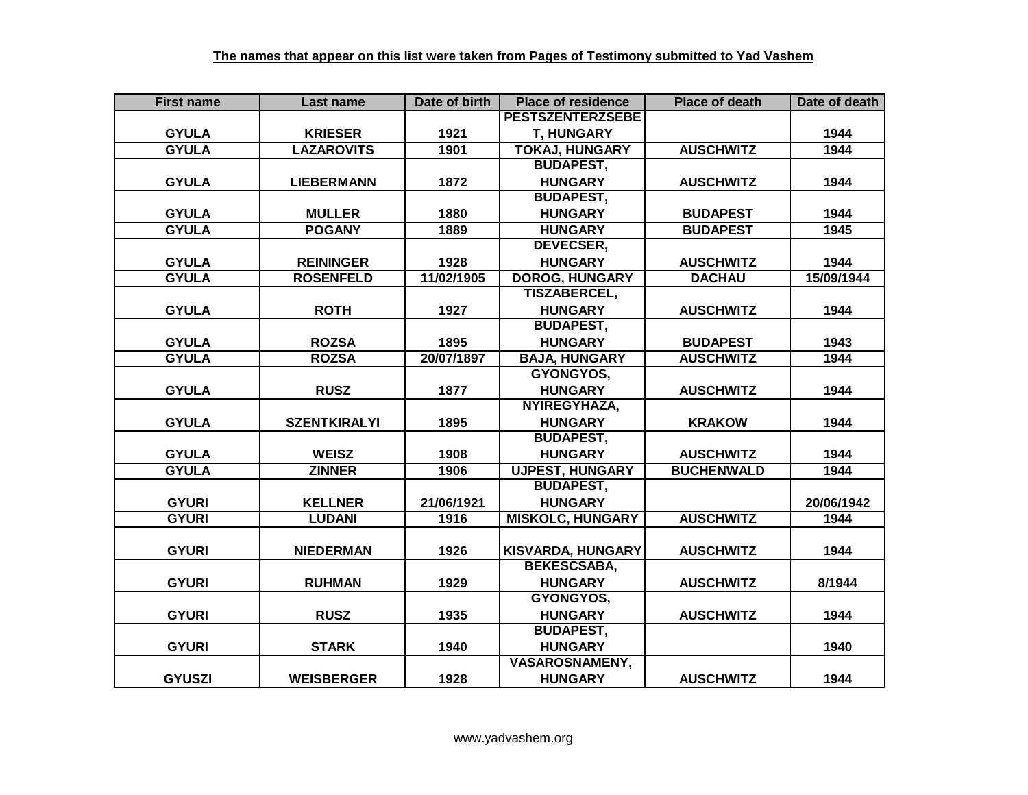**The names that appear on this list were taken from Pages of Testimony submitted to Yad Vashem**

| First name | Last name | Date of birth | Place of residence | Place of death | Date of death |
|---|---|---|---|---|---|
| GYULA | KRIESER | 1921 | PESTSZENTERZSEBET, HUNGARY | | 1944 |
| GYULA | LAZAROVITS | 1901 | TOKAJ, HUNGARY | AUSCHWITZ | 1944 |
| GYULA | LIEBERMANN | 1872 | BUDAPEST, HUNGARY | AUSCHWITZ | 1944 |
| GYULA | MULLER | 1880 | BUDAPEST, HUNGARY | BUDAPEST | 1944 |
| GYULA | POGANY | 1889 | HUNGARY | BUDAPEST | 1945 |
| GYULA | REININGER | 1928 | DEVECSER, HUNGARY | AUSCHWITZ | 1944 |
| GYULA | ROSENFELD | 11/02/1905 | DOROG, HUNGARY | DACHAU | 15/09/1944 |
| GYULA | ROTH | 1927 | TISZABERCEL, HUNGARY | AUSCHWITZ | 1944 |
| GYULA | ROZSA | 1895 | BUDAPEST, HUNGARY | BUDAPEST | 1943 |
| GYULA | ROZSA | 20/07/1897 | BAJA, HUNGARY | AUSCHWITZ | 1944 |
| GYULA | RUSZ | 1877 | GYONGYOS, HUNGARY | AUSCHWITZ | 1944 |
| GYULA | SZENTKIRALYI | 1895 | NYIREGYHAZA, HUNGARY | KRAKOW | 1944 |
| GYULA | WEISZ | 1908 | BUDAPEST, HUNGARY | AUSCHWITZ | 1944 |
| GYULA | ZINNER | 1906 | UJPEST, HUNGARY | BUCHENWALD | 1944 |
| GYURI | KELLNER | 21/06/1921 | BUDAPEST, HUNGARY | | 20/06/1942 |
| GYURI | LUDANI | 1916 | MISKOLC, HUNGARY | AUSCHWITZ | 1944 |
| GYURI | NIEDERMAN | 1926 | KISVARDA, HUNGARY | AUSCHWITZ | 1944 |
| GYURI | RUHMAN | 1929 | BEKESCSABA, HUNGARY | AUSCHWITZ | 8/1944 |
| GYURI | RUSZ | 1935 | GYONGYOS, HUNGARY | AUSCHWITZ | 1944 |
| GYURI | STARK | 1940 | BUDAPEST, HUNGARY | | 1940 |
| GYUSZI | WEISBERGER | 1928 | VASAROSNAMENY, HUNGARY | AUSCHWITZ | 1944 |

www.yadvashem.org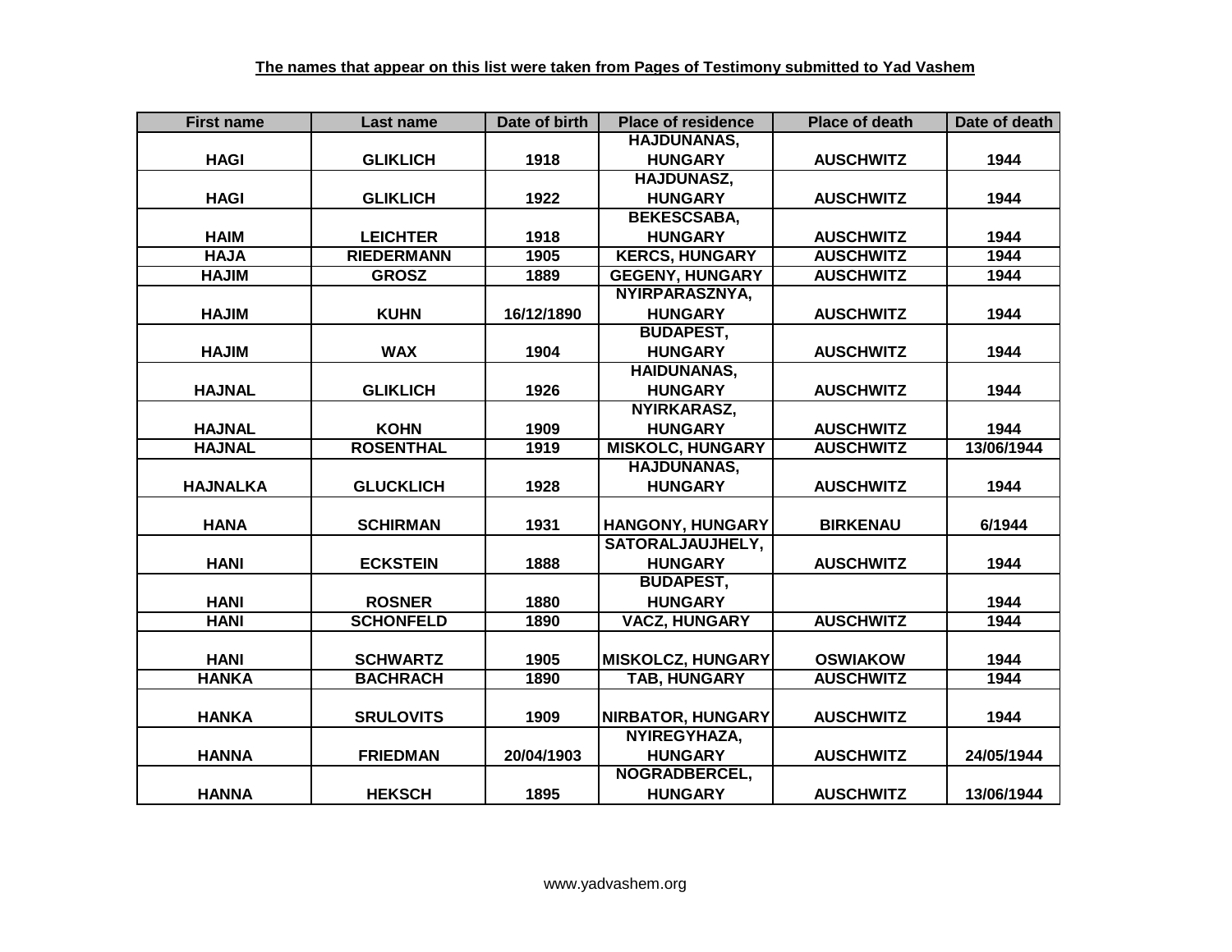**The names that appear on this list were taken from Pages of Testimony submitted to Yad Vashem**

| First name | Last name | Date of birth | Place of residence | Place of death | Date of death |
|---|---|---|---|---|---|
| HAGI | GLIKLICH | 1918 | HAJDUNANAS, HUNGARY | AUSCHWITZ | 1944 |
| HAGI | GLIKLICH | 1922 | HAJDUNASZ, HUNGARY | AUSCHWITZ | 1944 |
| HAIM | LEICHTER | 1918 | BEKESCSABA, HUNGARY | AUSCHWITZ | 1944 |
| HAJA | RIEDERMANN | 1905 | KERCS, HUNGARY | AUSCHWITZ | 1944 |
| HAJIM | GROSZ | 1889 | GEGENY, HUNGARY | AUSCHWITZ | 1944 |
| HAJIM | KUHN | 16/12/1890 | NYIRPARASZNYA, HUNGARY | AUSCHWITZ | 1944 |
| HAJIM | WAX | 1904 | BUDAPEST, HUNGARY | AUSCHWITZ | 1944 |
| HAJNAL | GLIKLICH | 1926 | HAIDUNANAS, HUNGARY | AUSCHWITZ | 1944 |
| HAJNAL | KOHN | 1909 | NYIRKARASZ, HUNGARY | AUSCHWITZ | 1944 |
| HAJNAL | ROSENTHAL | 1919 | MISKOLC, HUNGARY | AUSCHWITZ | 13/06/1944 |
| HAJNALKA | GLUCKLICH | 1928 | HAJDUNANAS, HUNGARY | AUSCHWITZ | 1944 |
| HANA | SCHIRMAN | 1931 | HANGONY, HUNGARY | BIRKENAU | 6/1944 |
| HANI | ECKSTEIN | 1888 | SATORALJAUJHELY, HUNGARY | AUSCHWITZ | 1944 |
| HANI | ROSNER | 1880 | BUDAPEST, HUNGARY | | 1944 |
| HANI | SCHONFELD | 1890 | VACZ, HUNGARY | AUSCHWITZ | 1944 |
| HANI | SCHWARTZ | 1905 | MISKOLCZ, HUNGARY | OSWIAKOW | 1944 |
| HANKA | BACHRACH | 1890 | TAB, HUNGARY | AUSCHWITZ | 1944 |
| HANKA | SRULOVITS | 1909 | NIRBATOR, HUNGARY | AUSCHWITZ | 1944 |
| HANNA | FRIEDMAN | 20/04/1903 | NYIREGYHAZA, HUNGARY | AUSCHWITZ | 24/05/1944 |
| HANNA | HEKSCH | 1895 | NOGRADBERCEL, HUNGARY | AUSCHWITZ | 13/06/1944 |

www.yadvashem.org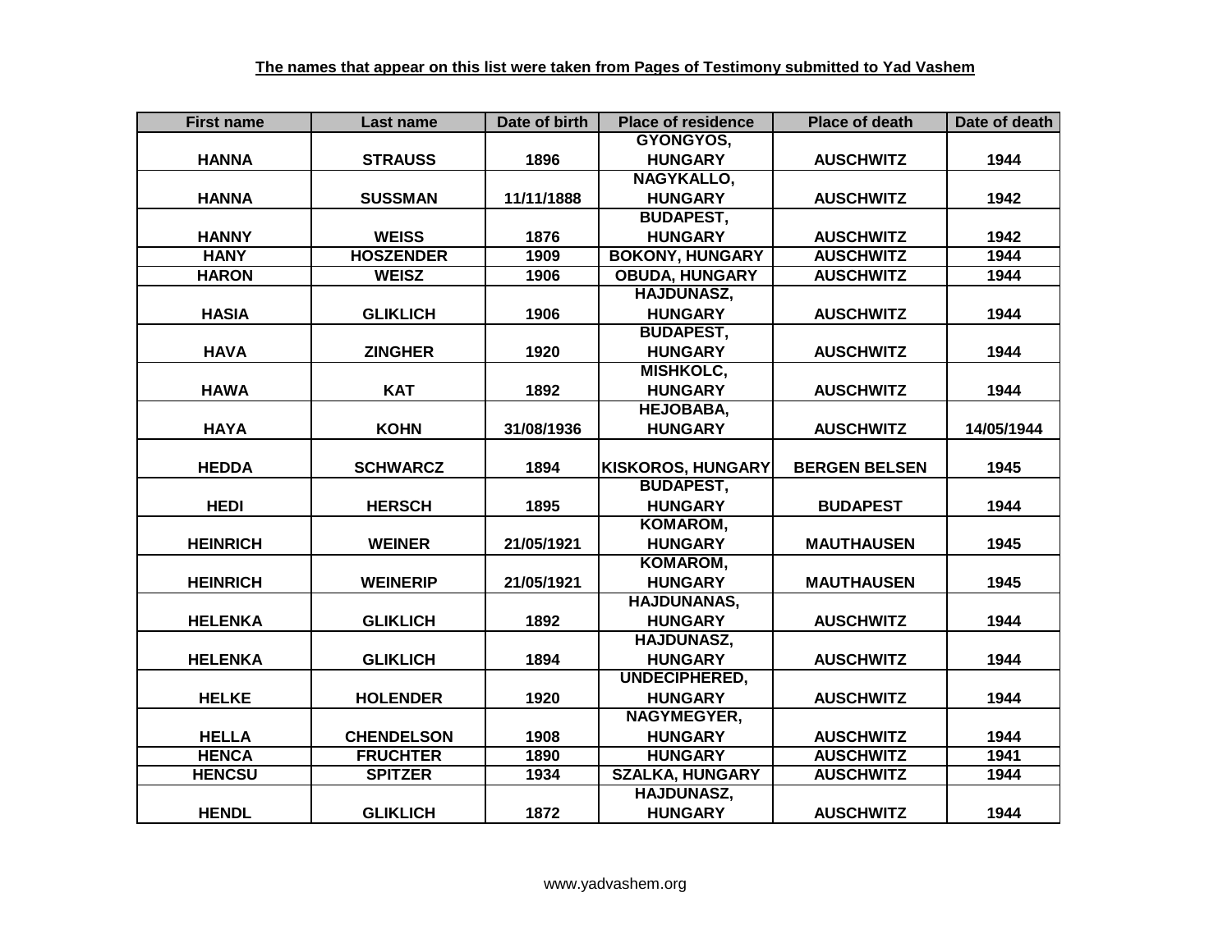**The names that appear on this list were taken from Pages of Testimony submitted to Yad Vashem**

| First name | Last name | Date of birth | Place of residence | Place of death | Date of death |
|---|---|---|---|---|---|
| HANNA | STRAUSS | 1896 | GYONGYOS, HUNGARY | AUSCHWITZ | 1944 |
| HANNA | SUSSMAN | 11/11/1888 | NAGYKALLO, HUNGARY | AUSCHWITZ | 1942 |
| HANNY | WEISS | 1876 | BUDAPEST, HUNGARY | AUSCHWITZ | 1942 |
| HANY | HOSZENDER | 1909 | BOKONY, HUNGARY | AUSCHWITZ | 1944 |
| HARON | WEISZ | 1906 | OBUDA, HUNGARY | AUSCHWITZ | 1944 |
| HASIA | GLIKLICH | 1906 | HAJDUNASZ, HUNGARY | AUSCHWITZ | 1944 |
| HAVA | ZINGHER | 1920 | BUDAPEST, HUNGARY | AUSCHWITZ | 1944 |
| HAWA | KAT | 1892 | MISHKOLC, HUNGARY | AUSCHWITZ | 1944 |
| HAYA | KOHN | 31/08/1936 | HEJOBABA, HUNGARY | AUSCHWITZ | 14/05/1944 |
| HEDDA | SCHWARCZ | 1894 | KISKOROS, HUNGARY | BERGEN BELSEN | 1945 |
| HEDI | HERSCH | 1895 | BUDAPEST, HUNGARY | BUDAPEST | 1944 |
| HEINRICH | WEINER | 21/05/1921 | KOMAROM, HUNGARY | MAUTHAUSEN | 1945 |
| HEINRICH | WEINERIP | 21/05/1921 | KOMAROM, HUNGARY | MAUTHAUSEN | 1945 |
| HELENKA | GLIKLICH | 1892 | HAJDUNANAS, HUNGARY | AUSCHWITZ | 1944 |
| HELENKA | GLIKLICH | 1894 | HAJDUNASZ, HUNGARY | AUSCHWITZ | 1944 |
| HELKE | HOLENDER | 1920 | UNDECIPHERED, HUNGARY | AUSCHWITZ | 1944 |
| HELLA | CHENDELSON | 1908 | NAGYMEGYER, HUNGARY | AUSCHWITZ | 1944 |
| HENCA | FRUCHTER | 1890 | HUNGARY | AUSCHWITZ | 1941 |
| HENCSU | SPITZER | 1934 | SZALKA, HUNGARY | AUSCHWITZ | 1944 |
| HENDL | GLIKLICH | 1872 | HAJDUNASZ, HUNGARY | AUSCHWITZ | 1944 |

www.yadvashem.org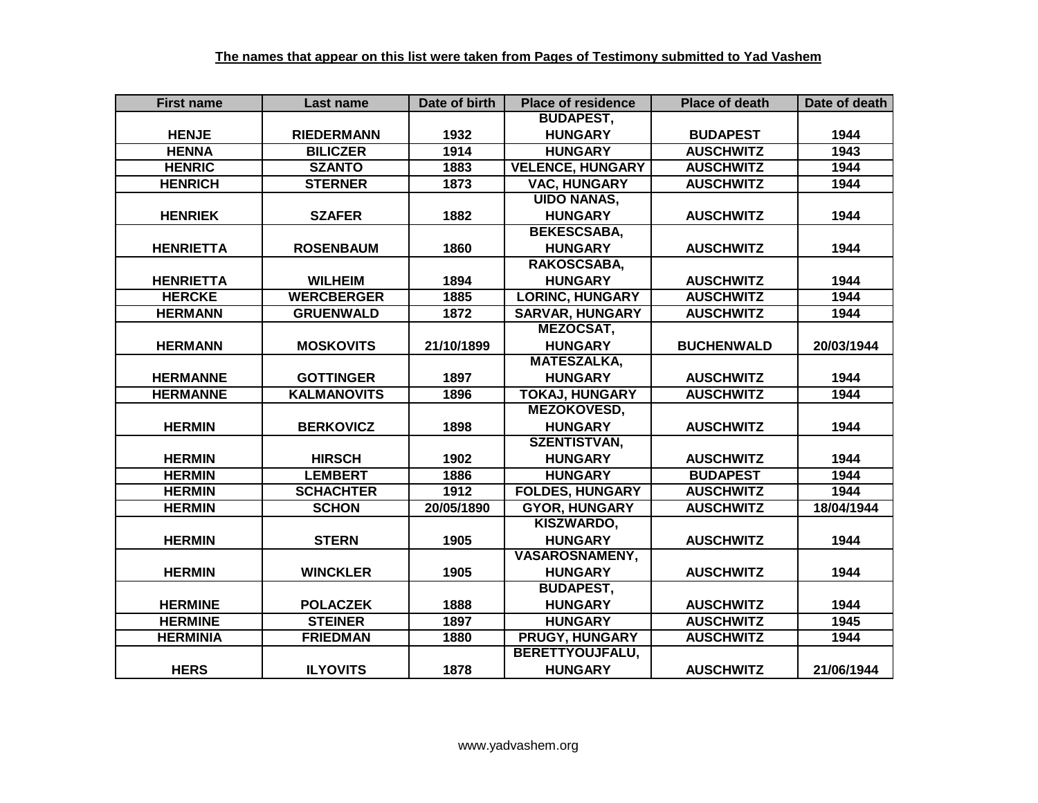**The names that appear on this list were taken from Pages of Testimony submitted to Yad Vashem**

| First name | Last name | Date of birth | Place of residence | Place of death | Date of death |
|---|---|---|---|---|---|
| HENJE | RIEDERMANN | 1932 | BUDAPEST, HUNGARY | BUDAPEST | 1944 |
| HENNA | BILICZER | 1914 | HUNGARY | AUSCHWITZ | 1943 |
| HENRIC | SZANTO | 1883 | VELENCE, HUNGARY | AUSCHWITZ | 1944 |
| HENRICH | STERNER | 1873 | VAC, HUNGARY | AUSCHWITZ | 1944 |
| HENRIEK | SZAFER | 1882 | UIDO NANAS, HUNGARY | AUSCHWITZ | 1944 |
| HENRIETTA | ROSENBAUM | 1860 | BEKESCSABA, HUNGARY | AUSCHWITZ | 1944 |
| HENRIETTA | WILHEIM | 1894 | RAKOSCSABA, HUNGARY | AUSCHWITZ | 1944 |
| HERCKE | WERCBERGER | 1885 | LORINC, HUNGARY | AUSCHWITZ | 1944 |
| HERMANN | GRUENWALD | 1872 | SARVAR, HUNGARY | AUSCHWITZ | 1944 |
| HERMANN | MOSKOVITS | 21/10/1899 | MEZOCSAT, HUNGARY | BUCHENWALD | 20/03/1944 |
| HERMANNE | GOTTINGER | 1897 | MATESZALKA, HUNGARY | AUSCHWITZ | 1944 |
| HERMANNE | KALMANOVITS | 1896 | TOKAJ, HUNGARY | AUSCHWITZ | 1944 |
| HERMIN | BERKOVICZ | 1898 | MEZOKOVESD, HUNGARY | AUSCHWITZ | 1944 |
| HERMIN | HIRSCH | 1902 | SZENTISTVAN, HUNGARY | AUSCHWITZ | 1944 |
| HERMIN | LEMBERT | 1886 | HUNGARY | BUDAPEST | 1944 |
| HERMIN | SCHACHTER | 1912 | FOLDES, HUNGARY | AUSCHWITZ | 1944 |
| HERMIN | SCHON | 20/05/1890 | GYOR, HUNGARY | AUSCHWITZ | 18/04/1944 |
| HERMIN | STERN | 1905 | KISZWARDO, HUNGARY | AUSCHWITZ | 1944 |
| HERMIN | WINCKLER | 1905 | VASAROSNAMENY, HUNGARY | AUSCHWITZ | 1944 |
| HERMINE | POLACZEK | 1888 | BUDAPEST, HUNGARY | AUSCHWITZ | 1944 |
| HERMINE | STEINER | 1897 | HUNGARY | AUSCHWITZ | 1945 |
| HERMINIA | FRIEDMAN | 1880 | PRUGY, HUNGARY | AUSCHWITZ | 1944 |
| HERS | ILYOVITS | 1878 | BERETTYOUJFALU, HUNGARY | AUSCHWITZ | 21/06/1944 |

www.yadvashem.org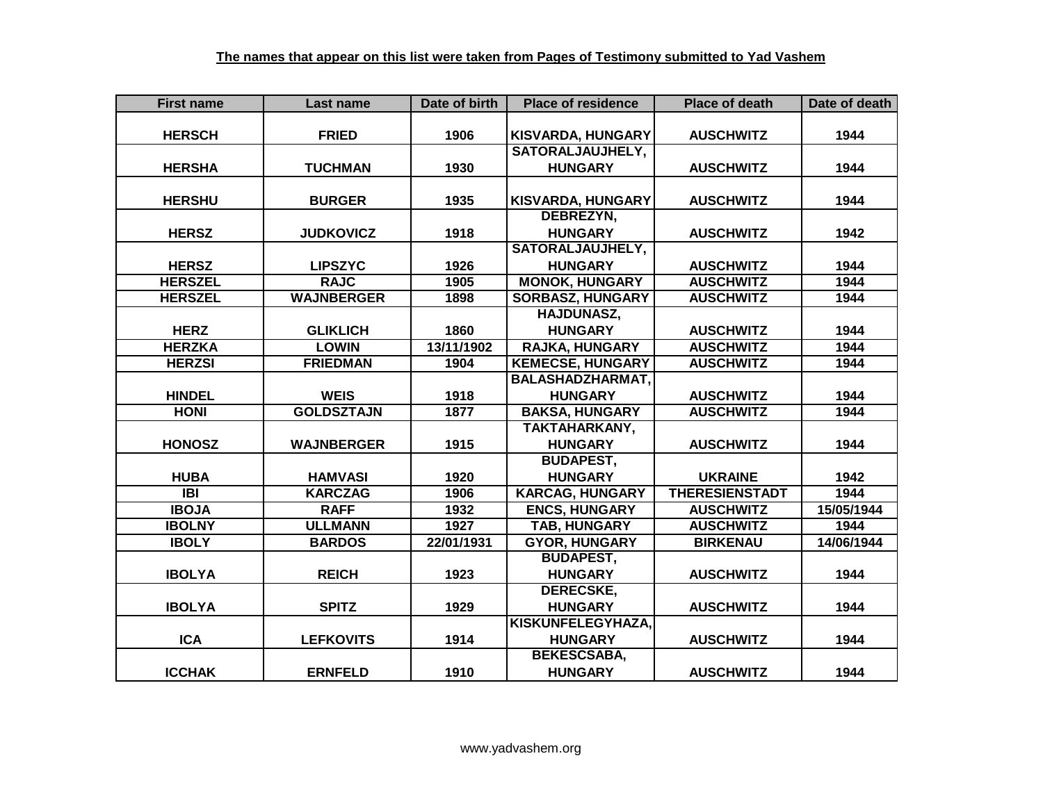**The names that appear on this list were taken from Pages of Testimony submitted to Yad Vashem**

| First name | Last name | Date of birth | Place of residence | Place of death | Date of death |
|---|---|---|---|---|---|
| HERSCH | FRIED | 1906 | KISVARDA, HUNGARY | AUSCHWITZ | 1944 |
| HERSHA | TUCHMAN | 1930 | SATORALJAUJHELY, HUNGARY | AUSCHWITZ | 1944 |
| HERSHU | BURGER | 1935 | KISVARDA, HUNGARY | AUSCHWITZ | 1944 |
| HERSZ | JUDKOVICZ | 1918 | DEBREZYN, HUNGARY | AUSCHWITZ | 1942 |
| HERSZ | LIPSZYC | 1926 | SATORALJAUJHELY, HUNGARY | AUSCHWITZ | 1944 |
| HERSZEL | RAJC | 1905 | MONOK, HUNGARY | AUSCHWITZ | 1944 |
| HERSZEL | WAJNBERGER | 1898 | SORBASZ, HUNGARY | AUSCHWITZ | 1944 |
| HERZ | GLIKLICH | 1860 | HAJDUNASZ, HUNGARY | AUSCHWITZ | 1944 |
| HERZKA | LOWIN | 13/11/1902 | RAJKA, HUNGARY | AUSCHWITZ | 1944 |
| HERZSI | FRIEDMAN | 1904 | KEMECSE, HUNGARY | AUSCHWITZ | 1944 |
| HINDEL | WEIS | 1918 | BALASHADZHARMAT, HUNGARY | AUSCHWITZ | 1944 |
| HONI | GOLDSZTAJN | 1877 | BAKSA, HUNGARY | AUSCHWITZ | 1944 |
| HONOSZ | WAJNBERGER | 1915 | TAKTAHARKANY, HUNGARY | AUSCHWITZ | 1944 |
| HUBA | HAMVASI | 1920 | BUDAPEST, HUNGARY | UKRAINE | 1942 |
| IBI | KARCZAG | 1906 | KARCAG, HUNGARY | THERESIENSTADT | 1944 |
| IBOJA | RAFF | 1932 | ENCS, HUNGARY | AUSCHWITZ | 15/05/1944 |
| IBOLNY | ULLMANN | 1927 | TAB, HUNGARY | AUSCHWITZ | 1944 |
| IBOLY | BARDOS | 22/01/1931 | GYOR, HUNGARY | BIRKENAU | 14/06/1944 |
| IBOLYA | REICH | 1923 | BUDAPEST, HUNGARY | AUSCHWITZ | 1944 |
| IBOLYA | SPITZ | 1929 | DERECSKE, HUNGARY | AUSCHWITZ | 1944 |
| ICA | LEFKOVITS | 1914 | KISKUNFELEGYHAZA, HUNGARY | AUSCHWITZ | 1944 |
| ICCHAK | ERNFELD | 1910 | BEKESCSABA, HUNGARY | AUSCHWITZ | 1944 |

www.yadvashem.org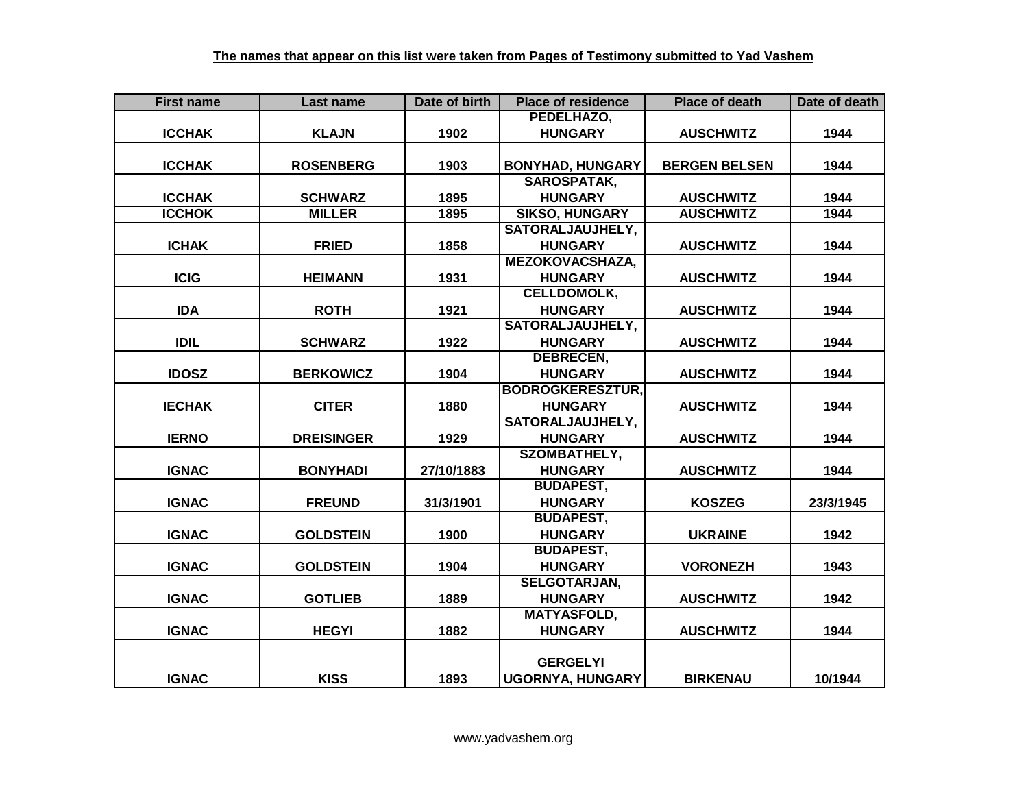**The names that appear on this list were taken from Pages of Testimony submitted to Yad Vashem**

| First name | Last name | Date of birth | Place of residence | Place of death | Date of death |
|---|---|---|---|---|---|
| ICCHAK | KLAJN | 1902 | PEDELHAZO, HUNGARY | AUSCHWITZ | 1944 |
| ICCHAK | ROSENBERG | 1903 | BONYHAD, HUNGARY | BERGEN BELSEN | 1944 |
| ICCHAK | SCHWARZ | 1895 | SAROSPATAK, HUNGARY | AUSCHWITZ | 1944 |
| ICCHOK | MILLER | 1895 | SIKSO, HUNGARY | AUSCHWITZ | 1944 |
| ICHAK | FRIED | 1858 | SATORALJAUJHELY, HUNGARY | AUSCHWITZ | 1944 |
| ICIG | HEIMANN | 1931 | MEZOKOVACSHAZA, HUNGARY | AUSCHWITZ | 1944 |
| IDA | ROTH | 1921 | CELLDOMOLK, HUNGARY | AUSCHWITZ | 1944 |
| IDIL | SCHWARZ | 1922 | SATORALJAUJHELY, HUNGARY | AUSCHWITZ | 1944 |
| IDOSZ | BERKOWICZ | 1904 | DEBRECEN, HUNGARY | AUSCHWITZ | 1944 |
| IECHAK | CITER | 1880 | BODROGKERESZTUR, HUNGARY | AUSCHWITZ | 1944 |
| IERNO | DREISINGER | 1929 | SATORALJAUJHELY, HUNGARY | AUSCHWITZ | 1944 |
| IGNAC | BONYHADI | 27/10/1883 | SZOMBATHELY, HUNGARY | AUSCHWITZ | 1944 |
| IGNAC | FREUND | 31/3/1901 | BUDAPEST, HUNGARY | KOSZEG | 23/3/1945 |
| IGNAC | GOLDSTEIN | 1900 | BUDAPEST, HUNGARY | UKRAINE | 1942 |
| IGNAC | GOLDSTEIN | 1904 | BUDAPEST, HUNGARY | VORONEZH | 1943 |
| IGNAC | GOTLIEB | 1889 | SELGOTARJAN, HUNGARY | AUSCHWITZ | 1942 |
| IGNAC | HEGYI | 1882 | MATYASFOLD, HUNGARY | AUSCHWITZ | 1944 |
| IGNAC | KISS | 1893 | GERGELYI UGORNYA, HUNGARY | BIRKENAU | 10/1944 |

www.yadvashem.org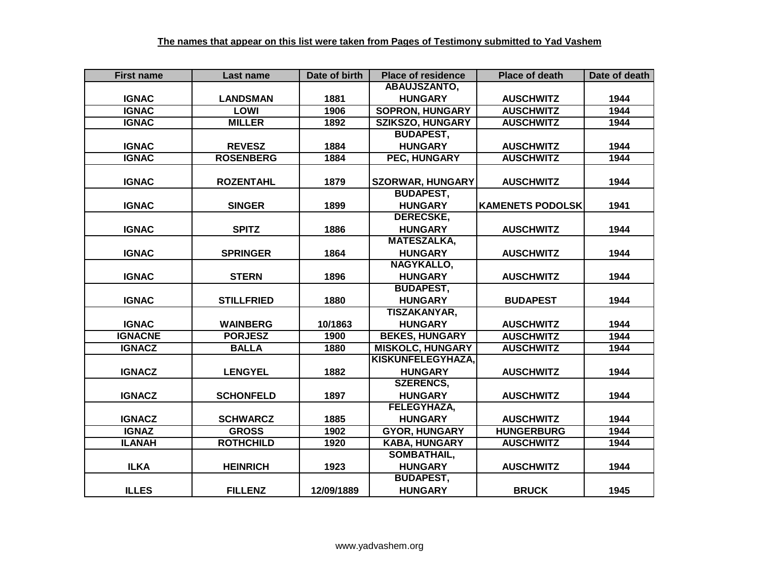**The names that appear on this list were taken from Pages of Testimony submitted to Yad Vashem**

| First name | Last name | Date of birth | Place of residence | Place of death | Date of death |
|---|---|---|---|---|---|
| IGNAC | LANDSMAN | 1881 | ABAUJSZANTO, HUNGARY | AUSCHWITZ | 1944 |
| IGNAC | LOWI | 1906 | SOPRON, HUNGARY | AUSCHWITZ | 1944 |
| IGNAC | MILLER | 1892 | SZIKSZO, HUNGARY | AUSCHWITZ | 1944 |
| IGNAC | REVESZ | 1884 | BUDAPEST, HUNGARY | AUSCHWITZ | 1944 |
| IGNAC | ROSENBERG | 1884 | PEC, HUNGARY | AUSCHWITZ | 1944 |
| IGNAC | ROZENTAHL | 1879 | SZORWAR, HUNGARY | AUSCHWITZ | 1944 |
| IGNAC | SINGER | 1899 | BUDAPEST, HUNGARY | KAMENETS PODOLSK | 1941 |
| IGNAC | SPITZ | 1886 | DERECSKE, HUNGARY | AUSCHWITZ | 1944 |
| IGNAC | SPRINGER | 1864 | MATESZALKA, HUNGARY | AUSCHWITZ | 1944 |
| IGNAC | STERN | 1896 | NAGYKALLO, HUNGARY | AUSCHWITZ | 1944 |
| IGNAC | STILLFRIED | 1880 | BUDAPEST, HUNGARY | BUDAPEST | 1944 |
| IGNAC | WAINBERG | 10/1863 | TISZAKANYAR, HUNGARY | AUSCHWITZ | 1944 |
| IGNACNE | PORJESZ | 1900 | BEKES, HUNGARY | AUSCHWITZ | 1944 |
| IGNACZ | BALLA | 1880 | MISKOLC, HUNGARY | AUSCHWITZ | 1944 |
| IGNACZ | LENGYEL | 1882 | KISKUNFELEGYHAZA, HUNGARY | AUSCHWITZ | 1944 |
| IGNACZ | SCHONFELD | 1897 | SZERENCS, HUNGARY | AUSCHWITZ | 1944 |
| IGNACZ | SCHWARCZ | 1885 | FELEGYHAZA, HUNGARY | AUSCHWITZ | 1944 |
| IGNAZ | GROSS | 1902 | GYOR, HUNGARY | HUNGERBURG | 1944 |
| ILANAH | ROTHCHILD | 1920 | KABA, HUNGARY | AUSCHWITZ | 1944 |
| ILKA | HEINRICH | 1923 | SOMBATHAIL, HUNGARY | AUSCHWITZ | 1944 |
| ILLES | FILLENZ | 12/09/1889 | BUDAPEST, HUNGARY | BRUCK | 1945 |

www.yadvashem.org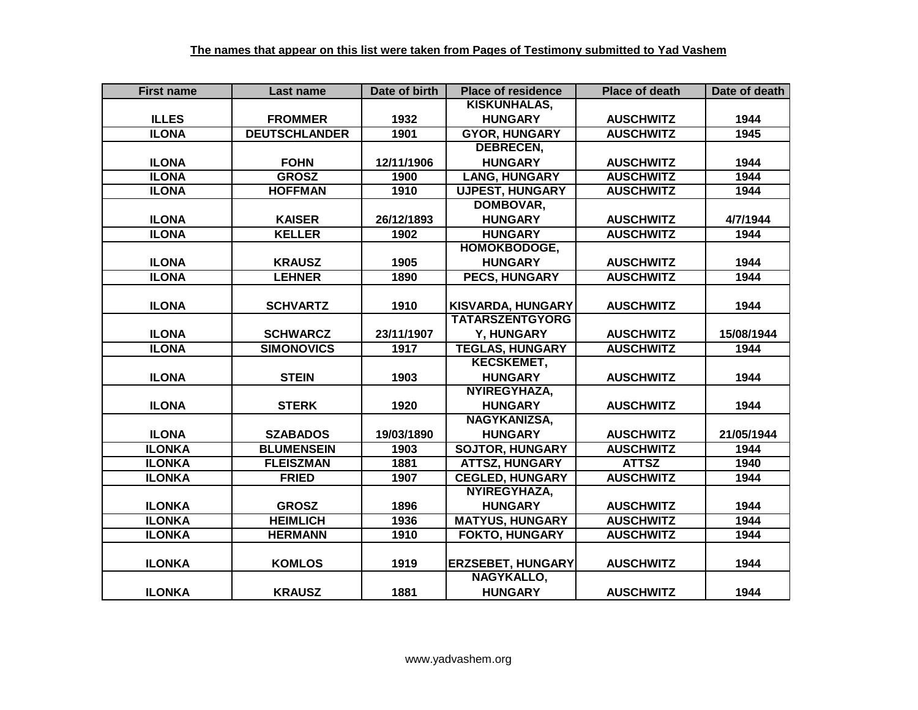**The names that appear on this list were taken from Pages of Testimony submitted to Yad Vashem**

| First name | Last name | Date of birth | Place of residence | Place of death | Date of death |
|---|---|---|---|---|---|
| ILLES | FROMMER | 1932 | KISKUNHALAS, HUNGARY | AUSCHWITZ | 1944 |
| ILONA | DEUTSCHLANDER | 1901 | GYOR, HUNGARY | AUSCHWITZ | 1945 |
| ILONA | FOHN | 12/11/1906 | DEBRECEN, HUNGARY | AUSCHWITZ | 1944 |
| ILONA | GROSZ | 1900 | LANG, HUNGARY | AUSCHWITZ | 1944 |
| ILONA | HOFFMAN | 1910 | UJPEST, HUNGARY | AUSCHWITZ | 1944 |
| ILONA | KAISER | 26/12/1893 | DOMBOVAR, HUNGARY | AUSCHWITZ | 4/7/1944 |
| ILONA | KELLER | 1902 | HUNGARY | AUSCHWITZ | 1944 |
| ILONA | KRAUSZ | 1905 | HOMOKBODOGE, HUNGARY | AUSCHWITZ | 1944 |
| ILONA | LEHNER | 1890 | PECS, HUNGARY | AUSCHWITZ | 1944 |
| ILONA | SCHVARTZ | 1910 | KISVARDA, HUNGARY | AUSCHWITZ | 1944 |
| ILONA | SCHWARCZ | 23/11/1907 | TATARSZENTGYORGY, HUNGARY | AUSCHWITZ | 15/08/1944 |
| ILONA | SIMONOVICS | 1917 | TEGLAS, HUNGARY | AUSCHWITZ | 1944 |
| ILONA | STEIN | 1903 | KECSKEMET, HUNGARY | AUSCHWITZ | 1944 |
| ILONA | STERK | 1920 | NYIREGYHAZA, HUNGARY | AUSCHWITZ | 1944 |
| ILONA | SZABADOS | 19/03/1890 | NAGYKANIZSA, HUNGARY | AUSCHWITZ | 21/05/1944 |
| ILONKA | BLUMENSEIN | 1903 | SOJTOR, HUNGARY | AUSCHWITZ | 1944 |
| ILONKA | FLEISZMAN | 1881 | ATTSZ, HUNGARY | ATTSZ | 1940 |
| ILONKA | FRIED | 1907 | CEGLED, HUNGARY | AUSCHWITZ | 1944 |
| ILONKA | GROSZ | 1896 | NYIREGYHAZA, HUNGARY | AUSCHWITZ | 1944 |
| ILONKA | HEIMLICH | 1936 | MATYUS, HUNGARY | AUSCHWITZ | 1944 |
| ILONKA | HERMANN | 1910 | FOKTO, HUNGARY | AUSCHWITZ | 1944 |
| ILONKA | KOMLOS | 1919 | ERZSEBET, HUNGARY | AUSCHWITZ | 1944 |
| ILONKA | KRAUSZ | 1881 | NAGYKALLO, HUNGARY | AUSCHWITZ | 1944 |

www.yadvashem.org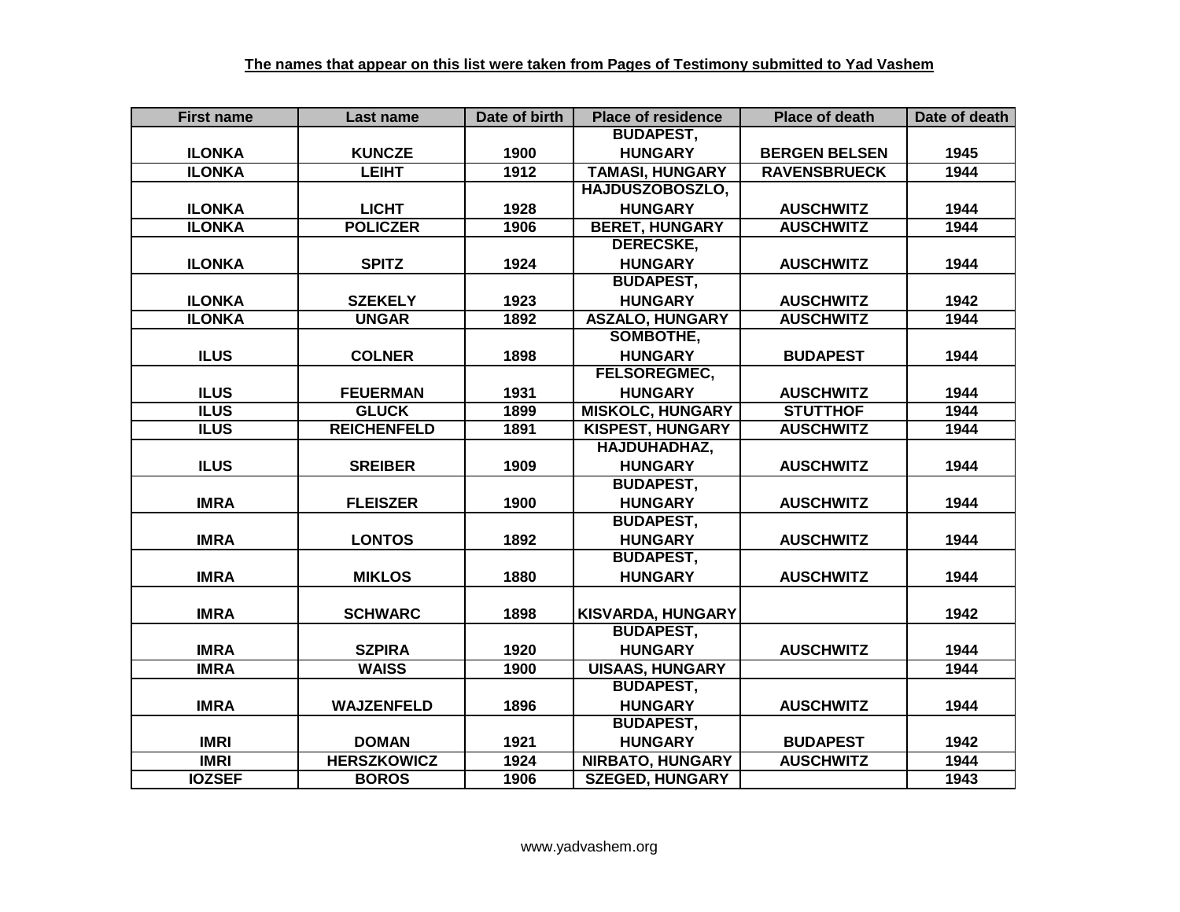**The names that appear on this list were taken from Pages of Testimony submitted to Yad Vashem**

| First name | Last name | Date of birth | Place of residence | Place of death | Date of death |
|---|---|---|---|---|---|
| ILONKA | KUNCZE | 1900 | BUDAPEST, HUNGARY | BERGEN BELSEN | 1945 |
| ILONKA | LEIHT | 1912 | TAMASI, HUNGARY | RAVENSBRUECK | 1944 |
| ILONKA | LICHT | 1928 | HAJDUSZOBOSZLO, HUNGARY | AUSCHWITZ | 1944 |
| ILONKA | POLICZER | 1906 | BERET, HUNGARY | AUSCHWITZ | 1944 |
| ILONKA | SPITZ | 1924 | DERECSKE, HUNGARY | AUSCHWITZ | 1944 |
| ILONKA | SZEKELY | 1923 | BUDAPEST, HUNGARY | AUSCHWITZ | 1942 |
| ILONKA | UNGAR | 1892 | ASZALO, HUNGARY | AUSCHWITZ | 1944 |
| ILUS | COLNER | 1898 | SOMBOTHE, HUNGARY | BUDAPEST | 1944 |
| ILUS | FEUERMAN | 1931 | FELSOREGMEC, HUNGARY | AUSCHWITZ | 1944 |
| ILUS | GLUCK | 1899 | MISKOLC, HUNGARY | STUTTHOF | 1944 |
| ILUS | REICHENFELD | 1891 | KISPEST, HUNGARY | AUSCHWITZ | 1944 |
| ILUS | SREIBER | 1909 | HAJDUHADHAZ, HUNGARY | AUSCHWITZ | 1944 |
| IMRA | FLEISZER | 1900 | BUDAPEST, HUNGARY | AUSCHWITZ | 1944 |
| IMRA | LONTOS | 1892 | BUDAPEST, HUNGARY | AUSCHWITZ | 1944 |
| IMRA | MIKLOS | 1880 | BUDAPEST, HUNGARY | AUSCHWITZ | 1944 |
| IMRA | SCHWARC | 1898 | KISVARDA, HUNGARY | | 1942 |
| IMRA | SZPIRA | 1920 | BUDAPEST, HUNGARY | AUSCHWITZ | 1944 |
| IMRA | WAISS | 1900 | UISAAS, HUNGARY | | 1944 |
| IMRA | WAJZENFELD | 1896 | BUDAPEST, HUNGARY | AUSCHWITZ | 1944 |
| IMRI | DOMAN | 1921 | BUDAPEST, HUNGARY | BUDAPEST | 1942 |
| IMRI | HERSZKOWICZ | 1924 | NIRBATO, HUNGARY | AUSCHWITZ | 1944 |
| IOZSEF | BOROS | 1906 | SZEGED, HUNGARY | | 1943 |

www.yadvashem.org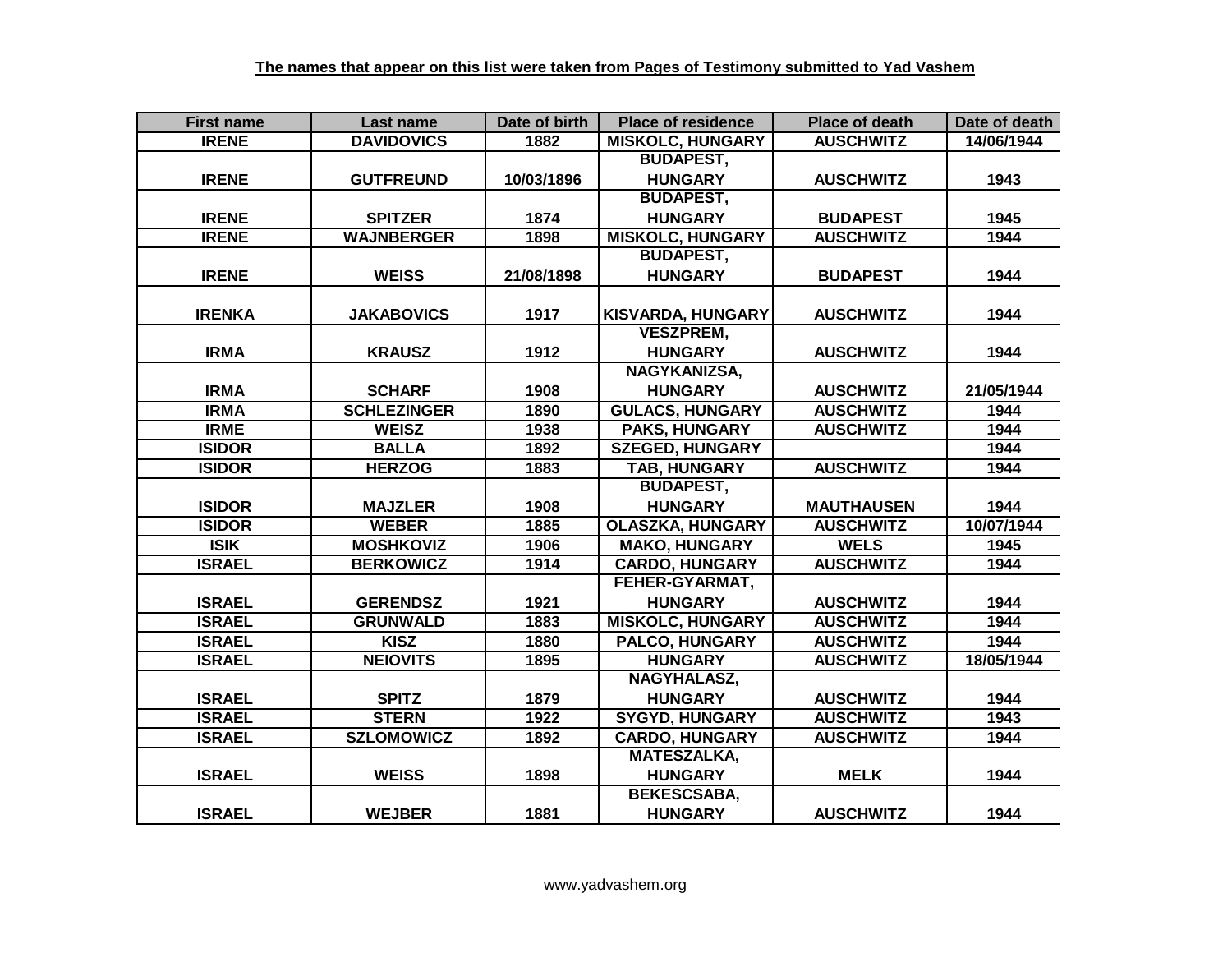**The names that appear on this list were taken from Pages of Testimony submitted to Yad Vashem**

| First name | Last name | Date of birth | Place of residence | Place of death | Date of death |
|---|---|---|---|---|---|
| IRENE | DAVIDOVICS | 1882 | MISKOLC, HUNGARY | AUSCHWITZ | 14/06/1944 |
| IRENE | GUTFREUND | 10/03/1896 | BUDAPEST, HUNGARY | AUSCHWITZ | 1943 |
| IRENE | SPITZER | 1874 | BUDAPEST, HUNGARY | BUDAPEST | 1945 |
| IRENE | WAJNBERGER | 1898 | MISKOLC, HUNGARY | AUSCHWITZ | 1944 |
| IRENE | WEISS | 21/08/1898 | BUDAPEST, HUNGARY | BUDAPEST | 1944 |
| IRENKA | JAKABOVICS | 1917 | KISVARDA, HUNGARY | AUSCHWITZ | 1944 |
| IRMA | KRAUSZ | 1912 | VESZPREM, HUNGARY | AUSCHWITZ | 1944 |
| IRMA | SCHARF | 1908 | NAGYKANIZSA, HUNGARY | AUSCHWITZ | 21/05/1944 |
| IRMA | SCHLEZINGER | 1890 | GULACS, HUNGARY | AUSCHWITZ | 1944 |
| IRME | WEISZ | 1938 | PAKS, HUNGARY | AUSCHWITZ | 1944 |
| ISIDOR | BALLA | 1892 | SZEGED, HUNGARY | | 1944 |
| ISIDOR | HERZOG | 1883 | TAB, HUNGARY | AUSCHWITZ | 1944 |
| ISIDOR | MAJZLER | 1908 | BUDAPEST, HUNGARY | MAUTHAUSEN | 1944 |
| ISIDOR | WEBER | 1885 | OLASZKA, HUNGARY | AUSCHWITZ | 10/07/1944 |
| ISIK | MOSHKOVIZ | 1906 | MAKO, HUNGARY | WELS | 1945 |
| ISRAEL | BERKOWICZ | 1914 | CARDO, HUNGARY | AUSCHWITZ | 1944 |
| ISRAEL | GERENDSZ | 1921 | FEHER-GYARMAT, HUNGARY | AUSCHWITZ | 1944 |
| ISRAEL | GRUNWALD | 1883 | MISKOLC, HUNGARY | AUSCHWITZ | 1944 |
| ISRAEL | KISZ | 1880 | PALCO, HUNGARY | AUSCHWITZ | 1944 |
| ISRAEL | NEIOVITS | 1895 | HUNGARY | AUSCHWITZ | 18/05/1944 |
| ISRAEL | SPITZ | 1879 | NAGYHALASZ, HUNGARY | AUSCHWITZ | 1944 |
| ISRAEL | STERN | 1922 | SYGYD, HUNGARY | AUSCHWITZ | 1943 |
| ISRAEL | SZLOMOWICZ | 1892 | CARDO, HUNGARY | AUSCHWITZ | 1944 |
| ISRAEL | WEISS | 1898 | MATESZALKA, HUNGARY | MELK | 1944 |
| ISRAEL | WEJBER | 1881 | BEKESCSABA, HUNGARY | AUSCHWITZ | 1944 |

www.yadvashem.org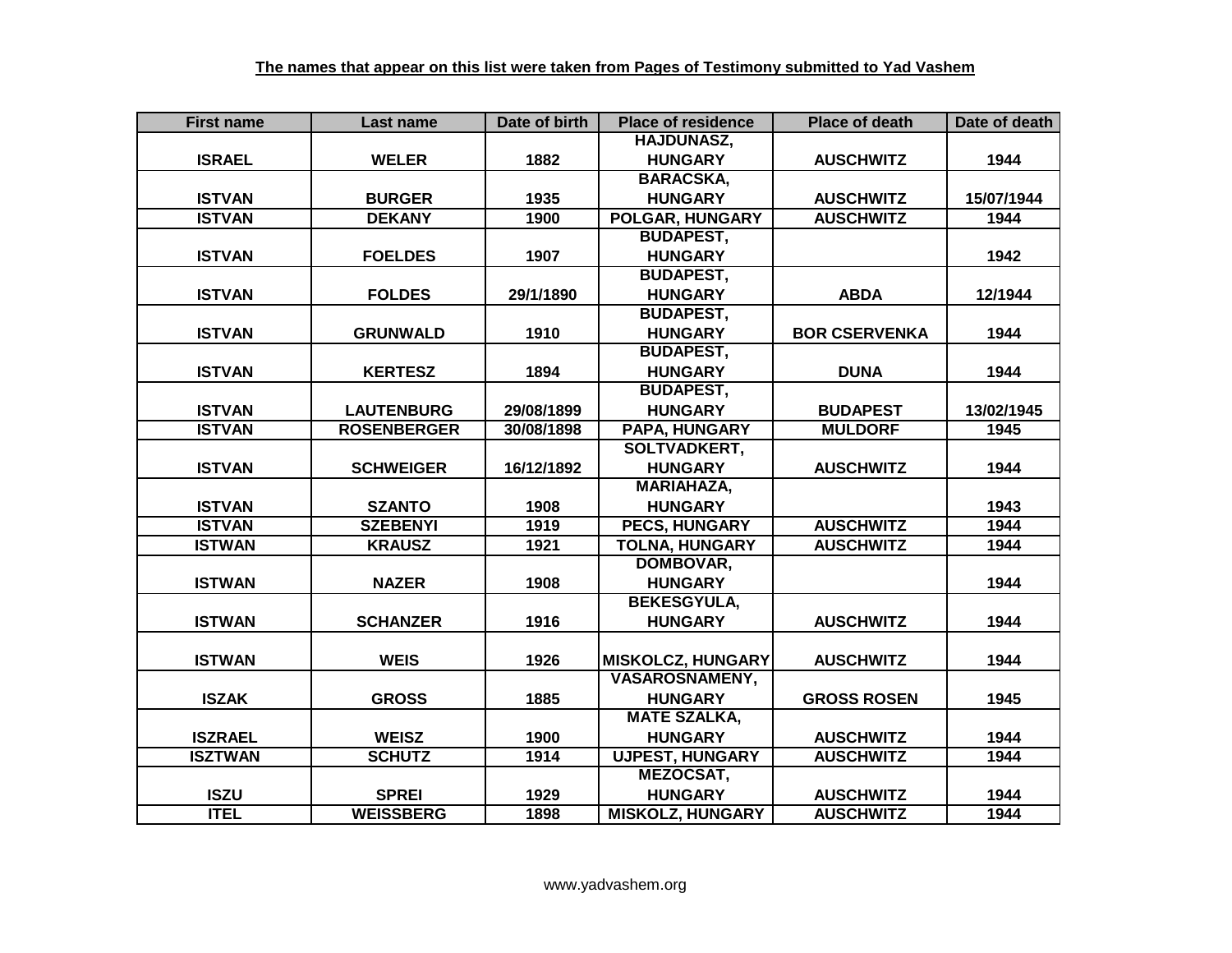**The names that appear on this list were taken from Pages of Testimony submitted to Yad Vashem**

| First name | Last name | Date of birth | Place of residence | Place of death | Date of death |
|---|---|---|---|---|---|
| ISRAEL | WELER | 1882 | HAJDUNASZ, HUNGARY | AUSCHWITZ | 1944 |
| ISTVAN | BURGER | 1935 | BARACSKA, HUNGARY | AUSCHWITZ | 15/07/1944 |
| ISTVAN | DEKANY | 1900 | POLGAR, HUNGARY | AUSCHWITZ | 1944 |
| ISTVAN | FOELDES | 1907 | BUDAPEST, HUNGARY | | 1942 |
| ISTVAN | FOLDES | 29/1/1890 | BUDAPEST, HUNGARY | ABDA | 12/1944 |
| ISTVAN | GRUNWALD | 1910 | BUDAPEST, HUNGARY | BOR CSERVENKA | 1944 |
| ISTVAN | KERTESZ | 1894 | BUDAPEST, HUNGARY | DUNA | 1944 |
| ISTVAN | LAUTENBURG | 29/08/1899 | BUDAPEST, HUNGARY | BUDAPEST | 13/02/1945 |
| ISTVAN | ROSENBERGER | 30/08/1898 | PAPA, HUNGARY | MULDORF | 1945 |
| ISTVAN | SCHWEIGER | 16/12/1892 | SOLTVADKERT, HUNGARY | AUSCHWITZ | 1944 |
| ISTVAN | SZANTO | 1908 | MARIAHAZA, HUNGARY | | 1943 |
| ISTVAN | SZEBENYI | 1919 | PECS, HUNGARY | AUSCHWITZ | 1944 |
| ISTWAN | KRAUSZ | 1921 | TOLNA, HUNGARY | AUSCHWITZ | 1944 |
| ISTWAN | NAZER | 1908 | DOMBOVAR, HUNGARY | | 1944 |
| ISTWAN | SCHANZER | 1916 | BEKESGYULA, HUNGARY | AUSCHWITZ | 1944 |
| ISTWAN | WEIS | 1926 | MISKOLCZ, HUNGARY | AUSCHWITZ | 1944 |
| ISZAK | GROSS | 1885 | VASAROSNAMENY, HUNGARY | GROSS ROSEN | 1945 |
| ISZRAEL | WEISZ | 1900 | MATE SZALKA, HUNGARY | AUSCHWITZ | 1944 |
| ISZTWAN | SCHUTZ | 1914 | UJPEST, HUNGARY | AUSCHWITZ | 1944 |
| ISZU | SPREI | 1929 | MEZOCSAT, HUNGARY | AUSCHWITZ | 1944 |
| ITEL | WEISSBERG | 1898 | MISKOLZ, HUNGARY | AUSCHWITZ | 1944 |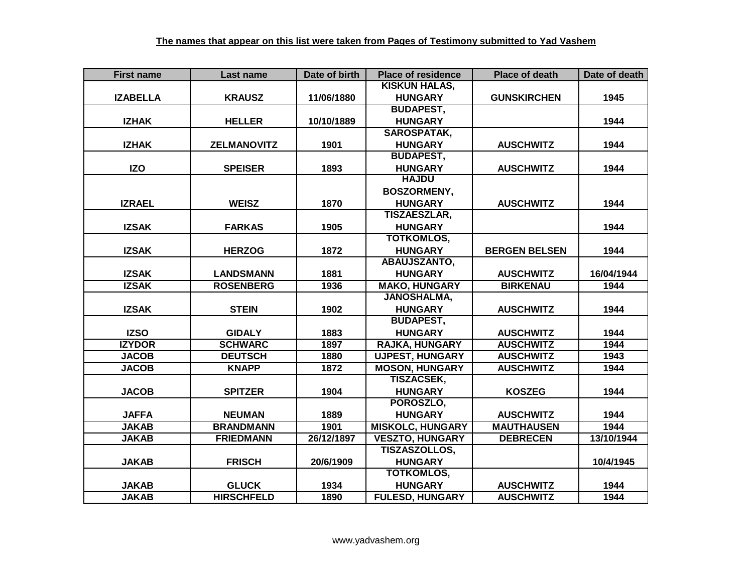**The names that appear on this list were taken from Pages of Testimony submitted to Yad Vashem**

| First name | Last name | Date of birth | Place of residence | Place of death | Date of death |
|---|---|---|---|---|---|
| IZABELLA | KRAUSZ | 11/06/1880 | KISKUN HALAS, HUNGARY | GUNSKIRCHEN | 1945 |
| IZHAK | HELLER | 10/10/1889 | BUDAPEST, HUNGARY | | 1944 |
| IZHAK | ZELMANOVITZ | 1901 | SAROSPATAK, HUNGARY | AUSCHWITZ | 1944 |
| IZO | SPEISER | 1893 | BUDAPEST, HUNGARY | AUSCHWITZ | 1944 |
| IZRAEL | WEISZ | 1870 | HAJDU BOSZORMENY, HUNGARY | AUSCHWITZ | 1944 |
| IZSAK | FARKAS | 1905 | TISZAESZLAR, HUNGARY | | 1944 |
| IZSAK | HERZOG | 1872 | TOTKOMLOS, HUNGARY | BERGEN BELSEN | 1944 |
| IZSAK | LANDSMANN | 1881 | ABAUJSZANTO, HUNGARY | AUSCHWITZ | 16/04/1944 |
| IZSAK | ROSENBERG | 1936 | MAKO, HUNGARY | BIRKENAU | 1944 |
| IZSAK | STEIN | 1902 | JANOSHALMA, HUNGARY | AUSCHWITZ | 1944 |
| IZSO | GIDALY | 1883 | BUDAPEST, HUNGARY | AUSCHWITZ | 1944 |
| IZYDOR | SCHWARC | 1897 | RAJKA, HUNGARY | AUSCHWITZ | 1944 |
| JACOB | DEUTSCH | 1880 | UJPEST, HUNGARY | AUSCHWITZ | 1943 |
| JACOB | KNAPP | 1872 | MOSON, HUNGARY | AUSCHWITZ | 1944 |
| JACOB | SPITZER | 1904 | TISZACSEK, HUNGARY | KOSZEG | 1944 |
| JAFFA | NEUMAN | 1889 | POROSZLO, HUNGARY | AUSCHWITZ | 1944 |
| JAKAB | BRANDMANN | 1901 | MISKOLC, HUNGARY | MAUTHAUSEN | 1944 |
| JAKAB | FRIEDMANN | 26/12/1897 | VESZTO, HUNGARY | DEBRECEN | 13/10/1944 |
| JAKAB | FRISCH | 20/6/1909 | TISZASZOLLOS, HUNGARY | | 10/4/1945 |
| JAKAB | GLUCK | 1934 | TOTKOMLOS, HUNGARY | AUSCHWITZ | 1944 |
| JAKAB | HIRSCHFELD | 1890 | FULESD, HUNGARY | AUSCHWITZ | 1944 |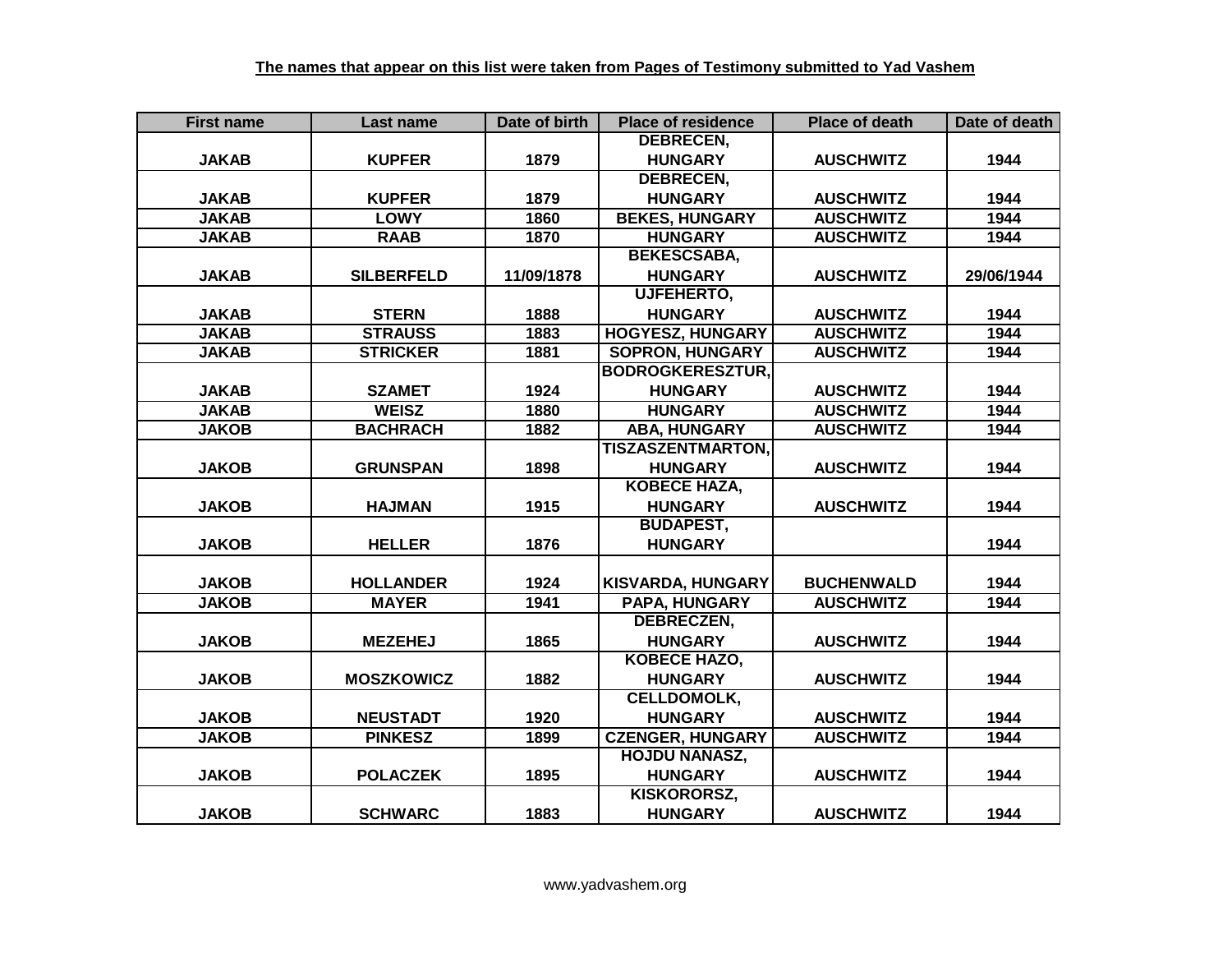**The names that appear on this list were taken from Pages of Testimony submitted to Yad Vashem**

| First name | Last name | Date of birth | Place of residence | Place of death | Date of death |
|---|---|---|---|---|---|
| JAKAB | KUPFER | 1879 | DEBRECEN, HUNGARY | AUSCHWITZ | 1944 |
| JAKAB | KUPFER | 1879 | DEBRECEN, HUNGARY | AUSCHWITZ | 1944 |
| JAKAB | LOWY | 1860 | BEKES, HUNGARY | AUSCHWITZ | 1944 |
| JAKAB | RAAB | 1870 | HUNGARY | AUSCHWITZ | 1944 |
| JAKAB | SILBERFELD | 11/09/1878 | BEKESCSABA, HUNGARY | AUSCHWITZ | 29/06/1944 |
| JAKAB | STERN | 1888 | UJFEHERTO, HUNGARY | AUSCHWITZ | 1944 |
| JAKAB | STRAUSS | 1883 | HOGYESZ, HUNGARY | AUSCHWITZ | 1944 |
| JAKAB | STRICKER | 1881 | SOPRON, HUNGARY | AUSCHWITZ | 1944 |
| JAKAB | SZAMET | 1924 | BODROGKERESZTUR, HUNGARY | AUSCHWITZ | 1944 |
| JAKAB | WEISZ | 1880 | HUNGARY | AUSCHWITZ | 1944 |
| JAKOB | BACHRACH | 1882 | ABA, HUNGARY | AUSCHWITZ | 1944 |
| JAKOB | GRUNSPAN | 1898 | TISZASZENTMARTON, HUNGARY | AUSCHWITZ | 1944 |
| JAKOB | HAJMAN | 1915 | KOBECE HAZA, HUNGARY | AUSCHWITZ | 1944 |
| JAKOB | HELLER | 1876 | BUDAPEST, HUNGARY | | 1944 |
| JAKOB | HOLLANDER | 1924 | KISVARDA, HUNGARY | BUCHENWALD | 1944 |
| JAKOB | MAYER | 1941 | PAPA, HUNGARY | AUSCHWITZ | 1944 |
| JAKOB | MEZEHEJ | 1865 | DEBRECZEN, HUNGARY | AUSCHWITZ | 1944 |
| JAKOB | MOSZKOWICZ | 1882 | KOBECE HAZO, HUNGARY | AUSCHWITZ | 1944 |
| JAKOB | NEUSTADT | 1920 | CELLDOMOLK, HUNGARY | AUSCHWITZ | 1944 |
| JAKOB | PINKESZ | 1899 | CZENGER, HUNGARY | AUSCHWITZ | 1944 |
| JAKOB | POLACZEK | 1895 | HOJDU NANASZ, HUNGARY | AUSCHWITZ | 1944 |
| JAKOB | SCHWARC | 1883 | KISKORORSZ, HUNGARY | AUSCHWITZ | 1944 |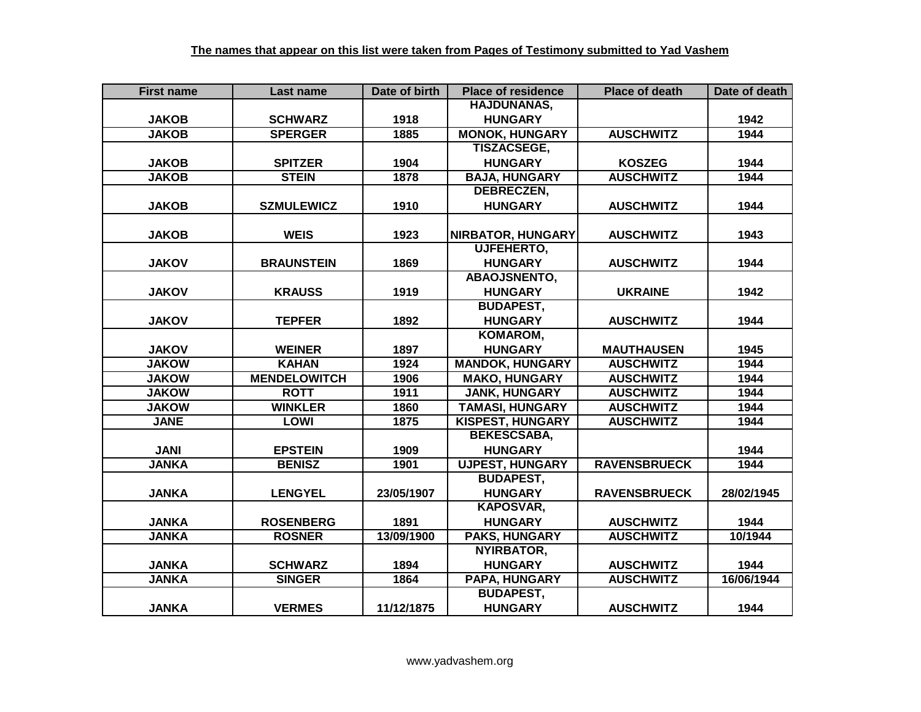**The names that appear on this list were taken from Pages of Testimony submitted to Yad Vashem**

| First name | Last name | Date of birth | Place of residence | Place of death | Date of death |
|---|---|---|---|---|---|
| JAKOB | SCHWARZ | 1918 | HAJDUNANAS, HUNGARY | | 1942 |
| JAKOB | SPERGER | 1885 | MONOK, HUNGARY | AUSCHWITZ | 1944 |
| JAKOB | SPITZER | 1904 | TISZACSEGE, HUNGARY | KOSZEG | 1944 |
| JAKOB | STEIN | 1878 | BAJA, HUNGARY | AUSCHWITZ | 1944 |
| JAKOB | SZMULEWICZ | 1910 | DEBRECZEN, HUNGARY | AUSCHWITZ | 1944 |
| JAKOB | WEIS | 1923 | NIRBATOR, HUNGARY | AUSCHWITZ | 1943 |
| JAKOV | BRAUNSTEIN | 1869 | UJFEHERTO, HUNGARY | AUSCHWITZ | 1944 |
| JAKOV | KRAUSS | 1919 | ABAOJSNENTO, HUNGARY | UKRAINE | 1942 |
| JAKOV | TEPFER | 1892 | BUDAPEST, HUNGARY | AUSCHWITZ | 1944 |
| JAKOV | WEINER | 1897 | KOMAROM, HUNGARY | MAUTHAUSEN | 1945 |
| JAKOW | KAHAN | 1924 | MANDOK, HUNGARY | AUSCHWITZ | 1944 |
| JAKOW | MENDELOWITCH | 1906 | MAKO, HUNGARY | AUSCHWITZ | 1944 |
| JAKOW | ROTT | 1911 | JANK, HUNGARY | AUSCHWITZ | 1944 |
| JAKOW | WINKLER | 1860 | TAMASI, HUNGARY | AUSCHWITZ | 1944 |
| JANE | LOWI | 1875 | KISPEST, HUNGARY | AUSCHWITZ | 1944 |
| JANI | EPSTEIN | 1909 | BEKESCSABA, HUNGARY | | 1944 |
| JANKA | BENISZ | 1901 | UJPEST, HUNGARY | RAVENSBRUECK | 1944 |
| JANKA | LENGYEL | 23/05/1907 | BUDAPEST, HUNGARY | RAVENSBRUECK | 28/02/1945 |
| JANKA | ROSENBERG | 1891 | KAPOSVAR, HUNGARY | AUSCHWITZ | 1944 |
| JANKA | ROSNER | 13/09/1900 | PAKS, HUNGARY | AUSCHWITZ | 10/1944 |
| JANKA | SCHWARZ | 1894 | NYIRBATOR, HUNGARY | AUSCHWITZ | 1944 |
| JANKA | SINGER | 1864 | PAPA, HUNGARY | AUSCHWITZ | 16/06/1944 |
| JANKA | VERMES | 11/12/1875 | BUDAPEST, HUNGARY | AUSCHWITZ | 1944 |

www.yadvashem.org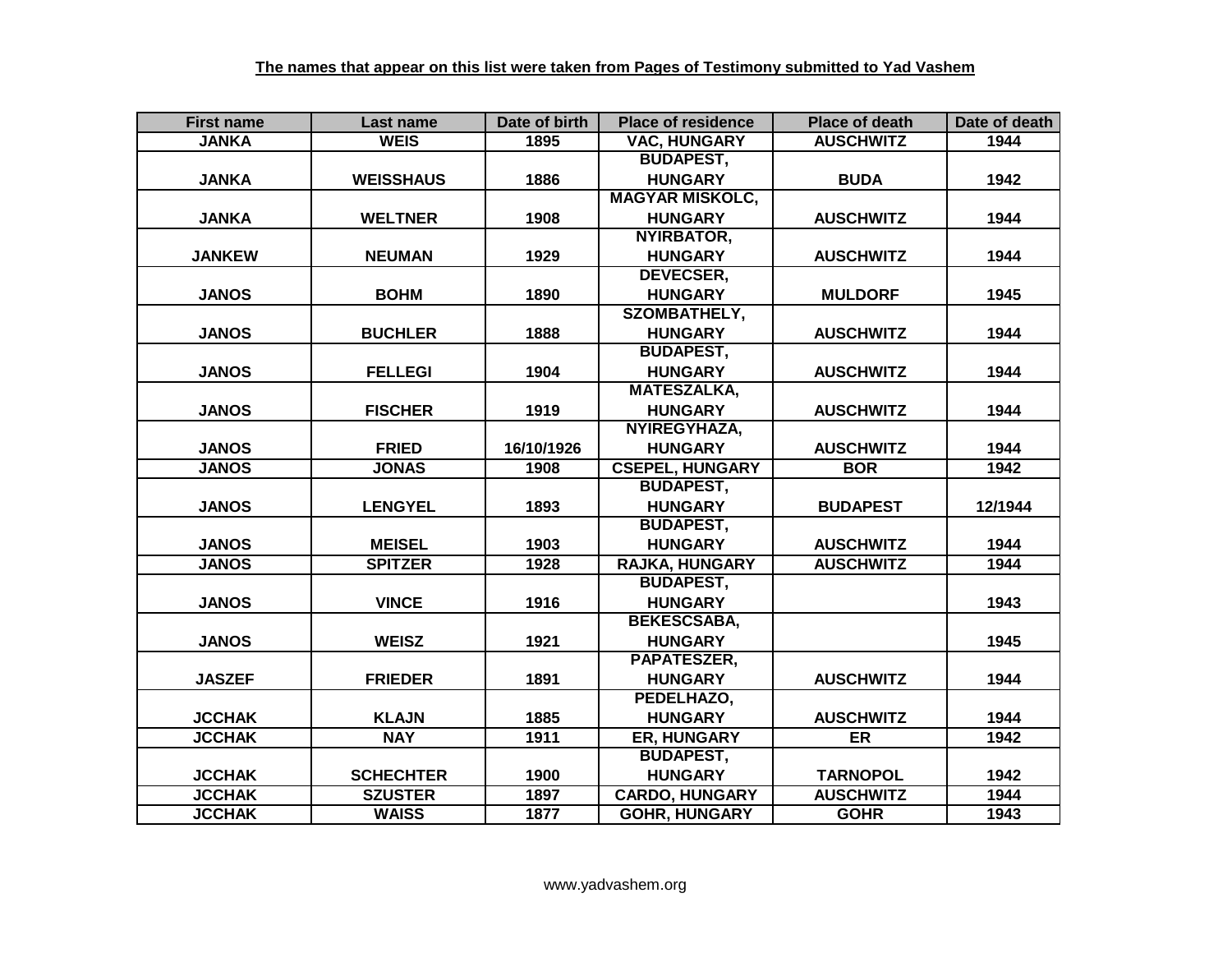**The names that appear on this list were taken from Pages of Testimony submitted to Yad Vashem**

| First name | Last name | Date of birth | Place of residence | Place of death | Date of death |
|---|---|---|---|---|---|
| JANKA | WEIS | 1895 | VAC, HUNGARY | AUSCHWITZ | 1944 |
| JANKA | WEISSHAUS | 1886 | BUDAPEST, HUNGARY | BUDA | 1942 |
| JANKA | WELTNER | 1908 | MAGYAR MISKOLC, HUNGARY | AUSCHWITZ | 1944 |
| JANKEW | NEUMAN | 1929 | NYIRBATOR, HUNGARY | AUSCHWITZ | 1944 |
| JANOS | BOHM | 1890 | DEVECSER, HUNGARY | MULDORF | 1945 |
| JANOS | BUCHLER | 1888 | SZOMBATHELY, HUNGARY | AUSCHWITZ | 1944 |
| JANOS | FELLEGI | 1904 | BUDAPEST, HUNGARY | AUSCHWITZ | 1944 |
| JANOS | FISCHER | 1919 | MATESZALKA, HUNGARY | AUSCHWITZ | 1944 |
| JANOS | FRIED | 16/10/1926 | NYIREGYHAZA, HUNGARY | AUSCHWITZ | 1944 |
| JANOS | JONAS | 1908 | CSEPEL, HUNGARY | BOR | 1942 |
| JANOS | LENGYEL | 1893 | BUDAPEST, HUNGARY | BUDAPEST | 12/1944 |
| JANOS | MEISEL | 1903 | BUDAPEST, HUNGARY | AUSCHWITZ | 1944 |
| JANOS | SPITZER | 1928 | RAJKA, HUNGARY | AUSCHWITZ | 1944 |
| JANOS | VINCE | 1916 | BUDAPEST, HUNGARY | | 1943 |
| JANOS | WEISZ | 1921 | BEKESCSABA, HUNGARY | | 1945 |
| JASZEF | FRIEDER | 1891 | PAPATESZER, HUNGARY | AUSCHWITZ | 1944 |
| JCCHAK | KLAJN | 1885 | PEDELHAZO, HUNGARY | AUSCHWITZ | 1944 |
| JCCHAK | NAY | 1911 | ER, HUNGARY | ER | 1942 |
| JCCHAK | SCHECHTER | 1900 | BUDAPEST, HUNGARY | TARNOPOL | 1942 |
| JCCHAK | SZUSTER | 1897 | CARDO, HUNGARY | AUSCHWITZ | 1944 |
| JCCHAK | WAISS | 1877 | GOHR, HUNGARY | GOHR | 1943 |

www.yadvashem.org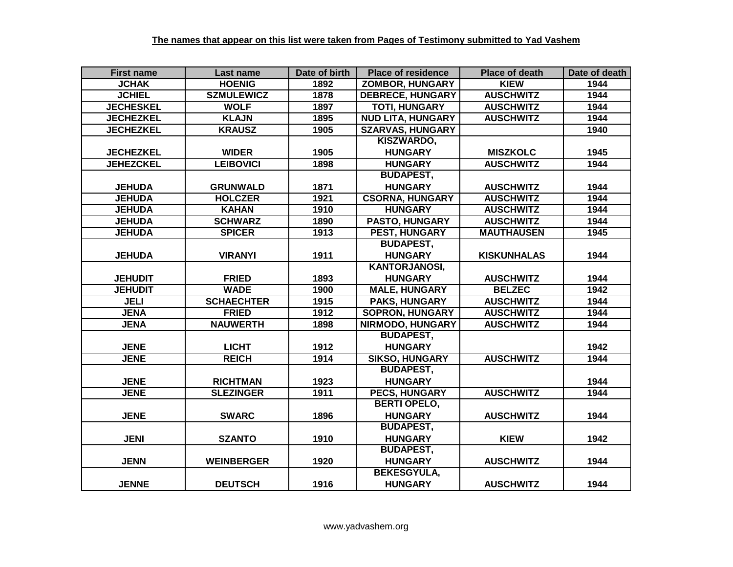**The names that appear on this list were taken from Pages of Testimony submitted to Yad Vashem**

| First name | Last name | Date of birth | Place of residence | Place of death | Date of death |
|---|---|---|---|---|---|
| JCHAK | HOENIG | 1892 | ZOMBOR, HUNGARY | KIEW | 1944 |
| JCHIEL | SZMULEWICZ | 1878 | DEBRECE, HUNGARY | AUSCHWITZ | 1944 |
| JECHESKEL | WOLF | 1897 | TOTI, HUNGARY | AUSCHWITZ | 1944 |
| JECHEZKEL | KLAJN | 1895 | NUD LITA, HUNGARY | AUSCHWITZ | 1944 |
| JECHEZKEL | KRAUSZ | 1905 | SZARVAS, HUNGARY | | 1940 |
| JECHEZKEL | WIDER | 1905 | KISZWARDO, HUNGARY | MISZKOLC | 1945 |
| JEHEZCKEL | LEIBOVICI | 1898 | HUNGARY | AUSCHWITZ | 1944 |
| JEHUDA | GRUNWALD | 1871 | BUDAPEST, HUNGARY | AUSCHWITZ | 1944 |
| JEHUDA | HOLCZER | 1921 | CSORNA, HUNGARY | AUSCHWITZ | 1944 |
| JEHUDA | KAHAN | 1910 | HUNGARY | AUSCHWITZ | 1944 |
| JEHUDA | SCHWARZ | 1890 | PASTO, HUNGARY | AUSCHWITZ | 1944 |
| JEHUDA | SPICER | 1913 | PEST, HUNGARY | MAUTHAUSEN | 1945 |
| JEHUDA | VIRANYI | 1911 | BUDAPEST, HUNGARY | KISKUNHALAS | 1944 |
| JEHUDIT | FRIED | 1893 | KANTORJANOSI, HUNGARY | AUSCHWITZ | 1944 |
| JEHUDIT | WADE | 1900 | MALE, HUNGARY | BELZEC | 1942 |
| JELI | SCHAECHTER | 1915 | PAKS, HUNGARY | AUSCHWITZ | 1944 |
| JENA | FRIED | 1912 | SOPRON, HUNGARY | AUSCHWITZ | 1944 |
| JENA | NAUWERTH | 1898 | NIRMODO, HUNGARY | AUSCHWITZ | 1944 |
| JENE | LICHT | 1912 | BUDAPEST, HUNGARY | | 1942 |
| JENE | REICH | 1914 | SIKSO, HUNGARY | AUSCHWITZ | 1944 |
| JENE | RICHTMAN | 1923 | BUDAPEST, HUNGARY | | 1944 |
| JENE | SLEZINGER | 1911 | PECS, HUNGARY | AUSCHWITZ | 1944 |
| JENE | SWARC | 1896 | BERTI OPELO, HUNGARY | AUSCHWITZ | 1944 |
| JENI | SZANTO | 1910 | BUDAPEST, HUNGARY | KIEW | 1942 |
| JENN | WEINBERGER | 1920 | BUDAPEST, HUNGARY | AUSCHWITZ | 1944 |
| JENNE | DEUTSCH | 1916 | BEKESGYULA, HUNGARY | AUSCHWITZ | 1944 |

www.yadvashem.org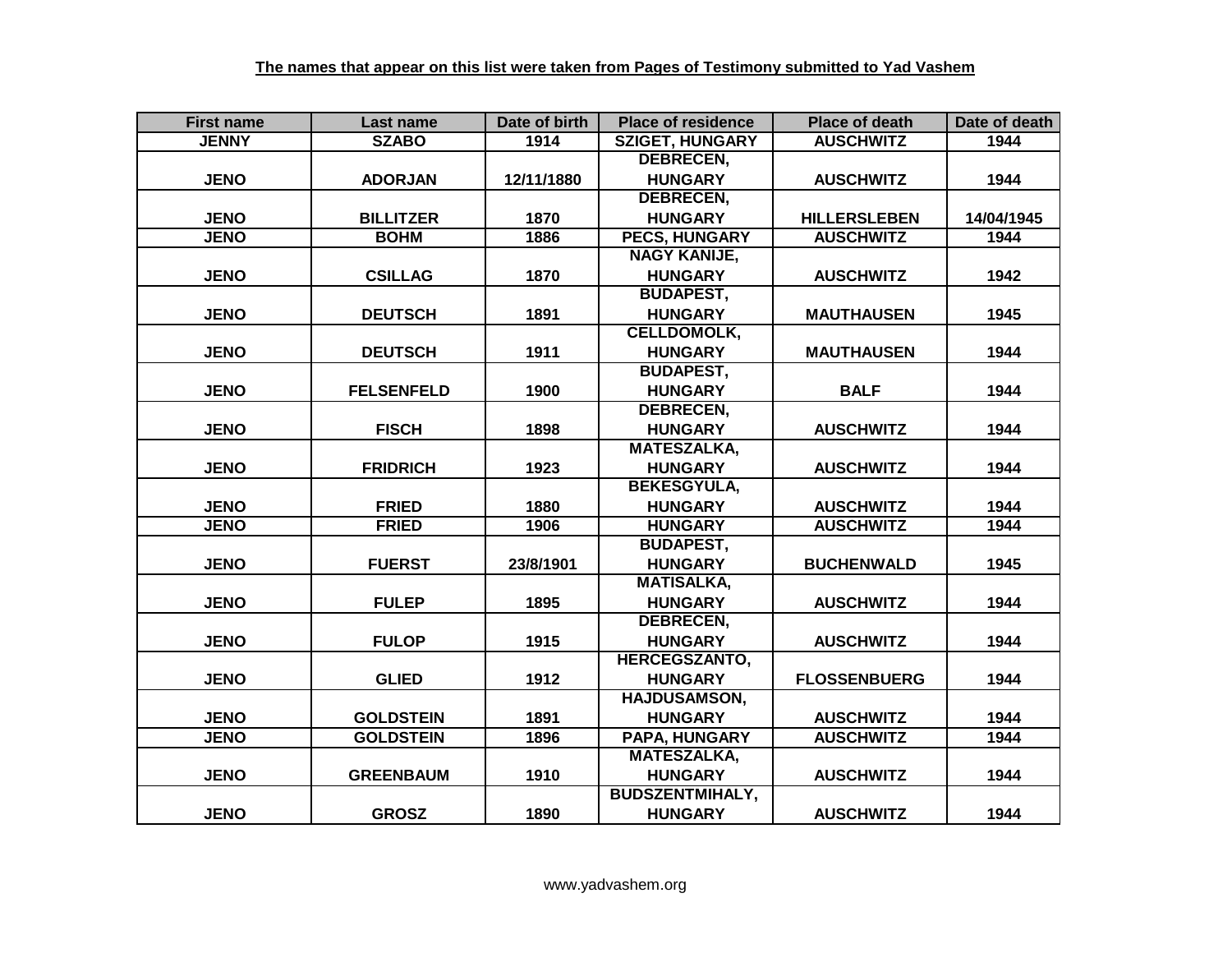**The names that appear on this list were taken from Pages of Testimony submitted to Yad Vashem**

| First name | Last name | Date of birth | Place of residence | Place of death | Date of death |
|---|---|---|---|---|---|
| JENNY | SZABO | 1914 | SZIGET, HUNGARY | AUSCHWITZ | 1944 |
| JENO | ADORJAN | 12/11/1880 | DEBRECEN, HUNGARY | AUSCHWITZ | 1944 |
| JENO | BILLITZER | 1870 | DEBRECEN, HUNGARY | HILLERSLEBEN | 14/04/1945 |
| JENO | BOHM | 1886 | PECS, HUNGARY | AUSCHWITZ | 1944 |
| JENO | CSILLAG | 1870 | NAGY KANIJE, HUNGARY | AUSCHWITZ | 1942 |
| JENO | DEUTSCH | 1891 | BUDAPEST, HUNGARY | MAUTHAUSEN | 1945 |
| JENO | DEUTSCH | 1911 | CELLDOMOLK, HUNGARY | MAUTHAUSEN | 1944 |
| JENO | FELSENFELD | 1900 | BUDAPEST, HUNGARY | BALF | 1944 |
| JENO | FISCH | 1898 | DEBRECEN, HUNGARY | AUSCHWITZ | 1944 |
| JENO | FRIDRICH | 1923 | MATESZALKA, HUNGARY | AUSCHWITZ | 1944 |
| JENO | FRIED | 1880 | BEKESGYULA, HUNGARY | AUSCHWITZ | 1944 |
| JENO | FRIED | 1906 | HUNGARY | AUSCHWITZ | 1944 |
| JENO | FUERST | 23/8/1901 | BUDAPEST, HUNGARY | BUCHENWALD | 1945 |
| JENO | FULEP | 1895 | MATISALKA, HUNGARY | AUSCHWITZ | 1944 |
| JENO | FULOP | 1915 | DEBRECEN, HUNGARY | AUSCHWITZ | 1944 |
| JENO | GLIED | 1912 | HERCEGSZANTO, HUNGARY | FLOSSENBUERG | 1944 |
| JENO | GOLDSTEIN | 1891 | HAJDUSAMSON, HUNGARY | AUSCHWITZ | 1944 |
| JENO | GOLDSTEIN | 1896 | PAPA, HUNGARY | AUSCHWITZ | 1944 |
| JENO | GREENBAUM | 1910 | MATESZALKA, HUNGARY | AUSCHWITZ | 1944 |
| JENO | GROSZ | 1890 | BUDSZENTMIHALY, HUNGARY | AUSCHWITZ | 1944 |

www.yadvashem.org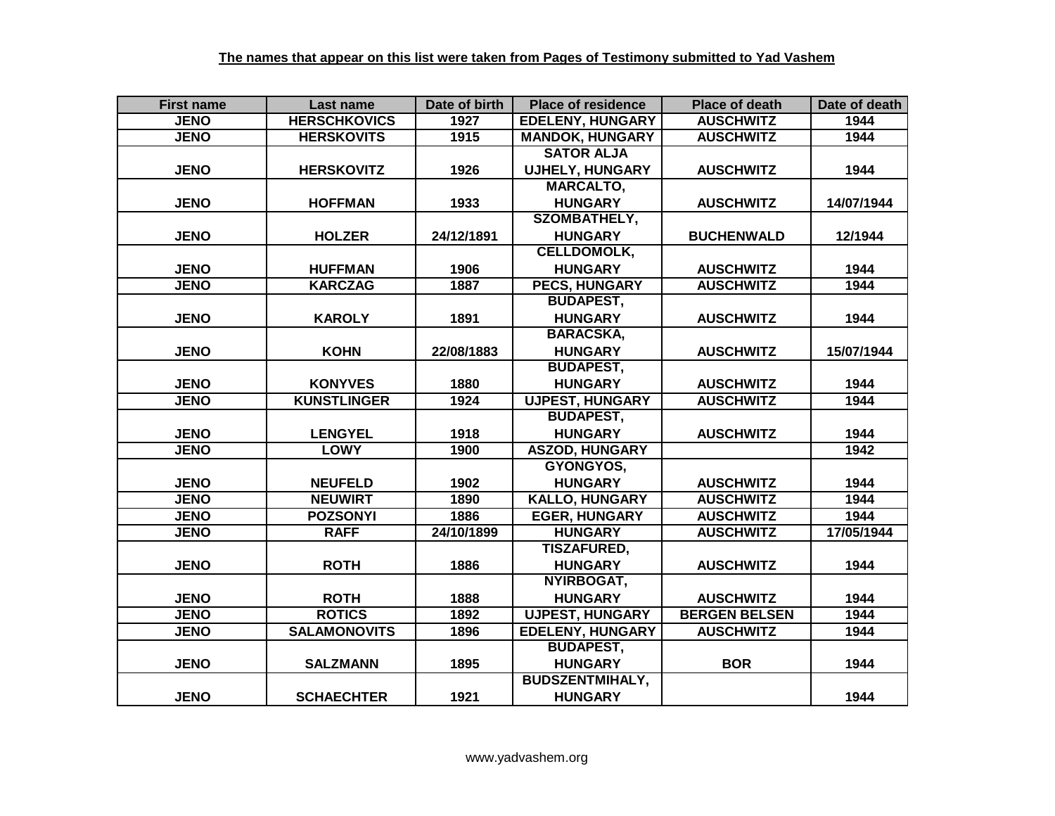**The names that appear on this list were taken from Pages of Testimony submitted to Yad Vashem**

| First name | Last name | Date of birth | Place of residence | Place of death | Date of death |
|---|---|---|---|---|---|
| JENO | HERSCHKOVICS | 1927 | EDELENY, HUNGARY | AUSCHWITZ | 1944 |
| JENO | HERSKOVITS | 1915 | MANDOK, HUNGARY | AUSCHWITZ | 1944 |
| JENO | HERSKOVITZ | 1926 | SATOR ALJA UJHELY, HUNGARY | AUSCHWITZ | 1944 |
| JENO | HOFFMAN | 1933 | MARCALTO, HUNGARY | AUSCHWITZ | 14/07/1944 |
| JENO | HOLZER | 24/12/1891 | SZOMBATHELY, HUNGARY | BUCHENWALD | 12/1944 |
| JENO | HUFFMAN | 1906 | CELLDOMOLK, HUNGARY | AUSCHWITZ | 1944 |
| JENO | KARCZAG | 1887 | PECS, HUNGARY | AUSCHWITZ | 1944 |
| JENO | KAROLY | 1891 | BUDAPEST, HUNGARY | AUSCHWITZ | 1944 |
| JENO | KOHN | 22/08/1883 | BARACSKA, HUNGARY | AUSCHWITZ | 15/07/1944 |
| JENO | KONYVES | 1880 | BUDAPEST, HUNGARY | AUSCHWITZ | 1944 |
| JENO | KUNSTLINGER | 1924 | UJPEST, HUNGARY | AUSCHWITZ | 1944 |
| JENO | LENGYEL | 1918 | BUDAPEST, HUNGARY | AUSCHWITZ | 1944 |
| JENO | LOWY | 1900 | ASZOD, HUNGARY | | 1942 |
| JENO | NEUFELD | 1902 | GYONGYOS, HUNGARY | AUSCHWITZ | 1944 |
| JENO | NEUWIRT | 1890 | KALLO, HUNGARY | AUSCHWITZ | 1944 |
| JENO | POZSONYI | 1886 | EGER, HUNGARY | AUSCHWITZ | 1944 |
| JENO | RAFF | 24/10/1899 | HUNGARY | AUSCHWITZ | 17/05/1944 |
| JENO | ROTH | 1886 | TISZAFURED, HUNGARY | AUSCHWITZ | 1944 |
| JENO | ROTH | 1888 | NYIRBOGAT, HUNGARY | AUSCHWITZ | 1944 |
| JENO | ROTICS | 1892 | UJPEST, HUNGARY | BERGEN BELSEN | 1944 |
| JENO | SALAMONOVITS | 1896 | EDELENY, HUNGARY | AUSCHWITZ | 1944 |
| JENO | SALZMANN | 1895 | BUDAPEST, HUNGARY | BOR | 1944 |
| JENO | SCHAECHTER | 1921 | BUDSZENTMIHALY, HUNGARY | | 1944 |

www.yadvashem.org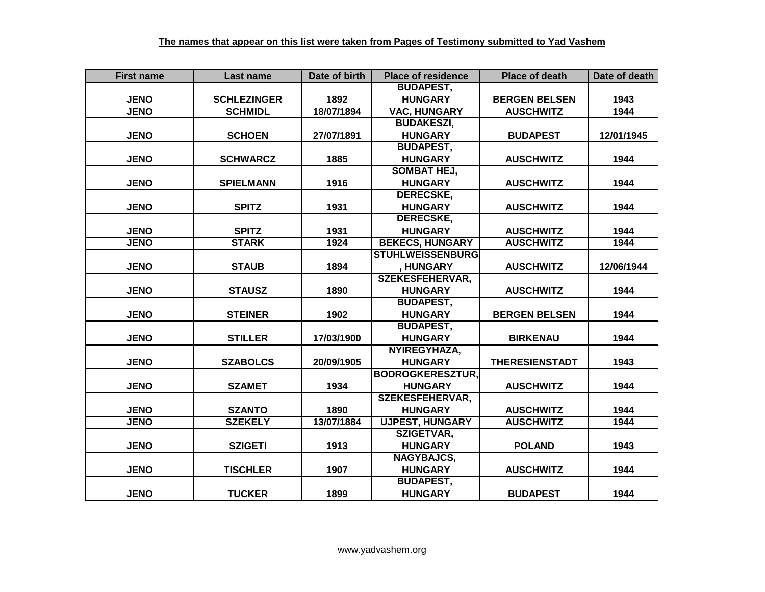**The names that appear on this list were taken from Pages of Testimony submitted to Yad Vashem**

| First name | Last name | Date of birth | Place of residence | Place of death | Date of death |
|---|---|---|---|---|---|
| JENO | SCHLEZINGER | 1892 | BUDAPEST, HUNGARY | BERGEN BELSEN | 1943 |
| JENO | SCHMIDL | 18/07/1894 | VAC, HUNGARY | AUSCHWITZ | 1944 |
| JENO | SCHOEN | 27/07/1891 | BUDAKESZI, HUNGARY | BUDAPEST | 12/01/1945 |
| JENO | SCHWARCZ | 1885 | BUDAPEST, HUNGARY | AUSCHWITZ | 1944 |
| JENO | SPIELMANN | 1916 | SOMBAT HEJ, HUNGARY | AUSCHWITZ | 1944 |
| JENO | SPITZ | 1931 | DERECSKE, HUNGARY | AUSCHWITZ | 1944 |
| JENO | SPITZ | 1931 | DERECSKE, HUNGARY | AUSCHWITZ | 1944 |
| JENO | STARK | 1924 | BEKECS, HUNGARY | AUSCHWITZ | 1944 |
| JENO | STAUB | 1894 | STUHLWEISSENBURG, HUNGARY | AUSCHWITZ | 12/06/1944 |
| JENO | STAUSZ | 1890 | SZEKESFEHERVAR, HUNGARY | AUSCHWITZ | 1944 |
| JENO | STEINER | 1902 | BUDAPEST, HUNGARY | BERGEN BELSEN | 1944 |
| JENO | STILLER | 17/03/1900 | BUDAPEST, HUNGARY | BIRKENAU | 1944 |
| JENO | SZABOLCS | 20/09/1905 | NYIREGYHAZA, HUNGARY | THERESIENSTADT | 1943 |
| JENO | SZAMET | 1934 | BODROGKERESZTUR, HUNGARY | AUSCHWITZ | 1944 |
| JENO | SZANTO | 1890 | SZEKESFEHERVAR, HUNGARY | AUSCHWITZ | 1944 |
| JENO | SZEKELY | 13/07/1884 | UJPEST, HUNGARY | AUSCHWITZ | 1944 |
| JENO | SZIGETI | 1913 | SZIGETVAR, HUNGARY | POLAND | 1943 |
| JENO | TISCHLER | 1907 | NAGYBAJCS, HUNGARY | AUSCHWITZ | 1944 |
| JENO | TUCKER | 1899 | BUDAPEST, HUNGARY | BUDAPEST | 1944 |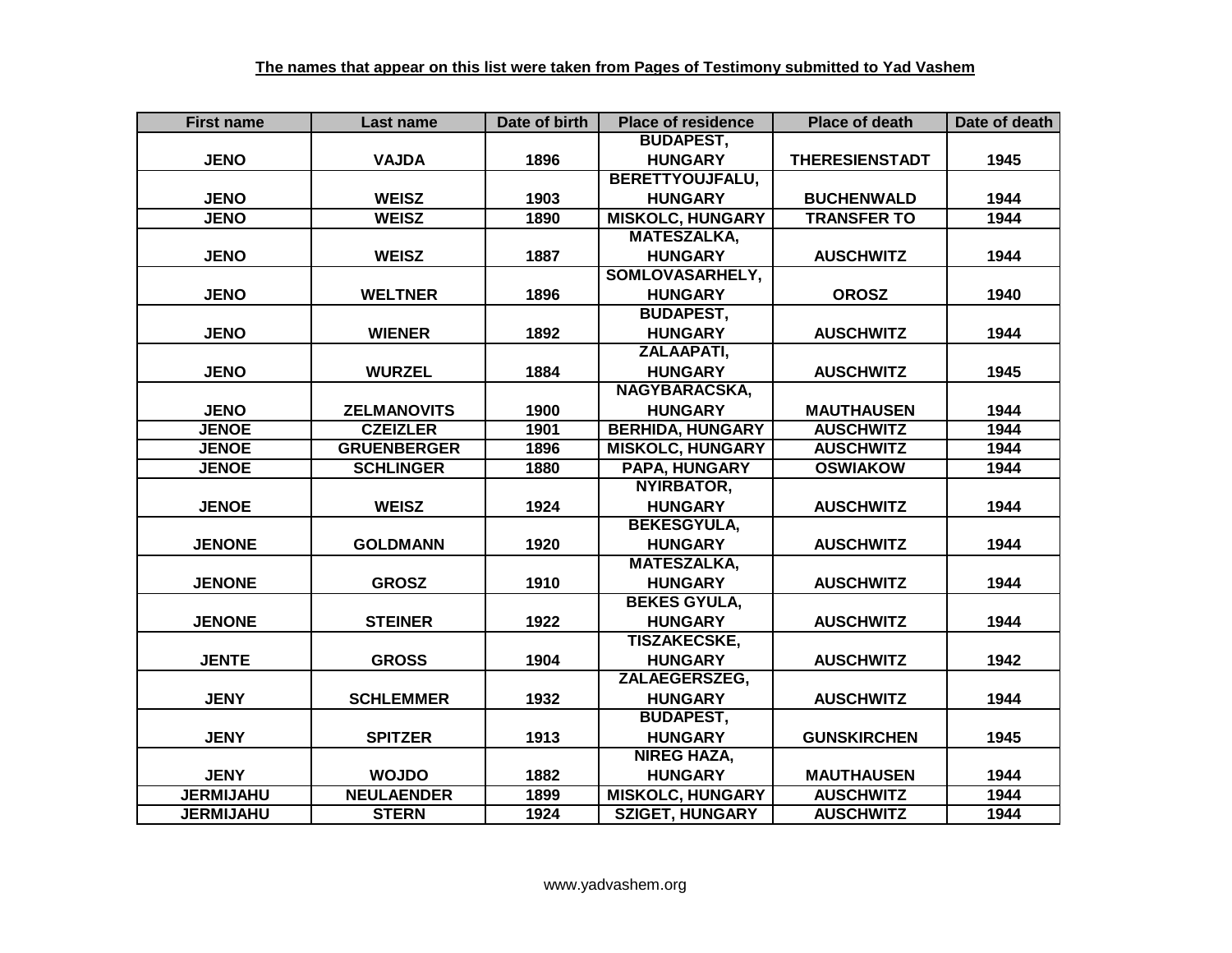**The names that appear on this list were taken from Pages of Testimony submitted to Yad Vashem**

| First name | Last name | Date of birth | Place of residence | Place of death | Date of death |
|---|---|---|---|---|---|
| JENO | VAJDA | 1896 | BUDAPEST, HUNGARY | THERESIENSTADT | 1945 |
| JENO | WEISZ | 1903 | BERETTYOUJFALU, HUNGARY | BUCHENWALD | 1944 |
| JENO | WEISZ | 1890 | MISKOLC, HUNGARY | TRANSFER TO | 1944 |
| JENO | WEISZ | 1887 | MATESZALKA, HUNGARY | AUSCHWITZ | 1944 |
| JENO | WELTNER | 1896 | SOMLOVASARHELY, HUNGARY | OROSZ | 1940 |
| JENO | WIENER | 1892 | BUDAPEST, HUNGARY | AUSCHWITZ | 1944 |
| JENO | WURZEL | 1884 | ZALAAPATI, HUNGARY | AUSCHWITZ | 1945 |
| JENO | ZELMANOVITS | 1900 | NAGYBARACSKA, HUNGARY | MAUTHAUSEN | 1944 |
| JENOE | CZEIZLER | 1901 | BERHIDA, HUNGARY | AUSCHWITZ | 1944 |
| JENOE | GRUENBERGER | 1896 | MISKOLC, HUNGARY | AUSCHWITZ | 1944 |
| JENOE | SCHLINGER | 1880 | PAPA, HUNGARY | OSWIAKOW | 1944 |
| JENOE | WEISZ | 1924 | NYIRBATOR, HUNGARY | AUSCHWITZ | 1944 |
| JENONE | GOLDMANN | 1920 | BEKESGYULA, HUNGARY | AUSCHWITZ | 1944 |
| JENONE | GROSZ | 1910 | MATESZALKA, HUNGARY | AUSCHWITZ | 1944 |
| JENONE | STEINER | 1922 | BEKES GYULA, HUNGARY | AUSCHWITZ | 1944 |
| JENTE | GROSS | 1904 | TISZAKECSKE, HUNGARY | AUSCHWITZ | 1942 |
| JENY | SCHLEMMER | 1932 | ZALAEGERSZEG, HUNGARY | AUSCHWITZ | 1944 |
| JENY | SPITZER | 1913 | BUDAPEST, HUNGARY | GUNSKIRCHEN | 1945 |
| JENY | WOJDO | 1882 | NIREG HAZA, HUNGARY | MAUTHAUSEN | 1944 |
| JERMIJAHU | NEULAENDER | 1899 | MISKOLC, HUNGARY | AUSCHWITZ | 1944 |
| JERMIJAHU | STERN | 1924 | SZIGET, HUNGARY | AUSCHWITZ | 1944 |

www.yadvashem.org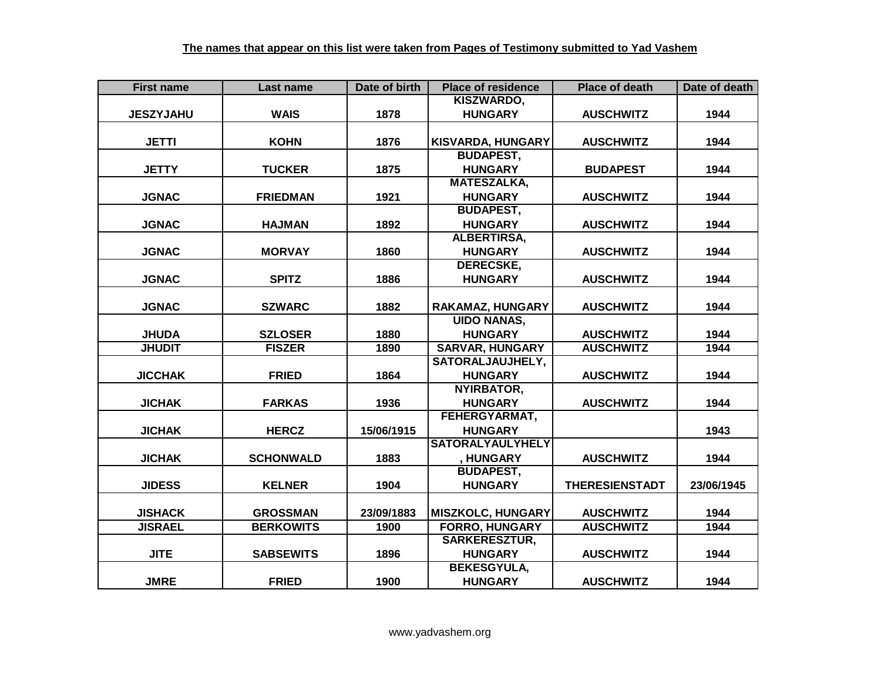**The names that appear on this list were taken from Pages of Testimony submitted to Yad Vashem**

| First name | Last name | Date of birth | Place of residence | Place of death | Date of death |
|---|---|---|---|---|---|
| JESZYJAHU | WAIS | 1878 | KISZWARDO, HUNGARY | AUSCHWITZ | 1944 |
| JETTI | KOHN | 1876 | KISVARDA, HUNGARY | AUSCHWITZ | 1944 |
| JETTY | TUCKER | 1875 | BUDAPEST, HUNGARY | BUDAPEST | 1944 |
| JGNAC | FRIEDMAN | 1921 | MATESZALKA, HUNGARY | AUSCHWITZ | 1944 |
| JGNAC | HAJMAN | 1892 | BUDAPEST, HUNGARY | AUSCHWITZ | 1944 |
| JGNAC | MORVAY | 1860 | ALBERTIRSA, HUNGARY | AUSCHWITZ | 1944 |
| JGNAC | SPITZ | 1886 | DERECSKE, HUNGARY | AUSCHWITZ | 1944 |
| JGNAC | SZWARC | 1882 | RAKAMAZ, HUNGARY | AUSCHWITZ | 1944 |
| JHUDA | SZLOSER | 1880 | UIDO NANAS, HUNGARY | AUSCHWITZ | 1944 |
| JHUDIT | FISZER | 1890 | SARVAR, HUNGARY | AUSCHWITZ | 1944 |
| JICCHAK | FRIED | 1864 | SATORALJAUJHELY, HUNGARY | AUSCHWITZ | 1944 |
| JICHAK | FARKAS | 1936 | NYIRBATOR, HUNGARY | AUSCHWITZ | 1944 |
| JICHAK | HERCZ | 15/06/1915 | FEHERGYARMAT, HUNGARY | | 1943 |
| JICHAK | SCHONWALD | 1883 | SATORALYAULYHELY, HUNGARY | AUSCHWITZ | 1944 |
| JIDESS | KELNER | 1904 | BUDAPEST, HUNGARY | THERESIENSTADT | 23/06/1945 |
| JISHACK | GROSSMAN | 23/09/1883 | MISZKOLC, HUNGARY | AUSCHWITZ | 1944 |
| JISRAEL | BERKOWITS | 1900 | FORRO, HUNGARY | AUSCHWITZ | 1944 |
| JITE | SABSEWITS | 1896 | SARKERESZTUR, HUNGARY | AUSCHWITZ | 1944 |
| JMRE | FRIED | 1900 | BEKESGYULA, HUNGARY | AUSCHWITZ | 1944 |

www.yadvashem.org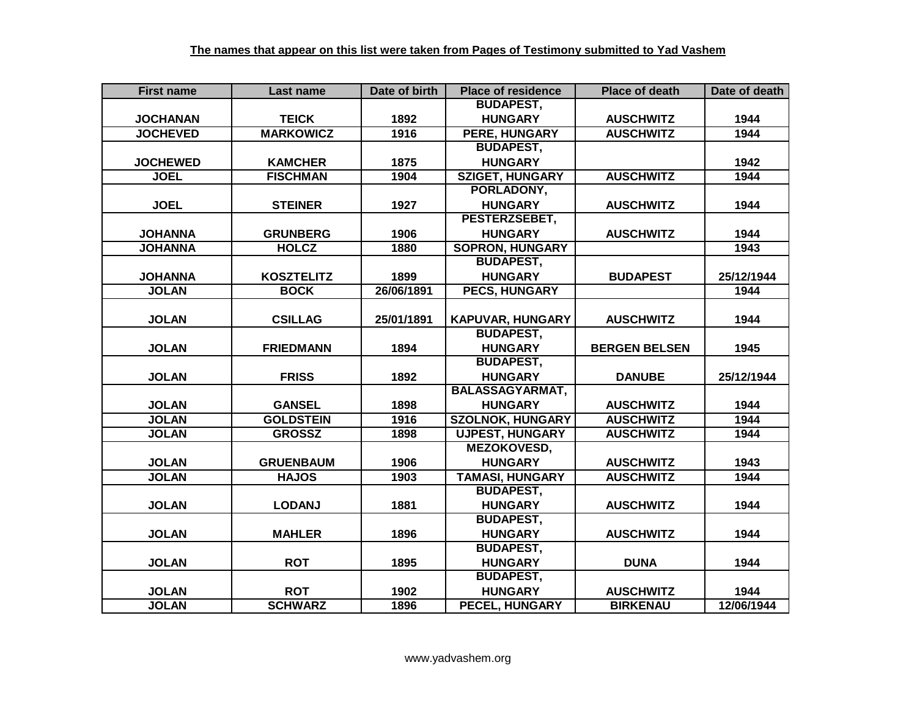**The names that appear on this list were taken from Pages of Testimony submitted to Yad Vashem**

| First name | Last name | Date of birth | Place of residence | Place of death | Date of death |
|---|---|---|---|---|---|
| JOCHANAN | TEICK | 1892 | BUDAPEST, HUNGARY | AUSCHWITZ | 1944 |
| JOCHEVED | MARKOWICZ | 1916 | PERE, HUNGARY | AUSCHWITZ | 1944 |
| JOCHEWED | KAMCHER | 1875 | BUDAPEST, HUNGARY | | 1942 |
| JOEL | FISCHMAN | 1904 | SZIGET, HUNGARY | AUSCHWITZ | 1944 |
| JOEL | STEINER | 1927 | PORLADONY, HUNGARY | AUSCHWITZ | 1944 |
| JOHANNA | GRUNBERG | 1906 | PESTERZSEBET, HUNGARY | AUSCHWITZ | 1944 |
| JOHANNA | HOLCZ | 1880 | SOPRON, HUNGARY | | 1943 |
| JOHANNA | KOSZTELITZ | 1899 | BUDAPEST, HUNGARY | BUDAPEST | 25/12/1944 |
| JOLAN | BOCK | 26/06/1891 | PECS, HUNGARY | | 1944 |
| JOLAN | CSILLAG | 25/01/1891 | KAPUVAR, HUNGARY | AUSCHWITZ | 1944 |
| JOLAN | FRIEDMANN | 1894 | BUDAPEST, HUNGARY | BERGEN BELSEN | 1945 |
| JOLAN | FRISS | 1892 | BUDAPEST, HUNGARY | DANUBE | 25/12/1944 |
| JOLAN | GANSEL | 1898 | BALASSAGYARMAT, HUNGARY | AUSCHWITZ | 1944 |
| JOLAN | GOLDSTEIN | 1916 | SZOLNOK, HUNGARY | AUSCHWITZ | 1944 |
| JOLAN | GROSSZ | 1898 | UJPEST, HUNGARY | AUSCHWITZ | 1944 |
| JOLAN | GRUENBAUM | 1906 | MEZOKOVESD, HUNGARY | AUSCHWITZ | 1943 |
| JOLAN | HAJOS | 1903 | TAMASI, HUNGARY | AUSCHWITZ | 1944 |
| JOLAN | LODANJ | 1881 | BUDAPEST, HUNGARY | AUSCHWITZ | 1944 |
| JOLAN | MAHLER | 1896 | BUDAPEST, HUNGARY | AUSCHWITZ | 1944 |
| JOLAN | ROT | 1895 | BUDAPEST, HUNGARY | DUNA | 1944 |
| JOLAN | ROT | 1902 | BUDAPEST, HUNGARY | AUSCHWITZ | 1944 |
| JOLAN | SCHWARZ | 1896 | PECEL, HUNGARY | BIRKENAU | 12/06/1944 |

www.yadvashem.org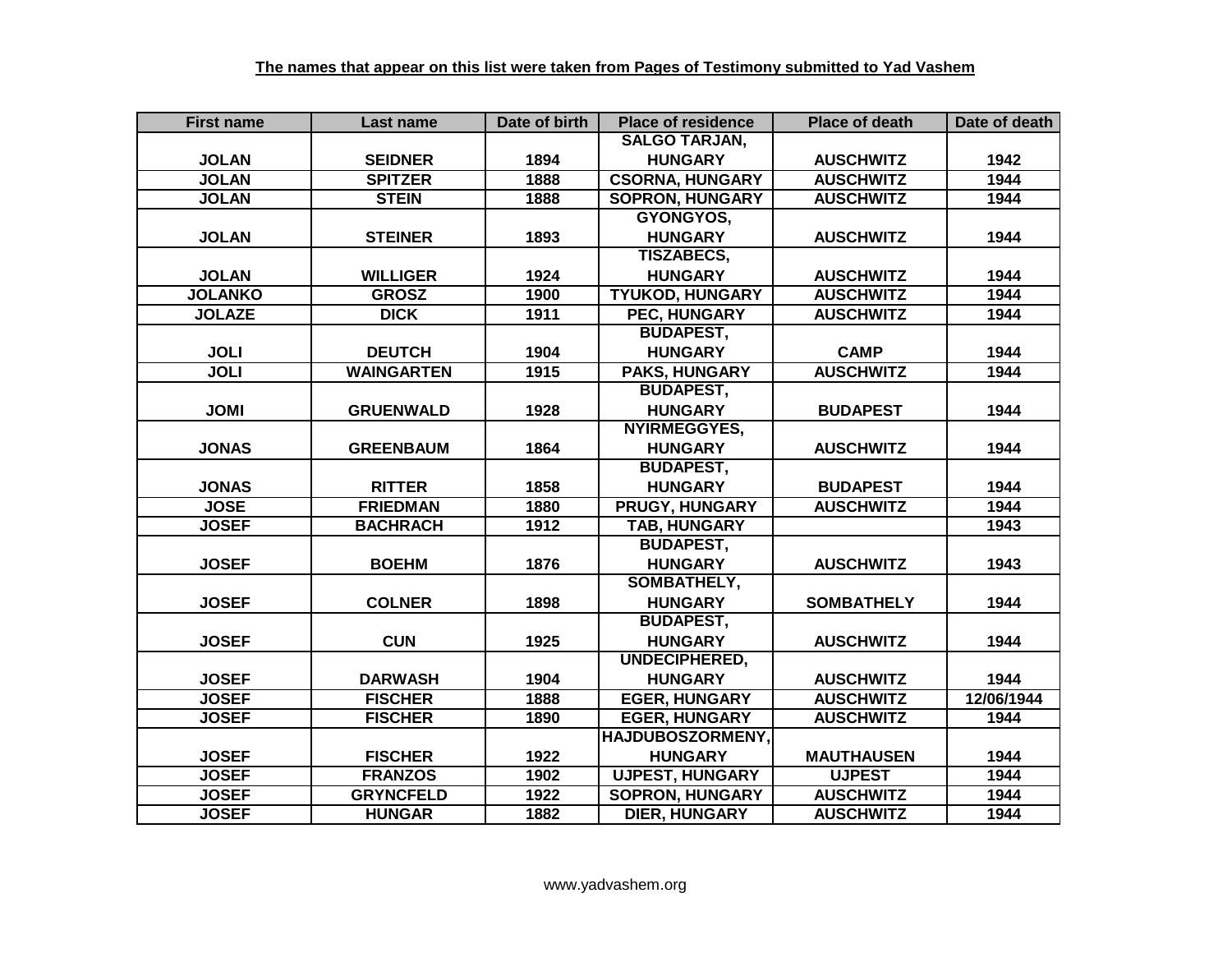**The names that appear on this list were taken from Pages of Testimony submitted to Yad Vashem**

| First name | Last name | Date of birth | Place of residence | Place of death | Date of death |
|---|---|---|---|---|---|
| JOLAN | SEIDNER | 1894 | SALGO TARJAN, HUNGARY | AUSCHWITZ | 1942 |
| JOLAN | SPITZER | 1888 | CSORNA, HUNGARY | AUSCHWITZ | 1944 |
| JOLAN | STEIN | 1888 | SOPRON, HUNGARY | AUSCHWITZ | 1944 |
| JOLAN | STEINER | 1893 | GYONGYOS, HUNGARY | AUSCHWITZ | 1944 |
| JOLAN | WILLIGER | 1924 | TISZABECS, HUNGARY | AUSCHWITZ | 1944 |
| JOLANKO | GROSZ | 1900 | TYUKOD, HUNGARY | AUSCHWITZ | 1944 |
| JOLAZE | DICK | 1911 | PEC, HUNGARY | AUSCHWITZ | 1944 |
| JOLI | DEUTCH | 1904 | BUDAPEST, HUNGARY | CAMP | 1944 |
| JOLI | WAINGARTEN | 1915 | PAKS, HUNGARY | AUSCHWITZ | 1944 |
| JOMI | GRUENWALD | 1928 | BUDAPEST, HUNGARY | BUDAPEST | 1944 |
| JONAS | GREENBAUM | 1864 | NYIRMEGGYES, HUNGARY | AUSCHWITZ | 1944 |
| JONAS | RITTER | 1858 | BUDAPEST, HUNGARY | BUDAPEST | 1944 |
| JOSE | FRIEDMAN | 1880 | PRUGY, HUNGARY | AUSCHWITZ | 1944 |
| JOSEF | BACHRACH | 1912 | TAB, HUNGARY | | 1943 |
| JOSEF | BOEHM | 1876 | BUDAPEST, HUNGARY | AUSCHWITZ | 1943 |
| JOSEF | COLNER | 1898 | SOMBATHELY, HUNGARY | SOMBATHELY | 1944 |
| JOSEF | CUN | 1925 | BUDAPEST, HUNGARY | AUSCHWITZ | 1944 |
| JOSEF | DARWASH | 1904 | UNDECIPHERED, HUNGARY | AUSCHWITZ | 1944 |
| JOSEF | FISCHER | 1888 | EGER, HUNGARY | AUSCHWITZ | 12/06/1944 |
| JOSEF | FISCHER | 1890 | EGER, HUNGARY | AUSCHWITZ | 1944 |
| JOSEF | FISCHER | 1922 | HAJDUBOSZORMENY, HUNGARY | MAUTHAUSEN | 1944 |
| JOSEF | FRANZOS | 1902 | UJPEST, HUNGARY | UJPEST | 1944 |
| JOSEF | GRYNCFELD | 1922 | SOPRON, HUNGARY | AUSCHWITZ | 1944 |
| JOSEF | HUNGAR | 1882 | DIER, HUNGARY | AUSCHWITZ | 1944 |

www.yadvashem.org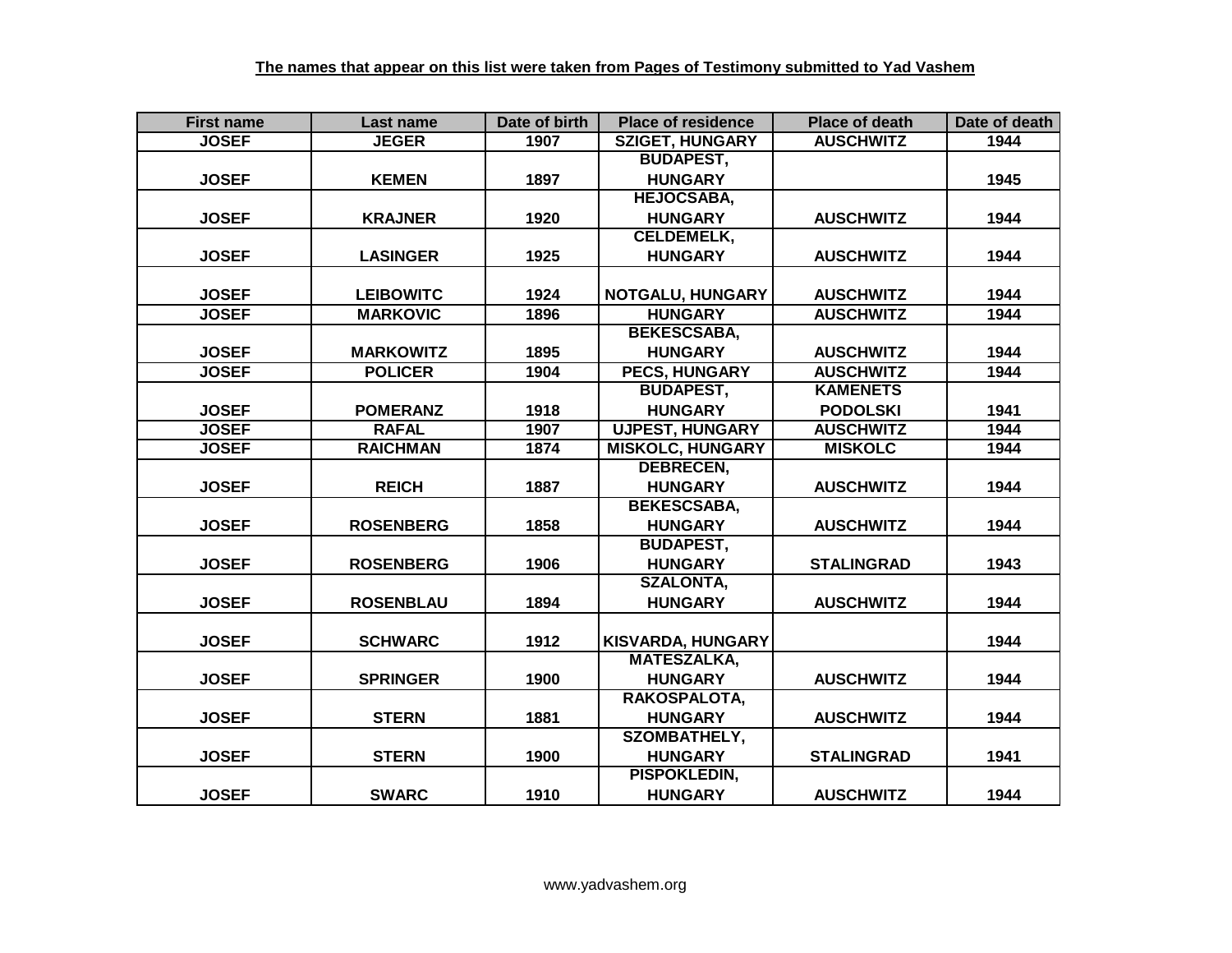**The names that appear on this list were taken from Pages of Testimony submitted to Yad Vashem**

| First name | Last name | Date of birth | Place of residence | Place of death | Date of death |
|---|---|---|---|---|---|
| JOSEF | JEGER | 1907 | SZIGET, HUNGARY | AUSCHWITZ | 1944 |
| JOSEF | KEMEN | 1897 | BUDAPEST, HUNGARY | | 1945 |
| JOSEF | KRAJNER | 1920 | HEJOCSABA, HUNGARY | AUSCHWITZ | 1944 |
| JOSEF | LASINGER | 1925 | CELDEMELK, HUNGARY | AUSCHWITZ | 1944 |
| JOSEF | LEIBOWITC | 1924 | NOTGALU, HUNGARY | AUSCHWITZ | 1944 |
| JOSEF | MARKOVIC | 1896 | HUNGARY | AUSCHWITZ | 1944 |
| JOSEF | MARKOWITZ | 1895 | BEKESCSABA, HUNGARY | AUSCHWITZ | 1944 |
| JOSEF | POLICER | 1904 | PECS, HUNGARY | AUSCHWITZ | 1944 |
| JOSEF | POMERANZ | 1918 | BUDAPEST, HUNGARY | KAMENETS PODOLSKI | 1941 |
| JOSEF | RAFAL | 1907 | UJPEST, HUNGARY | AUSCHWITZ | 1944 |
| JOSEF | RAICHMAN | 1874 | MISKOLC, HUNGARY | MISKOLC | 1944 |
| JOSEF | REICH | 1887 | DEBRECEN, HUNGARY | AUSCHWITZ | 1944 |
| JOSEF | ROSENBERG | 1858 | BEKESCSABA, HUNGARY | AUSCHWITZ | 1944 |
| JOSEF | ROSENBERG | 1906 | BUDAPEST, HUNGARY | STALINGRAD | 1943 |
| JOSEF | ROSENBLAU | 1894 | SZALONTA, HUNGARY | AUSCHWITZ | 1944 |
| JOSEF | SCHWARC | 1912 | KISVARDA, HUNGARY | | 1944 |
| JOSEF | SPRINGER | 1900 | MATESZALKA, HUNGARY | AUSCHWITZ | 1944 |
| JOSEF | STERN | 1881 | RAKOSPALOTA, HUNGARY | AUSCHWITZ | 1944 |
| JOSEF | STERN | 1900 | SZOMBATHELY, HUNGARY | STALINGRAD | 1941 |
| JOSEF | SWARC | 1910 | PISPOKLEDIN, HUNGARY | AUSCHWITZ | 1944 |

www.yadvashem.org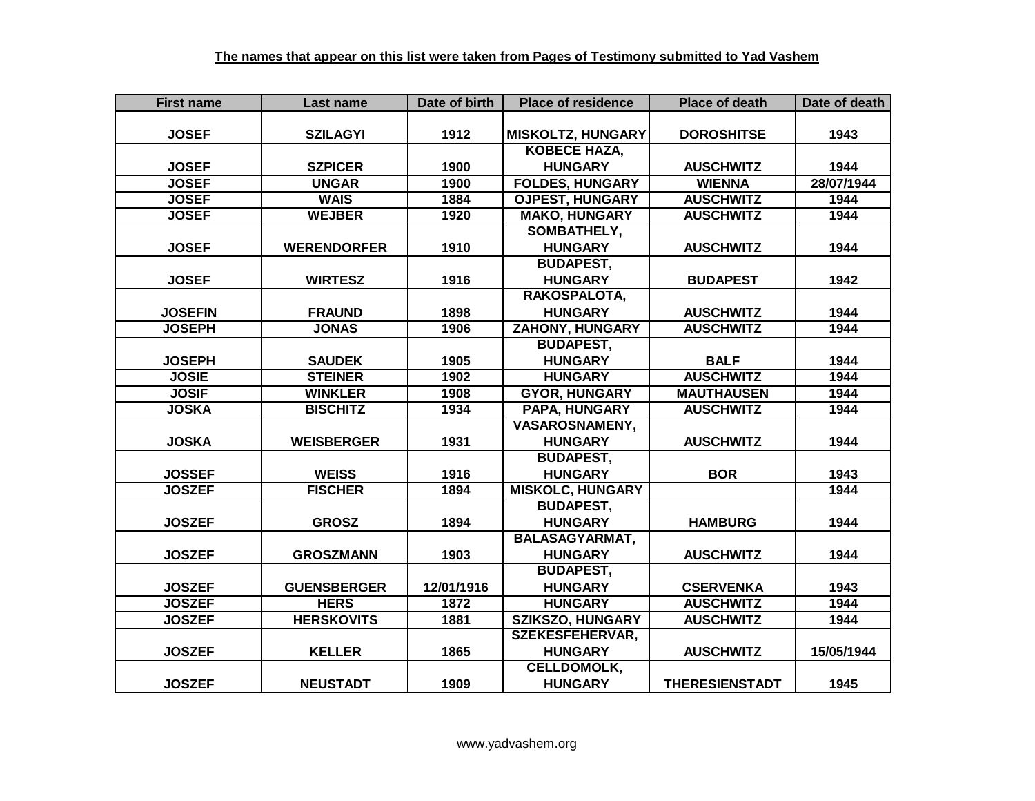**The names that appear on this list were taken from Pages of Testimony submitted to Yad Vashem**

| First name | Last name | Date of birth | Place of residence | Place of death | Date of death |
|---|---|---|---|---|---|
| JOSEF | SZILAGYI | 1912 | MISKOLTZ, HUNGARY | DOROSHITSE | 1943 |
| JOSEF | SZPICER | 1900 | KOBECE HAZA, HUNGARY | AUSCHWITZ | 1944 |
| JOSEF | UNGAR | 1900 | FOLDES, HUNGARY | WIENNA | 28/07/1944 |
| JOSEF | WAIS | 1884 | OJPEST, HUNGARY | AUSCHWITZ | 1944 |
| JOSEF | WEJBER | 1920 | MAKO, HUNGARY | AUSCHWITZ | 1944 |
| JOSEF | WERENDORFER | 1910 | SOMBATHELY, HUNGARY | AUSCHWITZ | 1944 |
| JOSEF | WIRTESZ | 1916 | BUDAPEST, HUNGARY | BUDAPEST | 1942 |
| JOSEFIN | FRAUND | 1898 | RAKOSPALOTA, HUNGARY | AUSCHWITZ | 1944 |
| JOSEPH | JONAS | 1906 | ZAHONY, HUNGARY | AUSCHWITZ | 1944 |
| JOSEPH | SAUDEK | 1905 | BUDAPEST, HUNGARY | BALF | 1944 |
| JOSIE | STEINER | 1902 | HUNGARY | AUSCHWITZ | 1944 |
| JOSIF | WINKLER | 1908 | GYOR, HUNGARY | MAUTHAUSEN | 1944 |
| JOSKA | BISCHITZ | 1934 | PAPA, HUNGARY | AUSCHWITZ | 1944 |
| JOSKA | WEISBERGER | 1931 | VASAROSNAMENY, HUNGARY | AUSCHWITZ | 1944 |
| JOSSEF | WEISS | 1916 | BUDAPEST, HUNGARY | BOR | 1943 |
| JOSZEF | FISCHER | 1894 | MISKOLC, HUNGARY | | 1944 |
| JOSZEF | GROSZ | 1894 | BUDAPEST, HUNGARY | HAMBURG | 1944 |
| JOSZEF | GROSZMANN | 1903 | BALASAGYARMAT, HUNGARY | AUSCHWITZ | 1944 |
| JOSZEF | GUENSBERGER | 12/01/1916 | BUDAPEST, HUNGARY | CSERVENKA | 1943 |
| JOSZEF | HERS | 1872 | HUNGARY | AUSCHWITZ | 1944 |
| JOSZEF | HERSKOVITS | 1881 | SZIKSZO, HUNGARY | AUSCHWITZ | 1944 |
| JOSZEF | KELLER | 1865 | SZEKESFEHERVAR, HUNGARY | AUSCHWITZ | 15/05/1944 |
| JOSZEF | NEUSTADT | 1909 | CELLDOMOLK, HUNGARY | THERESIENSTADT | 1945 |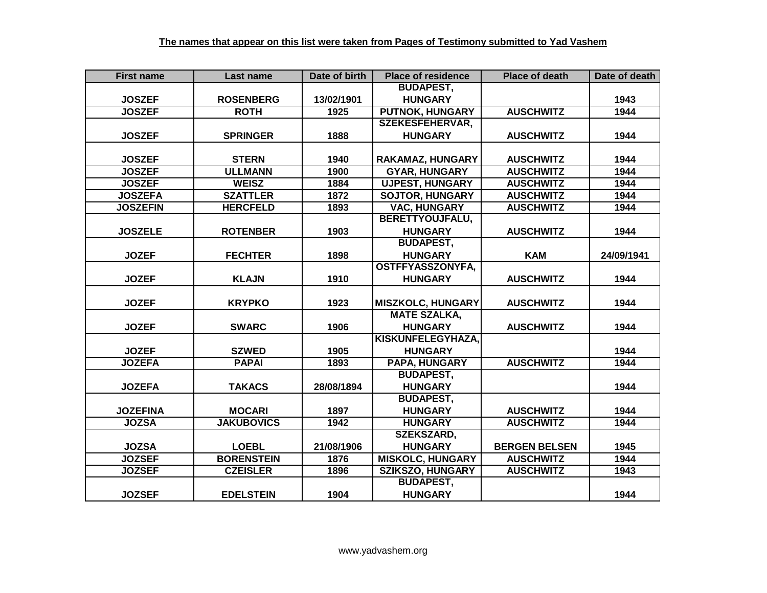**The names that appear on this list were taken from Pages of Testimony submitted to Yad Vashem**

| First name | Last name | Date of birth | Place of residence | Place of death | Date of death |
|---|---|---|---|---|---|
| JOSZEF | ROSENBERG | 13/02/1901 | BUDAPEST, HUNGARY | | 1943 |
| JOSZEF | ROTH | 1925 | PUTNOK, HUNGARY | AUSCHWITZ | 1944 |
| JOSZEF | SPRINGER | 1888 | SZEKESFEHERVAR, HUNGARY | AUSCHWITZ | 1944 |
| JOSZEF | STERN | 1940 | RAKAMAZ, HUNGARY | AUSCHWITZ | 1944 |
| JOSZEF | ULLMANN | 1900 | GYAR, HUNGARY | AUSCHWITZ | 1944 |
| JOSZEF | WEISZ | 1884 | UJPEST, HUNGARY | AUSCHWITZ | 1944 |
| JOSZEFA | SZATTLER | 1872 | SOJTOR, HUNGARY | AUSCHWITZ | 1944 |
| JOSZEFIN | HERCFELD | 1893 | VAC, HUNGARY | AUSCHWITZ | 1944 |
| JOSZELE | ROTENBER | 1903 | BERETTYOUJFALU, HUNGARY | AUSCHWITZ | 1944 |
| JOZEF | FECHTER | 1898 | BUDAPEST, HUNGARY | KAM | 24/09/1941 |
| JOZEF | KLAJN | 1910 | OSTFFYASSZONYFA, HUNGARY | AUSCHWITZ | 1944 |
| JOZEF | KRYPKO | 1923 | MISZKOLC, HUNGARY | AUSCHWITZ | 1944 |
| JOZEF | SWARC | 1906 | MATE SZALKA, HUNGARY | AUSCHWITZ | 1944 |
| JOZEF | SZWED | 1905 | KISKUNFELEGYHAZA, HUNGARY | | 1944 |
| JOZEFA | PAPAI | 1893 | PAPA, HUNGARY | AUSCHWITZ | 1944 |
| JOZEFA | TAKACS | 28/08/1894 | BUDAPEST, HUNGARY | | 1944 |
| JOZEFINA | MOCARI | 1897 | BUDAPEST, HUNGARY | AUSCHWITZ | 1944 |
| JOZSA | JAKUBOVICS | 1942 | HUNGARY | AUSCHWITZ | 1944 |
| JOZSA | LOEBL | 21/08/1906 | SZEKSZARD, HUNGARY | BERGEN BELSEN | 1945 |
| JOZSEF | BORENSTEIN | 1876 | MISKOLC, HUNGARY | AUSCHWITZ | 1944 |
| JOZSEF | CZEISLER | 1896 | SZIKSZO, HUNGARY | AUSCHWITZ | 1943 |
| JOZSEF | EDELSTEIN | 1904 | BUDAPEST, HUNGARY | | 1944 |

www.yadvashem.org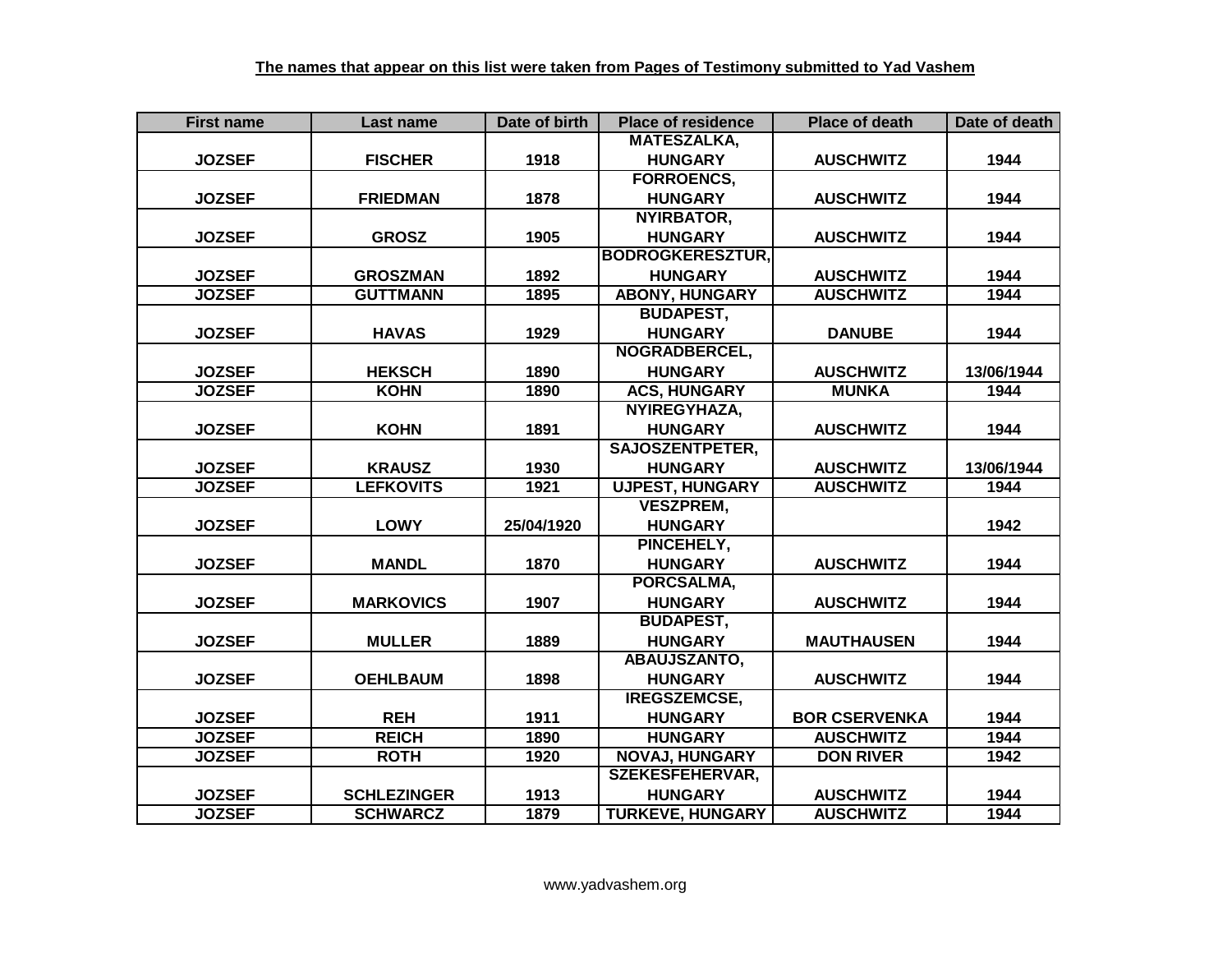**The names that appear on this list were taken from Pages of Testimony submitted to Yad Vashem**

| First name | Last name | Date of birth | Place of residence | Place of death | Date of death |
|---|---|---|---|---|---|
| JOZSEF | FISCHER | 1918 | MATESZALKA, HUNGARY | AUSCHWITZ | 1944 |
| JOZSEF | FRIEDMAN | 1878 | FORROENCS, HUNGARY | AUSCHWITZ | 1944 |
| JOZSEF | GROSZ | 1905 | NYIRBATOR, HUNGARY | AUSCHWITZ | 1944 |
| JOZSEF | GROSZMAN | 1892 | BODROGKERESZTUR, HUNGARY | AUSCHWITZ | 1944 |
| JOZSEF | GUTTMANN | 1895 | ABONY, HUNGARY | AUSCHWITZ | 1944 |
| JOZSEF | HAVAS | 1929 | BUDAPEST, HUNGARY | DANUBE | 1944 |
| JOZSEF | HEKSCH | 1890 | NOGRADBERCEL, HUNGARY | AUSCHWITZ | 13/06/1944 |
| JOZSEF | KOHN | 1890 | ACS, HUNGARY | MUNKA | 1944 |
| JOZSEF | KOHN | 1891 | NYIREGYHAZA, HUNGARY | AUSCHWITZ | 1944 |
| JOZSEF | KRAUSZ | 1930 | SAJOSZENTPETER, HUNGARY | AUSCHWITZ | 13/06/1944 |
| JOZSEF | LEFKOVITS | 1921 | UJPEST, HUNGARY | AUSCHWITZ | 1944 |
| JOZSEF | LOWY | 25/04/1920 | VESZPREM, HUNGARY | | 1942 |
| JOZSEF | MANDL | 1870 | PINCEHELY, HUNGARY | AUSCHWITZ | 1944 |
| JOZSEF | MARKOVICS | 1907 | PORCSALMA, HUNGARY | AUSCHWITZ | 1944 |
| JOZSEF | MULLER | 1889 | BUDAPEST, HUNGARY | MAUTHAUSEN | 1944 |
| JOZSEF | OEHLBAUM | 1898 | ABAUJSZANTO, HUNGARY | AUSCHWITZ | 1944 |
| JOZSEF | REH | 1911 | IREGSZEMCSE, HUNGARY | BOR CSERVENKA | 1944 |
| JOZSEF | REICH | 1890 | HUNGARY | AUSCHWITZ | 1944 |
| JOZSEF | ROTH | 1920 | NOVAJ, HUNGARY | DON RIVER | 1942 |
| JOZSEF | SCHLEZINGER | 1913 | SZEKESFEHERVAR, HUNGARY | AUSCHWITZ | 1944 |
| JOZSEF | SCHWARCZ | 1879 | TURKEVE, HUNGARY | AUSCHWITZ | 1944 |

www.yadvashem.org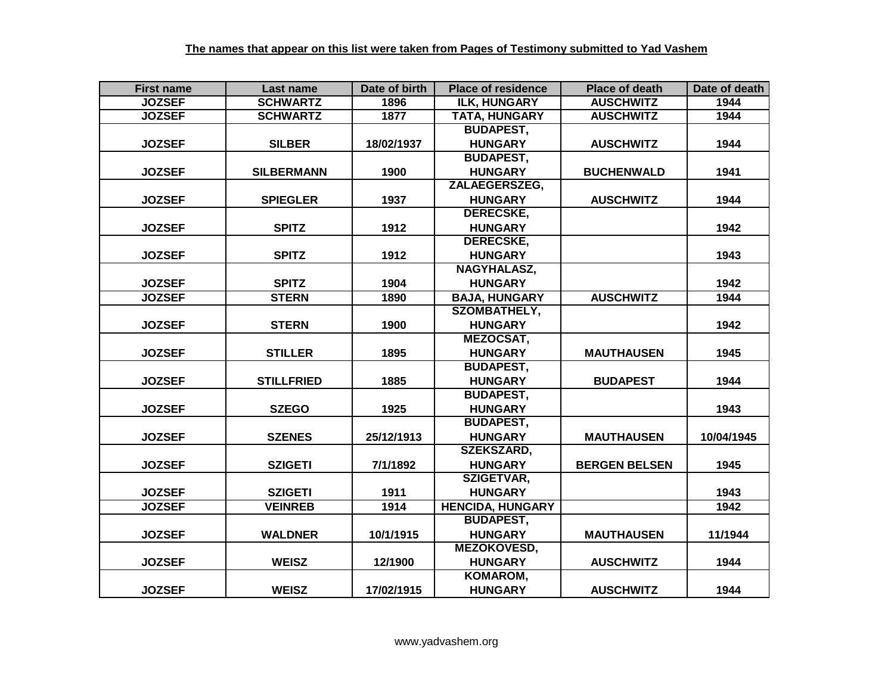**The names that appear on this list were taken from Pages of Testimony submitted to Yad Vashem**

| First name | Last name | Date of birth | Place of residence | Place of death | Date of death |
|---|---|---|---|---|---|
| JOZSEF | SCHWARTZ | 1896 | ILK, HUNGARY | AUSCHWITZ | 1944 |
| JOZSEF | SCHWARTZ | 1877 | TATA, HUNGARY | AUSCHWITZ | 1944 |
| JOZSEF | SILBER | 18/02/1937 | BUDAPEST, HUNGARY | AUSCHWITZ | 1944 |
| JOZSEF | SILBERMANN | 1900 | BUDAPEST, HUNGARY | BUCHENWALD | 1941 |
| JOZSEF | SPIEGLER | 1937 | ZALAEGERSZEG, HUNGARY | AUSCHWITZ | 1944 |
| JOZSEF | SPITZ | 1912 | DERECSKE, HUNGARY | | 1942 |
| JOZSEF | SPITZ | 1912 | DERECSKE, HUNGARY | | 1943 |
| JOZSEF | SPITZ | 1904 | NAGYHALASZ, HUNGARY | | 1942 |
| JOZSEF | STERN | 1890 | BAJA, HUNGARY | AUSCHWITZ | 1944 |
| JOZSEF | STERN | 1900 | SZOMBATHELY, HUNGARY | | 1942 |
| JOZSEF | STILLER | 1895 | MEZOCSAT, HUNGARY | MAUTHAUSEN | 1945 |
| JOZSEF | STILLFRIED | 1885 | BUDAPEST, HUNGARY | BUDAPEST | 1944 |
| JOZSEF | SZEGO | 1925 | BUDAPEST, HUNGARY | | 1943 |
| JOZSEF | SZENES | 25/12/1913 | BUDAPEST, HUNGARY | MAUTHAUSEN | 10/04/1945 |
| JOZSEF | SZIGETI | 7/1/1892 | SZEKSZARD, HUNGARY | BERGEN BELSEN | 1945 |
| JOZSEF | SZIGETI | 1911 | SZIGETVAR, HUNGARY | | 1943 |
| JOZSEF | VEINREB | 1914 | HENCIDA, HUNGARY | | 1942 |
| JOZSEF | WALDNER | 10/1/1915 | BUDAPEST, HUNGARY | MAUTHAUSEN | 11/1944 |
| JOZSEF | WEISZ | 12/1900 | MEZOKOVESD, HUNGARY | AUSCHWITZ | 1944 |
| JOZSEF | WEISZ | 17/02/1915 | KOMAROM, HUNGARY | AUSCHWITZ | 1944 |

www.yadvashem.org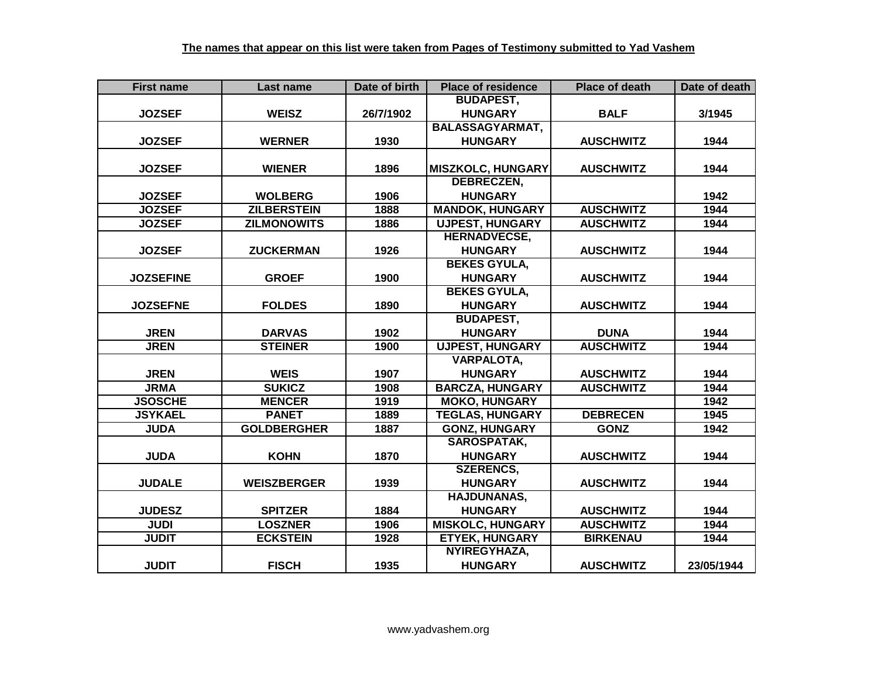**The names that appear on this list were taken from Pages of Testimony submitted to Yad Vashem**

| First name | Last name | Date of birth | Place of residence | Place of death | Date of death |
|---|---|---|---|---|---|
| JOZSEF | WEISZ | 26/7/1902 | BUDAPEST, HUNGARY | BALF | 3/1945 |
| JOZSEF | WERNER | 1930 | BALASSAGYARMAT, HUNGARY | AUSCHWITZ | 1944 |
| JOZSEF | WIENER | 1896 | MISZKOLC, HUNGARY | AUSCHWITZ | 1944 |
| JOZSEF | WOLBERG | 1906 | DEBRECZEN, HUNGARY | | 1942 |
| JOZSEF | ZILBERSTEIN | 1888 | MANDOK, HUNGARY | AUSCHWITZ | 1944 |
| JOZSEF | ZILMONOWITS | 1886 | UJPEST, HUNGARY | AUSCHWITZ | 1944 |
| JOZSEF | ZUCKERMAN | 1926 | HERNADVECSE, HUNGARY | AUSCHWITZ | 1944 |
| JOZSEFINE | GROEF | 1900 | BEKES GYULA, HUNGARY | AUSCHWITZ | 1944 |
| JOZSEFNE | FOLDES | 1890 | BEKES GYULA, HUNGARY | AUSCHWITZ | 1944 |
| JREN | DARVAS | 1902 | BUDAPEST, HUNGARY | DUNA | 1944 |
| JREN | STEINER | 1900 | UJPEST, HUNGARY | AUSCHWITZ | 1944 |
| JREN | WEIS | 1907 | VARPALOTA, HUNGARY | AUSCHWITZ | 1944 |
| JRMA | SUKICZ | 1908 | BARCZA, HUNGARY | AUSCHWITZ | 1944 |
| JSOSCHE | MENCER | 1919 | MOKO, HUNGARY | | 1942 |
| JSYKAEL | PANET | 1889 | TEGLAS, HUNGARY | DEBRECEN | 1945 |
| JUDA | GOLDBERGHER | 1887 | GONZ, HUNGARY | GONZ | 1942 |
| JUDA | KOHN | 1870 | SAROSPATAK, HUNGARY | AUSCHWITZ | 1944 |
| JUDALE | WEISZBERGER | 1939 | SZERENCS, HUNGARY | AUSCHWITZ | 1944 |
| JUDESZ | SPITZER | 1884 | HAJDUNANAS, HUNGARY | AUSCHWITZ | 1944 |
| JUDI | LOSZNER | 1906 | MISKOLC, HUNGARY | AUSCHWITZ | 1944 |
| JUDIT | ECKSTEIN | 1928 | ETYEK, HUNGARY | BIRKENAU | 1944 |
| JUDIT | FISCH | 1935 | NYIREGYHAZA, HUNGARY | AUSCHWITZ | 23/05/1944 |

www.yadvashem.org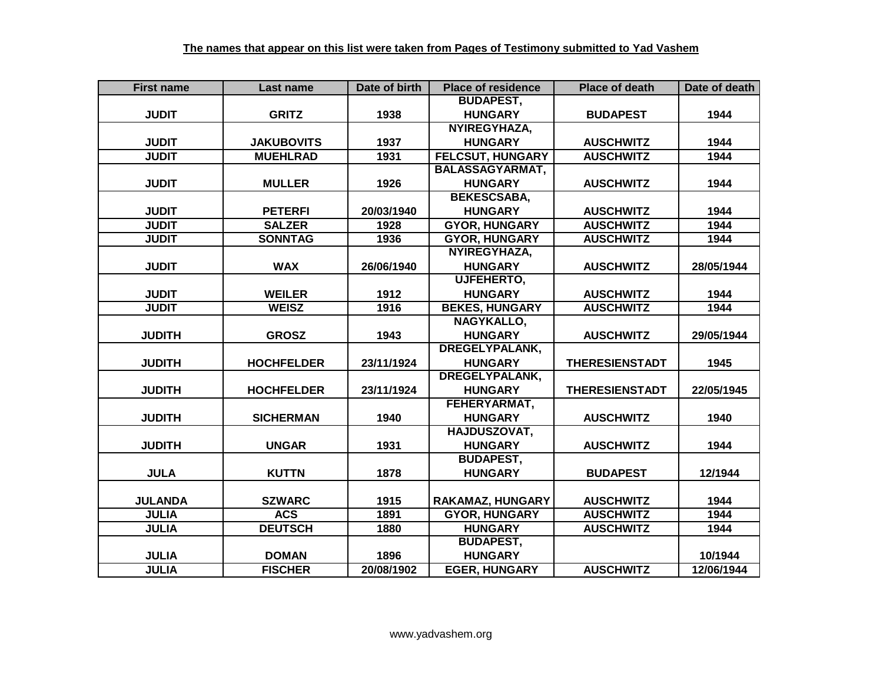**The names that appear on this list were taken from Pages of Testimony submitted to Yad Vashem**

| First name | Last name | Date of birth | Place of residence | Place of death | Date of death |
|---|---|---|---|---|---|
| JUDIT | GRITZ | 1938 | BUDAPEST, HUNGARY | BUDAPEST | 1944 |
| JUDIT | JAKUBOVITS | 1937 | NYIREGYHAZA, HUNGARY | AUSCHWITZ | 1944 |
| JUDIT | MUEHLRAD | 1931 | FELCSUT, HUNGARY | AUSCHWITZ | 1944 |
| JUDIT | MULLER | 1926 | BALASSAGYARMAT, HUNGARY | AUSCHWITZ | 1944 |
| JUDIT | PETERFI | 20/03/1940 | BEKESCSABA, HUNGARY | AUSCHWITZ | 1944 |
| JUDIT | SALZER | 1928 | GYOR, HUNGARY | AUSCHWITZ | 1944 |
| JUDIT | SONNTAG | 1936 | GYOR, HUNGARY | AUSCHWITZ | 1944 |
| JUDIT | WAX | 26/06/1940 | NYIREGYHAZA, HUNGARY | AUSCHWITZ | 28/05/1944 |
| JUDIT | WEILER | 1912 | UJFEHERTO, HUNGARY | AUSCHWITZ | 1944 |
| JUDIT | WEISZ | 1916 | BEKES, HUNGARY | AUSCHWITZ | 1944 |
| JUDITH | GROSZ | 1943 | NAGYKALLO, HUNGARY | AUSCHWITZ | 29/05/1944 |
| JUDITH | HOCHFELDER | 23/11/1924 | DREGELYPALANK, HUNGARY | THERESIENSTADT | 1945 |
| JUDITH | HOCHFELDER | 23/11/1924 | DREGELYPALANK, HUNGARY | THERESIENSTADT | 22/05/1945 |
| JUDITH | SICHERMAN | 1940 | FEHERYARMAT, HUNGARY | AUSCHWITZ | 1940 |
| JUDITH | UNGAR | 1931 | HAJDUSZOVAT, HUNGARY | AUSCHWITZ | 1944 |
| JULA | KUTTN | 1878 | BUDAPEST, HUNGARY | BUDAPEST | 12/1944 |
| JULANDA | SZWARC | 1915 | RAKAMAZ, HUNGARY | AUSCHWITZ | 1944 |
| JULIA | ACS | 1891 | GYOR, HUNGARY | AUSCHWITZ | 1944 |
| JULIA | DEUTSCH | 1880 | HUNGARY | AUSCHWITZ | 1944 |
| JULIA | DOMAN | 1896 | BUDAPEST, HUNGARY | | 10/1944 |
| JULIA | FISCHER | 20/08/1902 | EGER, HUNGARY | AUSCHWITZ | 12/06/1944 |

www.yadvashem.org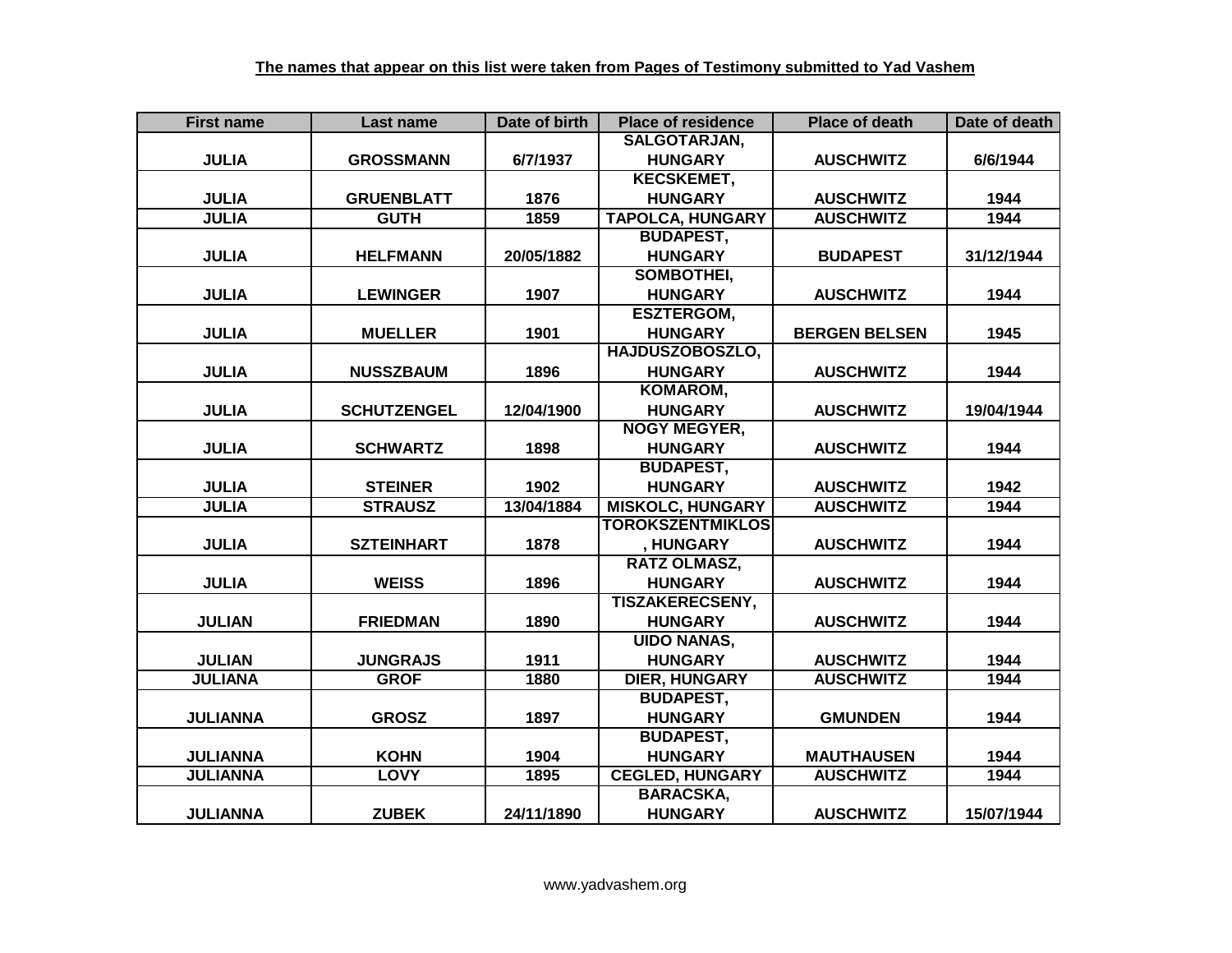**The names that appear on this list were taken from Pages of Testimony submitted to Yad Vashem**

| First name | Last name | Date of birth | Place of residence | Place of death | Date of death |
|---|---|---|---|---|---|
| JULIA | GROSSMANN | 6/7/1937 | SALGOTARJAN, HUNGARY | AUSCHWITZ | 6/6/1944 |
| JULIA | GRUENBLATT | 1876 | KECSKEMET, HUNGARY | AUSCHWITZ | 1944 |
| JULIA | GUTH | 1859 | TAPOLCA, HUNGARY | AUSCHWITZ | 1944 |
| JULIA | HELFMANN | 20/05/1882 | BUDAPEST, HUNGARY | BUDAPEST | 31/12/1944 |
| JULIA | LEWINGER | 1907 | SOMBOTHEI, HUNGARY | AUSCHWITZ | 1944 |
| JULIA | MUELLER | 1901 | ESZTERGOM, HUNGARY | BERGEN BELSEN | 1945 |
| JULIA | NUSSZBAUM | 1896 | HAJDUSZOBOSZLO, HUNGARY | AUSCHWITZ | 1944 |
| JULIA | SCHUTZENGEL | 12/04/1900 | KOMAROM, HUNGARY | AUSCHWITZ | 19/04/1944 |
| JULIA | SCHWARTZ | 1898 | NOGY MEGYER, HUNGARY | AUSCHWITZ | 1944 |
| JULIA | STEINER | 1902 | BUDAPEST, HUNGARY | AUSCHWITZ | 1942 |
| JULIA | STRAUSZ | 13/04/1884 | MISKOLC, HUNGARY | AUSCHWITZ | 1944 |
| JULIA | SZTEINHART | 1878 | TOROKSZENTMIKLOS, HUNGARY | AUSCHWITZ | 1944 |
| JULIA | WEISS | 1896 | RATZ OLMASZ, HUNGARY | AUSCHWITZ | 1944 |
| JULIAN | FRIEDMAN | 1890 | TISZAKERECSENY, HUNGARY | AUSCHWITZ | 1944 |
| JULIAN | JUNGRAJS | 1911 | UIDO NANAS, HUNGARY | AUSCHWITZ | 1944 |
| JULIANA | GROF | 1880 | DIER, HUNGARY | AUSCHWITZ | 1944 |
| JULIANNA | GROSZ | 1897 | BUDAPEST, HUNGARY | GMUNDEN | 1944 |
| JULIANNA | KOHN | 1904 | BUDAPEST, HUNGARY | MAUTHAUSEN | 1944 |
| JULIANNA | LOVY | 1895 | CEGLED, HUNGARY | AUSCHWITZ | 1944 |
| JULIANNA | ZUBEK | 24/11/1890 | BARACSKA, HUNGARY | AUSCHWITZ | 15/07/1944 |

www.yadvashem.org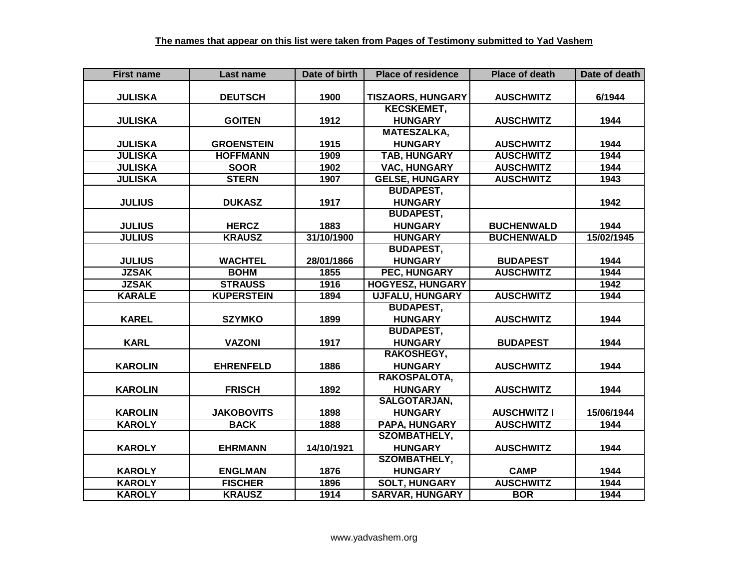**The names that appear on this list were taken from Pages of Testimony submitted to Yad Vashem**

| First name | Last name | Date of birth | Place of residence | Place of death | Date of death |
|---|---|---|---|---|---|
| JULISKA | DEUTSCH | 1900 | TISZAORS, HUNGARY | AUSCHWITZ | 6/1944 |
| JULISKA | GOITEN | 1912 | KECSKEMET, HUNGARY | AUSCHWITZ | 1944 |
| JULISKA | GROENSTEIN | 1915 | MATESZALKA, HUNGARY | AUSCHWITZ | 1944 |
| JULISKA | HOFFMANN | 1909 | TAB, HUNGARY | AUSCHWITZ | 1944 |
| JULISKA | SOOR | 1902 | VAC, HUNGARY | AUSCHWITZ | 1944 |
| JULISKA | STERN | 1907 | GELSE, HUNGARY | AUSCHWITZ | 1943 |
| JULIUS | DUKASZ | 1917 | BUDAPEST, HUNGARY | | 1942 |
| JULIUS | HERCZ | 1883 | BUDAPEST, HUNGARY | BUCHENWALD | 1944 |
| JULIUS | KRAUSZ | 31/10/1900 | HUNGARY | BUCHENWALD | 15/02/1945 |
| JULIUS | WACHTEL | 28/01/1866 | BUDAPEST, HUNGARY | BUDAPEST | 1944 |
| JZSAK | BOHM | 1855 | PEC, HUNGARY | AUSCHWITZ | 1944 |
| JZSAK | STRAUSS | 1916 | HOGYESZ, HUNGARY | | 1942 |
| KARALE | KUPERSTEIN | 1894 | UJFALU, HUNGARY | AUSCHWITZ | 1944 |
| KAREL | SZYMKO | 1899 | BUDAPEST, HUNGARY | AUSCHWITZ | 1944 |
| KARL | VAZONI | 1917 | BUDAPEST, HUNGARY | BUDAPEST | 1944 |
| KAROLIN | EHRENFELD | 1886 | RAKOSHEGY, HUNGARY | AUSCHWITZ | 1944 |
| KAROLIN | FRISCH | 1892 | RAKOSPALOTA, HUNGARY | AUSCHWITZ | 1944 |
| KAROLIN | JAKOBOVITS | 1898 | SALGOTARJAN, HUNGARY | AUSCHWITZ I | 15/06/1944 |
| KAROLY | BACK | 1888 | PAPA, HUNGARY | AUSCHWITZ | 1944 |
| KAROLY | EHRMANN | 14/10/1921 | SZOMBATHELY, HUNGARY | AUSCHWITZ | 1944 |
| KAROLY | ENGLMAN | 1876 | SZOMBATHELY, HUNGARY | CAMP | 1944 |
| KAROLY | FISCHER | 1896 | SOLT, HUNGARY | AUSCHWITZ | 1944 |
| KAROLY | KRAUSZ | 1914 | SARVAR, HUNGARY | BOR | 1944 |

www.yadvashem.org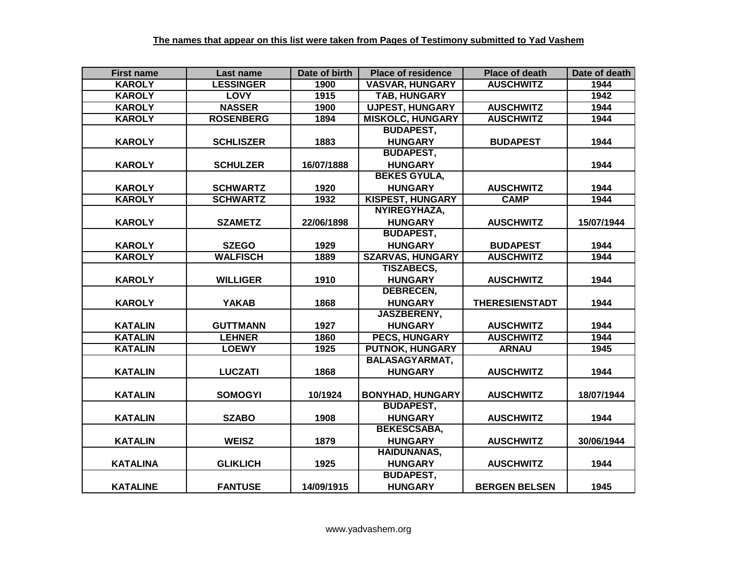**The names that appear on this list were taken from Pages of Testimony submitted to Yad Vashem**

| First name | Last name | Date of birth | Place of residence | Place of death | Date of death |
|---|---|---|---|---|---|
| KAROLY | LESSINGER | 1900 | VASVAR, HUNGARY | AUSCHWITZ | 1944 |
| KAROLY | LOVY | 1915 | TAB, HUNGARY | | 1942 |
| KAROLY | NASSER | 1900 | UJPEST, HUNGARY | AUSCHWITZ | 1944 |
| KAROLY | ROSENBERG | 1894 | MISKOLC, HUNGARY | AUSCHWITZ | 1944 |
| KAROLY | SCHLISZER | 1883 | BUDAPEST, HUNGARY | BUDAPEST | 1944 |
| KAROLY | SCHULZER | 16/07/1888 | BUDAPEST, HUNGARY | | 1944 |
| KAROLY | SCHWARTZ | 1920 | BEKES GYULA, HUNGARY | AUSCHWITZ | 1944 |
| KAROLY | SCHWARTZ | 1932 | KISPEST, HUNGARY | CAMP | 1944 |
| KAROLY | SZAMETZ | 22/06/1898 | NYIREGYHAZA, HUNGARY | AUSCHWITZ | 15/07/1944 |
| KAROLY | SZEGO | 1929 | BUDAPEST, HUNGARY | BUDAPEST | 1944 |
| KAROLY | WALFISCH | 1889 | SZARVAS, HUNGARY | AUSCHWITZ | 1944 |
| KAROLY | WILLIGER | 1910 | TISZABECS, HUNGARY | AUSCHWITZ | 1944 |
| KAROLY | YAKAB | 1868 | DEBRECEN, HUNGARY | THERESIENSTADT | 1944 |
| KATALIN | GUTTMANN | 1927 | JASZBERENY, HUNGARY | AUSCHWITZ | 1944 |
| KATALIN | LEHNER | 1860 | PECS, HUNGARY | AUSCHWITZ | 1944 |
| KATALIN | LOEWY | 1925 | PUTNOK, HUNGARY | ARNAU | 1945 |
| KATALIN | LUCZATI | 1868 | BALASAGYARMAT, HUNGARY | AUSCHWITZ | 1944 |
| KATALIN | SOMOGYI | 10/1924 | BONYHAD, HUNGARY | AUSCHWITZ | 18/07/1944 |
| KATALIN | SZABO | 1908 | BUDAPEST, HUNGARY | AUSCHWITZ | 1944 |
| KATALIN | WEISZ | 1879 | BEKESCSABA, HUNGARY | AUSCHWITZ | 30/06/1944 |
| KATALINA | GLIKLICH | 1925 | HAIDUNANAS, HUNGARY | AUSCHWITZ | 1944 |
| KATALINE | FANTUSE | 14/09/1915 | BUDAPEST, HUNGARY | BERGEN BELSEN | 1945 |

www.yadvashem.org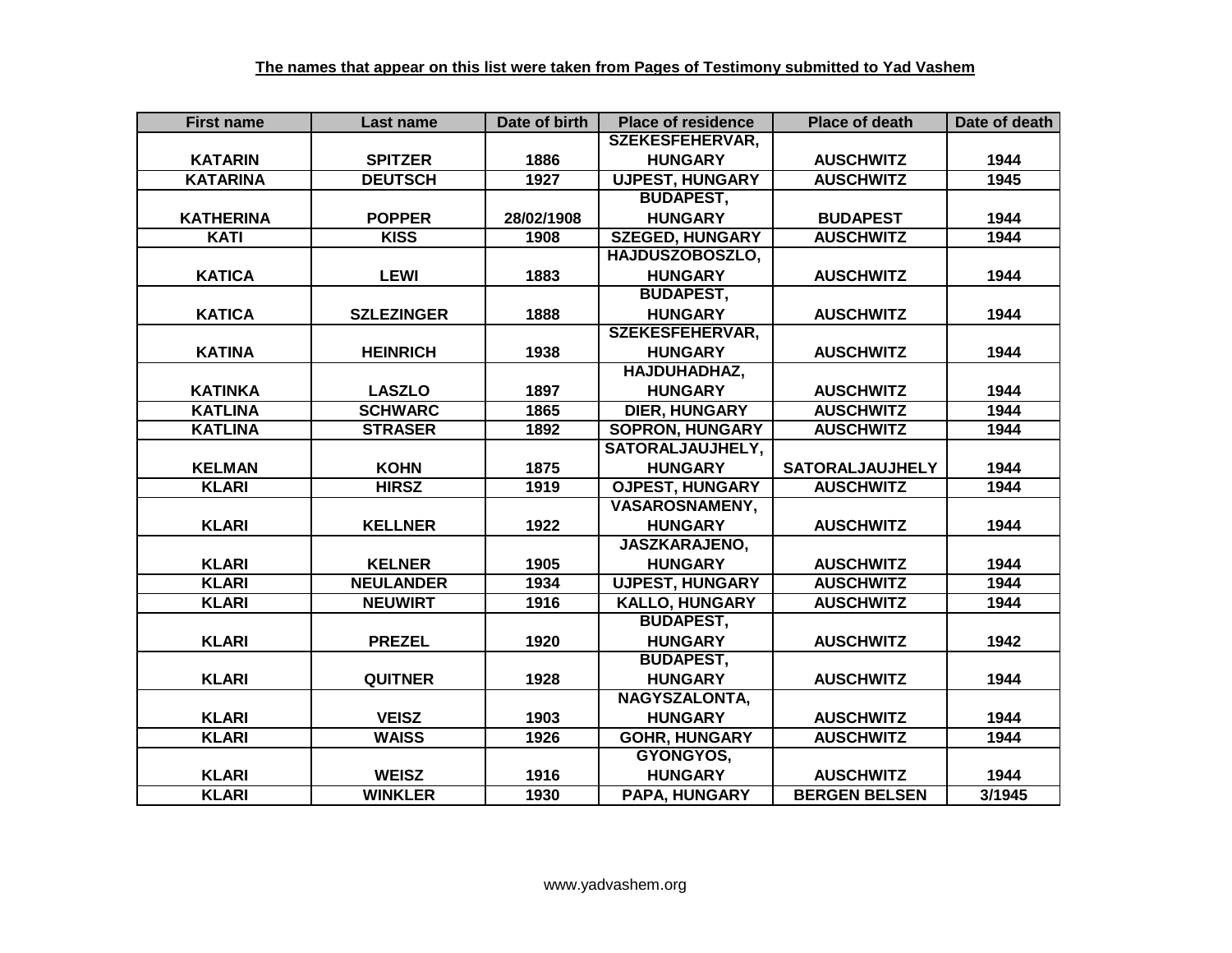**The names that appear on this list were taken from Pages of Testimony submitted to Yad Vashem**

| First name | Last name | Date of birth | Place of residence | Place of death | Date of death |
|---|---|---|---|---|---|
| KATARIN | SPITZER | 1886 | SZEKESFEHERVAR, HUNGARY | AUSCHWITZ | 1944 |
| KATARINA | DEUTSCH | 1927 | UJPEST, HUNGARY | AUSCHWITZ | 1945 |
| KATHERINA | POPPER | 28/02/1908 | BUDAPEST, HUNGARY | BUDAPEST | 1944 |
| KATI | KISS | 1908 | SZEGED, HUNGARY | AUSCHWITZ | 1944 |
| KATICA | LEWI | 1883 | HAJDUSZOBOSZLO, HUNGARY | AUSCHWITZ | 1944 |
| KATICA | SZLEZINGER | 1888 | BUDAPEST, HUNGARY | AUSCHWITZ | 1944 |
| KATINA | HEINRICH | 1938 | SZEKESFEHERVAR, HUNGARY | AUSCHWITZ | 1944 |
| KATINKA | LASZLO | 1897 | HAJDUHADHAZ, HUNGARY | AUSCHWITZ | 1944 |
| KATLINA | SCHWARC | 1865 | DIER, HUNGARY | AUSCHWITZ | 1944 |
| KATLINA | STRASER | 1892 | SOPRON, HUNGARY | AUSCHWITZ | 1944 |
| KELMAN | KOHN | 1875 | SATORALJAUJHELY, HUNGARY | SATORALJAUJHELY | 1944 |
| KLARI | HIRSZ | 1919 | OJPEST, HUNGARY | AUSCHWITZ | 1944 |
| KLARI | KELLNER | 1922 | VASAROSNAMENY, HUNGARY | AUSCHWITZ | 1944 |
| KLARI | KELNER | 1905 | JASZKARAJENO, HUNGARY | AUSCHWITZ | 1944 |
| KLARI | NEULANDER | 1934 | UJPEST, HUNGARY | AUSCHWITZ | 1944 |
| KLARI | NEUWIRT | 1916 | KALLO, HUNGARY | AUSCHWITZ | 1944 |
| KLARI | PREZEL | 1920 | BUDAPEST, HUNGARY | AUSCHWITZ | 1942 |
| KLARI | QUITNER | 1928 | BUDAPEST, HUNGARY | AUSCHWITZ | 1944 |
| KLARI | VEISZ | 1903 | NAGYSZALONTA, HUNGARY | AUSCHWITZ | 1944 |
| KLARI | WAISS | 1926 | GOHR, HUNGARY | AUSCHWITZ | 1944 |
| KLARI | WEISZ | 1916 | GYONGYOS, HUNGARY | AUSCHWITZ | 1944 |
| KLARI | WINKLER | 1930 | PAPA, HUNGARY | BERGEN BELSEN | 3/1945 |

www.yadvashem.org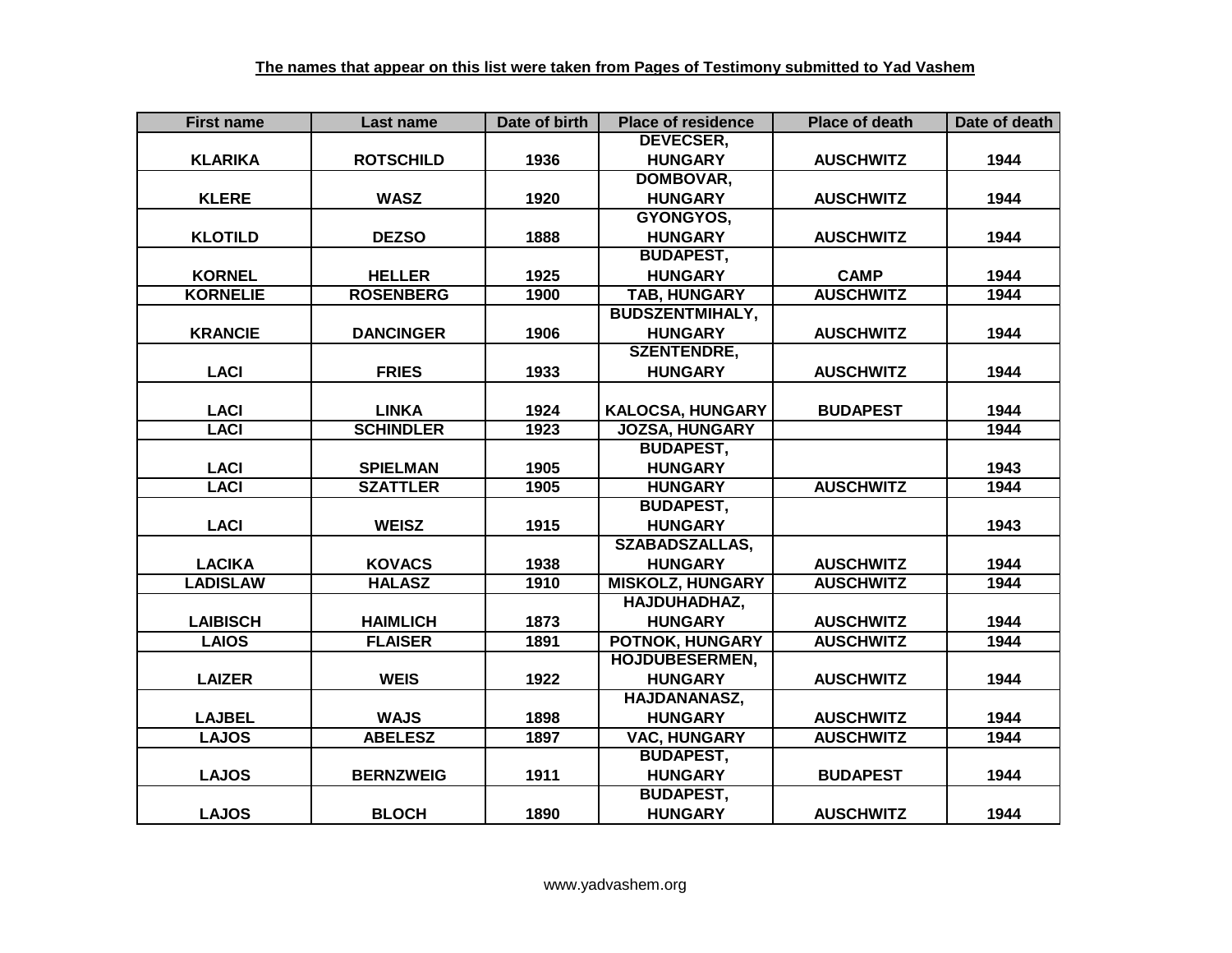**The names that appear on this list were taken from Pages of Testimony submitted to Yad Vashem**

| First name | Last name | Date of birth | Place of residence | Place of death | Date of death |
|---|---|---|---|---|---|
| KLARIKA | ROTSCHILD | 1936 | DEVECSER, HUNGARY | AUSCHWITZ | 1944 |
| KLERE | WASZ | 1920 | DOMBOVAR, HUNGARY | AUSCHWITZ | 1944 |
| KLOTILD | DEZSO | 1888 | GYONGYOS, HUNGARY | AUSCHWITZ | 1944 |
| KORNEL | HELLER | 1925 | BUDAPEST, HUNGARY | CAMP | 1944 |
| KORNELIE | ROSENBERG | 1900 | TAB, HUNGARY | AUSCHWITZ | 1944 |
| KRANCIE | DANCINGER | 1906 | BUDSZENTMIHALY, HUNGARY | AUSCHWITZ | 1944 |
| LACI | FRIES | 1933 | SZENTENDRE, HUNGARY | AUSCHWITZ | 1944 |
| LACI | LINKA | 1924 | KALOCSA, HUNGARY | BUDAPEST | 1944 |
| LACI | SCHINDLER | 1923 | JOZSA, HUNGARY | | 1944 |
| LACI | SPIELMAN | 1905 | BUDAPEST, HUNGARY | | 1943 |
| LACI | SZATTLER | 1905 | HUNGARY | AUSCHWITZ | 1944 |
| LACI | WEISZ | 1915 | BUDAPEST, HUNGARY | | 1943 |
| LACIKA | KOVACS | 1938 | SZABADSZALLAS, HUNGARY | AUSCHWITZ | 1944 |
| LADISLAW | HALASZ | 1910 | MISKOLZ, HUNGARY | AUSCHWITZ | 1944 |
| LAIBISCH | HAIMLICH | 1873 | HAJDUHADHAZ, HUNGARY | AUSCHWITZ | 1944 |
| LAIOS | FLAISER | 1891 | POTNOK, HUNGARY | AUSCHWITZ | 1944 |
| LAIZER | WEIS | 1922 | HOJDUBESERMEN, HUNGARY | AUSCHWITZ | 1944 |
| LAJBEL | WAJS | 1898 | HAJDANANASZ, HUNGARY | AUSCHWITZ | 1944 |
| LAJOS | ABELESZ | 1897 | VAC, HUNGARY | AUSCHWITZ | 1944 |
| LAJOS | BERNZWEIG | 1911 | BUDAPEST, HUNGARY | BUDAPEST | 1944 |
| LAJOS | BLOCH | 1890 | BUDAPEST, HUNGARY | AUSCHWITZ | 1944 |

www.yadvashem.org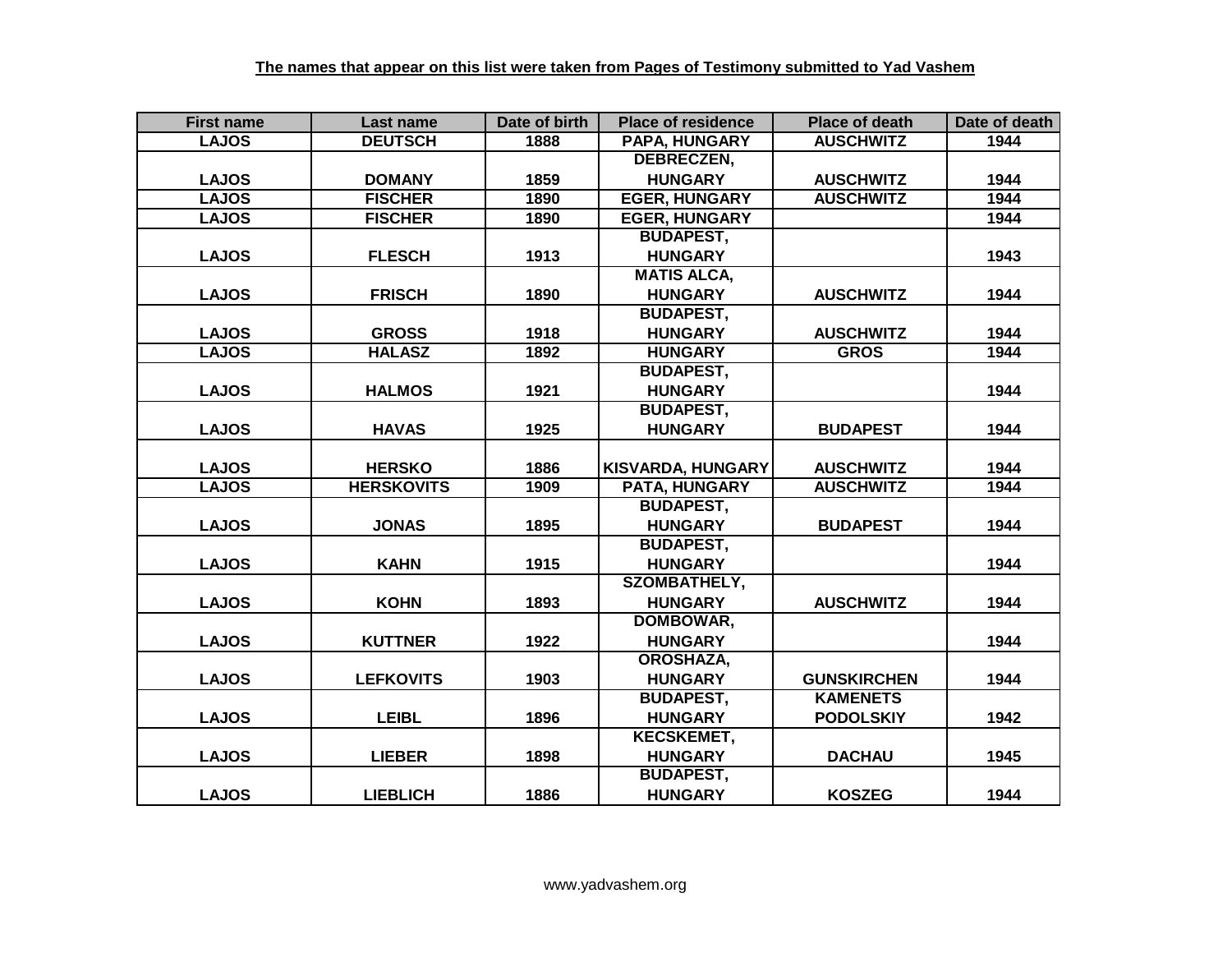**The names that appear on this list were taken from Pages of Testimony submitted to Yad Vashem**

| First name | Last name | Date of birth | Place of residence | Place of death | Date of death |
|---|---|---|---|---|---|
| LAJOS | DEUTSCH | 1888 | PAPA, HUNGARY | AUSCHWITZ | 1944 |
| LAJOS | DOMANY | 1859 | DEBRECZEN, HUNGARY | AUSCHWITZ | 1944 |
| LAJOS | FISCHER | 1890 | EGER, HUNGARY | AUSCHWITZ | 1944 |
| LAJOS | FISCHER | 1890 | EGER, HUNGARY | | 1944 |
| LAJOS | FLESCH | 1913 | BUDAPEST, HUNGARY | | 1943 |
| LAJOS | FRISCH | 1890 | MATIS ALCA, HUNGARY | AUSCHWITZ | 1944 |
| LAJOS | GROSS | 1918 | BUDAPEST, HUNGARY | AUSCHWITZ | 1944 |
| LAJOS | HALASZ | 1892 | HUNGARY | GROS | 1944 |
| LAJOS | HALMOS | 1921 | BUDAPEST, HUNGARY | | 1944 |
| LAJOS | HAVAS | 1925 | BUDAPEST, HUNGARY | BUDAPEST | 1944 |
| LAJOS | HERSKO | 1886 | KISVARDA, HUNGARY | AUSCHWITZ | 1944 |
| LAJOS | HERSKOVITS | 1909 | PATA, HUNGARY | AUSCHWITZ | 1944 |
| LAJOS | JONAS | 1895 | BUDAPEST, HUNGARY | BUDAPEST | 1944 |
| LAJOS | KAHN | 1915 | BUDAPEST, HUNGARY | | 1944 |
| LAJOS | KOHN | 1893 | SZOMBATHELY, HUNGARY | AUSCHWITZ | 1944 |
| LAJOS | KUTTNER | 1922 | DOMBOWAR, HUNGARY | | 1944 |
| LAJOS | LEFKOVITS | 1903 | OROSHAZA, HUNGARY | GUNSKIRCHEN | 1944 |
| LAJOS | LEIBL | 1896 | BUDAPEST, HUNGARY | KAMENETS PODOLSKIY | 1942 |
| LAJOS | LIEBER | 1898 | KECSKEMET, HUNGARY | DACHAU | 1945 |
| LAJOS | LIEBLICH | 1886 | BUDAPEST, HUNGARY | KOSZEG | 1944 |

www.yadvashem.org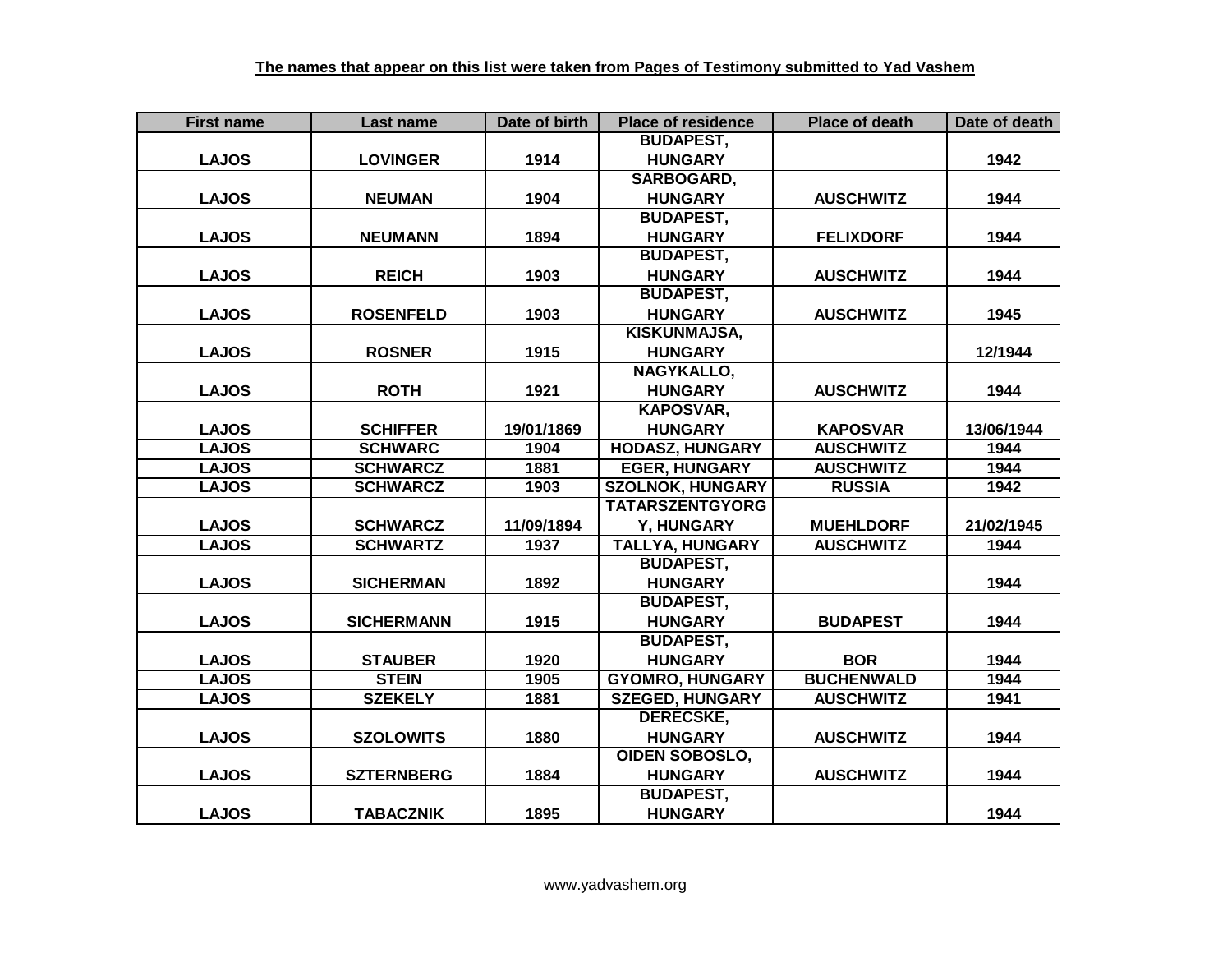**The names that appear on this list were taken from Pages of Testimony submitted to Yad Vashem**

| First name | Last name | Date of birth | Place of residence | Place of death | Date of death |
|---|---|---|---|---|---|
| LAJOS | LOVINGER | 1914 | BUDAPEST, HUNGARY | | 1942 |
| LAJOS | NEUMAN | 1904 | SARBOGARD, HUNGARY | AUSCHWITZ | 1944 |
| LAJOS | NEUMANN | 1894 | BUDAPEST, HUNGARY | FELIXDORF | 1944 |
| LAJOS | REICH | 1903 | BUDAPEST, HUNGARY | AUSCHWITZ | 1944 |
| LAJOS | ROSENFELD | 1903 | BUDAPEST, HUNGARY | AUSCHWITZ | 1945 |
| LAJOS | ROSNER | 1915 | KISKUNMAJSA, HUNGARY | | 12/1944 |
| LAJOS | ROTH | 1921 | NAGYKALLO, HUNGARY | AUSCHWITZ | 1944 |
| LAJOS | SCHIFFER | 19/01/1869 | KAPOSVAR, HUNGARY | KAPOSVAR | 13/06/1944 |
| LAJOS | SCHWARC | 1904 | HODASZ, HUNGARY | AUSCHWITZ | 1944 |
| LAJOS | SCHWARCZ | 1881 | EGER, HUNGARY | AUSCHWITZ | 1944 |
| LAJOS | SCHWARCZ | 1903 | SZOLNOK, HUNGARY | RUSSIA | 1942 |
| LAJOS | SCHWARCZ | 11/09/1894 | TATARSZENTGYORGY, HUNGARY | MUEHLDORF | 21/02/1945 |
| LAJOS | SCHWARTZ | 1937 | TALLYA, HUNGARY | AUSCHWITZ | 1944 |
| LAJOS | SICHERMAN | 1892 | BUDAPEST, HUNGARY | | 1944 |
| LAJOS | SICHERMANN | 1915 | BUDAPEST, HUNGARY | BUDAPEST | 1944 |
| LAJOS | STAUBER | 1920 | BUDAPEST, HUNGARY | BOR | 1944 |
| LAJOS | STEIN | 1905 | GYOMRO, HUNGARY | BUCHENWALD | 1944 |
| LAJOS | SZEKELY | 1881 | SZEGED, HUNGARY | AUSCHWITZ | 1941 |
| LAJOS | SZOLOWITS | 1880 | DERECSKE, HUNGARY | AUSCHWITZ | 1944 |
| LAJOS | SZTERNBERG | 1884 | OIDEN SOBOSLO, HUNGARY | AUSCHWITZ | 1944 |
| LAJOS | TABACZNIK | 1895 | BUDAPEST, HUNGARY | | 1944 |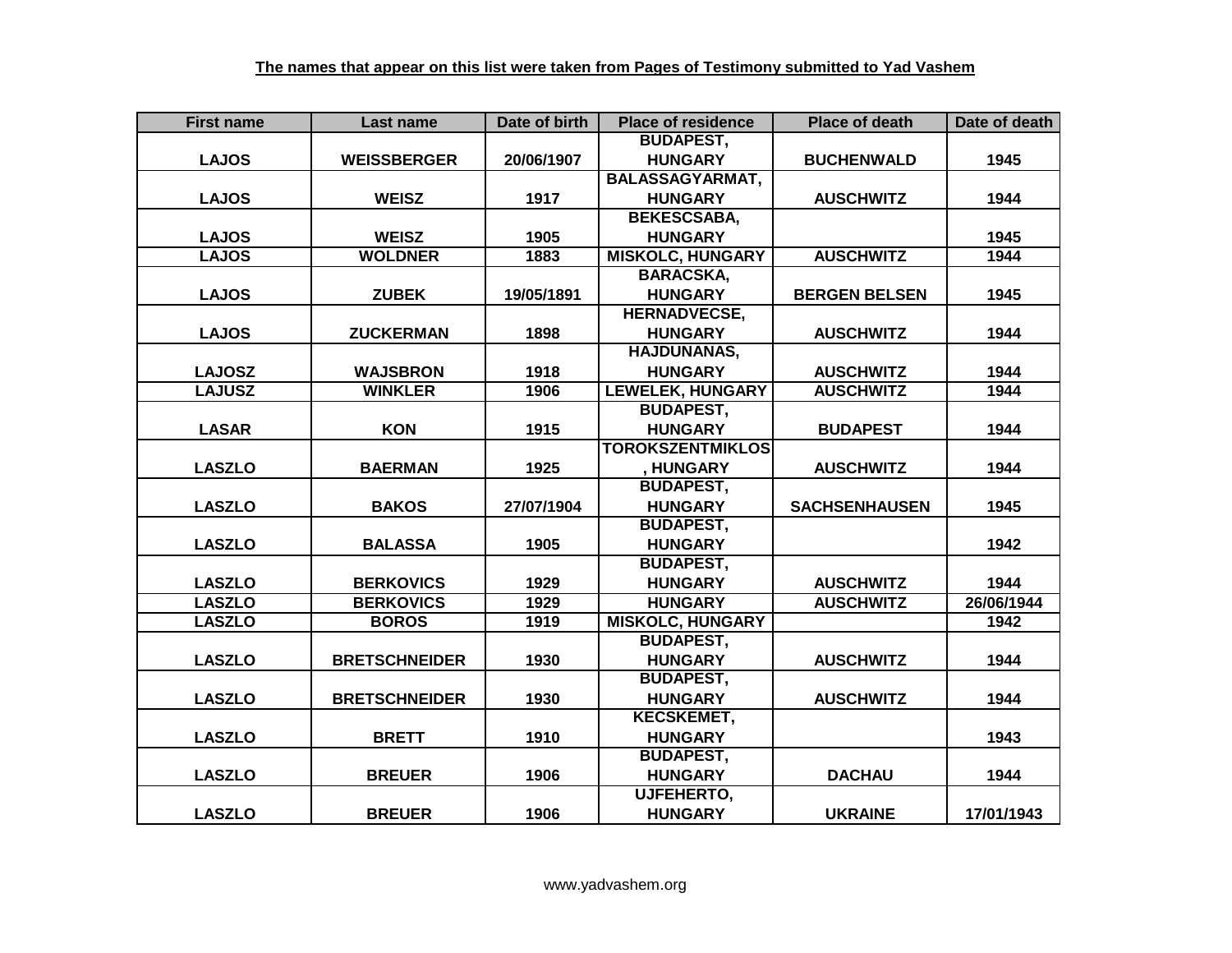**The names that appear on this list were taken from Pages of Testimony submitted to Yad Vashem**

| First name | Last name | Date of birth | Place of residence | Place of death | Date of death |
|---|---|---|---|---|---|
| LAJOS | WEISSBERGER | 20/06/1907 | BUDAPEST, HUNGARY | BUCHENWALD | 1945 |
| LAJOS | WEISZ | 1917 | BALASSAGYARMAT, HUNGARY | AUSCHWITZ | 1944 |
| LAJOS | WEISZ | 1905 | BEKESCSABA, HUNGARY | | 1945 |
| LAJOS | WOLDNER | 1883 | MISKOLC, HUNGARY | AUSCHWITZ | 1944 |
| LAJOS | ZUBEK | 19/05/1891 | BARACSKA, HUNGARY | BERGEN BELSEN | 1945 |
| LAJOS | ZUCKERMAN | 1898 | HERNADVECSE, HUNGARY | AUSCHWITZ | 1944 |
| LAJOSZ | WAJSBRON | 1918 | HAJDUNANAS, HUNGARY | AUSCHWITZ | 1944 |
| LAJUSZ | WINKLER | 1906 | LEWELEK, HUNGARY | AUSCHWITZ | 1944 |
| LASAR | KON | 1915 | BUDAPEST, HUNGARY | BUDAPEST | 1944 |
| LASZLO | BAERMAN | 1925 | TOROKSZENTMIKLOS, HUNGARY | AUSCHWITZ | 1944 |
| LASZLO | BAKOS | 27/07/1904 | BUDAPEST, HUNGARY | SACHSENHAUSEN | 1945 |
| LASZLO | BALASSA | 1905 | BUDAPEST, HUNGARY | | 1942 |
| LASZLO | BERKOVICS | 1929 | BUDAPEST, HUNGARY | AUSCHWITZ | 1944 |
| LASZLO | BERKOVICS | 1929 | HUNGARY | AUSCHWITZ | 26/06/1944 |
| LASZLO | BOROS | 1919 | MISKOLC, HUNGARY | | 1942 |
| LASZLO | BRETSCHNEIDER | 1930 | BUDAPEST, HUNGARY | AUSCHWITZ | 1944 |
| LASZLO | BRETSCHNEIDER | 1930 | BUDAPEST, HUNGARY | AUSCHWITZ | 1944 |
| LASZLO | BRETT | 1910 | KECSKEMET, HUNGARY | | 1943 |
| LASZLO | BREUER | 1906 | BUDAPEST, HUNGARY | DACHAU | 1944 |
| LASZLO | BREUER | 1906 | UJFEHERTO, HUNGARY | UKRAINE | 17/01/1943 |

www.yadvashem.org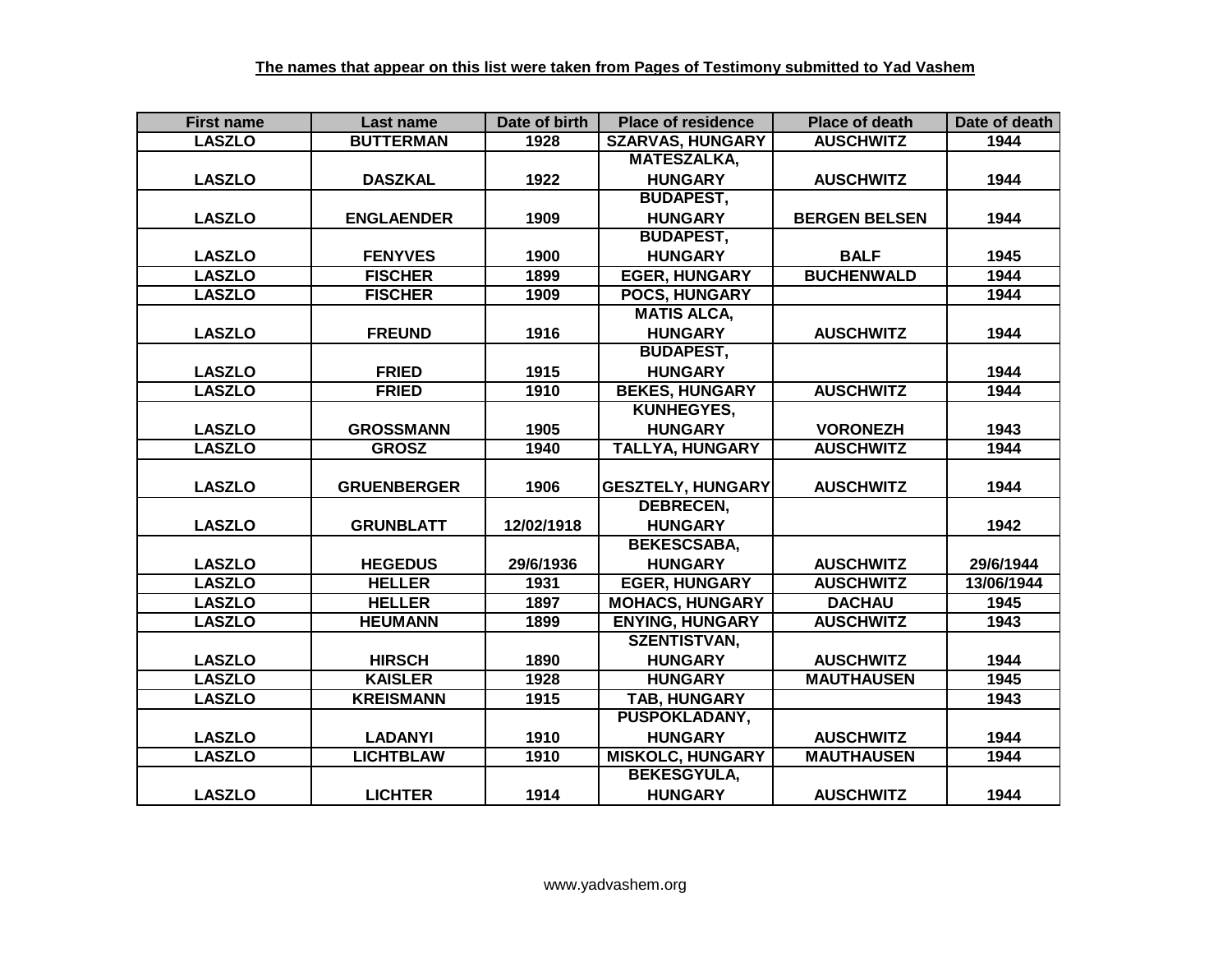**The names that appear on this list were taken from Pages of Testimony submitted to Yad Vashem**

| First name | Last name | Date of birth | Place of residence | Place of death | Date of death |
|---|---|---|---|---|---|
| LASZLO | BUTTERMAN | 1928 | SZARVAS, HUNGARY | AUSCHWITZ | 1944 |
| LASZLO | DASZKAL | 1922 | MATESZALKA, HUNGARY | AUSCHWITZ | 1944 |
| LASZLO | ENGLAENDER | 1909 | BUDAPEST, HUNGARY | BERGEN BELSEN | 1944 |
| LASZLO | FENYVES | 1900 | BUDAPEST, HUNGARY | BALF | 1945 |
| LASZLO | FISCHER | 1899 | EGER, HUNGARY | BUCHENWALD | 1944 |
| LASZLO | FISCHER | 1909 | POCS, HUNGARY | | 1944 |
| LASZLO | FREUND | 1916 | MATIS ALCA, HUNGARY | AUSCHWITZ | 1944 |
| LASZLO | FRIED | 1915 | BUDAPEST, HUNGARY | | 1944 |
| LASZLO | FRIED | 1910 | BEKES, HUNGARY | AUSCHWITZ | 1944 |
| LASZLO | GROSSMANN | 1905 | KUNHEGYES, HUNGARY | VORONEZH | 1943 |
| LASZLO | GROSZ | 1940 | TALLYA, HUNGARY | AUSCHWITZ | 1944 |
| LASZLO | GRUENBERGER | 1906 | GESZTELY, HUNGARY | AUSCHWITZ | 1944 |
| LASZLO | GRUNBLATT | 12/02/1918 | DEBRECEN, HUNGARY | | 1942 |
| LASZLO | HEGEDUS | 29/6/1936 | BEKESCSABA, HUNGARY | AUSCHWITZ | 29/6/1944 |
| LASZLO | HELLER | 1931 | EGER, HUNGARY | AUSCHWITZ | 13/06/1944 |
| LASZLO | HELLER | 1897 | MOHACS, HUNGARY | DACHAU | 1945 |
| LASZLO | HEUMANN | 1899 | ENYING, HUNGARY | AUSCHWITZ | 1943 |
| LASZLO | HIRSCH | 1890 | SZENTISTVAN, HUNGARY | AUSCHWITZ | 1944 |
| LASZLO | KAISLER | 1928 | HUNGARY | MAUTHAUSEN | 1945 |
| LASZLO | KREISMANN | 1915 | TAB, HUNGARY | | 1943 |
| LASZLO | LADANYI | 1910 | PUSPOKLADANY, HUNGARY | AUSCHWITZ | 1944 |
| LASZLO | LICHTBLAW | 1910 | MISKOLC, HUNGARY | MAUTHAUSEN | 1944 |
| LASZLO | LICHTER | 1914 | BEKESGYULA, HUNGARY | AUSCHWITZ | 1944 |

www.yadvashem.org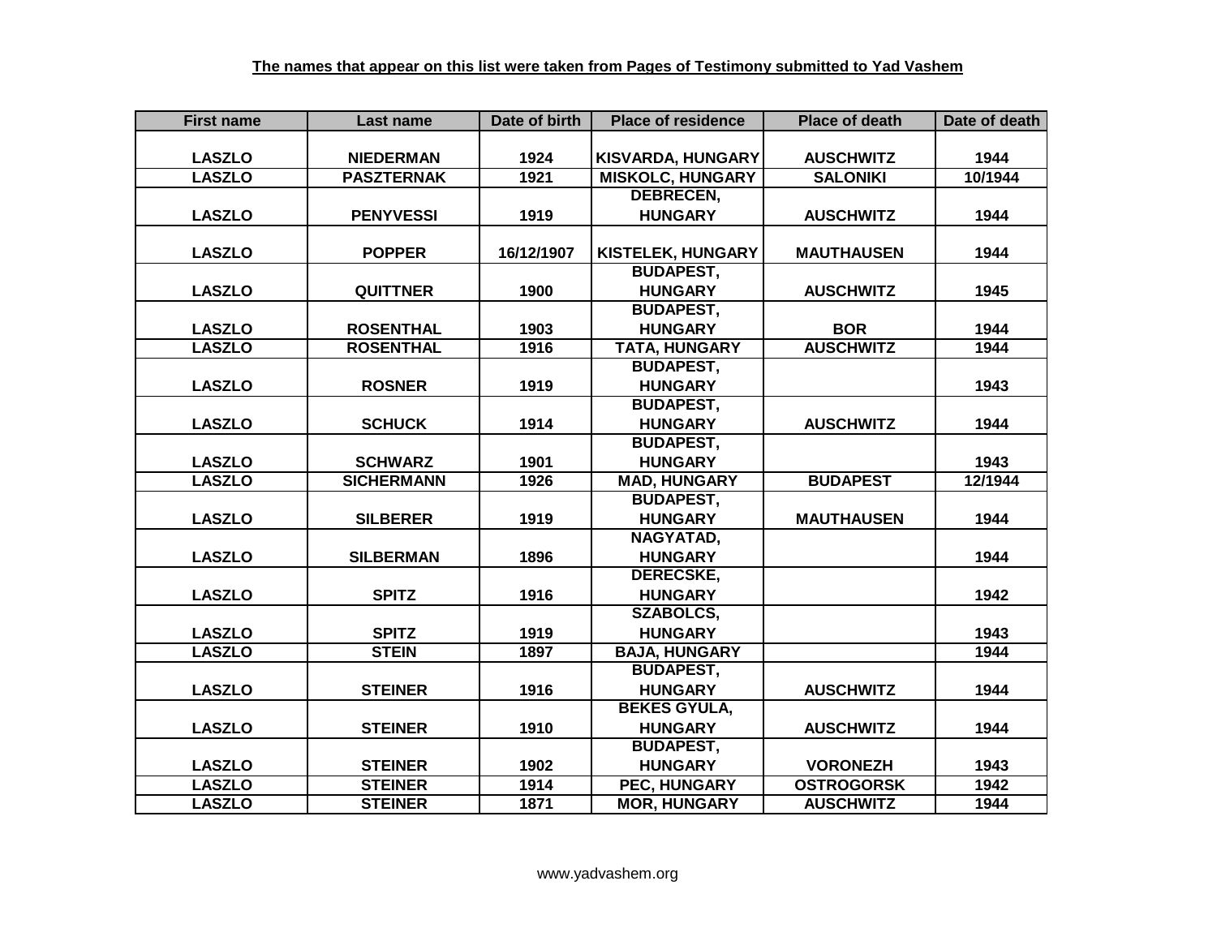**The names that appear on this list were taken from Pages of Testimony submitted to Yad Vashem**

| First name | Last name | Date of birth | Place of residence | Place of death | Date of death |
|---|---|---|---|---|---|
| LASZLO | NIEDERMAN | 1924 | KISVARDA, HUNGARY | AUSCHWITZ | 1944 |
| LASZLO | PASZTERNAK | 1921 | MISKOLC, HUNGARY | SALONIKI | 10/1944 |
| LASZLO | PENYVESSI | 1919 | DEBRECEN, HUNGARY | AUSCHWITZ | 1944 |
| LASZLO | POPPER | 16/12/1907 | KISTELEK, HUNGARY | MAUTHAUSEN | 1944 |
| LASZLO | QUITTNER | 1900 | BUDAPEST, HUNGARY | AUSCHWITZ | 1945 |
| LASZLO | ROSENTHAL | 1903 | BUDAPEST, HUNGARY | BOR | 1944 |
| LASZLO | ROSENTHAL | 1916 | TATA, HUNGARY | AUSCHWITZ | 1944 |
| LASZLO | ROSNER | 1919 | BUDAPEST, HUNGARY | | 1943 |
| LASZLO | SCHUCK | 1914 | BUDAPEST, HUNGARY | AUSCHWITZ | 1944 |
| LASZLO | SCHWARZ | 1901 | BUDAPEST, HUNGARY | | 1943 |
| LASZLO | SICHERMANN | 1926 | MAD, HUNGARY | BUDAPEST | 12/1944 |
| LASZLO | SILBERER | 1919 | BUDAPEST, HUNGARY | MAUTHAUSEN | 1944 |
| LASZLO | SILBERMAN | 1896 | NAGYATAD, HUNGARY | | 1944 |
| LASZLO | SPITZ | 1916 | DERECSKE, HUNGARY | | 1942 |
| LASZLO | SPITZ | 1919 | SZABOLCS, HUNGARY | | 1943 |
| LASZLO | STEIN | 1897 | BAJA, HUNGARY | | 1944 |
| LASZLO | STEINER | 1916 | BUDAPEST, HUNGARY | AUSCHWITZ | 1944 |
| LASZLO | STEINER | 1910 | BEKES GYULA, HUNGARY | AUSCHWITZ | 1944 |
| LASZLO | STEINER | 1902 | BUDAPEST, HUNGARY | VORONEZH | 1943 |
| LASZLO | STEINER | 1914 | PEC, HUNGARY | OSTROGORSK | 1942 |
| LASZLO | STEINER | 1871 | MOR, HUNGARY | AUSCHWITZ | 1944 |

www.yadvashem.org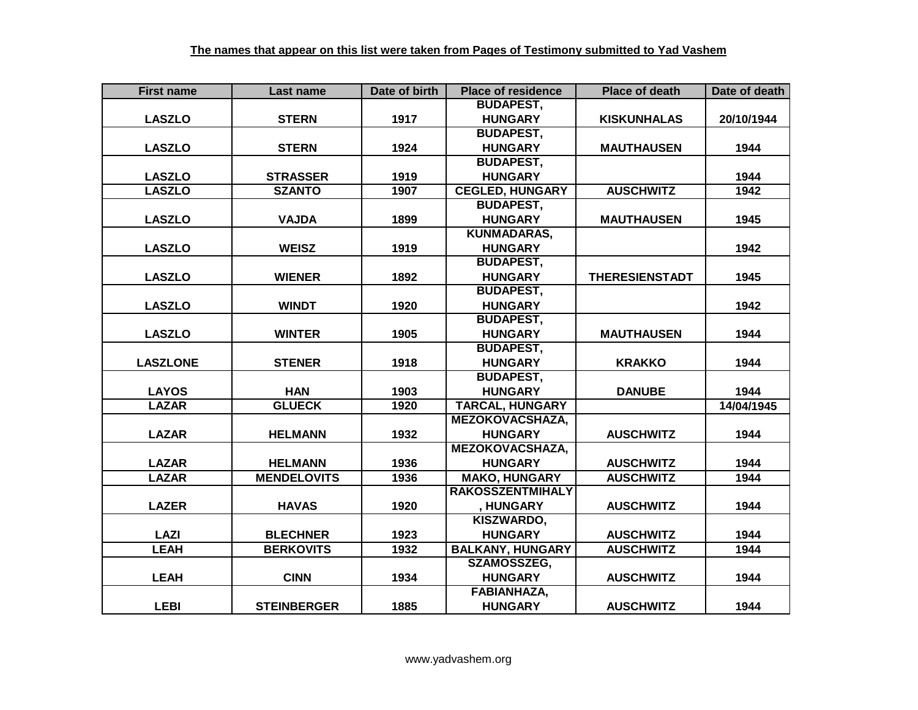**The names that appear on this list were taken from Pages of Testimony submitted to Yad Vashem**

| First name | Last name | Date of birth | Place of residence | Place of death | Date of death |
|---|---|---|---|---|---|
| LASZLO | STERN | 1917 | BUDAPEST, HUNGARY | KISKUNHALAS | 20/10/1944 |
| LASZLO | STERN | 1924 | BUDAPEST, HUNGARY | MAUTHAUSEN | 1944 |
| LASZLO | STRASSER | 1919 | BUDAPEST, HUNGARY | | 1944 |
| LASZLO | SZANTO | 1907 | CEGLED, HUNGARY | AUSCHWITZ | 1942 |
| LASZLO | VAJDA | 1899 | BUDAPEST, HUNGARY | MAUTHAUSEN | 1945 |
| LASZLO | WEISZ | 1919 | KUNMADARAS, HUNGARY | | 1942 |
| LASZLO | WIENER | 1892 | BUDAPEST, HUNGARY | THERESIENSTADT | 1945 |
| LASZLO | WINDT | 1920 | BUDAPEST, HUNGARY | | 1942 |
| LASZLO | WINTER | 1905 | BUDAPEST, HUNGARY | MAUTHAUSEN | 1944 |
| LASZLONE | STENER | 1918 | BUDAPEST, HUNGARY | KRAKKO | 1944 |
| LAYOS | HAN | 1903 | BUDAPEST, HUNGARY | DANUBE | 1944 |
| LAZAR | GLUECK | 1920 | TARCAL, HUNGARY | | 14/04/1945 |
| LAZAR | HELMANN | 1932 | MEZOKOVACSHAZA, HUNGARY | AUSCHWITZ | 1944 |
| LAZAR | HELMANN | 1936 | MEZOKOVACSHAZA, HUNGARY | AUSCHWITZ | 1944 |
| LAZAR | MENDELOVITS | 1936 | MAKO, HUNGARY | AUSCHWITZ | 1944 |
| LAZER | HAVAS | 1920 | RAKOSSZENTMIHALY, HUNGARY | AUSCHWITZ | 1944 |
| LAZI | BLECHNER | 1923 | KISZWARDO, HUNGARY | AUSCHWITZ | 1944 |
| LEAH | BERKOVITS | 1932 | BALKANY, HUNGARY | AUSCHWITZ | 1944 |
| LEAH | CINN | 1934 | SZAMOSSZEG, HUNGARY | AUSCHWITZ | 1944 |
| LEBI | STEINBERGER | 1885 | FABIANHAZA, HUNGARY | AUSCHWITZ | 1944 |

www.yadvashem.org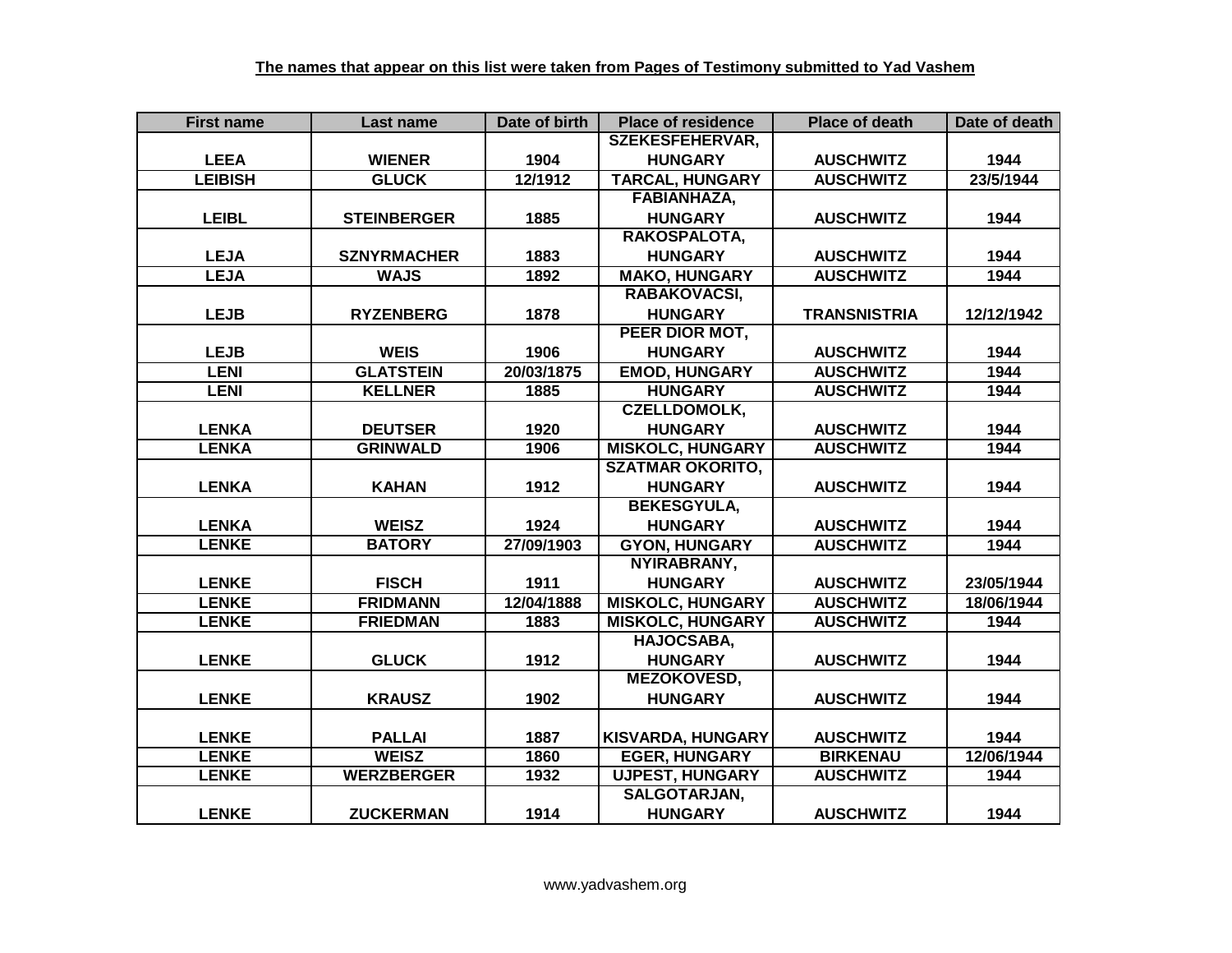**The names that appear on this list were taken from Pages of Testimony submitted to Yad Vashem**

| First name | Last name | Date of birth | Place of residence | Place of death | Date of death |
|---|---|---|---|---|---|
| LEEA | WIENER | 1904 | SZEKESFEHERVAR, HUNGARY | AUSCHWITZ | 1944 |
| LEIBISH | GLUCK | 12/1912 | TARCAL, HUNGARY | AUSCHWITZ | 23/5/1944 |
| LEIBL | STEINBERGER | 1885 | FABIANHAZA, HUNGARY | AUSCHWITZ | 1944 |
| LEJA | SZNYRMACHER | 1883 | RAKOSPALOTA, HUNGARY | AUSCHWITZ | 1944 |
| LEJA | WAJS | 1892 | MAKO, HUNGARY | AUSCHWITZ | 1944 |
| LEJB | RYZENBERG | 1878 | RABAKOVACSI, HUNGARY | TRANSNISTRIA | 12/12/1942 |
| LEJB | WEIS | 1906 | PEER DIOR MOT, HUNGARY | AUSCHWITZ | 1944 |
| LENI | GLATSTEIN | 20/03/1875 | EMOD, HUNGARY | AUSCHWITZ | 1944 |
| LENI | KELLNER | 1885 | HUNGARY | AUSCHWITZ | 1944 |
| LENKA | DEUTSER | 1920 | CZELLDOMOLK, HUNGARY | AUSCHWITZ | 1944 |
| LENKA | GRINWALD | 1906 | MISKOLC, HUNGARY | AUSCHWITZ | 1944 |
| LENKA | KAHAN | 1912 | SZATMAR OKORITO, HUNGARY | AUSCHWITZ | 1944 |
| LENKA | WEISZ | 1924 | BEKESGYULA, HUNGARY | AUSCHWITZ | 1944 |
| LENKE | BATORY | 27/09/1903 | GYON, HUNGARY | AUSCHWITZ | 1944 |
| LENKE | FISCH | 1911 | NYIRABRANY, HUNGARY | AUSCHWITZ | 23/05/1944 |
| LENKE | FRIDMANN | 12/04/1888 | MISKOLC, HUNGARY | AUSCHWITZ | 18/06/1944 |
| LENKE | FRIEDMAN | 1883 | MISKOLC, HUNGARY | AUSCHWITZ | 1944 |
| LENKE | GLUCK | 1912 | HAJOCSABA, HUNGARY | AUSCHWITZ | 1944 |
| LENKE | KRAUSZ | 1902 | MEZOKOVESD, HUNGARY | AUSCHWITZ | 1944 |
| LENKE | PALLAI | 1887 | KISVARDA, HUNGARY | AUSCHWITZ | 1944 |
| LENKE | WEISZ | 1860 | EGER, HUNGARY | BIRKENAU | 12/06/1944 |
| LENKE | WERZBERGER | 1932 | UJPEST, HUNGARY | AUSCHWITZ | 1944 |
| LENKE | ZUCKERMAN | 1914 | SALGOTARJAN, HUNGARY | AUSCHWITZ | 1944 |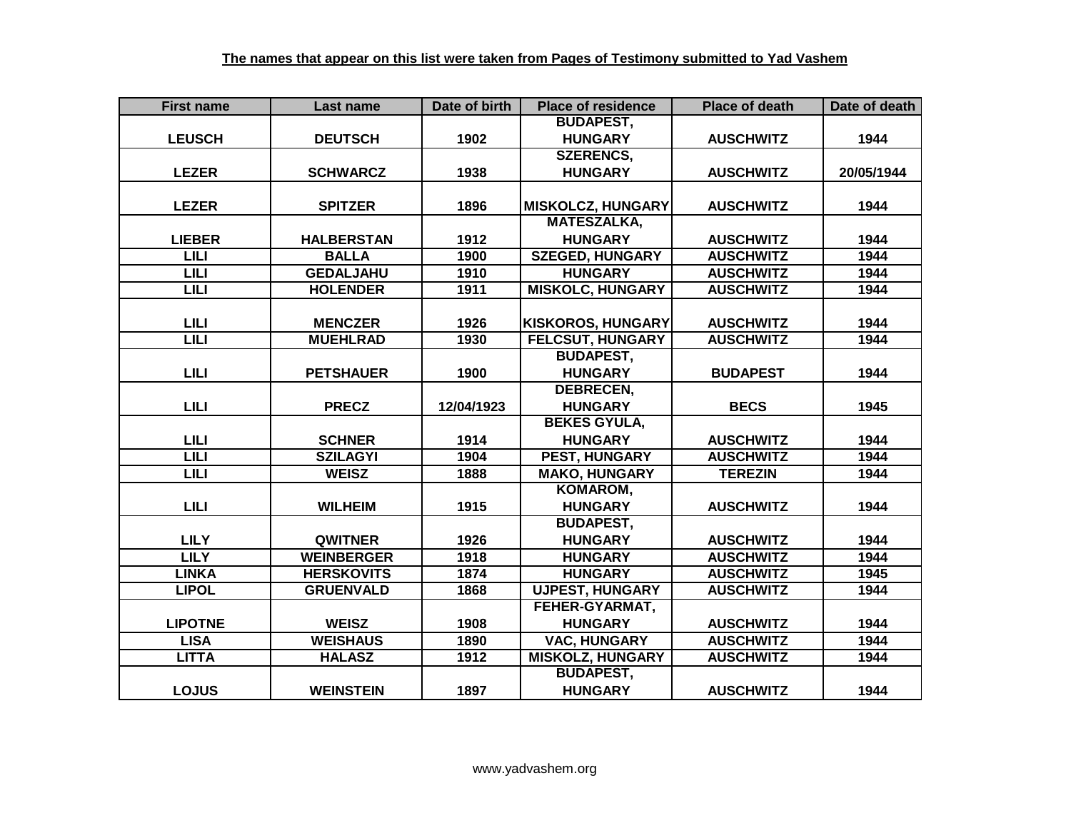**The names that appear on this list were taken from Pages of Testimony submitted to Yad Vashem**

| First name | Last name | Date of birth | Place of residence | Place of death | Date of death |
|---|---|---|---|---|---|
| LEUSCH | DEUTSCH | 1902 | BUDAPEST, HUNGARY | AUSCHWITZ | 1944 |
| LEZER | SCHWARCZ | 1938 | SZERENCS, HUNGARY | AUSCHWITZ | 20/05/1944 |
| LEZER | SPITZER | 1896 | MISKOLCZ, HUNGARY | AUSCHWITZ | 1944 |
| LIEBER | HALBERSTAN | 1912 | MATESZALKA, HUNGARY | AUSCHWITZ | 1944 |
| LILI | BALLA | 1900 | SZEGED, HUNGARY | AUSCHWITZ | 1944 |
| LILI | GEDALJAHU | 1910 | HUNGARY | AUSCHWITZ | 1944 |
| LILI | HOLENDER | 1911 | MISKOLC, HUNGARY | AUSCHWITZ | 1944 |
| LILI | MENCZER | 1926 | KISKOROS, HUNGARY | AUSCHWITZ | 1944 |
| LILI | MUEHLRAD | 1930 | FELCSUT, HUNGARY | AUSCHWITZ | 1944 |
| LILI | PETSHAUER | 1900 | BUDAPEST, HUNGARY | BUDAPEST | 1944 |
| LILI | PRECZ | 12/04/1923 | DEBRECEN, HUNGARY | BECS | 1945 |
| LILI | SCHNER | 1914 | BEKES GYULA, HUNGARY | AUSCHWITZ | 1944 |
| LILI | SZILAGYI | 1904 | PEST, HUNGARY | AUSCHWITZ | 1944 |
| LILI | WEISZ | 1888 | MAKO, HUNGARY | TEREZIN | 1944 |
| LILI | WILHEIM | 1915 | KOMAROM, HUNGARY | AUSCHWITZ | 1944 |
| LILY | QWITNER | 1926 | BUDAPEST, HUNGARY | AUSCHWITZ | 1944 |
| LILY | WEINBERGER | 1918 | HUNGARY | AUSCHWITZ | 1944 |
| LINKA | HERSKOVITS | 1874 | HUNGARY | AUSCHWITZ | 1945 |
| LIPOL | GRUENVALD | 1868 | UJPEST, HUNGARY | AUSCHWITZ | 1944 |
| LIPOTNE | WEISZ | 1908 | FEHER-GYARMAT, HUNGARY | AUSCHWITZ | 1944 |
| LISA | WEISHAUS | 1890 | VAC, HUNGARY | AUSCHWITZ | 1944 |
| LITTA | HALASZ | 1912 | MISKOLZ, HUNGARY | AUSCHWITZ | 1944 |
| LOJUS | WEINSTEIN | 1897 | BUDAPEST, HUNGARY | AUSCHWITZ | 1944 |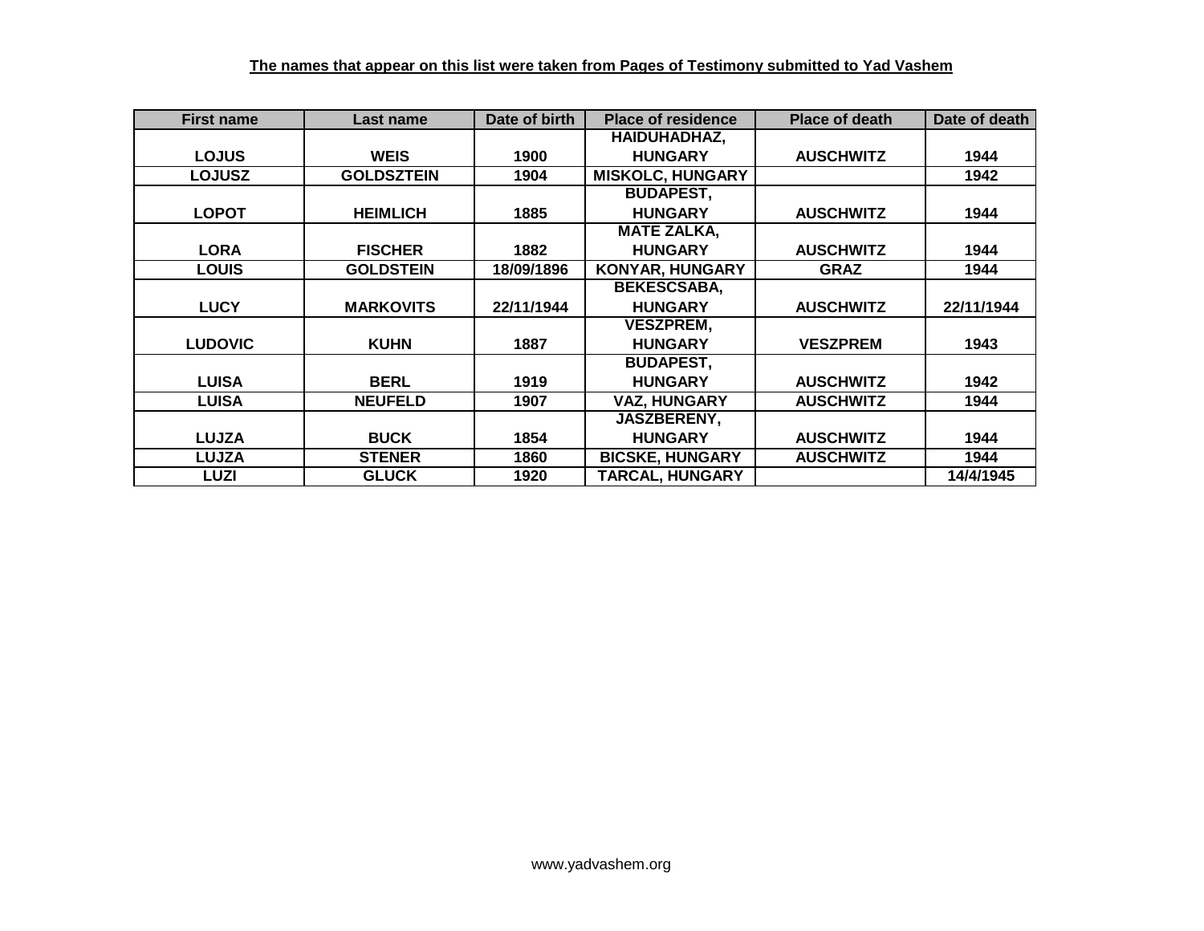**The names that appear on this list were taken from Pages of Testimony submitted to Yad Vashem**

| First name | Last name | Date of birth | Place of residence | Place of death | Date of death |
|---|---|---|---|---|---|
| LOJUS | WEIS | 1900 | HAIDUHADHAZ, HUNGARY | AUSCHWITZ | 1944 |
| LOJUSZ | GOLDSZTEIN | 1904 | MISKOLC, HUNGARY | | 1942 |
| LOPOT | HEIMLICH | 1885 | BUDAPEST, HUNGARY | AUSCHWITZ | 1944 |
| LORA | FISCHER | 1882 | MATE ZALKA, HUNGARY | AUSCHWITZ | 1944 |
| LOUIS | GOLDSTEIN | 18/09/1896 | KONYAR, HUNGARY | GRAZ | 1944 |
| LUCY | MARKOVITS | 22/11/1944 | BEKESCSABA, HUNGARY | AUSCHWITZ | 22/11/1944 |
| LUDOVIC | KUHN | 1887 | VESZPREM, HUNGARY | VESZPREM | 1943 |
| LUISA | BERL | 1919 | BUDAPEST, HUNGARY | AUSCHWITZ | 1942 |
| LUISA | NEUFELD | 1907 | VAZ, HUNGARY | AUSCHWITZ | 1944 |
| LUJZA | BUCK | 1854 | JASZBERENY, HUNGARY | AUSCHWITZ | 1944 |
| LUJZA | STENER | 1860 | BICSKE, HUNGARY | AUSCHWITZ | 1944 |
| LUZI | GLUCK | 1920 | TARCAL, HUNGARY | | 14/4/1945 |

www.yadvashem.org